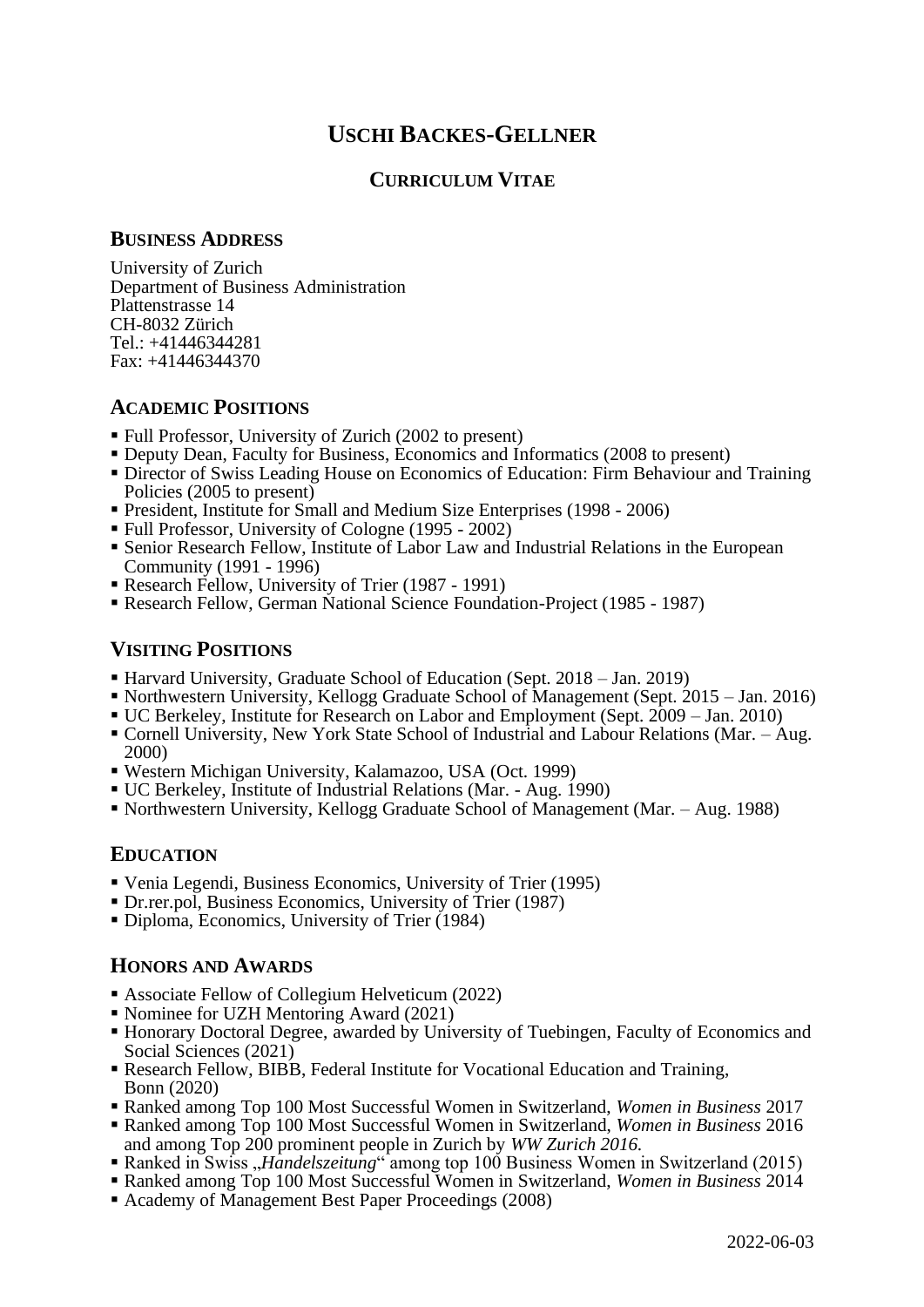# USCHI BACKES-GELLNER

## CURRICULUM VITAE

### BUSINESS ADDRESS

University of Zurich
Department of Business Administration
Plattenstrasse 14
CH-8032 Zürich
Tel.: +41446344281
Fax: +41446344370

### ACADEMIC POSITIONS

- Full Professor, University of Zurich (2002 to present)
- Deputy Dean, Faculty for Business, Economics and Informatics (2008 to present)
- Director of Swiss Leading House on Economics of Education: Firm Behaviour and Training Policies (2005 to present)
- President, Institute for Small and Medium Size Enterprises (1998 - 2006)
- Full Professor, University of Cologne (1995 - 2002)
- Senior Research Fellow, Institute of Labor Law and Industrial Relations in the European Community (1991 - 1996)
- Research Fellow, University of Trier (1987 - 1991)
- Research Fellow, German National Science Foundation-Project (1985 - 1987)

### VISITING POSITIONS

- Harvard University, Graduate School of Education (Sept. 2018 – Jan. 2019)
- Northwestern University, Kellogg Graduate School of Management (Sept. 2015 – Jan. 2016)
- UC Berkeley, Institute for Research on Labor and Employment (Sept. 2009 – Jan. 2010)
- Cornell University, New York State School of Industrial and Labour Relations (Mar. – Aug. 2000)
- Western Michigan University, Kalamazoo, USA (Oct. 1999)
- UC Berkeley, Institute of Industrial Relations (Mar. - Aug. 1990)
- Northwestern University, Kellogg Graduate School of Management (Mar. – Aug. 1988)

### EDUCATION

- Venia Legendi, Business Economics, University of Trier (1995)
- Dr.rer.pol, Business Economics, University of Trier (1987)
- Diploma, Economics, University of Trier (1984)

### HONORS AND AWARDS

- Associate Fellow of Collegium Helveticum (2022)
- Nominee for UZH Mentoring Award (2021)
- Honorary Doctoral Degree, awarded by University of Tuebingen, Faculty of Economics and Social Sciences (2021)
- Research Fellow, BIBB, Federal Institute for Vocational Education and Training, Bonn (2020)
- Ranked among Top 100 Most Successful Women in Switzerland, *Women in Business* 2017
- Ranked among Top 100 Most Successful Women in Switzerland, *Women in Business* 2016 and among Top 200 prominent people in Zurich by *WW Zurich 2016.*
- Ranked in Swiss „*Handelszeitung*“ among top 100 Business Women in Switzerland (2015)
- Ranked among Top 100 Most Successful Women in Switzerland, *Women in Business* 2014
- Academy of Management Best Paper Proceedings (2008)

2022-06-03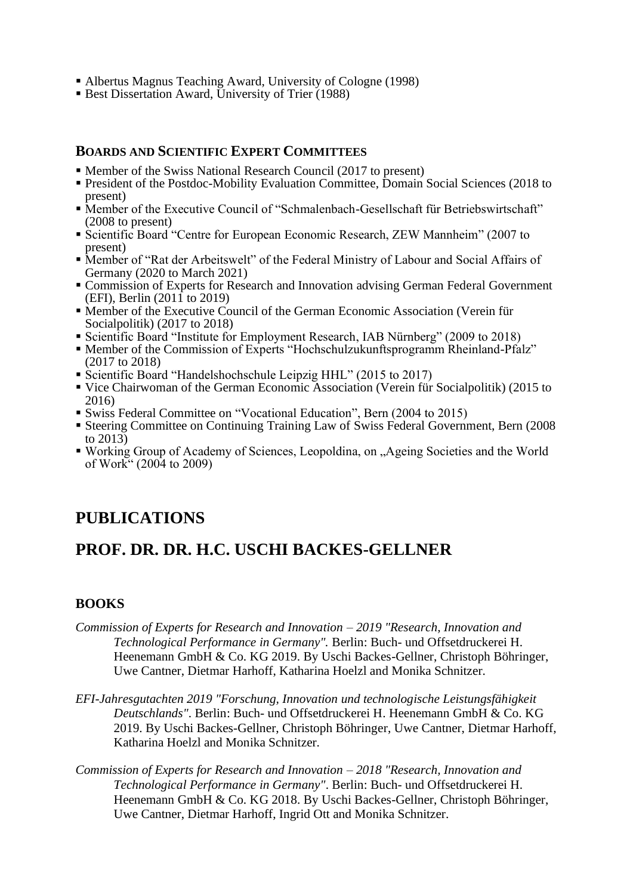- Albertus Magnus Teaching Award, University of Cologne (1998)
- Best Dissertation Award, University of Trier (1988)

### BOARDS AND SCIENTIFIC EXPERT COMMITTEES

- Member of the Swiss National Research Council (2017 to present)
- President of the Postdoc-Mobility Evaluation Committee, Domain Social Sciences (2018 to present)
- Member of the Executive Council of "Schmalenbach-Gesellschaft für Betriebswirtschaft" (2008 to present)
- Scientific Board "Centre for European Economic Research, ZEW Mannheim" (2007 to present)
- Member of "Rat der Arbeitswelt" of the Federal Ministry of Labour and Social Affairs of Germany (2020 to March 2021)
- Commission of Experts for Research and Innovation advising German Federal Government (EFI), Berlin (2011 to 2019)
- Member of the Executive Council of the German Economic Association (Verein für Socialpolitik) (2017 to 2018)
- Scientific Board "Institute for Employment Research, IAB Nürnberg" (2009 to 2018)
- Member of the Commission of Experts "Hochschulzukunftsprogramm Rheinland-Pfalz" (2017 to 2018)
- Scientific Board "Handelshochschule Leipzig HHL" (2015 to 2017)
- Vice Chairwoman of the German Economic Association (Verein für Socialpolitik) (2015 to 2016)
- Swiss Federal Committee on "Vocational Education", Bern (2004 to 2015)
- Steering Committee on Continuing Training Law of Swiss Federal Government, Bern (2008 to 2013)
- Working Group of Academy of Sciences, Leopoldina, on „Ageing Societies and the World of Work" (2004 to 2009)

# PUBLICATIONS

# PROF. DR. DR. H.C. USCHI BACKES-GELLNER

### BOOKS

*Commission of Experts for Research and Innovation – 2019 "Research, Innovation and Technological Performance in Germany".* Berlin: Buch- und Offsetdruckerei H. Heenemann GmbH & Co. KG 2019. By Uschi Backes-Gellner, Christoph Böhringer, Uwe Cantner, Dietmar Harhoff, Katharina Hoelzl and Monika Schnitzer.

*EFI-Jahresgutachten 2019 "Forschung, Innovation und technologische Leistungsfähigkeit Deutschlands"*. Berlin: Buch- und Offsetdruckerei H. Heenemann GmbH & Co. KG 2019. By Uschi Backes-Gellner, Christoph Böhringer, Uwe Cantner, Dietmar Harhoff, Katharina Hoelzl and Monika Schnitzer.

*Commission of Experts for Research and Innovation – 2018 "Research, Innovation and Technological Performance in Germany"*. Berlin: Buch- und Offsetdruckerei H. Heenemann GmbH & Co. KG 2018. By Uschi Backes-Gellner, Christoph Böhringer, Uwe Cantner, Dietmar Harhoff, Ingrid Ott and Monika Schnitzer.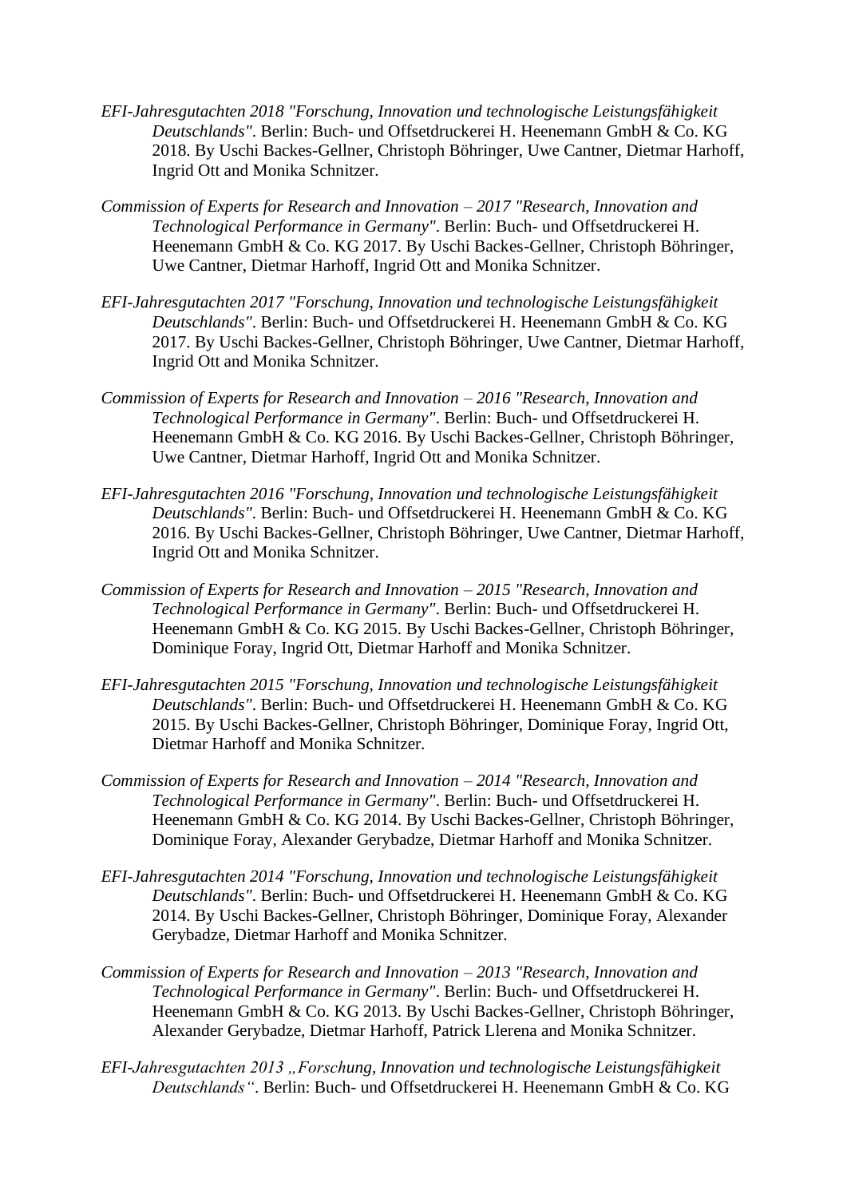*EFI-Jahresgutachten 2018 "Forschung, Innovation und technologische Leistungsfähigkeit Deutschlands"*. Berlin: Buch- und Offsetdruckerei H. Heenemann GmbH & Co. KG 2018. By Uschi Backes-Gellner, Christoph Böhringer, Uwe Cantner, Dietmar Harhoff, Ingrid Ott and Monika Schnitzer.

*Commission of Experts for Research and Innovation – 2017 "Research, Innovation and Technological Performance in Germany"*. Berlin: Buch- und Offsetdruckerei H. Heenemann GmbH & Co. KG 2017. By Uschi Backes-Gellner, Christoph Böhringer, Uwe Cantner, Dietmar Harhoff, Ingrid Ott and Monika Schnitzer.

*EFI-Jahresgutachten 2017 "Forschung, Innovation und technologische Leistungsfähigkeit Deutschlands"*. Berlin: Buch- und Offsetdruckerei H. Heenemann GmbH & Co. KG 2017. By Uschi Backes-Gellner, Christoph Böhringer, Uwe Cantner, Dietmar Harhoff, Ingrid Ott and Monika Schnitzer.

*Commission of Experts for Research and Innovation – 2016 "Research, Innovation and Technological Performance in Germany"*. Berlin: Buch- und Offsetdruckerei H. Heenemann GmbH & Co. KG 2016. By Uschi Backes-Gellner, Christoph Böhringer, Uwe Cantner, Dietmar Harhoff, Ingrid Ott and Monika Schnitzer.

*EFI-Jahresgutachten 2016 "Forschung, Innovation und technologische Leistungsfähigkeit Deutschlands"*. Berlin: Buch- und Offsetdruckerei H. Heenemann GmbH & Co. KG 2016. By Uschi Backes-Gellner, Christoph Böhringer, Uwe Cantner, Dietmar Harhoff, Ingrid Ott and Monika Schnitzer.

*Commission of Experts for Research and Innovation – 2015 "Research, Innovation and Technological Performance in Germany"*. Berlin: Buch- und Offsetdruckerei H. Heenemann GmbH & Co. KG 2015. By Uschi Backes-Gellner, Christoph Böhringer, Dominique Foray, Ingrid Ott, Dietmar Harhoff and Monika Schnitzer.

*EFI-Jahresgutachten 2015 "Forschung, Innovation und technologische Leistungsfähigkeit Deutschlands"*. Berlin: Buch- und Offsetdruckerei H. Heenemann GmbH & Co. KG 2015. By Uschi Backes-Gellner, Christoph Böhringer, Dominique Foray, Ingrid Ott, Dietmar Harhoff and Monika Schnitzer.

*Commission of Experts for Research and Innovation – 2014 "Research, Innovation and Technological Performance in Germany"*. Berlin: Buch- und Offsetdruckerei H. Heenemann GmbH & Co. KG 2014. By Uschi Backes-Gellner, Christoph Böhringer, Dominique Foray, Alexander Gerybadze, Dietmar Harhoff and Monika Schnitzer.

*EFI-Jahresgutachten 2014 "Forschung, Innovation und technologische Leistungsfähigkeit Deutschlands"*. Berlin: Buch- und Offsetdruckerei H. Heenemann GmbH & Co. KG 2014. By Uschi Backes-Gellner, Christoph Böhringer, Dominique Foray, Alexander Gerybadze, Dietmar Harhoff and Monika Schnitzer.

*Commission of Experts for Research and Innovation – 2013 "Research, Innovation and Technological Performance in Germany"*. Berlin: Buch- und Offsetdruckerei H. Heenemann GmbH & Co. KG 2013. By Uschi Backes-Gellner, Christoph Böhringer, Alexander Gerybadze, Dietmar Harhoff, Patrick Llerena and Monika Schnitzer.

*EFI-Jahresgutachten 2013 „Forschung, Innovation und technologische Leistungsfähigkeit Deutschlands"*. Berlin: Buch- und Offsetdruckerei H. Heenemann GmbH & Co. KG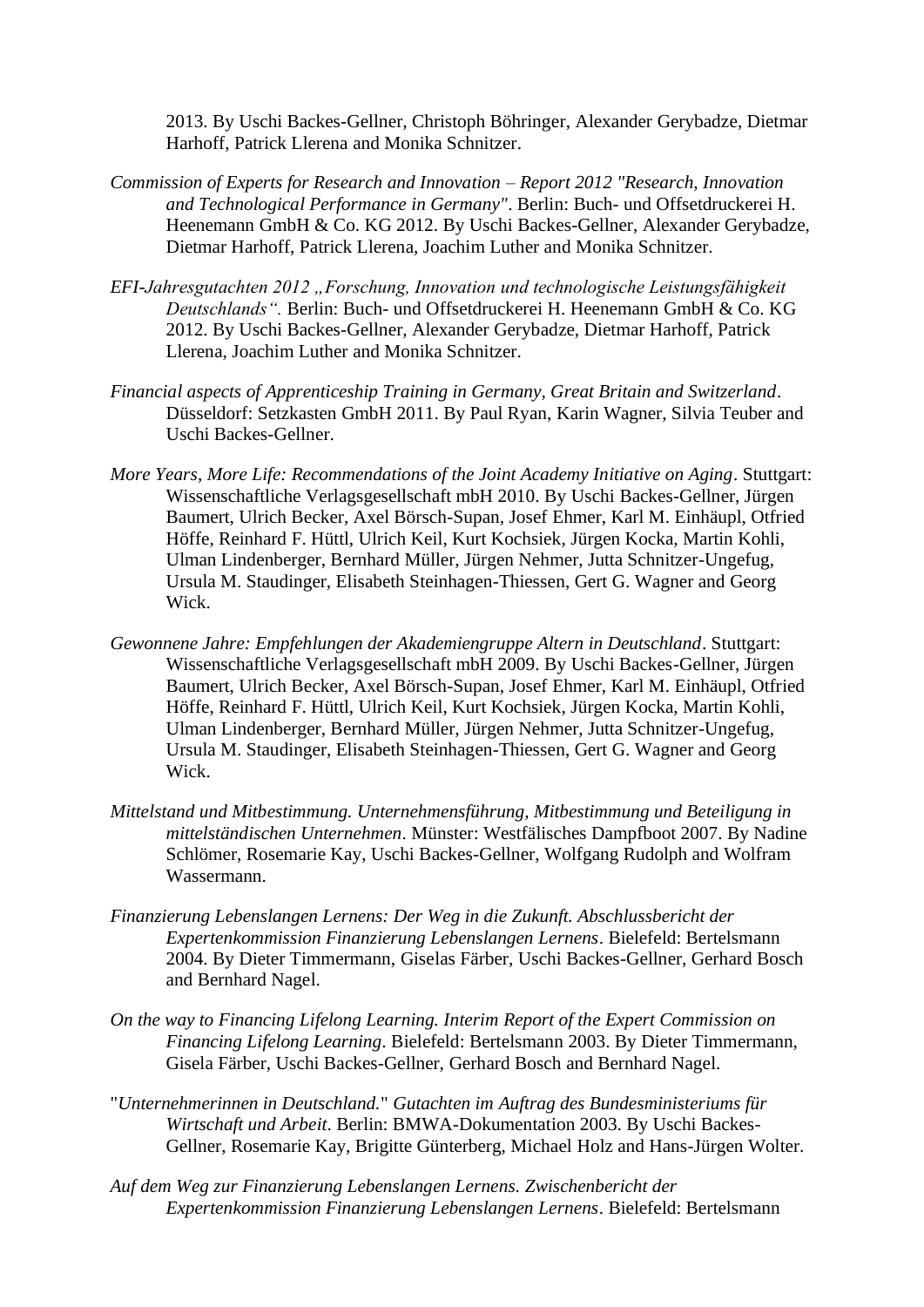2013. By Uschi Backes-Gellner, Christoph Böhringer, Alexander Gerybadze, Dietmar Harhoff, Patrick Llerena and Monika Schnitzer.

*Commission of Experts for Research and Innovation – Report 2012 "Research, Innovation and Technological Performance in Germany"*. Berlin: Buch- und Offsetdruckerei H. Heenemann GmbH & Co. KG 2012. By Uschi Backes-Gellner, Alexander Gerybadze, Dietmar Harhoff, Patrick Llerena, Joachim Luther and Monika Schnitzer.

*EFI-Jahresgutachten 2012 „Forschung, Innovation und technologische Leistungsfähigkeit Deutschlands".* Berlin: Buch- und Offsetdruckerei H. Heenemann GmbH & Co. KG 2012. By Uschi Backes-Gellner, Alexander Gerybadze, Dietmar Harhoff, Patrick Llerena, Joachim Luther and Monika Schnitzer.

*Financial aspects of Apprenticeship Training in Germany, Great Britain and Switzerland*. Düsseldorf: Setzkasten GmbH 2011. By Paul Ryan, Karin Wagner, Silvia Teuber and Uschi Backes-Gellner.

*More Years, More Life: Recommendations of the Joint Academy Initiative on Aging*. Stuttgart: Wissenschaftliche Verlagsgesellschaft mbH 2010. By Uschi Backes-Gellner, Jürgen Baumert, Ulrich Becker, Axel Börsch-Supan, Josef Ehmer, Karl M. Einhäupl, Otfried Höffe, Reinhard F. Hüttl, Ulrich Keil, Kurt Kochsiek, Jürgen Kocka, Martin Kohli, Ulman Lindenberger, Bernhard Müller, Jürgen Nehmer, Jutta Schnitzer-Ungefug, Ursula M. Staudinger, Elisabeth Steinhagen-Thiessen, Gert G. Wagner and Georg Wick.

*Gewonnene Jahre: Empfehlungen der Akademiengruppe Altern in Deutschland*. Stuttgart: Wissenschaftliche Verlagsgesellschaft mbH 2009. By Uschi Backes-Gellner, Jürgen Baumert, Ulrich Becker, Axel Börsch-Supan, Josef Ehmer, Karl M. Einhäupl, Otfried Höffe, Reinhard F. Hüttl, Ulrich Keil, Kurt Kochsiek, Jürgen Kocka, Martin Kohli, Ulman Lindenberger, Bernhard Müller, Jürgen Nehmer, Jutta Schnitzer-Ungefug, Ursula M. Staudinger, Elisabeth Steinhagen-Thiessen, Gert G. Wagner and Georg Wick.

*Mittelstand und Mitbestimmung. Unternehmensführung, Mitbestimmung und Beteiligung in mittelständischen Unternehmen*. Münster: Westfälisches Dampfboot 2007. By Nadine Schlömer, Rosemarie Kay, Uschi Backes-Gellner, Wolfgang Rudolph and Wolfram Wassermann.

*Finanzierung Lebenslangen Lernens: Der Weg in die Zukunft. Abschlussbericht der Expertenkommission Finanzierung Lebenslangen Lernens*. Bielefeld: Bertelsmann 2004. By Dieter Timmermann, Giselas Färber, Uschi Backes-Gellner, Gerhard Bosch and Bernhard Nagel.

*On the way to Financing Lifelong Learning. Interim Report of the Expert Commission on Financing Lifelong Learning*. Bielefeld: Bertelsmann 2003. By Dieter Timmermann, Gisela Färber, Uschi Backes-Gellner, Gerhard Bosch and Bernhard Nagel.

"*Unternehmerinnen in Deutschland.*" *Gutachten im Auftrag des Bundesministeriums für Wirtschaft und Arbeit*. Berlin: BMWA-Dokumentation 2003. By Uschi Backes-Gellner, Rosemarie Kay, Brigitte Günterberg, Michael Holz and Hans-Jürgen Wolter.

*Auf dem Weg zur Finanzierung Lebenslangen Lernens. Zwischenbericht der Expertenkommission Finanzierung Lebenslangen Lernens*. Bielefeld: Bertelsmann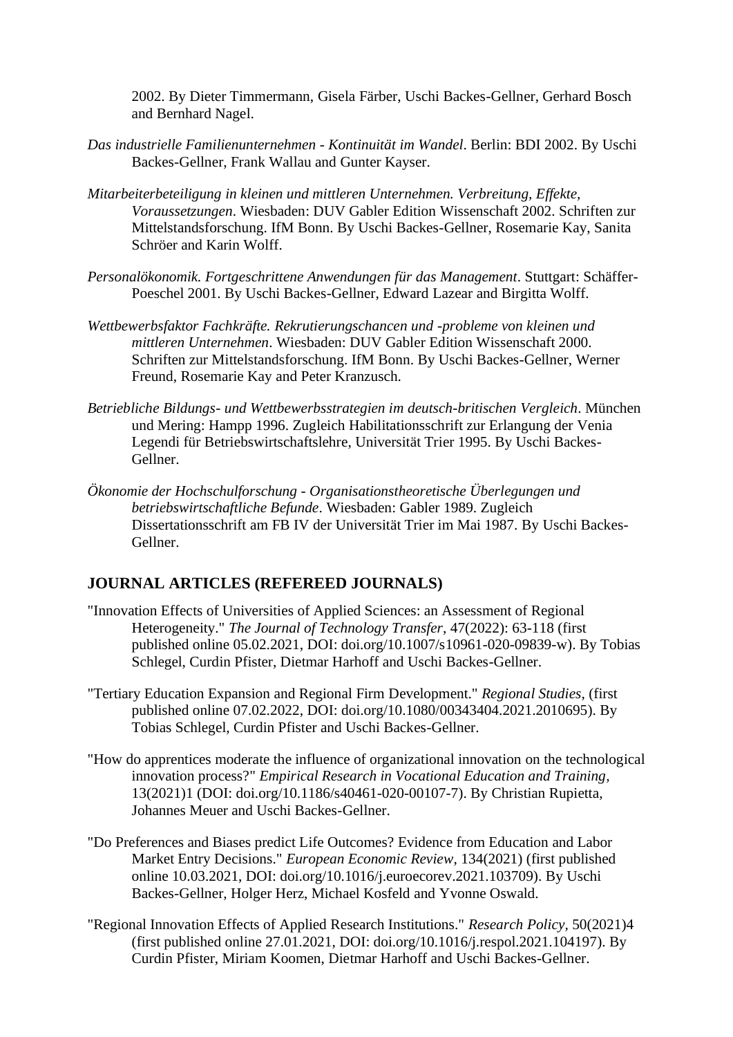2002. By Dieter Timmermann, Gisela Färber, Uschi Backes-Gellner, Gerhard Bosch and Bernhard Nagel.

*Das industrielle Familienunternehmen - Kontinuität im Wandel*. Berlin: BDI 2002. By Uschi Backes-Gellner, Frank Wallau and Gunter Kayser.

*Mitarbeiterbeteiligung in kleinen und mittleren Unternehmen. Verbreitung, Effekte, Voraussetzungen*. Wiesbaden: DUV Gabler Edition Wissenschaft 2002. Schriften zur Mittelstandsforschung. IfM Bonn. By Uschi Backes-Gellner, Rosemarie Kay, Sanita Schröer and Karin Wolff.

*Personalökonomik. Fortgeschrittene Anwendungen für das Management*. Stuttgart: Schäffer-Poeschel 2001. By Uschi Backes-Gellner, Edward Lazear and Birgitta Wolff.

*Wettbewerbsfaktor Fachkräfte. Rekrutierungschancen und -probleme von kleinen und mittleren Unternehmen*. Wiesbaden: DUV Gabler Edition Wissenschaft 2000. Schriften zur Mittelstandsforschung. IfM Bonn. By Uschi Backes-Gellner, Werner Freund, Rosemarie Kay and Peter Kranzusch.

*Betriebliche Bildungs- und Wettbewerbsstrategien im deutsch-britischen Vergleich*. München und Mering: Hampp 1996. Zugleich Habilitationsschrift zur Erlangung der Venia Legendi für Betriebswirtschaftslehre, Universität Trier 1995. By Uschi Backes-Gellner.

*Ökonomie der Hochschulforschung - Organisationstheoretische Überlegungen und betriebswirtschaftliche Befunde*. Wiesbaden: Gabler 1989. Zugleich Dissertationsschrift am FB IV der Universität Trier im Mai 1987. By Uschi Backes-Gellner.

## JOURNAL ARTICLES (REFEREED JOURNALS)

"Innovation Effects of Universities of Applied Sciences: an Assessment of Regional Heterogeneity." *The Journal of Technology Transfer*, 47(2022): 63-118 (first published online 05.02.2021, DOI: doi.org/10.1007/s10961-020-09839-w). By Tobias Schlegel, Curdin Pfister, Dietmar Harhoff and Uschi Backes-Gellner.

"Tertiary Education Expansion and Regional Firm Development." *Regional Studies*, (first published online 07.02.2022, DOI: doi.org/10.1080/00343404.2021.2010695). By Tobias Schlegel, Curdin Pfister and Uschi Backes-Gellner.

"How do apprentices moderate the influence of organizational innovation on the technological innovation process?" *Empirical Research in Vocational Education and Training*, 13(2021)1 (DOI: doi.org/10.1186/s40461-020-00107-7). By Christian Rupietta, Johannes Meuer and Uschi Backes-Gellner.

"Do Preferences and Biases predict Life Outcomes? Evidence from Education and Labor Market Entry Decisions." *European Economic Review*, 134(2021) (first published online 10.03.2021, DOI: doi.org/10.1016/j.euroecorev.2021.103709). By Uschi Backes-Gellner, Holger Herz, Michael Kosfeld and Yvonne Oswald.

"Regional Innovation Effects of Applied Research Institutions." *Research Policy*, 50(2021)4 (first published online 27.01.2021, DOI: doi.org/10.1016/j.respol.2021.104197). By Curdin Pfister, Miriam Koomen, Dietmar Harhoff and Uschi Backes-Gellner.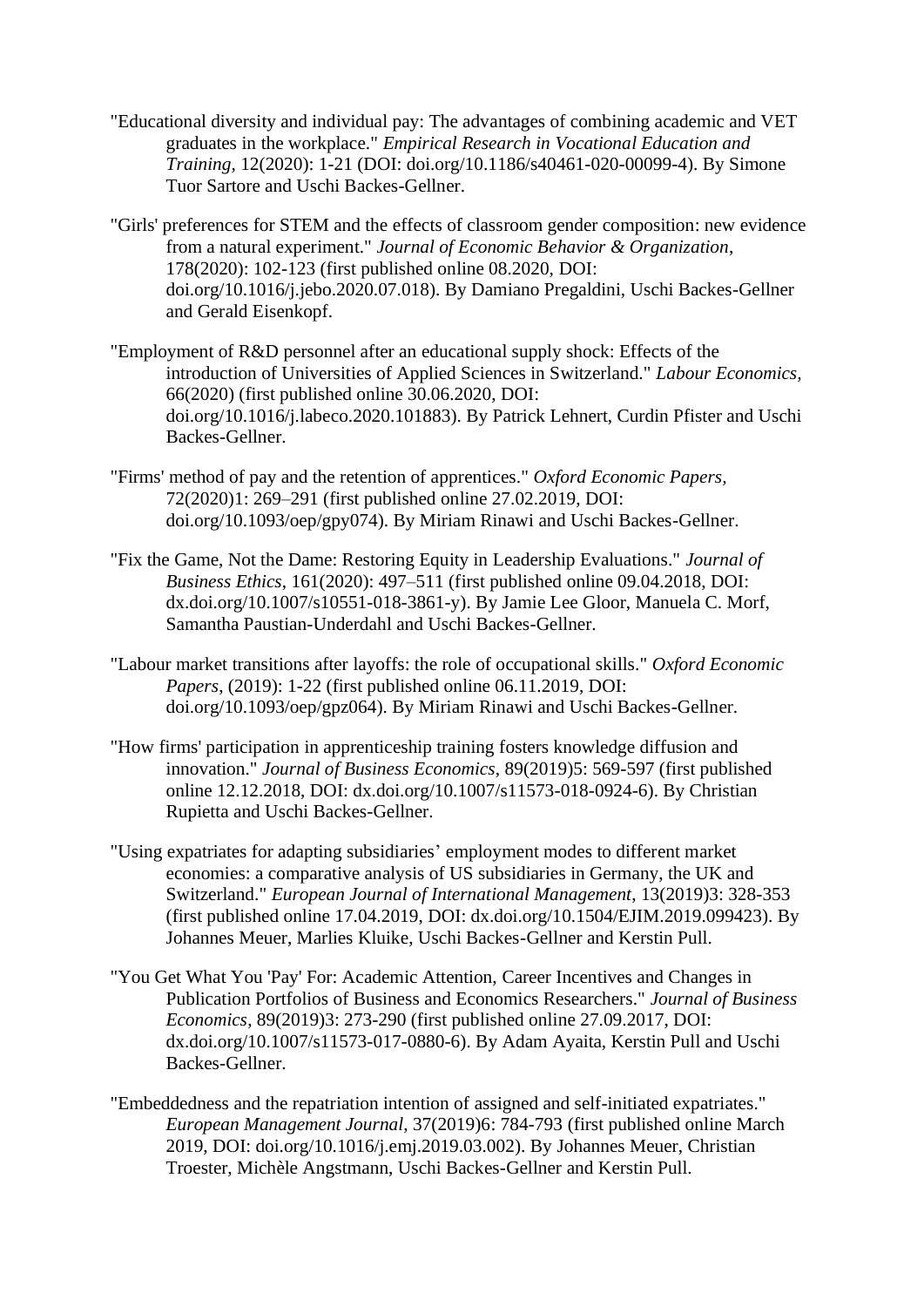"Educational diversity and individual pay: The advantages of combining academic and VET graduates in the workplace." *Empirical Research in Vocational Education and Training*, 12(2020): 1-21 (DOI: doi.org/10.1186/s40461-020-00099-4). By Simone Tuor Sartore and Uschi Backes-Gellner.

"Girls' preferences for STEM and the effects of classroom gender composition: new evidence from a natural experiment." *Journal of Economic Behavior & Organization*, 178(2020): 102-123 (first published online 08.2020, DOI: doi.org/10.1016/j.jebo.2020.07.018). By Damiano Pregaldini, Uschi Backes-Gellner and Gerald Eisenkopf.

"Employment of R&D personnel after an educational supply shock: Effects of the introduction of Universities of Applied Sciences in Switzerland." *Labour Economics*, 66(2020) (first published online 30.06.2020, DOI: doi.org/10.1016/j.labeco.2020.101883). By Patrick Lehnert, Curdin Pfister and Uschi Backes-Gellner.

"Firms' method of pay and the retention of apprentices." *Oxford Economic Papers*, 72(2020)1: 269–291 (first published online 27.02.2019, DOI: doi.org/10.1093/oep/gpy074). By Miriam Rinawi and Uschi Backes-Gellner.

"Fix the Game, Not the Dame: Restoring Equity in Leadership Evaluations." *Journal of Business Ethics*, 161(2020): 497–511 (first published online 09.04.2018, DOI: dx.doi.org/10.1007/s10551-018-3861-y). By Jamie Lee Gloor, Manuela C. Morf, Samantha Paustian-Underdahl and Uschi Backes-Gellner.

"Labour market transitions after layoffs: the role of occupational skills." *Oxford Economic Papers*, (2019): 1-22 (first published online 06.11.2019, DOI: doi.org/10.1093/oep/gpz064). By Miriam Rinawi and Uschi Backes-Gellner.

"How firms' participation in apprenticeship training fosters knowledge diffusion and innovation." *Journal of Business Economics*, 89(2019)5: 569-597 (first published online 12.12.2018, DOI: dx.doi.org/10.1007/s11573-018-0924-6). By Christian Rupietta and Uschi Backes-Gellner.

"Using expatriates for adapting subsidiaries' employment modes to different market economies: a comparative analysis of US subsidiaries in Germany, the UK and Switzerland." *European Journal of International Management*, 13(2019)3: 328-353 (first published online 17.04.2019, DOI: dx.doi.org/10.1504/EJIM.2019.099423). By Johannes Meuer, Marlies Kluike, Uschi Backes-Gellner and Kerstin Pull.

"You Get What You 'Pay' For: Academic Attention, Career Incentives and Changes in Publication Portfolios of Business and Economics Researchers." *Journal of Business Economics*, 89(2019)3: 273-290 (first published online 27.09.2017, DOI: dx.doi.org/10.1007/s11573-017-0880-6). By Adam Ayaita, Kerstin Pull and Uschi Backes-Gellner.

"Embeddedness and the repatriation intention of assigned and self-initiated expatriates." *European Management Journal*, 37(2019)6: 784-793 (first published online March 2019, DOI: doi.org/10.1016/j.emj.2019.03.002). By Johannes Meuer, Christian Troester, Michèle Angstmann, Uschi Backes-Gellner and Kerstin Pull.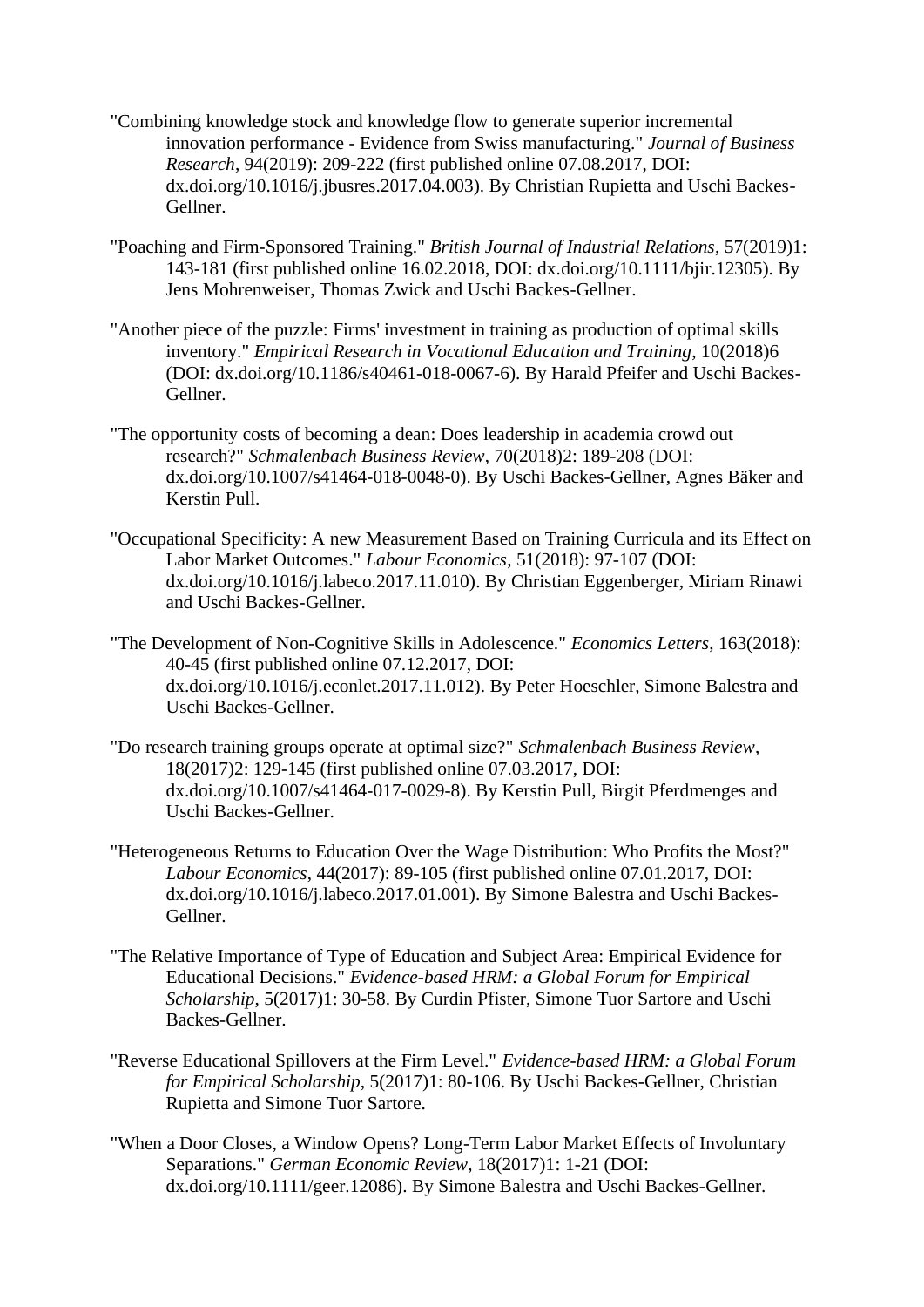"Combining knowledge stock and knowledge flow to generate superior incremental innovation performance - Evidence from Swiss manufacturing." *Journal of Business Research*, 94(2019): 209-222 (first published online 07.08.2017, DOI: dx.doi.org/10.1016/j.jbusres.2017.04.003). By Christian Rupietta and Uschi Backes-Gellner.

"Poaching and Firm-Sponsored Training." *British Journal of Industrial Relations*, 57(2019)1: 143-181 (first published online 16.02.2018, DOI: dx.doi.org/10.1111/bjir.12305). By Jens Mohrenweiser, Thomas Zwick and Uschi Backes-Gellner.

"Another piece of the puzzle: Firms' investment in training as production of optimal skills inventory." *Empirical Research in Vocational Education and Training*, 10(2018)6 (DOI: dx.doi.org/10.1186/s40461-018-0067-6). By Harald Pfeifer and Uschi Backes-Gellner.

"The opportunity costs of becoming a dean: Does leadership in academia crowd out research?" *Schmalenbach Business Review*, 70(2018)2: 189-208 (DOI: dx.doi.org/10.1007/s41464-018-0048-0). By Uschi Backes-Gellner, Agnes Bäker and Kerstin Pull.

"Occupational Specificity: A new Measurement Based on Training Curricula and its Effect on Labor Market Outcomes." *Labour Economics*, 51(2018): 97-107 (DOI: dx.doi.org/10.1016/j.labeco.2017.11.010). By Christian Eggenberger, Miriam Rinawi and Uschi Backes-Gellner.

"The Development of Non-Cognitive Skills in Adolescence." *Economics Letters*, 163(2018): 40-45 (first published online 07.12.2017, DOI: dx.doi.org/10.1016/j.econlet.2017.11.012). By Peter Hoeschler, Simone Balestra and Uschi Backes-Gellner.

"Do research training groups operate at optimal size?" *Schmalenbach Business Review*, 18(2017)2: 129-145 (first published online 07.03.2017, DOI: dx.doi.org/10.1007/s41464-017-0029-8). By Kerstin Pull, Birgit Pferdmenges and Uschi Backes-Gellner.

"Heterogeneous Returns to Education Over the Wage Distribution: Who Profits the Most?" *Labour Economics*, 44(2017): 89-105 (first published online 07.01.2017, DOI: dx.doi.org/10.1016/j.labeco.2017.01.001). By Simone Balestra and Uschi Backes-Gellner.

"The Relative Importance of Type of Education and Subject Area: Empirical Evidence for Educational Decisions." *Evidence-based HRM: a Global Forum for Empirical Scholarship*, 5(2017)1: 30-58. By Curdin Pfister, Simone Tuor Sartore and Uschi Backes-Gellner.

"Reverse Educational Spillovers at the Firm Level." *Evidence-based HRM: a Global Forum for Empirical Scholarship*, 5(2017)1: 80-106. By Uschi Backes-Gellner, Christian Rupietta and Simone Tuor Sartore.

"When a Door Closes, a Window Opens? Long-Term Labor Market Effects of Involuntary Separations." *German Economic Review*, 18(2017)1: 1-21 (DOI: dx.doi.org/10.1111/geer.12086). By Simone Balestra and Uschi Backes-Gellner.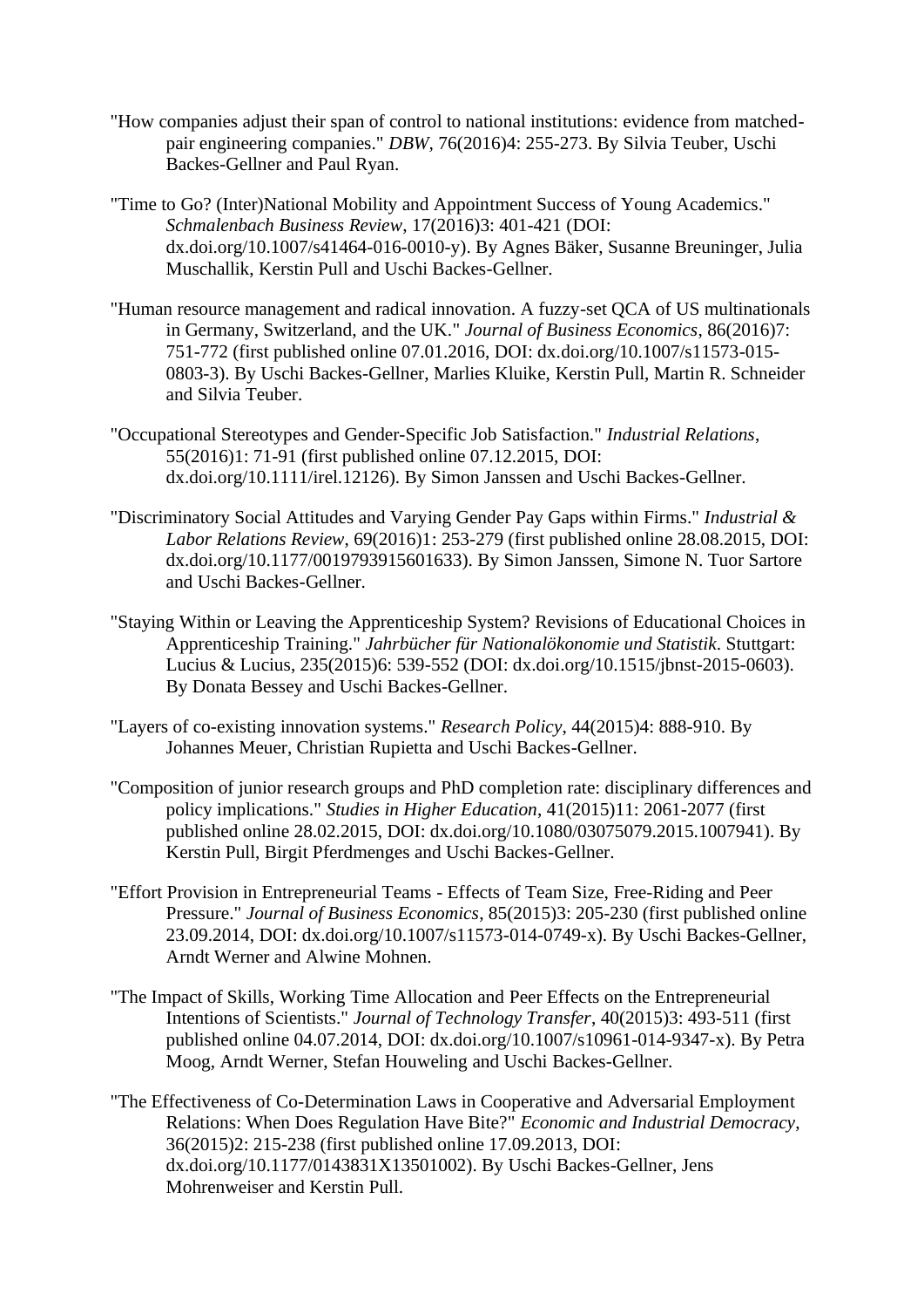"How companies adjust their span of control to national institutions: evidence from matched-pair engineering companies." *DBW*, 76(2016)4: 255-273. By Silvia Teuber, Uschi Backes-Gellner and Paul Ryan.

"Time to Go? (Inter)National Mobility and Appointment Success of Young Academics." *Schmalenbach Business Review*, 17(2016)3: 401-421 (DOI: dx.doi.org/10.1007/s41464-016-0010-y). By Agnes Bäker, Susanne Breuninger, Julia Muschallik, Kerstin Pull and Uschi Backes-Gellner.

"Human resource management and radical innovation. A fuzzy-set QCA of US multinationals in Germany, Switzerland, and the UK." *Journal of Business Economics*, 86(2016)7: 751-772 (first published online 07.01.2016, DOI: dx.doi.org/10.1007/s11573-015-0803-3). By Uschi Backes-Gellner, Marlies Kluike, Kerstin Pull, Martin R. Schneider and Silvia Teuber.

"Occupational Stereotypes and Gender-Specific Job Satisfaction." *Industrial Relations*, 55(2016)1: 71-91 (first published online 07.12.2015, DOI: dx.doi.org/10.1111/irel.12126). By Simon Janssen and Uschi Backes-Gellner.

"Discriminatory Social Attitudes and Varying Gender Pay Gaps within Firms." *Industrial & Labor Relations Review*, 69(2016)1: 253-279 (first published online 28.08.2015, DOI: dx.doi.org/10.1177/0019793915601633). By Simon Janssen, Simone N. Tuor Sartore and Uschi Backes-Gellner.

"Staying Within or Leaving the Apprenticeship System? Revisions of Educational Choices in Apprenticeship Training." *Jahrbücher für Nationalökonomie und Statistik*. Stuttgart: Lucius & Lucius, 235(2015)6: 539-552 (DOI: dx.doi.org/10.1515/jbnst-2015-0603). By Donata Bessey and Uschi Backes-Gellner.

"Layers of co-existing innovation systems." *Research Policy*, 44(2015)4: 888-910. By Johannes Meuer, Christian Rupietta and Uschi Backes-Gellner.

"Composition of junior research groups and PhD completion rate: disciplinary differences and policy implications." *Studies in Higher Education*, 41(2015)11: 2061-2077 (first published online 28.02.2015, DOI: dx.doi.org/10.1080/03075079.2015.1007941). By Kerstin Pull, Birgit Pferdmenges and Uschi Backes-Gellner.

"Effort Provision in Entrepreneurial Teams - Effects of Team Size, Free-Riding and Peer Pressure." *Journal of Business Economics*, 85(2015)3: 205-230 (first published online 23.09.2014, DOI: dx.doi.org/10.1007/s11573-014-0749-x). By Uschi Backes-Gellner, Arndt Werner and Alwine Mohnen.

"The Impact of Skills, Working Time Allocation and Peer Effects on the Entrepreneurial Intentions of Scientists." *Journal of Technology Transfer*, 40(2015)3: 493-511 (first published online 04.07.2014, DOI: dx.doi.org/10.1007/s10961-014-9347-x). By Petra Moog, Arndt Werner, Stefan Houweling and Uschi Backes-Gellner.

"The Effectiveness of Co-Determination Laws in Cooperative and Adversarial Employment Relations: When Does Regulation Have Bite?" *Economic and Industrial Democracy*, 36(2015)2: 215-238 (first published online 17.09.2013, DOI: dx.doi.org/10.1177/0143831X13501002). By Uschi Backes-Gellner, Jens Mohrenweiser and Kerstin Pull.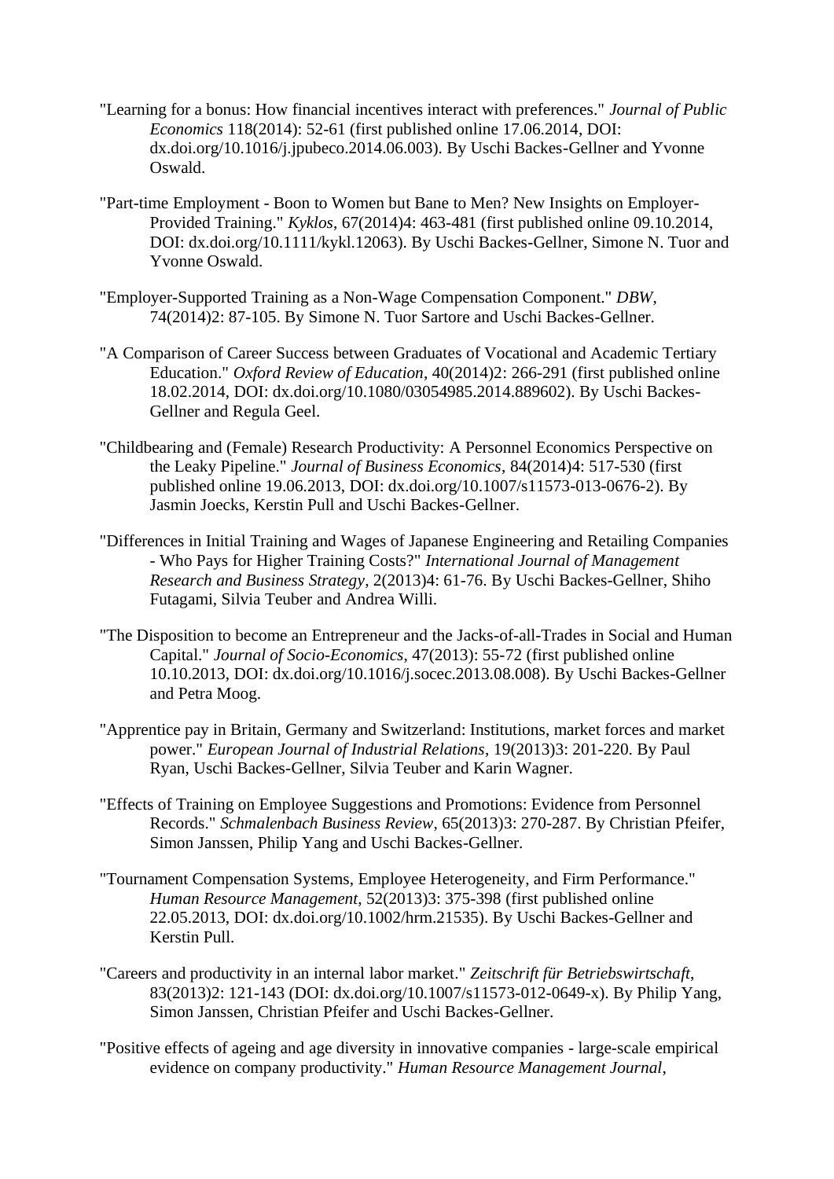"Learning for a bonus: How financial incentives interact with preferences." *Journal of Public Economics* 118(2014): 52-61 (first published online 17.06.2014, DOI: dx.doi.org/10.1016/j.jpubeco.2014.06.003). By Uschi Backes-Gellner and Yvonne Oswald.

"Part-time Employment - Boon to Women but Bane to Men? New Insights on Employer-Provided Training." *Kyklos*, 67(2014)4: 463-481 (first published online 09.10.2014, DOI: dx.doi.org/10.1111/kykl.12063). By Uschi Backes-Gellner, Simone N. Tuor and Yvonne Oswald.

"Employer-Supported Training as a Non-Wage Compensation Component." *DBW*, 74(2014)2: 87-105. By Simone N. Tuor Sartore and Uschi Backes-Gellner.

"A Comparison of Career Success between Graduates of Vocational and Academic Tertiary Education." *Oxford Review of Education*, 40(2014)2: 266-291 (first published online 18.02.2014, DOI: dx.doi.org/10.1080/03054985.2014.889602). By Uschi Backes-Gellner and Regula Geel.

"Childbearing and (Female) Research Productivity: A Personnel Economics Perspective on the Leaky Pipeline." *Journal of Business Economics*, 84(2014)4: 517-530 (first published online 19.06.2013, DOI: dx.doi.org/10.1007/s11573-013-0676-2). By Jasmin Joecks, Kerstin Pull and Uschi Backes-Gellner.

"Differences in Initial Training and Wages of Japanese Engineering and Retailing Companies - Who Pays for Higher Training Costs?" *International Journal of Management Research and Business Strategy*, 2(2013)4: 61-76. By Uschi Backes-Gellner, Shiho Futagami, Silvia Teuber and Andrea Willi.

"The Disposition to become an Entrepreneur and the Jacks-of-all-Trades in Social and Human Capital." *Journal of Socio-Economics*, 47(2013): 55-72 (first published online 10.10.2013, DOI: dx.doi.org/10.1016/j.socec.2013.08.008). By Uschi Backes-Gellner and Petra Moog.

"Apprentice pay in Britain, Germany and Switzerland: Institutions, market forces and market power." *European Journal of Industrial Relations*, 19(2013)3: 201-220. By Paul Ryan, Uschi Backes-Gellner, Silvia Teuber and Karin Wagner.

"Effects of Training on Employee Suggestions and Promotions: Evidence from Personnel Records." *Schmalenbach Business Review*, 65(2013)3: 270-287. By Christian Pfeifer, Simon Janssen, Philip Yang and Uschi Backes-Gellner.

"Tournament Compensation Systems, Employee Heterogeneity, and Firm Performance." *Human Resource Management*, 52(2013)3: 375-398 (first published online 22.05.2013, DOI: dx.doi.org/10.1002/hrm.21535). By Uschi Backes-Gellner and Kerstin Pull.

"Careers and productivity in an internal labor market." *Zeitschrift für Betriebswirtschaft*, 83(2013)2: 121-143 (DOI: dx.doi.org/10.1007/s11573-012-0649-x). By Philip Yang, Simon Janssen, Christian Pfeifer and Uschi Backes-Gellner.

"Positive effects of ageing and age diversity in innovative companies - large-scale empirical evidence on company productivity." *Human Resource Management Journal*,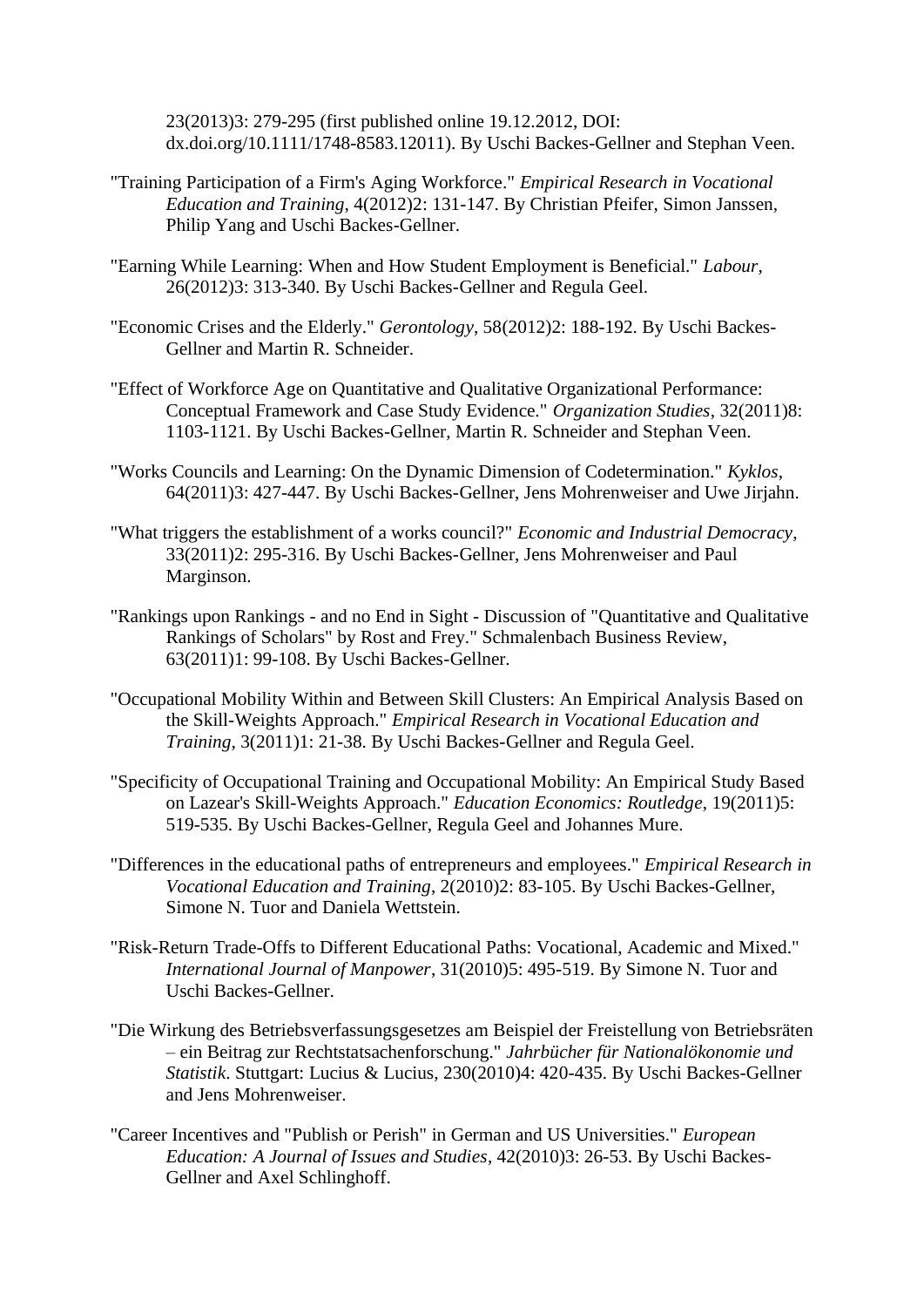23(2013)3: 279-295 (first published online 19.12.2012, DOI: dx.doi.org/10.1111/1748-8583.12011). By Uschi Backes-Gellner and Stephan Veen.

"Training Participation of a Firm's Aging Workforce." *Empirical Research in Vocational Education and Training*, 4(2012)2: 131-147. By Christian Pfeifer, Simon Janssen, Philip Yang and Uschi Backes-Gellner.

"Earning While Learning: When and How Student Employment is Beneficial." *Labour*, 26(2012)3: 313-340. By Uschi Backes-Gellner and Regula Geel.

"Economic Crises and the Elderly." *Gerontology*, 58(2012)2: 188-192. By Uschi Backes-Gellner and Martin R. Schneider.

"Effect of Workforce Age on Quantitative and Qualitative Organizational Performance: Conceptual Framework and Case Study Evidence." *Organization Studies*, 32(2011)8: 1103-1121. By Uschi Backes-Gellner, Martin R. Schneider and Stephan Veen.

"Works Councils and Learning: On the Dynamic Dimension of Codetermination." *Kyklos*, 64(2011)3: 427-447. By Uschi Backes-Gellner, Jens Mohrenweiser and Uwe Jirjahn.

"What triggers the establishment of a works council?" *Economic and Industrial Democracy*, 33(2011)2: 295-316. By Uschi Backes-Gellner, Jens Mohrenweiser and Paul Marginson.

"Rankings upon Rankings - and no End in Sight - Discussion of "Quantitative and Qualitative Rankings of Scholars" by Rost and Frey." Schmalenbach Business Review, 63(2011)1: 99-108. By Uschi Backes-Gellner.

"Occupational Mobility Within and Between Skill Clusters: An Empirical Analysis Based on the Skill-Weights Approach." *Empirical Research in Vocational Education and Training*, 3(2011)1: 21-38. By Uschi Backes-Gellner and Regula Geel.

"Specificity of Occupational Training and Occupational Mobility: An Empirical Study Based on Lazear's Skill-Weights Approach." *Education Economics: Routledge*, 19(2011)5: 519-535. By Uschi Backes-Gellner, Regula Geel and Johannes Mure.

"Differences in the educational paths of entrepreneurs and employees." *Empirical Research in Vocational Education and Training*, 2(2010)2: 83-105. By Uschi Backes-Gellner, Simone N. Tuor and Daniela Wettstein.

"Risk-Return Trade-Offs to Different Educational Paths: Vocational, Academic and Mixed." *International Journal of Manpower*, 31(2010)5: 495-519. By Simone N. Tuor and Uschi Backes-Gellner.

"Die Wirkung des Betriebsverfassungsgesetzes am Beispiel der Freistellung von Betriebsräten – ein Beitrag zur Rechtstatsachenforschung." *Jahrbücher für Nationalökonomie und Statistik*. Stuttgart: Lucius & Lucius, 230(2010)4: 420-435. By Uschi Backes-Gellner and Jens Mohrenweiser.

"Career Incentives and "Publish or Perish" in German and US Universities." *European Education: A Journal of Issues and Studies*, 42(2010)3: 26-53. By Uschi Backes-Gellner and Axel Schlinghoff.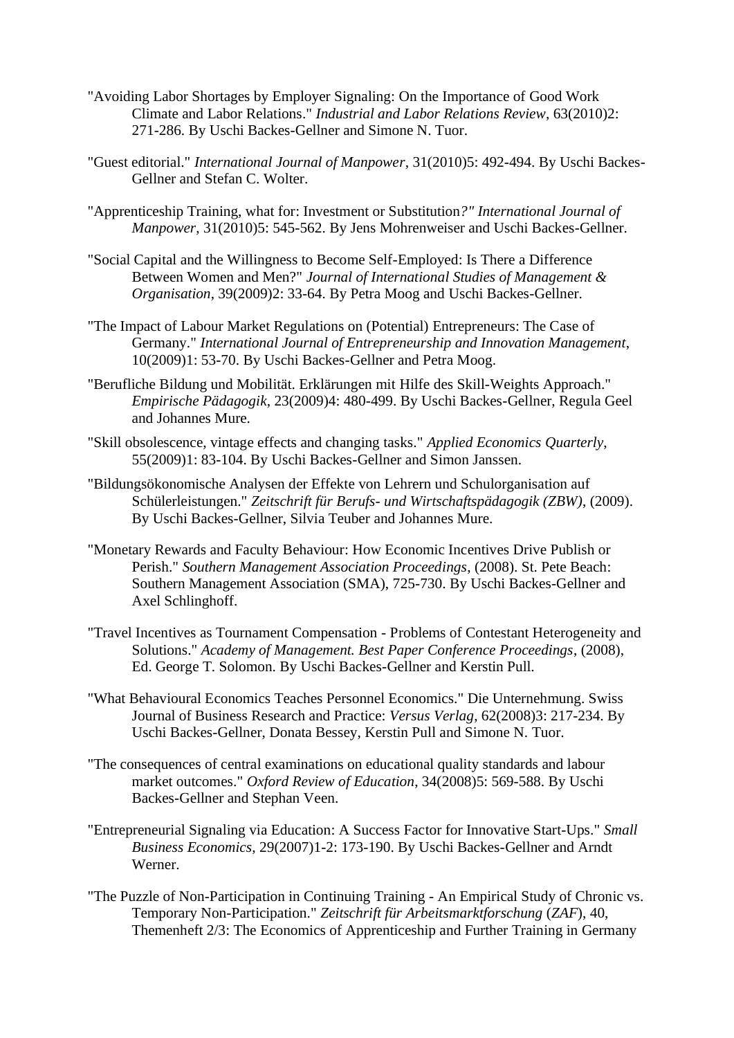"Avoiding Labor Shortages by Employer Signaling: On the Importance of Good Work Climate and Labor Relations." *Industrial and Labor Relations Review*, 63(2010)2: 271-286. By Uschi Backes-Gellner and Simone N. Tuor.

"Guest editorial." *International Journal of Manpower*, 31(2010)5: 492-494. By Uschi Backes-Gellner and Stefan C. Wolter.

"Apprenticeship Training, what for: Investment or Substitution*?" International Journal of Manpower*, 31(2010)5: 545-562. By Jens Mohrenweiser and Uschi Backes-Gellner.

"Social Capital and the Willingness to Become Self-Employed: Is There a Difference Between Women and Men?" *Journal of International Studies of Management & Organisation*, 39(2009)2: 33-64. By Petra Moog and Uschi Backes-Gellner.

"The Impact of Labour Market Regulations on (Potential) Entrepreneurs: The Case of Germany." *International Journal of Entrepreneurship and Innovation Management*, 10(2009)1: 53-70. By Uschi Backes-Gellner and Petra Moog.

"Berufliche Bildung und Mobilität. Erklärungen mit Hilfe des Skill-Weights Approach." *Empirische Pädagogik*, 23(2009)4: 480-499. By Uschi Backes-Gellner, Regula Geel and Johannes Mure.

"Skill obsolescence, vintage effects and changing tasks." *Applied Economics Quarterly*, 55(2009)1: 83-104. By Uschi Backes-Gellner and Simon Janssen.

"Bildungsökonomische Analysen der Effekte von Lehrern und Schulorganisation auf Schülerleistungen." *Zeitschrift für Berufs- und Wirtschaftspädagogik (ZBW)*, (2009). By Uschi Backes-Gellner, Silvia Teuber and Johannes Mure.

"Monetary Rewards and Faculty Behaviour: How Economic Incentives Drive Publish or Perish." *Southern Management Association Proceedings*, (2008). St. Pete Beach: Southern Management Association (SMA), 725-730. By Uschi Backes-Gellner and Axel Schlinghoff.

"Travel Incentives as Tournament Compensation - Problems of Contestant Heterogeneity and Solutions." *Academy of Management. Best Paper Conference Proceedings*, (2008), Ed. George T. Solomon. By Uschi Backes-Gellner and Kerstin Pull.

"What Behavioural Economics Teaches Personnel Economics." Die Unternehmung. Swiss Journal of Business Research and Practice: *Versus Verlag*, 62(2008)3: 217-234. By Uschi Backes-Gellner, Donata Bessey, Kerstin Pull and Simone N. Tuor.

"The consequences of central examinations on educational quality standards and labour market outcomes." *Oxford Review of Education*, 34(2008)5: 569-588. By Uschi Backes-Gellner and Stephan Veen.

"Entrepreneurial Signaling via Education: A Success Factor for Innovative Start-Ups." *Small Business Economics*, 29(2007)1-2: 173-190. By Uschi Backes-Gellner and Arndt Werner.

"The Puzzle of Non-Participation in Continuing Training - An Empirical Study of Chronic vs. Temporary Non-Participation." *Zeitschrift für Arbeitsmarktforschung* (*ZAF*), 40, Themenheft 2/3: The Economics of Apprenticeship and Further Training in Germany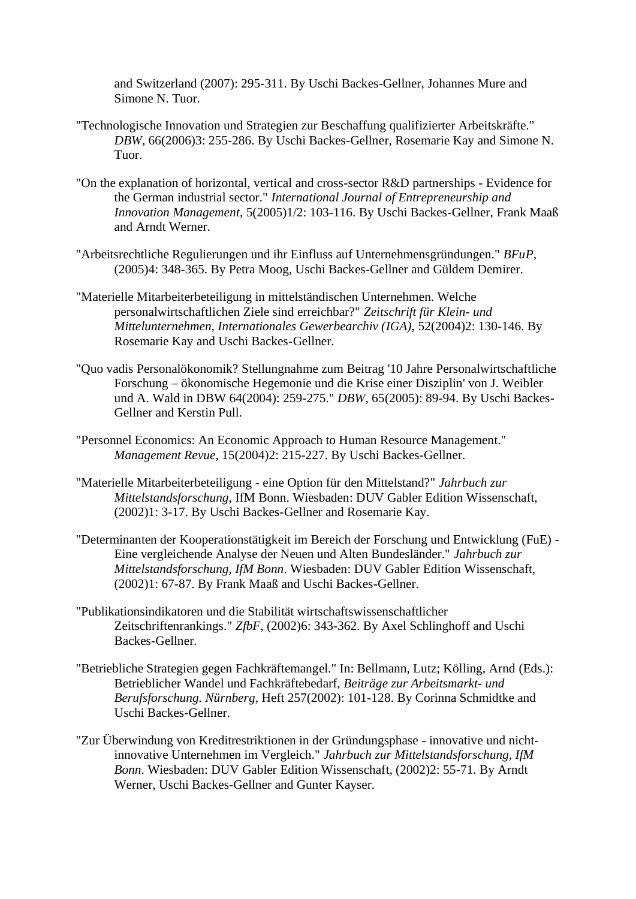and Switzerland (2007): 295-311. By Uschi Backes-Gellner, Johannes Mure and Simone N. Tuor.

"Technologische Innovation und Strategien zur Beschaffung qualifizierter Arbeitskräfte." *DBW*, 66(2006)3: 255-286. By Uschi Backes-Gellner, Rosemarie Kay and Simone N. Tuor.

"On the explanation of horizontal, vertical and cross-sector R&D partnerships - Evidence for the German industrial sector." *International Journal of Entrepreneurship and Innovation Management*, 5(2005)1/2: 103-116. By Uschi Backes-Gellner, Frank Maaß and Arndt Werner.

"Arbeitsrechtliche Regulierungen und ihr Einfluss auf Unternehmensgründungen." *BFuP*, (2005)4: 348-365. By Petra Moog, Uschi Backes-Gellner and Güldem Demirer.

"Materielle Mitarbeiterbeteiligung in mittelständischen Unternehmen. Welche personalwirtschaftlichen Ziele sind erreichbar?" *Zeitschrift für Klein- und Mittelunternehmen, Internationales Gewerbearchiv (IGA)*, 52(2004)2: 130-146. By Rosemarie Kay and Uschi Backes-Gellner.

"Quo vadis Personalökonomik? Stellungnahme zum Beitrag '10 Jahre Personalwirtschaftliche Forschung – ökonomische Hegemonie und die Krise einer Disziplin' von J. Weibler und A. Wald in DBW 64(2004): 259-275." *DBW*, 65(2005): 89-94. By Uschi Backes-Gellner and Kerstin Pull.

"Personnel Economics: An Economic Approach to Human Resource Management." *Management Revue*, 15(2004)2: 215-227. By Uschi Backes-Gellner.

"Materielle Mitarbeiterbeteiligung - eine Option für den Mittelstand?" *Jahrbuch zur Mittelstandsforschung*, IfM Bonn. Wiesbaden: DUV Gabler Edition Wissenschaft, (2002)1: 3-17. By Uschi Backes-Gellner and Rosemarie Kay.

"Determinanten der Kooperationstätigkeit im Bereich der Forschung und Entwicklung (FuE) - Eine vergleichende Analyse der Neuen und Alten Bundesländer." *Jahrbuch zur Mittelstandsforschung, IfM Bonn*. Wiesbaden: DUV Gabler Edition Wissenschaft, (2002)1: 67-87. By Frank Maaß and Uschi Backes-Gellner.

"Publikationsindikatoren und die Stabilität wirtschaftswissenschaftlicher Zeitschriftenrankings." *ZfbF*, (2002)6: 343-362. By Axel Schlinghoff and Uschi Backes-Gellner.

"Betriebliche Strategien gegen Fachkräftemangel." In: Bellmann, Lutz; Kölling, Arnd (Eds.): Betrieblicher Wandel und Fachkräftebedarf, *Beiträge zur Arbeitsmarkt- und Berufsforschung. Nürnberg*, Heft 257(2002): 101-128. By Corinna Schmidtke and Uschi Backes-Gellner.

"Zur Überwindung von Kreditrestriktionen in der Gründungsphase - innovative und nicht-innovative Unternehmen im Vergleich." *Jahrbuch zur Mittelstandsforschung, IfM Bonn*. Wiesbaden: DUV Gabler Edition Wissenschaft, (2002)2: 55-71. By Arndt Werner, Uschi Backes-Gellner and Gunter Kayser.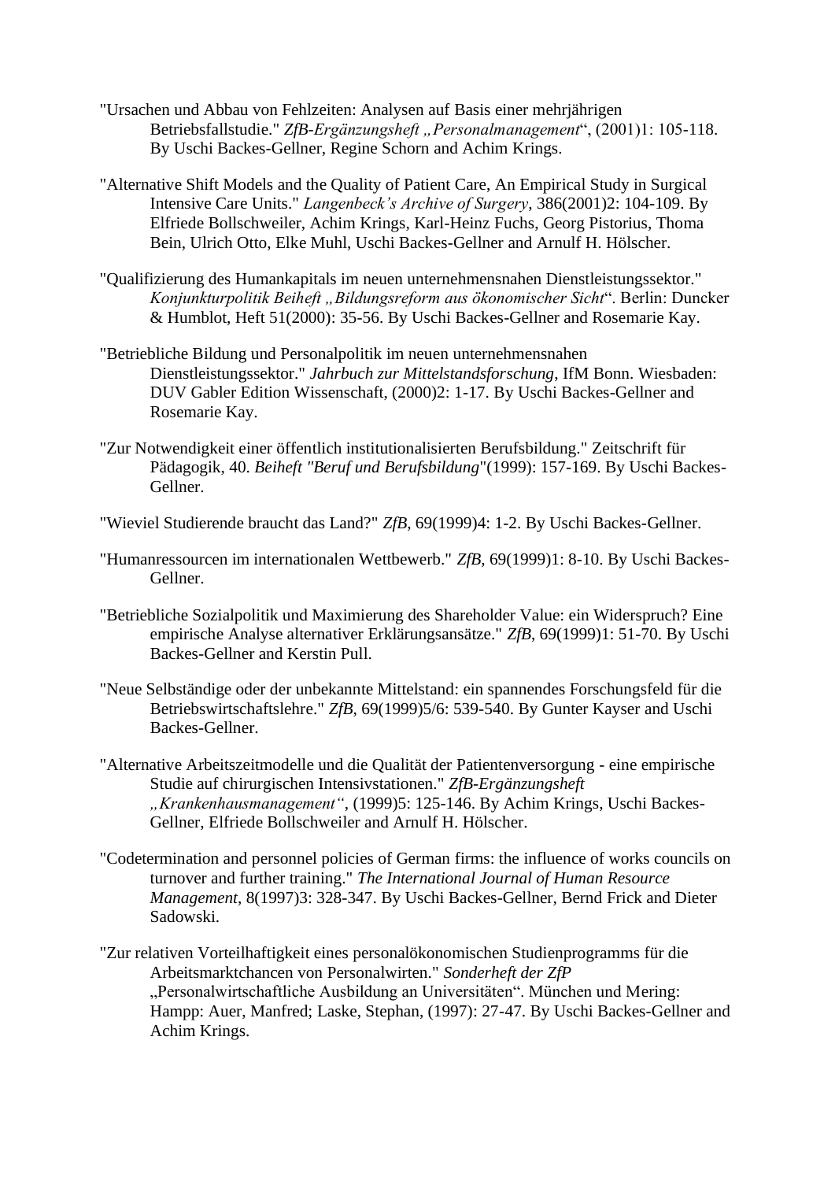"Ursachen und Abbau von Fehlzeiten: Analysen auf Basis einer mehrjährigen Betriebsfallstudie." *ZfB-Ergänzungsheft „Personalmanagement*", (2001)1: 105-118. By Uschi Backes-Gellner, Regine Schorn and Achim Krings.

"Alternative Shift Models and the Quality of Patient Care, An Empirical Study in Surgical Intensive Care Units." *Langenbeck's Archive of Surgery*, 386(2001)2: 104-109. By Elfriede Bollschweiler, Achim Krings, Karl-Heinz Fuchs, Georg Pistorius, Thoma Bein, Ulrich Otto, Elke Muhl, Uschi Backes-Gellner and Arnulf H. Hölscher.

"Qualifizierung des Humankapitals im neuen unternehmensnahen Dienstleistungssektor." *Konjunkturpolitik Beiheft „Bildungsreform aus ökonomischer Sicht*". Berlin: Duncker & Humblot, Heft 51(2000): 35-56. By Uschi Backes-Gellner and Rosemarie Kay.

"Betriebliche Bildung und Personalpolitik im neuen unternehmensnahen Dienstleistungssektor." *Jahrbuch zur Mittelstandsforschung*, IfM Bonn. Wiesbaden: DUV Gabler Edition Wissenschaft, (2000)2: 1-17. By Uschi Backes-Gellner and Rosemarie Kay.

"Zur Notwendigkeit einer öffentlich institutionalisierten Berufsbildung." Zeitschrift für Pädagogik, 40. *Beiheft "Beruf und Berufsbildung*"(1999): 157-169. By Uschi Backes-Gellner.

"Wieviel Studierende braucht das Land?" *ZfB*, 69(1999)4: 1-2. By Uschi Backes-Gellner.

"Humanressourcen im internationalen Wettbewerb." *ZfB*, 69(1999)1: 8-10. By Uschi Backes-Gellner.

"Betriebliche Sozialpolitik und Maximierung des Shareholder Value: ein Widerspruch? Eine empirische Analyse alternativer Erklärungsansätze." *ZfB*, 69(1999)1: 51-70. By Uschi Backes-Gellner and Kerstin Pull.

"Neue Selbständige oder der unbekannte Mittelstand: ein spannendes Forschungsfeld für die Betriebswirtschaftslehre." *ZfB*, 69(1999)5/6: 539-540. By Gunter Kayser and Uschi Backes-Gellner.

"Alternative Arbeitszeitmodelle und die Qualität der Patientenversorgung - eine empirische Studie auf chirurgischen Intensivstationen." *ZfB-Ergänzungsheft „Krankenhausmanagement"*, (1999)5: 125-146. By Achim Krings, Uschi Backes-Gellner, Elfriede Bollschweiler and Arnulf H. Hölscher.

"Codetermination and personnel policies of German firms: the influence of works councils on turnover and further training." *The International Journal of Human Resource Management*, 8(1997)3: 328-347. By Uschi Backes-Gellner, Bernd Frick and Dieter Sadowski.

"Zur relativen Vorteilhaftigkeit eines personalökonomischen Studienprogramms für die Arbeitsmarktchancen von Personalwirten." *Sonderheft der ZfP* „Personalwirtschaftliche Ausbildung an Universitäten". München und Mering: Hampp: Auer, Manfred; Laske, Stephan, (1997): 27-47. By Uschi Backes-Gellner and Achim Krings.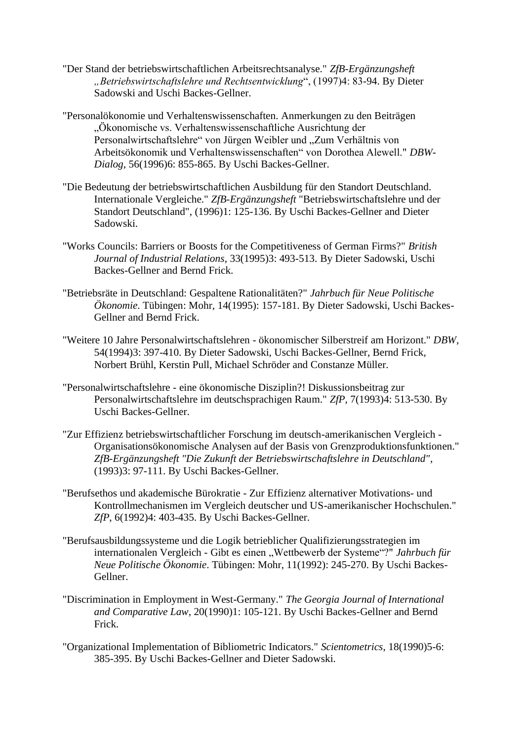"Der Stand der betriebswirtschaftlichen Arbeitsrechtsanalyse." *ZfB-Ergänzungsheft „Betriebswirtschaftslehre und Rechtsentwicklung*“, (1997)4: 83-94. By Dieter Sadowski and Uschi Backes-Gellner.

"Personalökonomie und Verhaltenswissenschaften. Anmerkungen zu den Beiträgen „Ökonomische vs. Verhaltenswissenschaftliche Ausrichtung der Personalwirtschaftslehre“ von Jürgen Weibler und „Zum Verhältnis von Arbeitsökonomik und Verhaltenswissenschaften“ von Dorothea Alewell." *DBW-Dialog*, 56(1996)6: 855-865. By Uschi Backes-Gellner.

"Die Bedeutung der betriebswirtschaftlichen Ausbildung für den Standort Deutschland. Internationale Vergleiche." *ZfB-Ergänzungsheft* "Betriebswirtschaftslehre und der Standort Deutschland", (1996)1: 125-136. By Uschi Backes-Gellner and Dieter Sadowski.

"Works Councils: Barriers or Boosts for the Competitiveness of German Firms?" *British Journal of Industrial Relations*, 33(1995)3: 493-513. By Dieter Sadowski, Uschi Backes-Gellner and Bernd Frick.

"Betriebsräte in Deutschland: Gespaltene Rationalitäten?" *Jahrbuch für Neue Politische Ökonomie*. Tübingen: Mohr, 14(1995): 157-181. By Dieter Sadowski, Uschi Backes-Gellner and Bernd Frick.

"Weitere 10 Jahre Personalwirtschaftslehren - ökonomischer Silberstreif am Horizont." *DBW*, 54(1994)3: 397-410. By Dieter Sadowski, Uschi Backes-Gellner, Bernd Frick, Norbert Brühl, Kerstin Pull, Michael Schröder and Constanze Müller.

"Personalwirtschaftslehre - eine ökonomische Disziplin?! Diskussionsbeitrag zur Personalwirtschaftslehre im deutschsprachigen Raum." *ZfP*, 7(1993)4: 513-530. By Uschi Backes-Gellner.

"Zur Effizienz betriebswirtschaftlicher Forschung im deutsch-amerikanischen Vergleich - Organisationsökonomische Analysen auf der Basis von Grenzproduktionsfunktionen." *ZfB-Ergänzungsheft "Die Zukunft der Betriebswirtschaftslehre in Deutschland"*, (1993)3: 97-111. By Uschi Backes-Gellner.

"Berufsethos und akademische Bürokratie - Zur Effizienz alternativer Motivations- und Kontrollmechanismen im Vergleich deutscher und US-amerikanischer Hochschulen." *ZfP*, 6(1992)4: 403-435. By Uschi Backes-Gellner.

"Berufsausbildungssysteme und die Logik betrieblicher Qualifizierungsstrategien im internationalen Vergleich - Gibt es einen „Wettbewerb der Systeme“?" *Jahrbuch für Neue Politische Ökonomie*. Tübingen: Mohr, 11(1992): 245-270. By Uschi Backes-Gellner.

"Discrimination in Employment in West-Germany." *The Georgia Journal of International and Comparative Law*, 20(1990)1: 105-121. By Uschi Backes-Gellner and Bernd Frick.

"Organizational Implementation of Bibliometric Indicators." *Scientometrics*, 18(1990)5-6: 385-395. By Uschi Backes-Gellner and Dieter Sadowski.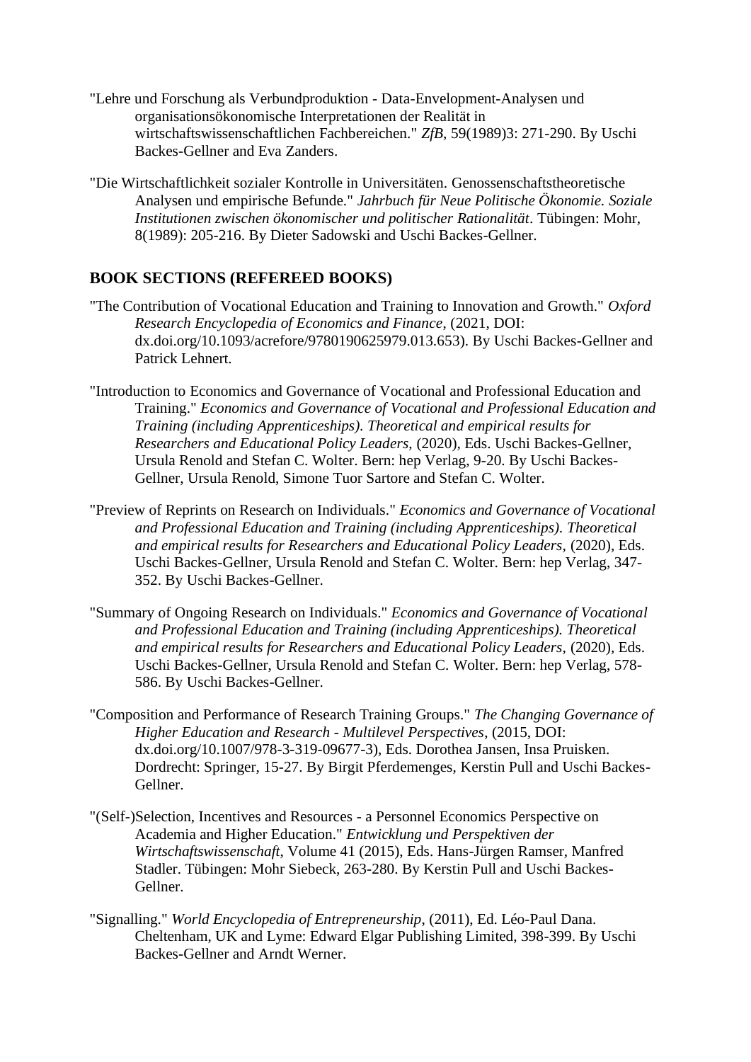"Lehre und Forschung als Verbundproduktion - Data-Envelopment-Analysen und organisationsökonomische Interpretationen der Realität in wirtschaftswissenschaftlichen Fachbereichen." *ZfB*, 59(1989)3: 271-290. By Uschi Backes-Gellner and Eva Zanders.

"Die Wirtschaftlichkeit sozialer Kontrolle in Universitäten. Genossenschaftstheoretische Analysen und empirische Befunde." *Jahrbuch für Neue Politische Ökonomie. Soziale Institutionen zwischen ökonomischer und politischer Rationalität*. Tübingen: Mohr, 8(1989): 205-216. By Dieter Sadowski and Uschi Backes-Gellner.

## BOOK SECTIONS (REFEREED BOOKS)

"The Contribution of Vocational Education and Training to Innovation and Growth." *Oxford Research Encyclopedia of Economics and Finance*, (2021, DOI: dx.doi.org/10.1093/acrefore/9780190625979.013.653). By Uschi Backes-Gellner and Patrick Lehnert.

"Introduction to Economics and Governance of Vocational and Professional Education and Training." *Economics and Governance of Vocational and Professional Education and Training (including Apprenticeships). Theoretical and empirical results for Researchers and Educational Policy Leaders,* (2020), Eds. Uschi Backes-Gellner, Ursula Renold and Stefan C. Wolter. Bern: hep Verlag, 9-20. By Uschi Backes-Gellner, Ursula Renold, Simone Tuor Sartore and Stefan C. Wolter.

"Preview of Reprints on Research on Individuals." *Economics and Governance of Vocational and Professional Education and Training (including Apprenticeships). Theoretical and empirical results for Researchers and Educational Policy Leaders,* (2020), Eds. Uschi Backes-Gellner, Ursula Renold and Stefan C. Wolter. Bern: hep Verlag, 347-352. By Uschi Backes-Gellner.

"Summary of Ongoing Research on Individuals." *Economics and Governance of Vocational and Professional Education and Training (including Apprenticeships). Theoretical and empirical results for Researchers and Educational Policy Leaders,* (2020), Eds. Uschi Backes-Gellner, Ursula Renold and Stefan C. Wolter. Bern: hep Verlag, 578-586. By Uschi Backes-Gellner.

"Composition and Performance of Research Training Groups." *The Changing Governance of Higher Education and Research - Multilevel Perspectives*, (2015, DOI: dx.doi.org/10.1007/978-3-319-09677-3), Eds. Dorothea Jansen, Insa Pruisken. Dordrecht: Springer, 15-27. By Birgit Pferdemenges, Kerstin Pull and Uschi Backes-Gellner.

"(Self-)Selection, Incentives and Resources - a Personnel Economics Perspective on Academia and Higher Education." *Entwicklung und Perspektiven der Wirtschaftswissenschaft*, Volume 41 (2015), Eds. Hans-Jürgen Ramser, Manfred Stadler. Tübingen: Mohr Siebeck, 263-280. By Kerstin Pull and Uschi Backes-Gellner.

"Signalling." *World Encyclopedia of Entrepreneurship*, (2011), Ed. Léo-Paul Dana. Cheltenham, UK and Lyme: Edward Elgar Publishing Limited, 398-399. By Uschi Backes-Gellner and Arndt Werner.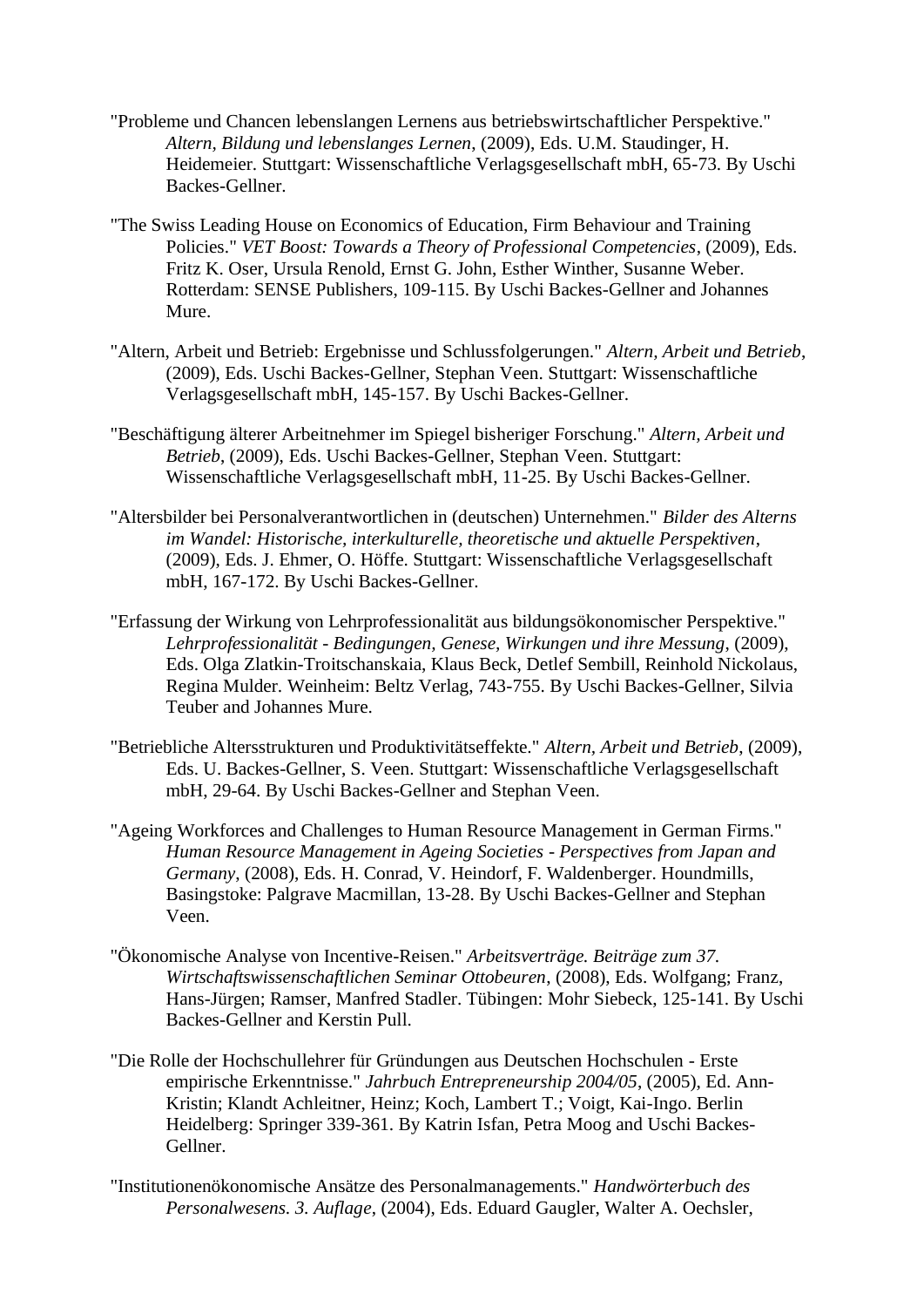"Probleme und Chancen lebenslangen Lernens aus betriebswirtschaftlicher Perspektive." *Altern, Bildung und lebenslanges Lernen*, (2009), Eds. U.M. Staudinger, H. Heidemeier. Stuttgart: Wissenschaftliche Verlagsgesellschaft mbH, 65-73. By Uschi Backes-Gellner.

"The Swiss Leading House on Economics of Education, Firm Behaviour and Training Policies." *VET Boost: Towards a Theory of Professional Competencies*, (2009), Eds. Fritz K. Oser, Ursula Renold, Ernst G. John, Esther Winther, Susanne Weber. Rotterdam: SENSE Publishers, 109-115. By Uschi Backes-Gellner and Johannes Mure.

"Altern, Arbeit und Betrieb: Ergebnisse und Schlussfolgerungen." *Altern, Arbeit und Betrieb*, (2009), Eds. Uschi Backes-Gellner, Stephan Veen. Stuttgart: Wissenschaftliche Verlagsgesellschaft mbH, 145-157. By Uschi Backes-Gellner.

"Beschäftigung älterer Arbeitnehmer im Spiegel bisheriger Forschung." *Altern, Arbeit und Betrieb*, (2009), Eds. Uschi Backes-Gellner, Stephan Veen. Stuttgart: Wissenschaftliche Verlagsgesellschaft mbH, 11-25. By Uschi Backes-Gellner.

"Altersbilder bei Personalverantwortlichen in (deutschen) Unternehmen." *Bilder des Alterns im Wandel: Historische, interkulturelle, theoretische und aktuelle Perspektiven*, (2009), Eds. J. Ehmer, O. Höffe. Stuttgart: Wissenschaftliche Verlagsgesellschaft mbH, 167-172. By Uschi Backes-Gellner.

"Erfassung der Wirkung von Lehrprofessionalität aus bildungsökonomischer Perspektive." *Lehrprofessionalität - Bedingungen, Genese, Wirkungen und ihre Messung*, (2009), Eds. Olga Zlatkin-Troitschanskaia, Klaus Beck, Detlef Sembill, Reinhold Nickolaus, Regina Mulder. Weinheim: Beltz Verlag, 743-755. By Uschi Backes-Gellner, Silvia Teuber and Johannes Mure.

"Betriebliche Altersstrukturen und Produktivitätseffekte." *Altern, Arbeit und Betrieb*, (2009), Eds. U. Backes-Gellner, S. Veen. Stuttgart: Wissenschaftliche Verlagsgesellschaft mbH, 29-64. By Uschi Backes-Gellner and Stephan Veen.

"Ageing Workforces and Challenges to Human Resource Management in German Firms." *Human Resource Management in Ageing Societies - Perspectives from Japan and Germany*, (2008), Eds. H. Conrad, V. Heindorf, F. Waldenberger. Houndmills, Basingstoke: Palgrave Macmillan, 13-28. By Uschi Backes-Gellner and Stephan Veen.

"Ökonomische Analyse von Incentive-Reisen." *Arbeitsverträge. Beiträge zum 37. Wirtschaftswissenschaftlichen Seminar Ottobeuren*, (2008), Eds. Wolfgang; Franz, Hans-Jürgen; Ramser, Manfred Stadler. Tübingen: Mohr Siebeck, 125-141. By Uschi Backes-Gellner and Kerstin Pull.

"Die Rolle der Hochschullehrer für Gründungen aus Deutschen Hochschulen - Erste empirische Erkenntnisse." *Jahrbuch Entrepreneurship 2004/05*, (2005), Ed. Ann-Kristin; Klandt Achleitner, Heinz; Koch, Lambert T.; Voigt, Kai-Ingo. Berlin Heidelberg: Springer 339-361. By Katrin Isfan, Petra Moog and Uschi Backes-Gellner.

"Institutionenökonomische Ansätze des Personalmanagements." *Handwörterbuch des Personalwesens. 3. Auflage*, (2004), Eds. Eduard Gaugler, Walter A. Oechsler,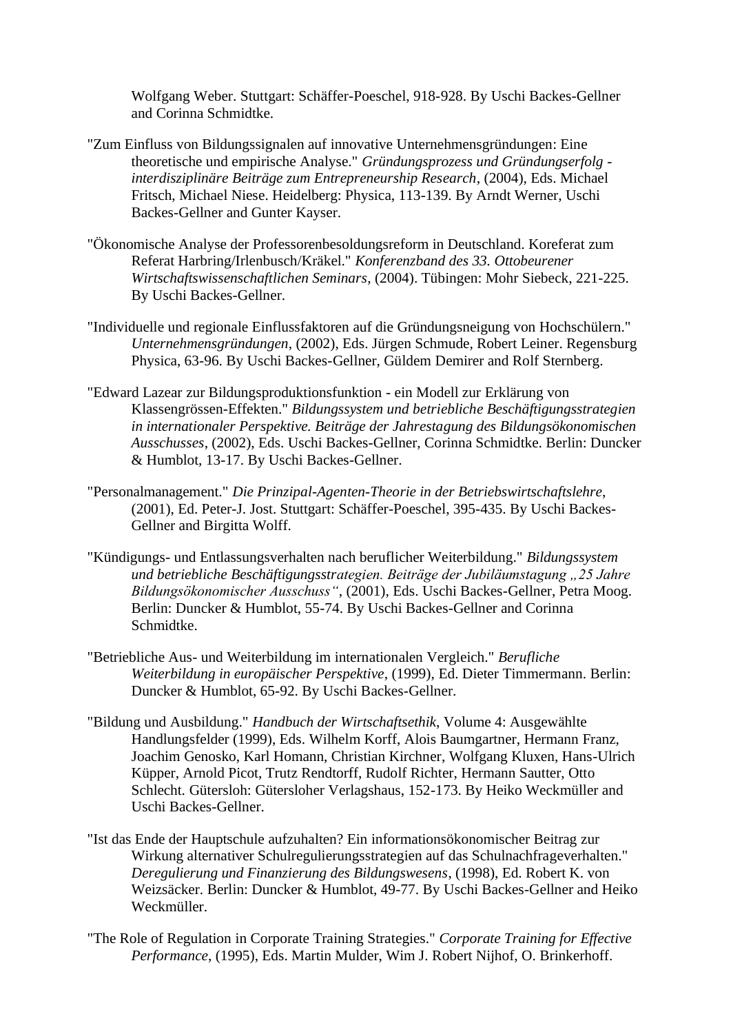Wolfgang Weber. Stuttgart: Schäffer-Poeschel, 918-928. By Uschi Backes-Gellner and Corinna Schmidtke.

"Zum Einfluss von Bildungssignalen auf innovative Unternehmensgründungen: Eine theoretische und empirische Analyse." *Gründungsprozess und Gründungserfolg - interdisziplinäre Beiträge zum Entrepreneurship Research*, (2004), Eds. Michael Fritsch, Michael Niese. Heidelberg: Physica, 113-139. By Arndt Werner, Uschi Backes-Gellner and Gunter Kayser.

"Ökonomische Analyse der Professorenbesoldungsreform in Deutschland. Koreferat zum Referat Harbring/Irlenbusch/Kräkel." *Konferenzband des 33. Ottobeurener Wirtschaftswissenschaftlichen Seminars*, (2004). Tübingen: Mohr Siebeck, 221-225. By Uschi Backes-Gellner.

"Individuelle und regionale Einflussfaktoren auf die Gründungsneigung von Hochschülern." *Unternehmensgründungen*, (2002), Eds. Jürgen Schmude, Robert Leiner. Regensburg Physica, 63-96. By Uschi Backes-Gellner, Güldem Demirer and Rolf Sternberg.

"Edward Lazear zur Bildungsproduktionsfunktion - ein Modell zur Erklärung von Klassengrössen-Effekten." *Bildungssystem und betriebliche Beschäftigungsstrategien in internationaler Perspektive. Beiträge der Jahrestagung des Bildungsökonomischen Ausschusses*, (2002), Eds. Uschi Backes-Gellner, Corinna Schmidtke. Berlin: Duncker & Humblot, 13-17. By Uschi Backes-Gellner.

"Personalmanagement." *Die Prinzipal-Agenten-Theorie in der Betriebswirtschaftslehre*, (2001), Ed. Peter-J. Jost. Stuttgart: Schäffer-Poeschel, 395-435. By Uschi Backes-Gellner and Birgitta Wolff.

"Kündigungs- und Entlassungsverhalten nach beruflicher Weiterbildung." *Bildungssystem und betriebliche Beschäftigungsstrategien. Beiträge der Jubiläumstagung „25 Jahre Bildungsökonomischer Ausschuss"*, (2001), Eds. Uschi Backes-Gellner, Petra Moog. Berlin: Duncker & Humblot, 55-74. By Uschi Backes-Gellner and Corinna Schmidtke.

"Betriebliche Aus- und Weiterbildung im internationalen Vergleich." *Berufliche Weiterbildung in europäischer Perspektive*, (1999), Ed. Dieter Timmermann. Berlin: Duncker & Humblot, 65-92. By Uschi Backes-Gellner.

"Bildung und Ausbildung." *Handbuch der Wirtschaftsethik*, Volume 4: Ausgewählte Handlungsfelder (1999), Eds. Wilhelm Korff, Alois Baumgartner, Hermann Franz, Joachim Genosko, Karl Homann, Christian Kirchner, Wolfgang Kluxen, Hans-Ulrich Küpper, Arnold Picot, Trutz Rendtorff, Rudolf Richter, Hermann Sautter, Otto Schlecht. Gütersloh: Gütersloher Verlagshaus, 152-173. By Heiko Weckmüller and Uschi Backes-Gellner.

"Ist das Ende der Hauptschule aufzuhalten? Ein informationsökonomischer Beitrag zur Wirkung alternativer Schulregulierungsstrategien auf das Schulnachfrageverhalten." *Deregulierung und Finanzierung des Bildungswesens*, (1998), Ed. Robert K. von Weizsäcker. Berlin: Duncker & Humblot, 49-77. By Uschi Backes-Gellner and Heiko Weckmüller.

"The Role of Regulation in Corporate Training Strategies." *Corporate Training for Effective Performance*, (1995), Eds. Martin Mulder, Wim J. Robert Nijhof, O. Brinkerhoff.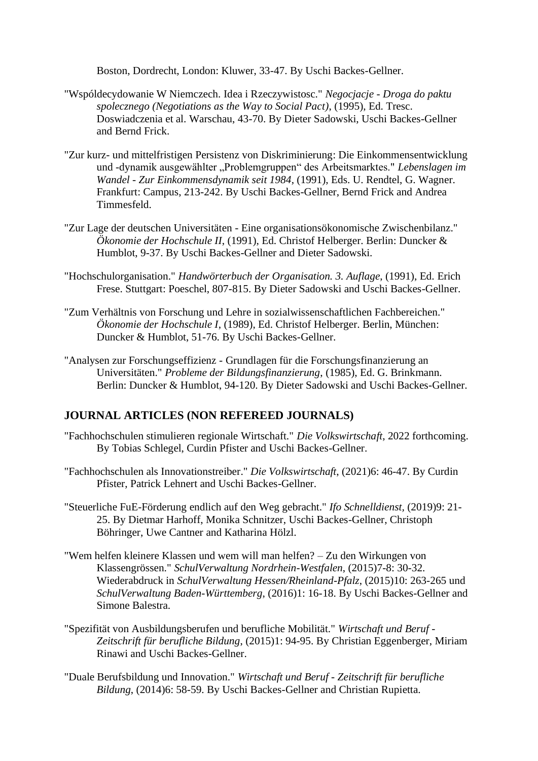Boston, Dordrecht, London: Kluwer, 33-47. By Uschi Backes-Gellner.

"Wspóldecydowanie W Niemczech. Idea i Rzeczywistosc." *Negocjacje - Droga do paktu spolecznego (Negotiations as the Way to Social Pact)*, (1995), Ed. Tresc. Doswiadczenia et al. Warschau, 43-70. By Dieter Sadowski, Uschi Backes-Gellner and Bernd Frick.

"Zur kurz- und mittelfristigen Persistenz von Diskriminierung: Die Einkommensentwicklung und -dynamik ausgewählter „Problemgruppen" des Arbeitsmarktes." *Lebenslagen im Wandel - Zur Einkommensdynamik seit 1984*, (1991), Eds. U. Rendtel, G. Wagner. Frankfurt: Campus, 213-242. By Uschi Backes-Gellner, Bernd Frick and Andrea Timmesfeld.

"Zur Lage der deutschen Universitäten - Eine organisationsökonomische Zwischenbilanz." *Ökonomie der Hochschule II*, (1991), Ed. Christof Helberger. Berlin: Duncker & Humblot, 9-37. By Uschi Backes-Gellner and Dieter Sadowski.

"Hochschulorganisation." *Handwörterbuch der Organisation. 3. Auflage*, (1991), Ed. Erich Frese. Stuttgart: Poeschel, 807-815. By Dieter Sadowski and Uschi Backes-Gellner.

"Zum Verhältnis von Forschung und Lehre in sozialwissenschaftlichen Fachbereichen." *Ökonomie der Hochschule I*, (1989), Ed. Christof Helberger. Berlin, München: Duncker & Humblot, 51-76. By Uschi Backes-Gellner.

"Analysen zur Forschungseffizienz - Grundlagen für die Forschungsfinanzierung an Universitäten." *Probleme der Bildungsfinanzierung*, (1985), Ed. G. Brinkmann. Berlin: Duncker & Humblot, 94-120. By Dieter Sadowski and Uschi Backes-Gellner.

## JOURNAL ARTICLES (NON REFEREED JOURNALS)

"Fachhochschulen stimulieren regionale Wirtschaft." *Die Volkswirtschaft*, 2022 forthcoming. By Tobias Schlegel, Curdin Pfister and Uschi Backes-Gellner.

"Fachhochschulen als Innovationstreiber." *Die Volkswirtschaft*, (2021)6: 46-47. By Curdin Pfister, Patrick Lehnert and Uschi Backes-Gellner.

"Steuerliche FuE-Förderung endlich auf den Weg gebracht." *Ifo Schnelldienst*, (2019)9: 21-25. By Dietmar Harhoff, Monika Schnitzer, Uschi Backes-Gellner, Christoph Böhringer, Uwe Cantner and Katharina Hölzl.

"Wem helfen kleinere Klassen und wem will man helfen? – Zu den Wirkungen von Klassengrössen." *SchulVerwaltung Nordrhein-Westfalen*, (2015)7-8: 30-32. Wiederabdruck in *SchulVerwaltung Hessen/Rheinland-Pfalz*, (2015)10: 263-265 und *SchulVerwaltung Baden-Württemberg*, (2016)1: 16-18. By Uschi Backes-Gellner and Simone Balestra.

"Spezifität von Ausbildungsberufen und berufliche Mobilität." *Wirtschaft und Beruf - Zeitschrift für berufliche Bildung*, (2015)1: 94-95. By Christian Eggenberger, Miriam Rinawi and Uschi Backes-Gellner.

"Duale Berufsbildung und Innovation." *Wirtschaft und Beruf - Zeitschrift für berufliche Bildung*, (2014)6: 58-59. By Uschi Backes-Gellner and Christian Rupietta.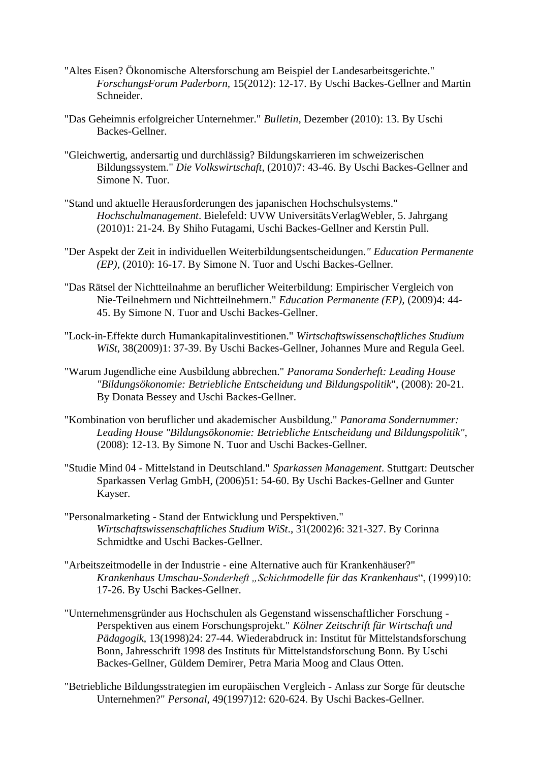"Altes Eisen? Ökonomische Altersforschung am Beispiel der Landesarbeitsgerichte." *ForschungsForum Paderborn*, 15(2012): 12-17. By Uschi Backes-Gellner and Martin Schneider.

"Das Geheimnis erfolgreicher Unternehmer." *Bulletin*, Dezember (2010): 13. By Uschi Backes-Gellner.

"Gleichwertig, andersartig und durchlässig? Bildungskarrieren im schweizerischen Bildungssystem." *Die Volkswirtschaft*, (2010)7: 43-46. By Uschi Backes-Gellner and Simone N. Tuor.

"Stand und aktuelle Herausforderungen des japanischen Hochschulsystems." *Hochschulmanagement*. Bielefeld: UVW UniversitätsVerlagWebler, 5. Jahrgang (2010)1: 21-24. By Shiho Futagami, Uschi Backes-Gellner and Kerstin Pull.

"Der Aspekt der Zeit in individuellen Weiterbildungsentscheidungen." *Education Permanente (EP)*, (2010): 16-17. By Simone N. Tuor and Uschi Backes-Gellner.

"Das Rätsel der Nichtteilnahme an beruflicher Weiterbildung: Empirischer Vergleich von Nie-Teilnehmern und Nichtteilnehmern." *Education Permanente (EP)*, (2009)4: 44-45. By Simone N. Tuor and Uschi Backes-Gellner.

"Lock-in-Effekte durch Humankapitalinvestitionen." *Wirtschaftswissenschaftliches Studium WiSt*, 38(2009)1: 37-39. By Uschi Backes-Gellner, Johannes Mure and Regula Geel.

"Warum Jugendliche eine Ausbildung abbrechen." *Panorama Sonderheft: Leading House "Bildungsökonomie: Betriebliche Entscheidung und Bildungspolitik*", (2008): 20-21. By Donata Bessey and Uschi Backes-Gellner.

"Kombination von beruflicher und akademischer Ausbildung." *Panorama Sondernummer: Leading House "Bildungsökonomie: Betriebliche Entscheidung und Bildungspolitik"*, (2008): 12-13. By Simone N. Tuor and Uschi Backes-Gellner.

"Studie Mind 04 - Mittelstand in Deutschland." *Sparkassen Management*. Stuttgart: Deutscher Sparkassen Verlag GmbH, (2006)51: 54-60. By Uschi Backes-Gellner and Gunter Kayser.

"Personalmarketing - Stand der Entwicklung und Perspektiven." *Wirtschaftswissenschaftliches Studium WiSt*., 31(2002)6: 321-327. By Corinna Schmidtke and Uschi Backes-Gellner.

"Arbeitszeitmodelle in der Industrie - eine Alternative auch für Krankenhäuser?" *Krankenhaus Umschau-Sonderheft „Schichtmodelle für das Krankenhaus*", (1999)10: 17-26. By Uschi Backes-Gellner.

"Unternehmensgründer aus Hochschulen als Gegenstand wissenschaftlicher Forschung - Perspektiven aus einem Forschungsprojekt." *Kölner Zeitschrift für Wirtschaft und Pädagogik*, 13(1998)24: 27-44. Wiederabdruck in: Institut für Mittelstandsforschung Bonn, Jahresschrift 1998 des Instituts für Mittelstandsforschung Bonn. By Uschi Backes-Gellner, Güldem Demirer, Petra Maria Moog and Claus Otten.

"Betriebliche Bildungsstrategien im europäischen Vergleich - Anlass zur Sorge für deutsche Unternehmen?" *Personal*, 49(1997)12: 620-624. By Uschi Backes-Gellner.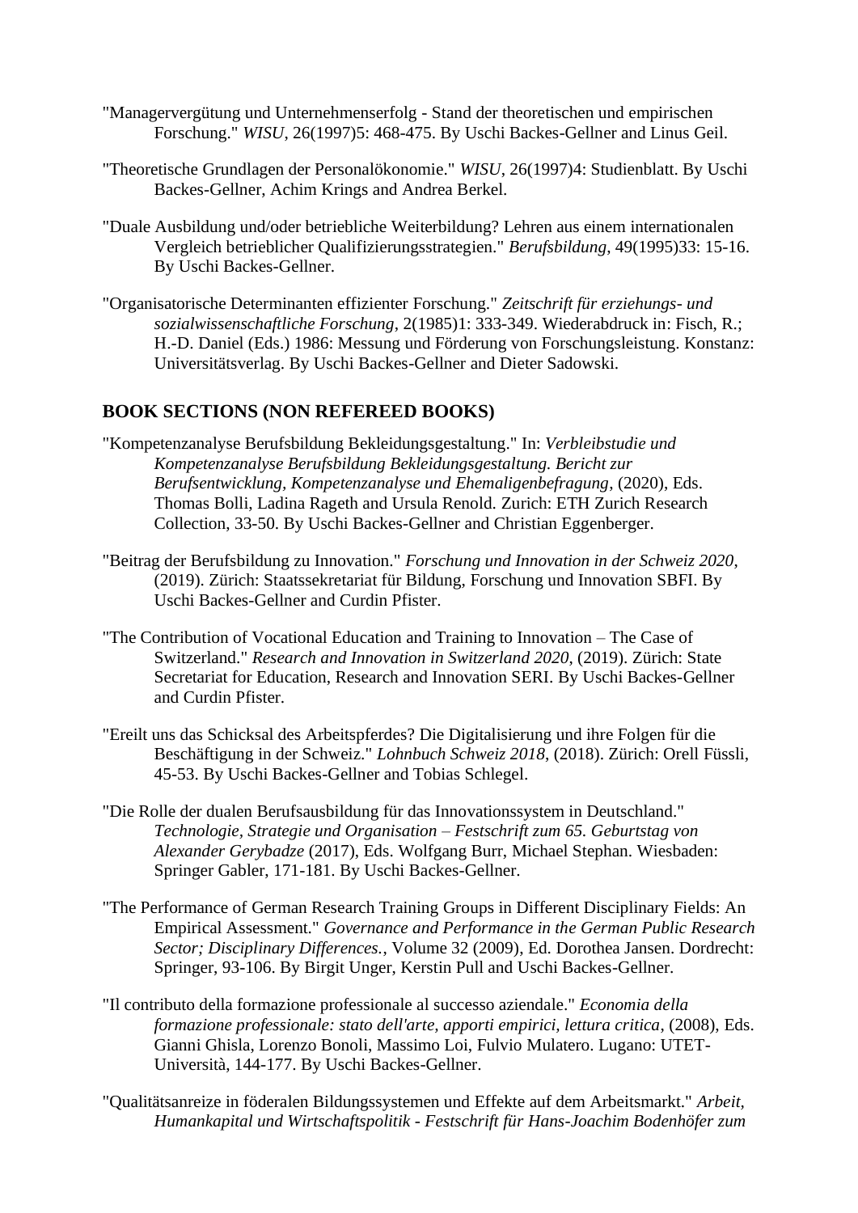"Managervergütung und Unternehmenserfolg - Stand der theoretischen und empirischen Forschung." *WISU*, 26(1997)5: 468-475. By Uschi Backes-Gellner and Linus Geil.

"Theoretische Grundlagen der Personalökonomie." *WISU*, 26(1997)4: Studienblatt. By Uschi Backes-Gellner, Achim Krings and Andrea Berkel.

"Duale Ausbildung und/oder betriebliche Weiterbildung? Lehren aus einem internationalen Vergleich betrieblicher Qualifizierungsstrategien." *Berufsbildung*, 49(1995)33: 15-16. By Uschi Backes-Gellner.

"Organisatorische Determinanten effizienter Forschung." *Zeitschrift für erziehungs- und sozialwissenschaftliche Forschung*, 2(1985)1: 333-349. Wiederabdruck in: Fisch, R.; H.-D. Daniel (Eds.) 1986: Messung und Förderung von Forschungsleistung. Konstanz: Universitätsverlag. By Uschi Backes-Gellner and Dieter Sadowski.

## BOOK SECTIONS (NON REFEREED BOOKS)

"Kompetenzanalyse Berufsbildung Bekleidungsgestaltung." In: *Verbleibstudie und Kompetenzanalyse Berufsbildung Bekleidungsgestaltung. Bericht zur Berufsentwicklung, Kompetenzanalyse und Ehemaligenbefragung*, (2020), Eds. Thomas Bolli, Ladina Rageth and Ursula Renold. Zurich: ETH Zurich Research Collection, 33-50. By Uschi Backes-Gellner and Christian Eggenberger.

"Beitrag der Berufsbildung zu Innovation." *Forschung und Innovation in der Schweiz 2020*, (2019). Zürich: Staatssekretariat für Bildung, Forschung und Innovation SBFI. By Uschi Backes-Gellner and Curdin Pfister.

"The Contribution of Vocational Education and Training to Innovation – The Case of Switzerland." *Research and Innovation in Switzerland 2020*, (2019). Zürich: State Secretariat for Education, Research and Innovation SERI. By Uschi Backes-Gellner and Curdin Pfister.

"Ereilt uns das Schicksal des Arbeitspferdes? Die Digitalisierung und ihre Folgen für die Beschäftigung in der Schweiz." *Lohnbuch Schweiz 2018*, (2018). Zürich: Orell Füssli, 45-53. By Uschi Backes-Gellner and Tobias Schlegel.

"Die Rolle der dualen Berufsausbildung für das Innovationssystem in Deutschland." *Technologie, Strategie und Organisation – Festschrift zum 65. Geburtstag von Alexander Gerybadze* (2017), Eds. Wolfgang Burr, Michael Stephan. Wiesbaden: Springer Gabler, 171-181. By Uschi Backes-Gellner.

"The Performance of German Research Training Groups in Different Disciplinary Fields: An Empirical Assessment." *Governance and Performance in the German Public Research Sector; Disciplinary Differences.*, Volume 32 (2009), Ed. Dorothea Jansen. Dordrecht: Springer, 93-106. By Birgit Unger, Kerstin Pull and Uschi Backes-Gellner.

"Il contributo della formazione professionale al successo aziendale." *Economia della formazione professionale: stato dell'arte, apporti empirici, lettura critica*, (2008), Eds. Gianni Ghisla, Lorenzo Bonoli, Massimo Loi, Fulvio Mulatero. Lugano: UTET-Università, 144-177. By Uschi Backes-Gellner.

"Qualitätsanreize in föderalen Bildungssystemen und Effekte auf dem Arbeitsmarkt." *Arbeit, Humankapital und Wirtschaftspolitik - Festschrift für Hans-Joachim Bodenhöfer zum*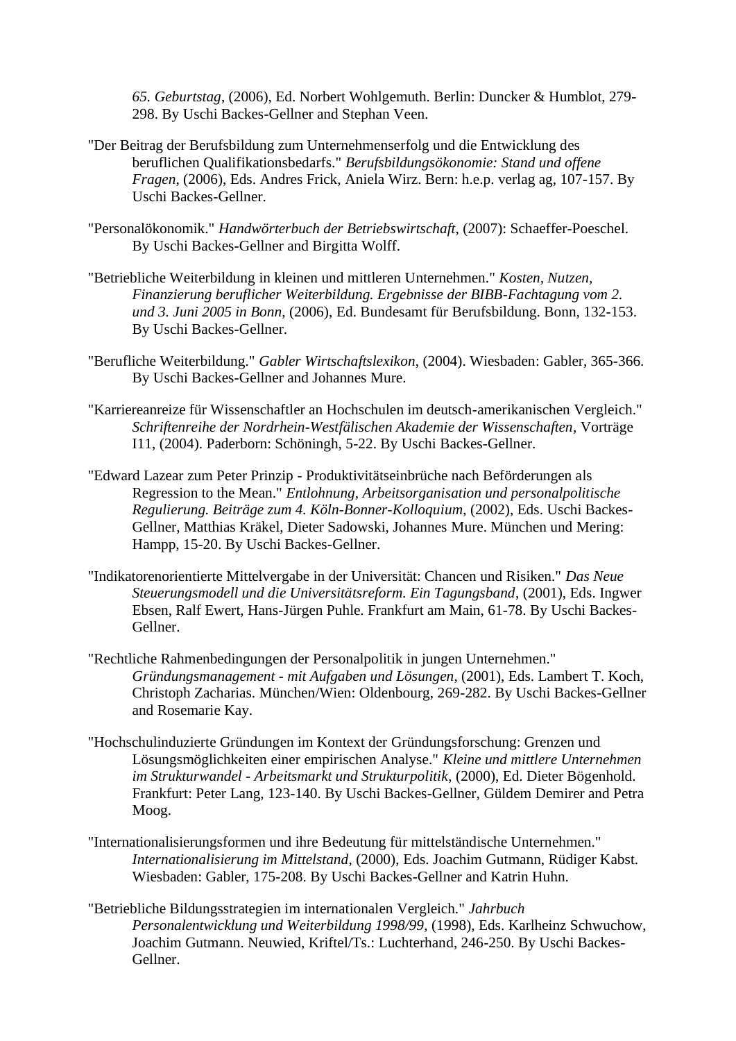*65. Geburtstag*, (2006), Ed. Norbert Wohlgemuth. Berlin: Duncker & Humblot, 279-298. By Uschi Backes-Gellner and Stephan Veen.

"Der Beitrag der Berufsbildung zum Unternehmenserfolg und die Entwicklung des beruflichen Qualifikationsbedarfs." *Berufsbildungsökonomie: Stand und offene Fragen*, (2006), Eds. Andres Frick, Aniela Wirz. Bern: h.e.p. verlag ag, 107-157. By Uschi Backes-Gellner.

"Personalökonomik." *Handwörterbuch der Betriebswirtschaft*, (2007): Schaeffer-Poeschel. By Uschi Backes-Gellner and Birgitta Wolff.

"Betriebliche Weiterbildung in kleinen und mittleren Unternehmen." *Kosten, Nutzen, Finanzierung beruflicher Weiterbildung. Ergebnisse der BIBB-Fachtagung vom 2. und 3. Juni 2005 in Bonn*, (2006), Ed. Bundesamt für Berufsbildung. Bonn, 132-153. By Uschi Backes-Gellner.

"Berufliche Weiterbildung." *Gabler Wirtschaftslexikon*, (2004). Wiesbaden: Gabler, 365-366. By Uschi Backes-Gellner and Johannes Mure.

"Karriereanreize für Wissenschaftler an Hochschulen im deutsch-amerikanischen Vergleich." *Schriftenreihe der Nordrhein-Westfälischen Akademie der Wissenschaften*, Vorträge I11, (2004). Paderborn: Schöningh, 5-22. By Uschi Backes-Gellner.

"Edward Lazear zum Peter Prinzip - Produktivitätseinbrüche nach Beförderungen als Regression to the Mean." *Entlohnung, Arbeitsorganisation und personalpolitische Regulierung. Beiträge zum 4. Köln-Bonner-Kolloquium*, (2002), Eds. Uschi Backes-Gellner, Matthias Kräkel, Dieter Sadowski, Johannes Mure. München und Mering: Hampp, 15-20. By Uschi Backes-Gellner.

"Indikatorenorientierte Mittelvergabe in der Universität: Chancen und Risiken." *Das Neue Steuerungsmodell und die Universitätsreform. Ein Tagungsband*, (2001), Eds. Ingwer Ebsen, Ralf Ewert, Hans-Jürgen Puhle. Frankfurt am Main, 61-78. By Uschi Backes-Gellner.

"Rechtliche Rahmenbedingungen der Personalpolitik in jungen Unternehmen." *Gründungsmanagement - mit Aufgaben und Lösungen*, (2001), Eds. Lambert T. Koch, Christoph Zacharias. München/Wien: Oldenbourg, 269-282. By Uschi Backes-Gellner and Rosemarie Kay.

"Hochschulinduzierte Gründungen im Kontext der Gründungsforschung: Grenzen und Lösungsmöglichkeiten einer empirischen Analyse." *Kleine und mittlere Unternehmen im Strukturwandel - Arbeitsmarkt und Strukturpolitik*, (2000), Ed. Dieter Bögenhold. Frankfurt: Peter Lang, 123-140. By Uschi Backes-Gellner, Güldem Demirer and Petra Moog.

"Internationalisierungsformen und ihre Bedeutung für mittelständische Unternehmen." *Internationalisierung im Mittelstand*, (2000), Eds. Joachim Gutmann, Rüdiger Kabst. Wiesbaden: Gabler, 175-208. By Uschi Backes-Gellner and Katrin Huhn.

"Betriebliche Bildungsstrategien im internationalen Vergleich." *Jahrbuch Personalentwicklung und Weiterbildung 1998/99*, (1998), Eds. Karlheinz Schwuchow, Joachim Gutmann. Neuwied, Kriftel/Ts.: Luchterhand, 246-250. By Uschi Backes-Gellner.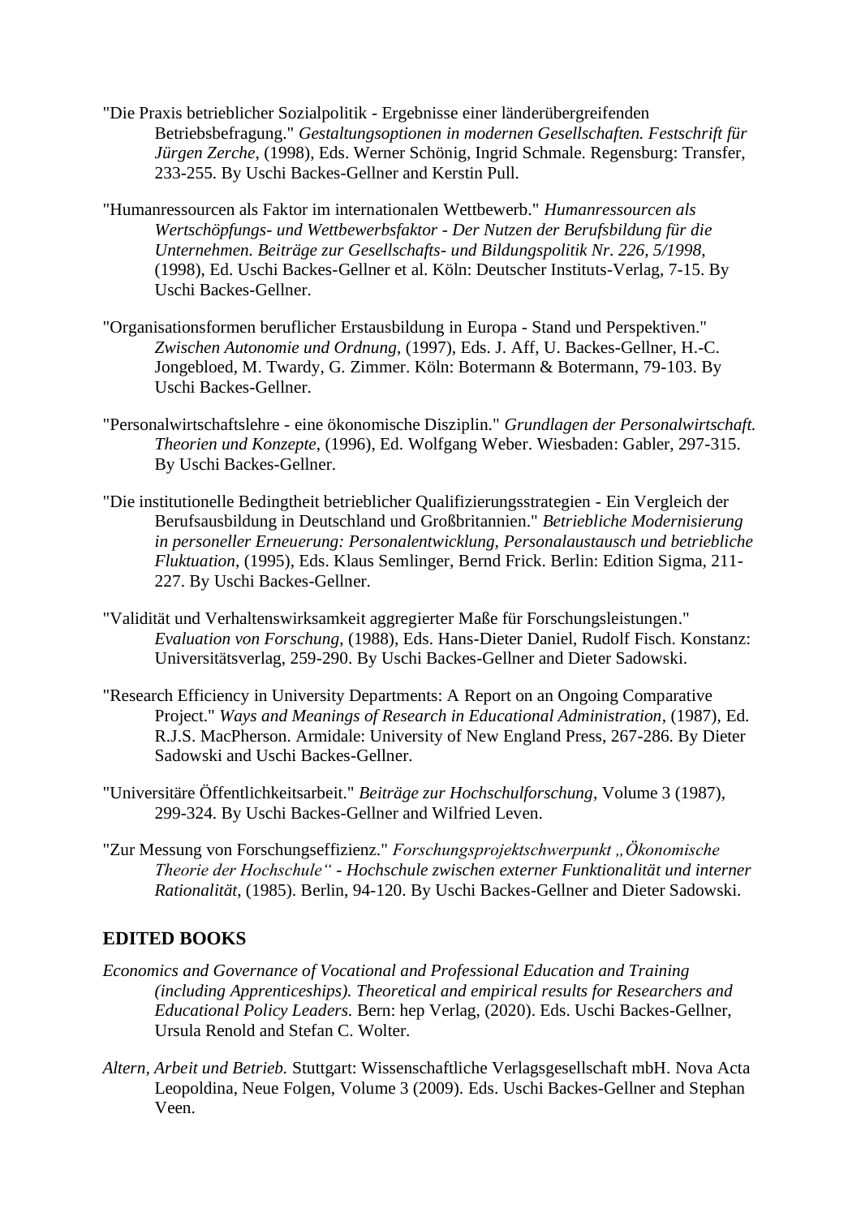"Die Praxis betrieblicher Sozialpolitik - Ergebnisse einer länderübergreifenden Betriebsbefragung." *Gestaltungsoptionen in modernen Gesellschaften. Festschrift für Jürgen Zerche*, (1998), Eds. Werner Schönig, Ingrid Schmale. Regensburg: Transfer, 233-255. By Uschi Backes-Gellner and Kerstin Pull.

"Humanressourcen als Faktor im internationalen Wettbewerb." *Humanressourcen als Wertschöpfungs- und Wettbewerbsfaktor - Der Nutzen der Berufsbildung für die Unternehmen. Beiträge zur Gesellschafts- und Bildungspolitik Nr. 226, 5/1998*, (1998), Ed. Uschi Backes-Gellner et al. Köln: Deutscher Instituts-Verlag, 7-15. By Uschi Backes-Gellner.

"Organisationsformen beruflicher Erstausbildung in Europa - Stand und Perspektiven." *Zwischen Autonomie und Ordnung*, (1997), Eds. J. Aff, U. Backes-Gellner, H.-C. Jongebloed, M. Twardy, G. Zimmer. Köln: Botermann & Botermann, 79-103. By Uschi Backes-Gellner.

"Personalwirtschaftslehre - eine ökonomische Disziplin." *Grundlagen der Personalwirtschaft. Theorien und Konzepte*, (1996), Ed. Wolfgang Weber. Wiesbaden: Gabler, 297-315. By Uschi Backes-Gellner.

"Die institutionelle Bedingtheit betrieblicher Qualifizierungsstrategien - Ein Vergleich der Berufsausbildung in Deutschland und Großbritannien." *Betriebliche Modernisierung in personeller Erneuerung: Personalentwicklung, Personalaustausch und betriebliche Fluktuation*, (1995), Eds. Klaus Semlinger, Bernd Frick. Berlin: Edition Sigma, 211-227. By Uschi Backes-Gellner.

"Validität und Verhaltenswirksamkeit aggregierter Maße für Forschungsleistungen." *Evaluation von Forschung*, (1988), Eds. Hans-Dieter Daniel, Rudolf Fisch. Konstanz: Universitätsverlag, 259-290. By Uschi Backes-Gellner and Dieter Sadowski.

"Research Efficiency in University Departments: A Report on an Ongoing Comparative Project." *Ways and Meanings of Research in Educational Administration*, (1987), Ed. R.J.S. MacPherson. Armidale: University of New England Press, 267-286. By Dieter Sadowski and Uschi Backes-Gellner.

"Universitäre Öffentlichkeitsarbeit." *Beiträge zur Hochschulforschung*, Volume 3 (1987), 299-324. By Uschi Backes-Gellner and Wilfried Leven.

"Zur Messung von Forschungseffizienz." *Forschungsprojektschwerpunkt „Ökonomische Theorie der Hochschule" - Hochschule zwischen externer Funktionalität und interner Rationalität*, (1985). Berlin, 94-120. By Uschi Backes-Gellner and Dieter Sadowski.

## EDITED BOOKS

*Economics and Governance of Vocational and Professional Education and Training (including Apprenticeships). Theoretical and empirical results for Researchers and Educational Policy Leaders.* Bern: hep Verlag, (2020). Eds. Uschi Backes-Gellner, Ursula Renold and Stefan C. Wolter.

*Altern, Arbeit und Betrieb.* Stuttgart: Wissenschaftliche Verlagsgesellschaft mbH. Nova Acta Leopoldina, Neue Folgen, Volume 3 (2009). Eds. Uschi Backes-Gellner and Stephan Veen.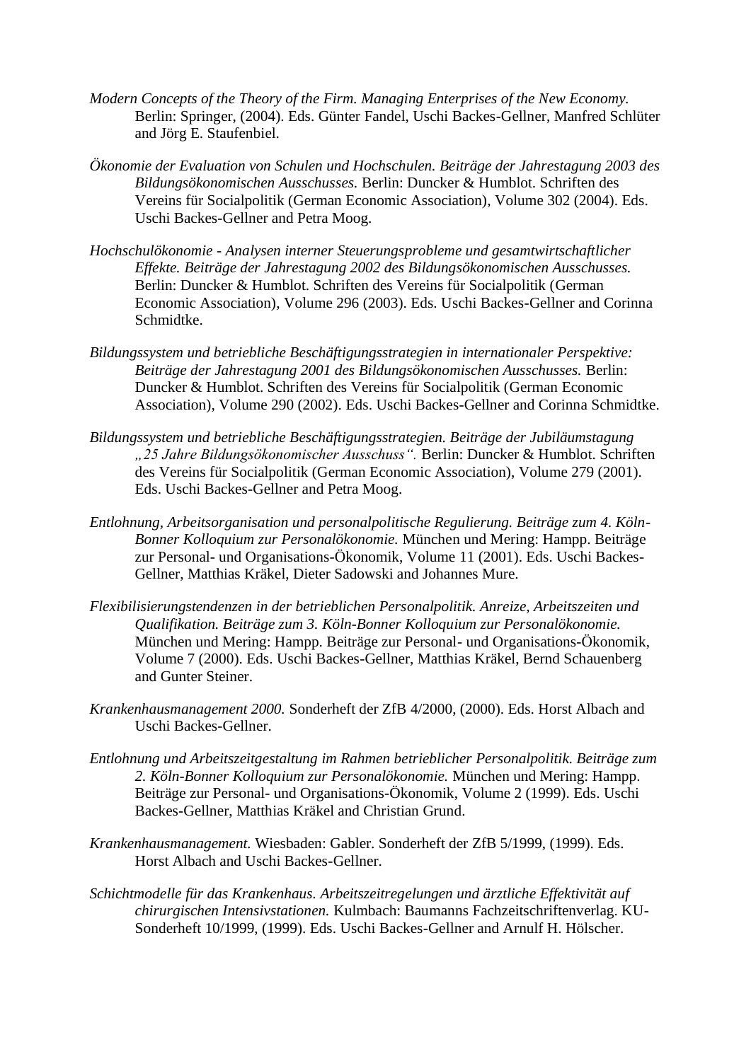*Modern Concepts of the Theory of the Firm. Managing Enterprises of the New Economy.* Berlin: Springer, (2004). Eds. Günter Fandel, Uschi Backes-Gellner, Manfred Schlüter and Jörg E. Staufenbiel.

*Ökonomie der Evaluation von Schulen und Hochschulen. Beiträge der Jahrestagung 2003 des Bildungsökonomischen Ausschusses.* Berlin: Duncker & Humblot. Schriften des Vereins für Socialpolitik (German Economic Association), Volume 302 (2004). Eds. Uschi Backes-Gellner and Petra Moog.

*Hochschulökonomie - Analysen interner Steuerungsprobleme und gesamtwirtschaftlicher Effekte. Beiträge der Jahrestagung 2002 des Bildungsökonomischen Ausschusses.* Berlin: Duncker & Humblot. Schriften des Vereins für Socialpolitik (German Economic Association), Volume 296 (2003). Eds. Uschi Backes-Gellner and Corinna Schmidtke.

*Bildungssystem und betriebliche Beschäftigungsstrategien in internationaler Perspektive: Beiträge der Jahrestagung 2001 des Bildungsökonomischen Ausschusses.* Berlin: Duncker & Humblot. Schriften des Vereins für Socialpolitik (German Economic Association), Volume 290 (2002). Eds. Uschi Backes-Gellner and Corinna Schmidtke.

*Bildungssystem und betriebliche Beschäftigungsstrategien. Beiträge der Jubiläumstagung „25 Jahre Bildungsökonomischer Ausschuss".* Berlin: Duncker & Humblot. Schriften des Vereins für Socialpolitik (German Economic Association), Volume 279 (2001). Eds. Uschi Backes-Gellner and Petra Moog.

*Entlohnung, Arbeitsorganisation und personalpolitische Regulierung. Beiträge zum 4. Köln-Bonner Kolloquium zur Personalökonomie.* München und Mering: Hampp. Beiträge zur Personal- und Organisations-Ökonomik, Volume 11 (2001). Eds. Uschi Backes-Gellner, Matthias Kräkel, Dieter Sadowski and Johannes Mure.

*Flexibilisierungstendenzen in der betrieblichen Personalpolitik. Anreize, Arbeitszeiten und Qualifikation. Beiträge zum 3. Köln-Bonner Kolloquium zur Personalökonomie.* München und Mering: Hampp. Beiträge zur Personal- und Organisations-Ökonomik, Volume 7 (2000). Eds. Uschi Backes-Gellner, Matthias Kräkel, Bernd Schauenberg and Gunter Steiner.

*Krankenhausmanagement 2000.* Sonderheft der ZfB 4/2000, (2000). Eds. Horst Albach and Uschi Backes-Gellner.

*Entlohnung und Arbeitszeitgestaltung im Rahmen betrieblicher Personalpolitik. Beiträge zum 2. Köln-Bonner Kolloquium zur Personalökonomie.* München und Mering: Hampp. Beiträge zur Personal- und Organisations-Ökonomik, Volume 2 (1999). Eds. Uschi Backes-Gellner, Matthias Kräkel and Christian Grund.

*Krankenhausmanagement.* Wiesbaden: Gabler. Sonderheft der ZfB 5/1999, (1999). Eds. Horst Albach and Uschi Backes-Gellner.

*Schichtmodelle für das Krankenhaus. Arbeitszeitregelungen und ärztliche Effektivität auf chirurgischen Intensivstationen.* Kulmbach: Baumanns Fachzeitschriftenverlag. KU-Sonderheft 10/1999, (1999). Eds. Uschi Backes-Gellner and Arnulf H. Hölscher.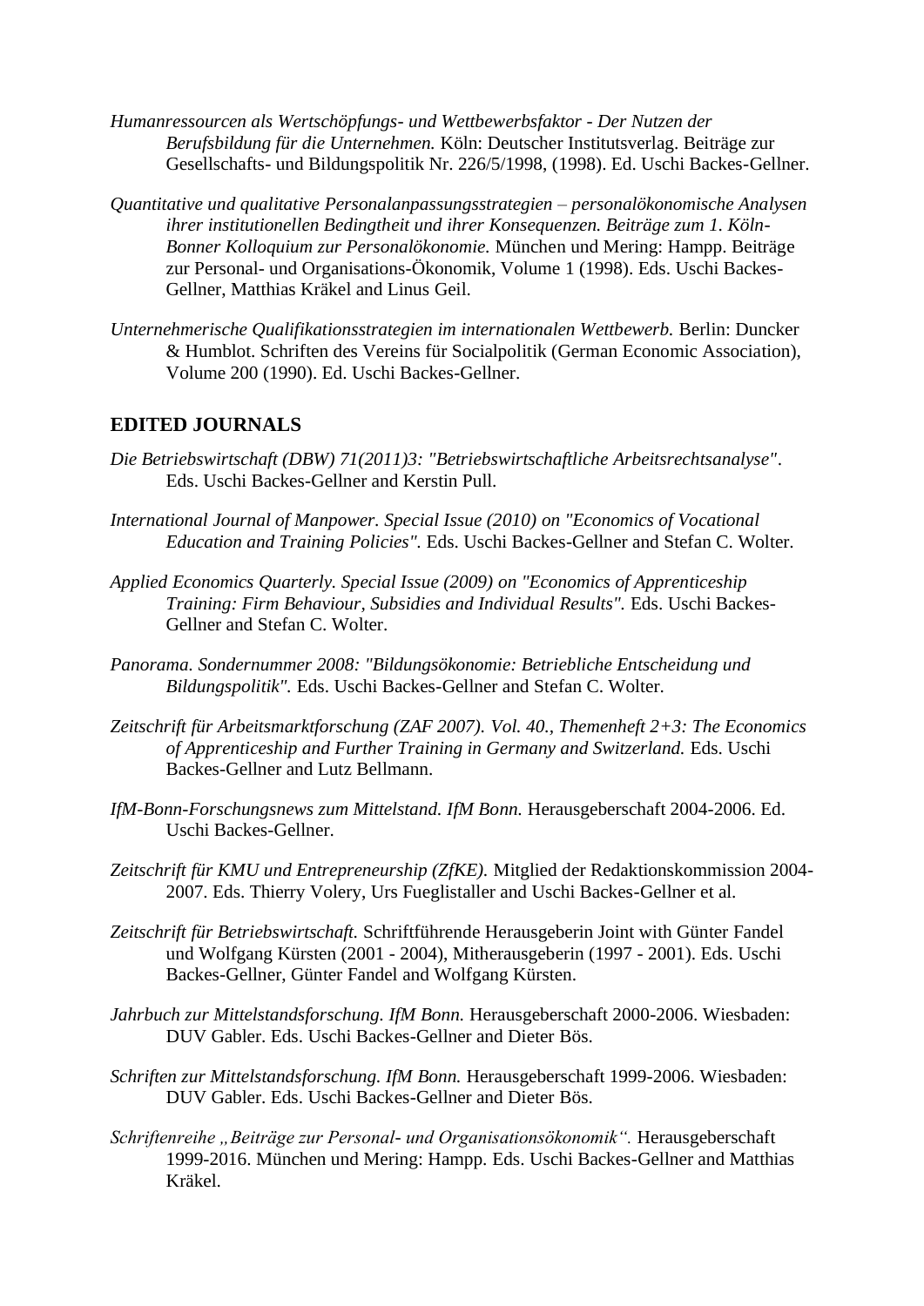*Humanressourcen als Wertschöpfungs- und Wettbewerbsfaktor - Der Nutzen der Berufsbildung für die Unternehmen.* Köln: Deutscher Institutsverlag. Beiträge zur Gesellschafts- und Bildungspolitik Nr. 226/5/1998, (1998). Ed. Uschi Backes-Gellner.

*Quantitative und qualitative Personalanpassungsstrategien – personalökonomische Analysen ihrer institutionellen Bedingtheit und ihrer Konsequenzen. Beiträge zum 1. Köln-Bonner Kolloquium zur Personalökonomie.* München und Mering: Hampp. Beiträge zur Personal- und Organisations-Ökonomik, Volume 1 (1998). Eds. Uschi Backes-Gellner, Matthias Kräkel and Linus Geil.

*Unternehmerische Qualifikationsstrategien im internationalen Wettbewerb.* Berlin: Duncker & Humblot. Schriften des Vereins für Socialpolitik (German Economic Association), Volume 200 (1990). Ed. Uschi Backes-Gellner.

## EDITED JOURNALS

*Die Betriebswirtschaft (DBW) 71(2011)3: "Betriebswirtschaftliche Arbeitsrechtsanalyse".* Eds. Uschi Backes-Gellner and Kerstin Pull.

*International Journal of Manpower. Special Issue (2010) on "Economics of Vocational Education and Training Policies".* Eds. Uschi Backes-Gellner and Stefan C. Wolter.

*Applied Economics Quarterly. Special Issue (2009) on "Economics of Apprenticeship Training: Firm Behaviour, Subsidies and Individual Results".* Eds. Uschi Backes-Gellner and Stefan C. Wolter.

*Panorama. Sondernummer 2008: "Bildungsökonomie: Betriebliche Entscheidung und Bildungspolitik".* Eds. Uschi Backes-Gellner and Stefan C. Wolter.

*Zeitschrift für Arbeitsmarktforschung (ZAF 2007). Vol. 40., Themenheft 2+3: The Economics of Apprenticeship and Further Training in Germany and Switzerland.* Eds. Uschi Backes-Gellner and Lutz Bellmann.

*IfM-Bonn-Forschungsnews zum Mittelstand. IfM Bonn.* Herausgeberschaft 2004-2006. Ed. Uschi Backes-Gellner.

*Zeitschrift für KMU und Entrepreneurship (ZfKE).* Mitglied der Redaktionskommission 2004-2007. Eds. Thierry Volery, Urs Fueglistaller and Uschi Backes-Gellner et al.

*Zeitschrift für Betriebswirtschaft.* Schriftführende Herausgeberin Joint with Günter Fandel und Wolfgang Kürsten (2001 - 2004), Mitherausgeberin (1997 - 2001). Eds. Uschi Backes-Gellner, Günter Fandel and Wolfgang Kürsten.

*Jahrbuch zur Mittelstandsforschung. IfM Bonn.* Herausgeberschaft 2000-2006. Wiesbaden: DUV Gabler. Eds. Uschi Backes-Gellner and Dieter Bös.

*Schriften zur Mittelstandsforschung. IfM Bonn.* Herausgeberschaft 1999-2006. Wiesbaden: DUV Gabler. Eds. Uschi Backes-Gellner and Dieter Bös.

*Schriftenreihe „Beiträge zur Personal- und Organisationsökonomik".* Herausgeberschaft 1999-2016. München und Mering: Hampp. Eds. Uschi Backes-Gellner and Matthias Kräkel.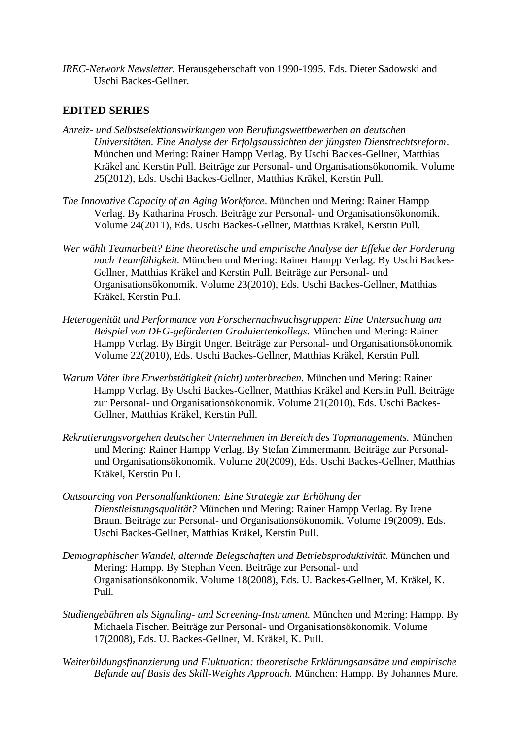*IREC-Network Newsletter.* Herausgeberschaft von 1990-1995. Eds. Dieter Sadowski and Uschi Backes-Gellner.

## EDITED SERIES

*Anreiz- und Selbstselektionswirkungen von Berufungswettbewerben an deutschen Universitäten. Eine Analyse der Erfolgsaussichten der jüngsten Dienstrechtsreform*. München und Mering: Rainer Hampp Verlag. By Uschi Backes-Gellner, Matthias Kräkel and Kerstin Pull. Beiträge zur Personal- und Organisationsökonomik. Volume 25(2012), Eds. Uschi Backes-Gellner, Matthias Kräkel, Kerstin Pull.

*The Innovative Capacity of an Aging Workforce*. München und Mering: Rainer Hampp Verlag. By Katharina Frosch. Beiträge zur Personal- und Organisationsökonomik. Volume 24(2011), Eds. Uschi Backes-Gellner, Matthias Kräkel, Kerstin Pull.

*Wer wählt Teamarbeit? Eine theoretische und empirische Analyse der Effekte der Forderung nach Teamfähigkeit.* München und Mering: Rainer Hampp Verlag. By Uschi Backes-Gellner, Matthias Kräkel and Kerstin Pull. Beiträge zur Personal- und Organisationsökonomik. Volume 23(2010), Eds. Uschi Backes-Gellner, Matthias Kräkel, Kerstin Pull.

*Heterogenität und Performance von Forschernachwuchsgruppen: Eine Untersuchung am Beispiel von DFG-geförderten Graduiertenkollegs.* München und Mering: Rainer Hampp Verlag. By Birgit Unger. Beiträge zur Personal- und Organisationsökonomik. Volume 22(2010), Eds. Uschi Backes-Gellner, Matthias Kräkel, Kerstin Pull.

*Warum Väter ihre Erwerbstätigkeit (nicht) unterbrechen.* München und Mering: Rainer Hampp Verlag. By Uschi Backes-Gellner, Matthias Kräkel and Kerstin Pull. Beiträge zur Personal- und Organisationsökonomik. Volume 21(2010), Eds. Uschi Backes-Gellner, Matthias Kräkel, Kerstin Pull.

*Rekrutierungsvorgehen deutscher Unternehmen im Bereich des Topmanagements.* München und Mering: Rainer Hampp Verlag. By Stefan Zimmermann. Beiträge zur Personal- und Organisationsökonomik. Volume 20(2009), Eds. Uschi Backes-Gellner, Matthias Kräkel, Kerstin Pull.

*Outsourcing von Personalfunktionen: Eine Strategie zur Erhöhung der Dienstleistungsqualität?* München und Mering: Rainer Hampp Verlag. By Irene Braun. Beiträge zur Personal- und Organisationsökonomik. Volume 19(2009), Eds. Uschi Backes-Gellner, Matthias Kräkel, Kerstin Pull.

*Demographischer Wandel, alternde Belegschaften und Betriebsproduktivität.* München und Mering: Hampp. By Stephan Veen. Beiträge zur Personal- und Organisationsökonomik. Volume 18(2008), Eds. U. Backes-Gellner, M. Kräkel, K. Pull.

*Studiengebühren als Signaling- und Screening-Instrument.* München und Mering: Hampp. By Michaela Fischer. Beiträge zur Personal- und Organisationsökonomik. Volume 17(2008), Eds. U. Backes-Gellner, M. Kräkel, K. Pull.

*Weiterbildungsfinanzierung und Fluktuation: theoretische Erklärungsansätze und empirische Befunde auf Basis des Skill-Weights Approach.* München: Hampp. By Johannes Mure.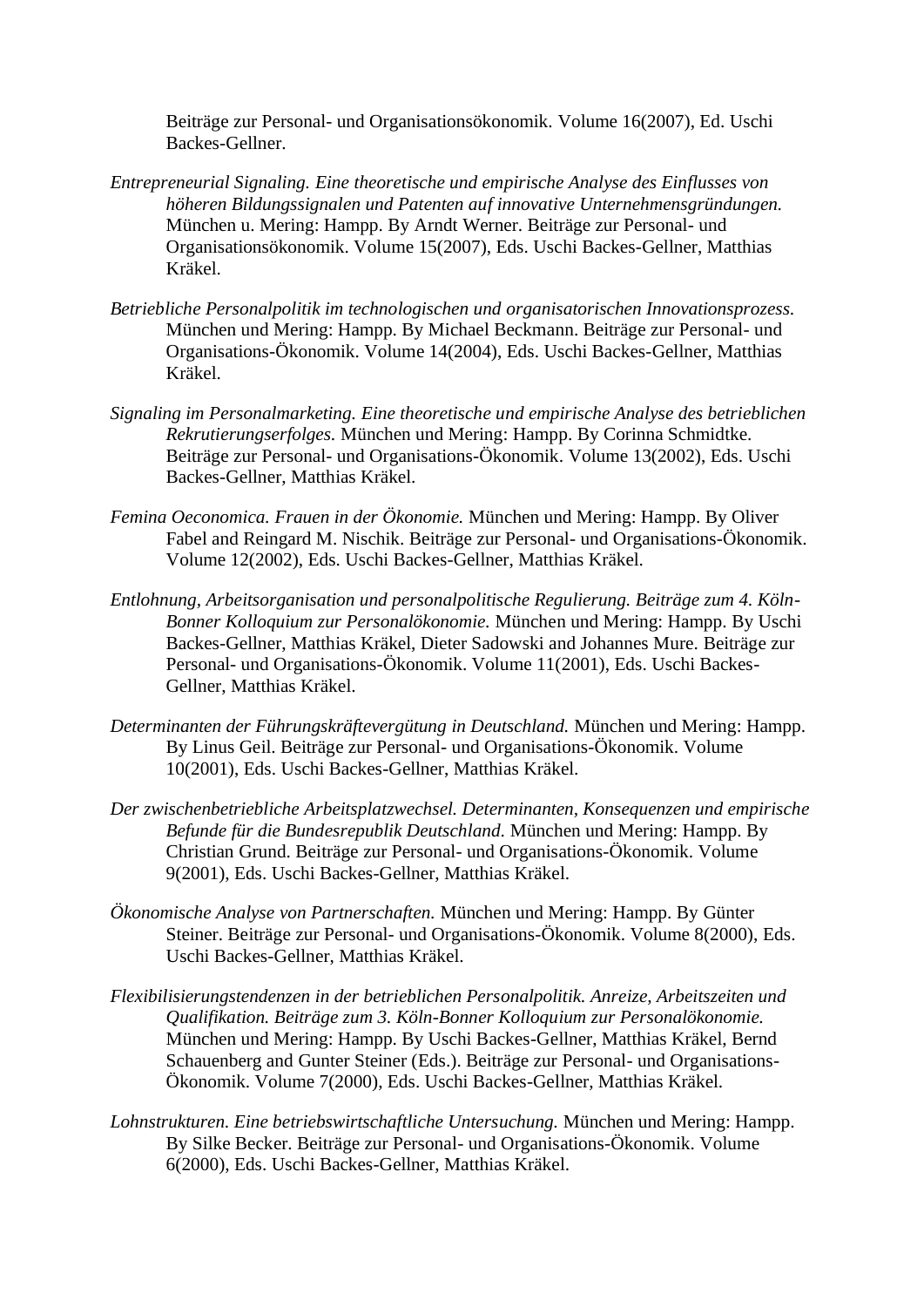Beiträge zur Personal- und Organisationsökonomik. Volume 16(2007), Ed. Uschi Backes-Gellner.

*Entrepreneurial Signaling. Eine theoretische und empirische Analyse des Einflusses von höheren Bildungssignalen und Patenten auf innovative Unternehmensgründungen.* München u. Mering: Hampp. By Arndt Werner. Beiträge zur Personal- und Organisationsökonomik. Volume 15(2007), Eds. Uschi Backes-Gellner, Matthias Kräkel.

*Betriebliche Personalpolitik im technologischen und organisatorischen Innovationsprozess.* München und Mering: Hampp. By Michael Beckmann. Beiträge zur Personal- und Organisations-Ökonomik. Volume 14(2004), Eds. Uschi Backes-Gellner, Matthias Kräkel.

*Signaling im Personalmarketing. Eine theoretische und empirische Analyse des betrieblichen Rekrutierungserfolges.* München und Mering: Hampp. By Corinna Schmidtke. Beiträge zur Personal- und Organisations-Ökonomik. Volume 13(2002), Eds. Uschi Backes-Gellner, Matthias Kräkel.

*Femina Oeconomica. Frauen in der Ökonomie.* München und Mering: Hampp. By Oliver Fabel and Reingard M. Nischik. Beiträge zur Personal- und Organisations-Ökonomik. Volume 12(2002), Eds. Uschi Backes-Gellner, Matthias Kräkel.

*Entlohnung, Arbeitsorganisation und personalpolitische Regulierung. Beiträge zum 4. Köln-Bonner Kolloquium zur Personalökonomie.* München und Mering: Hampp. By Uschi Backes-Gellner, Matthias Kräkel, Dieter Sadowski and Johannes Mure. Beiträge zur Personal- und Organisations-Ökonomik. Volume 11(2001), Eds. Uschi Backes-Gellner, Matthias Kräkel.

*Determinanten der Führungskräftevergütung in Deutschland.* München und Mering: Hampp. By Linus Geil. Beiträge zur Personal- und Organisations-Ökonomik. Volume 10(2001), Eds. Uschi Backes-Gellner, Matthias Kräkel.

*Der zwischenbetriebliche Arbeitsplatzwechsel. Determinanten, Konsequenzen und empirische Befunde für die Bundesrepublik Deutschland.* München und Mering: Hampp. By Christian Grund. Beiträge zur Personal- und Organisations-Ökonomik. Volume 9(2001), Eds. Uschi Backes-Gellner, Matthias Kräkel.

*Ökonomische Analyse von Partnerschaften.* München und Mering: Hampp. By Günter Steiner. Beiträge zur Personal- und Organisations-Ökonomik. Volume 8(2000), Eds. Uschi Backes-Gellner, Matthias Kräkel.

*Flexibilisierungstendenzen in der betrieblichen Personalpolitik. Anreize, Arbeitszeiten und Qualifikation. Beiträge zum 3. Köln-Bonner Kolloquium zur Personalökonomie.* München und Mering: Hampp. By Uschi Backes-Gellner, Matthias Kräkel, Bernd Schauenberg and Gunter Steiner (Eds.). Beiträge zur Personal- und Organisations-Ökonomik. Volume 7(2000), Eds. Uschi Backes-Gellner, Matthias Kräkel.

*Lohnstrukturen. Eine betriebswirtschaftliche Untersuchung.* München und Mering: Hampp. By Silke Becker. Beiträge zur Personal- und Organisations-Ökonomik. Volume 6(2000), Eds. Uschi Backes-Gellner, Matthias Kräkel.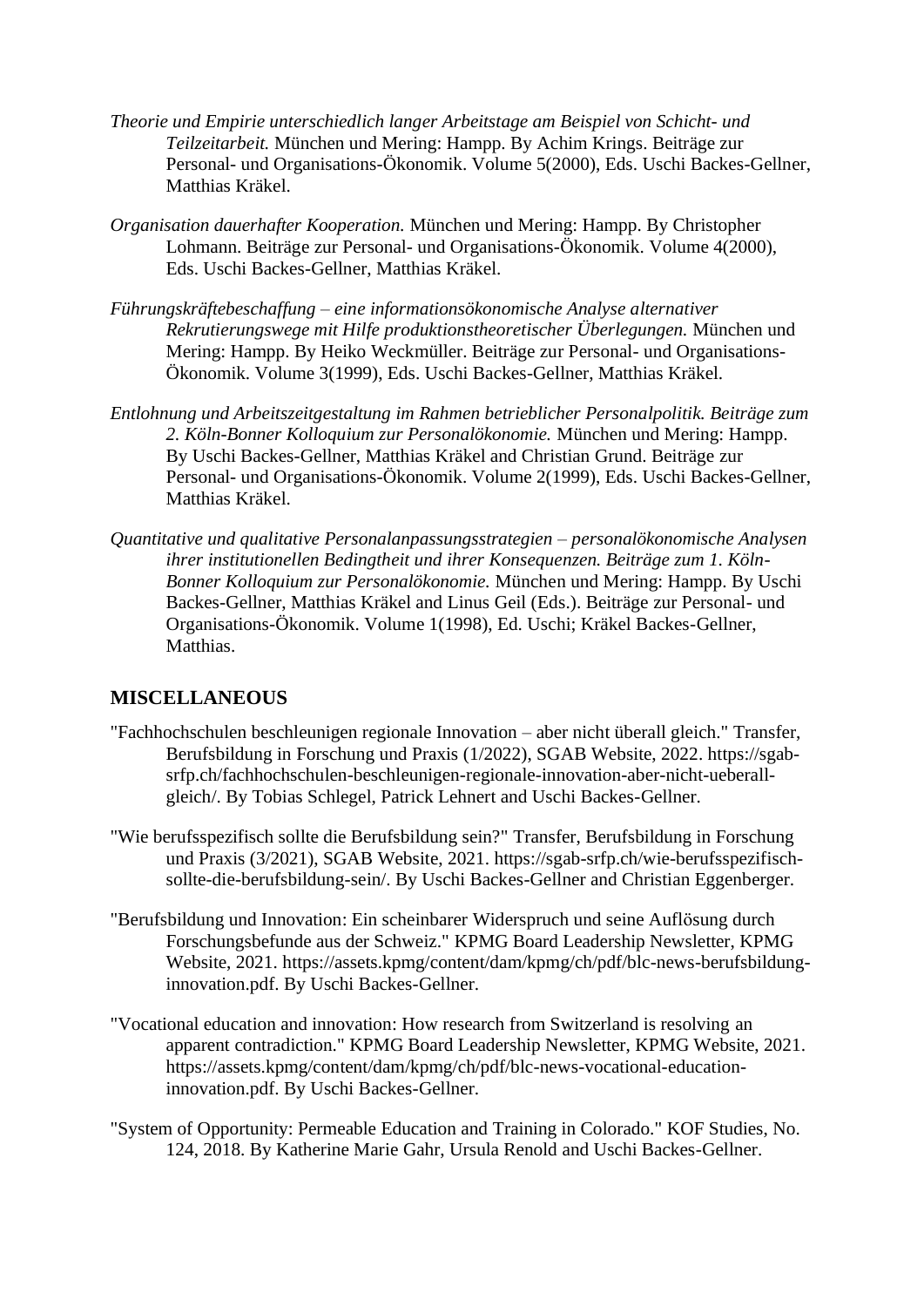*Theorie und Empirie unterschiedlich langer Arbeitstage am Beispiel von Schicht- und Teilzeitarbeit.* München und Mering: Hampp. By Achim Krings. Beiträge zur Personal- und Organisations-Ökonomik. Volume 5(2000), Eds. Uschi Backes-Gellner, Matthias Kräkel.

*Organisation dauerhafter Kooperation.* München und Mering: Hampp. By Christopher Lohmann. Beiträge zur Personal- und Organisations-Ökonomik. Volume 4(2000), Eds. Uschi Backes-Gellner, Matthias Kräkel.

*Führungskräftebeschaffung – eine informationsökonomische Analyse alternativer Rekrutierungswege mit Hilfe produktionstheoretischer Überlegungen.* München und Mering: Hampp. By Heiko Weckmüller. Beiträge zur Personal- und Organisations-Ökonomik. Volume 3(1999), Eds. Uschi Backes-Gellner, Matthias Kräkel.

*Entlohnung und Arbeitszeitgestaltung im Rahmen betrieblicher Personalpolitik. Beiträge zum 2. Köln-Bonner Kolloquium zur Personalökonomie.* München und Mering: Hampp. By Uschi Backes-Gellner, Matthias Kräkel and Christian Grund. Beiträge zur Personal- und Organisations-Ökonomik. Volume 2(1999), Eds. Uschi Backes-Gellner, Matthias Kräkel.

*Quantitative und qualitative Personalanpassungsstrategien – personalökonomische Analysen ihrer institutionellen Bedingtheit und ihrer Konsequenzen. Beiträge zum 1. Köln-Bonner Kolloquium zur Personalökonomie.* München und Mering: Hampp. By Uschi Backes-Gellner, Matthias Kräkel and Linus Geil (Eds.). Beiträge zur Personal- und Organisations-Ökonomik. Volume 1(1998), Ed. Uschi; Kräkel Backes-Gellner, Matthias.

## MISCELLANEOUS

"Fachhochschulen beschleunigen regionale Innovation – aber nicht überall gleich." Transfer, Berufsbildung in Forschung und Praxis (1/2022), SGAB Website, 2022. https://sgab-srfp.ch/fachhochschulen-beschleunigen-regionale-innovation-aber-nicht-ueberall-gleich/. By Tobias Schlegel, Patrick Lehnert and Uschi Backes-Gellner.

"Wie berufsspezifisch sollte die Berufsbildung sein?" Transfer, Berufsbildung in Forschung und Praxis (3/2021), SGAB Website, 2021. https://sgab-srfp.ch/wie-berufsspezifisch-sollte-die-berufsbildung-sein/. By Uschi Backes-Gellner and Christian Eggenberger.

"Berufsbildung und Innovation: Ein scheinbarer Widerspruch und seine Auflösung durch Forschungsbefunde aus der Schweiz." KPMG Board Leadership Newsletter, KPMG Website, 2021. https://assets.kpmg/content/dam/kpmg/ch/pdf/blc-news-berufsbildung-innovation.pdf. By Uschi Backes-Gellner.

"Vocational education and innovation: How research from Switzerland is resolving an apparent contradiction." KPMG Board Leadership Newsletter, KPMG Website, 2021. https://assets.kpmg/content/dam/kpmg/ch/pdf/blc-news-vocational-education-innovation.pdf. By Uschi Backes-Gellner.

"System of Opportunity: Permeable Education and Training in Colorado." KOF Studies, No. 124, 2018. By Katherine Marie Gahr, Ursula Renold and Uschi Backes-Gellner.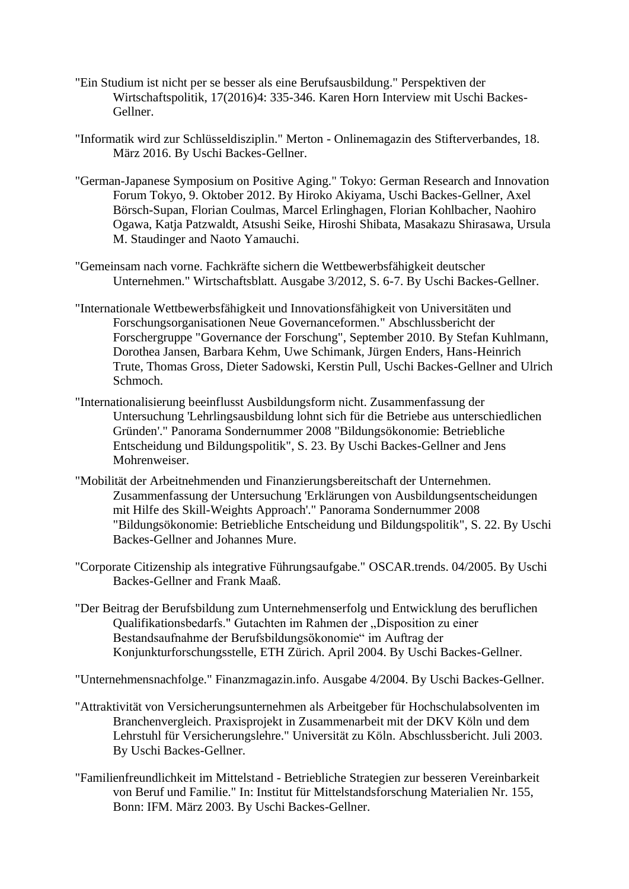"Ein Studium ist nicht per se besser als eine Berufsausbildung." Perspektiven der Wirtschaftspolitik, 17(2016)4: 335-346. Karen Horn Interview mit Uschi Backes-Gellner.

"Informatik wird zur Schlüsseldisziplin." Merton - Onlinemagazin des Stifterverbandes, 18. März 2016. By Uschi Backes-Gellner.

"German-Japanese Symposium on Positive Aging." Tokyo: German Research and Innovation Forum Tokyo, 9. Oktober 2012. By Hiroko Akiyama, Uschi Backes-Gellner, Axel Börsch-Supan, Florian Coulmas, Marcel Erlinghagen, Florian Kohlbacher, Naohiro Ogawa, Katja Patzwaldt, Atsushi Seike, Hiroshi Shibata, Masakazu Shirasawa, Ursula M. Staudinger and Naoto Yamauchi.

"Gemeinsam nach vorne. Fachkräfte sichern die Wettbewerbsfähigkeit deutscher Unternehmen." Wirtschaftsblatt. Ausgabe 3/2012, S. 6-7. By Uschi Backes-Gellner.

"Internationale Wettbewerbsfähigkeit und Innovationsfähigkeit von Universitäten und Forschungsorganisationen Neue Governanceformen." Abschlussbericht der Forschergruppe "Governance der Forschung", September 2010. By Stefan Kuhlmann, Dorothea Jansen, Barbara Kehm, Uwe Schimank, Jürgen Enders, Hans-Heinrich Trute, Thomas Gross, Dieter Sadowski, Kerstin Pull, Uschi Backes-Gellner and Ulrich Schmoch.

"Internationalisierung beeinflusst Ausbildungsform nicht. Zusammenfassung der Untersuchung 'Lehrlingsausbildung lohnt sich für die Betriebe aus unterschiedlichen Gründen'." Panorama Sondernummer 2008 "Bildungsökonomie: Betriebliche Entscheidung und Bildungspolitik", S. 23. By Uschi Backes-Gellner and Jens Mohrenweiser.

"Mobilität der Arbeitnehmenden und Finanzierungsbereitschaft der Unternehmen. Zusammenfassung der Untersuchung 'Erklärungen von Ausbildungsentscheidungen mit Hilfe des Skill-Weights Approach'." Panorama Sondernummer 2008 "Bildungsökonomie: Betriebliche Entscheidung und Bildungspolitik", S. 22. By Uschi Backes-Gellner and Johannes Mure.

"Corporate Citizenship als integrative Führungsaufgabe." OSCAR.trends. 04/2005. By Uschi Backes-Gellner and Frank Maaß.

"Der Beitrag der Berufsbildung zum Unternehmenserfolg und Entwicklung des beruflichen Qualifikationsbedarfs." Gutachten im Rahmen der „Disposition zu einer Bestandsaufnahme der Berufsbildungsökonomie" im Auftrag der Konjunkturforschungsstelle, ETH Zürich. April 2004. By Uschi Backes-Gellner.

"Unternehmensnachfolge." Finanzmagazin.info. Ausgabe 4/2004. By Uschi Backes-Gellner.

"Attraktivität von Versicherungsunternehmen als Arbeitgeber für Hochschulabsolventen im Branchenvergleich. Praxisprojekt in Zusammenarbeit mit der DKV Köln und dem Lehrstuhl für Versicherungslehre." Universität zu Köln. Abschlussbericht. Juli 2003. By Uschi Backes-Gellner.

"Familienfreundlichkeit im Mittelstand - Betriebliche Strategien zur besseren Vereinbarkeit von Beruf und Familie." In: Institut für Mittelstandsforschung Materialien Nr. 155, Bonn: IFM. März 2003. By Uschi Backes-Gellner.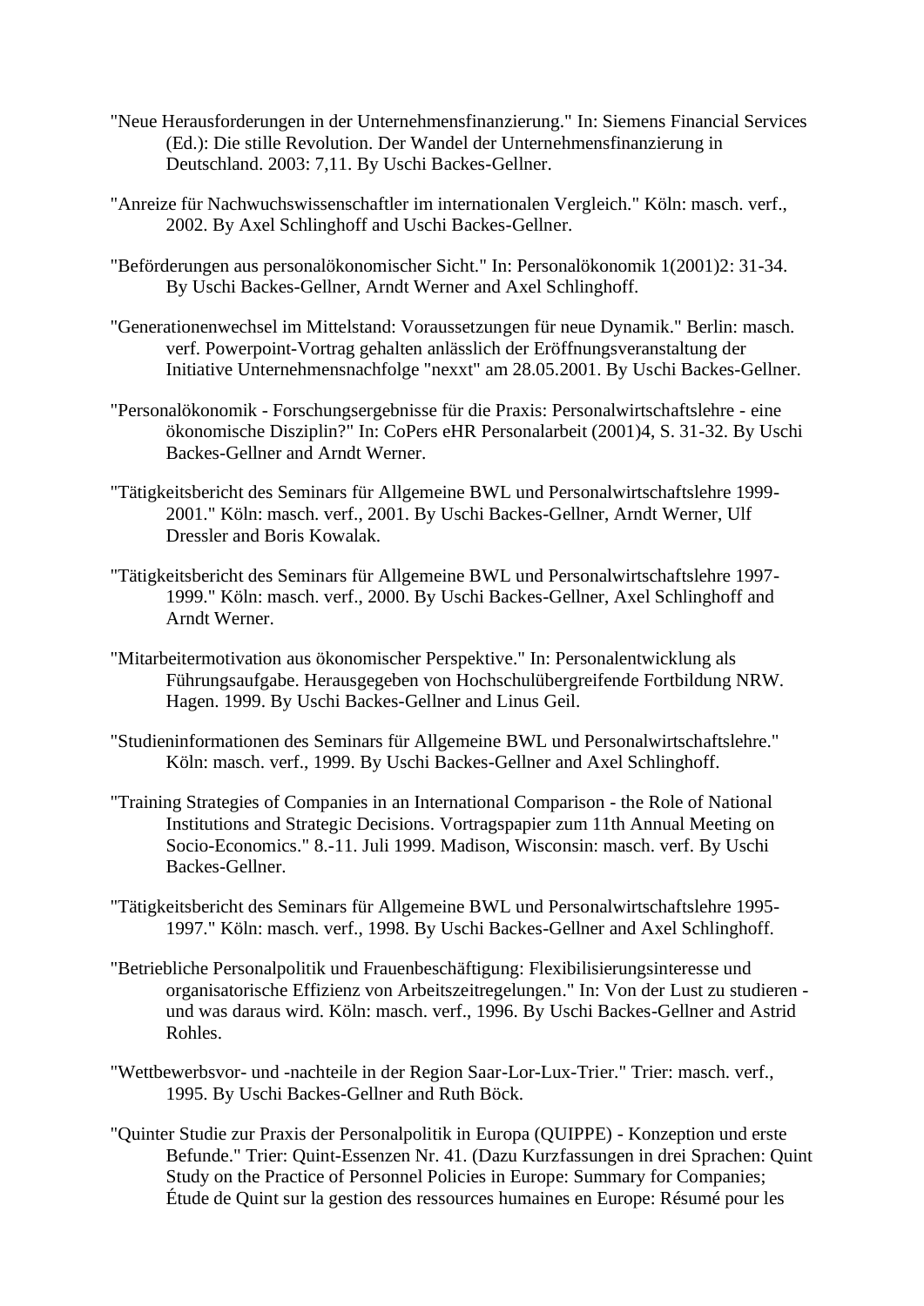"Neue Herausforderungen in der Unternehmensfinanzierung." In: Siemens Financial Services (Ed.): Die stille Revolution. Der Wandel der Unternehmensfinanzierung in Deutschland. 2003: 7,11. By Uschi Backes-Gellner.

"Anreize für Nachwuchswissenschaftler im internationalen Vergleich." Köln: masch. verf., 2002. By Axel Schlinghoff and Uschi Backes-Gellner.

"Beförderungen aus personalökonomischer Sicht." In: Personalökonomik 1(2001)2: 31-34. By Uschi Backes-Gellner, Arndt Werner and Axel Schlinghoff.

"Generationenwechsel im Mittelstand: Voraussetzungen für neue Dynamik." Berlin: masch. verf. Powerpoint-Vortrag gehalten anlässlich der Eröffnungsveranstaltung der Initiative Unternehmensnachfolge "nexxt" am 28.05.2001. By Uschi Backes-Gellner.

"Personalökonomik - Forschungsergebnisse für die Praxis: Personalwirtschaftslehre - eine ökonomische Disziplin?" In: CoPers eHR Personalarbeit (2001)4, S. 31-32. By Uschi Backes-Gellner and Arndt Werner.

"Tätigkeitsbericht des Seminars für Allgemeine BWL und Personalwirtschaftslehre 1999-2001." Köln: masch. verf., 2001. By Uschi Backes-Gellner, Arndt Werner, Ulf Dressler and Boris Kowalak.

"Tätigkeitsbericht des Seminars für Allgemeine BWL und Personalwirtschaftslehre 1997-1999." Köln: masch. verf., 2000. By Uschi Backes-Gellner, Axel Schlinghoff and Arndt Werner.

"Mitarbeitermotivation aus ökonomischer Perspektive." In: Personalentwicklung als Führungsaufgabe. Herausgegeben von Hochschulübergreifende Fortbildung NRW. Hagen. 1999. By Uschi Backes-Gellner and Linus Geil.

"Studieninformationen des Seminars für Allgemeine BWL und Personalwirtschaftslehre." Köln: masch. verf., 1999. By Uschi Backes-Gellner and Axel Schlinghoff.

"Training Strategies of Companies in an International Comparison - the Role of National Institutions and Strategic Decisions. Vortragspapier zum 11th Annual Meeting on Socio-Economics." 8.-11. Juli 1999. Madison, Wisconsin: masch. verf. By Uschi Backes-Gellner.

"Tätigkeitsbericht des Seminars für Allgemeine BWL und Personalwirtschaftslehre 1995-1997." Köln: masch. verf., 1998. By Uschi Backes-Gellner and Axel Schlinghoff.

"Betriebliche Personalpolitik und Frauenbeschäftigung: Flexibilisierungsinteresse und organisatorische Effizienz von Arbeitszeitregelungen." In: Von der Lust zu studieren - und was daraus wird. Köln: masch. verf., 1996. By Uschi Backes-Gellner and Astrid Rohles.

"Wettbewerbsvor- und -nachteile in der Region Saar-Lor-Lux-Trier." Trier: masch. verf., 1995. By Uschi Backes-Gellner and Ruth Böck.

"Quinter Studie zur Praxis der Personalpolitik in Europa (QUIPPE) - Konzeption und erste Befunde." Trier: Quint-Essenzen Nr. 41. (Dazu Kurzfassungen in drei Sprachen: Quint Study on the Practice of Personnel Policies in Europe: Summary for Companies; Étude de Quint sur la gestion des ressources humaines en Europe: Résumé pour les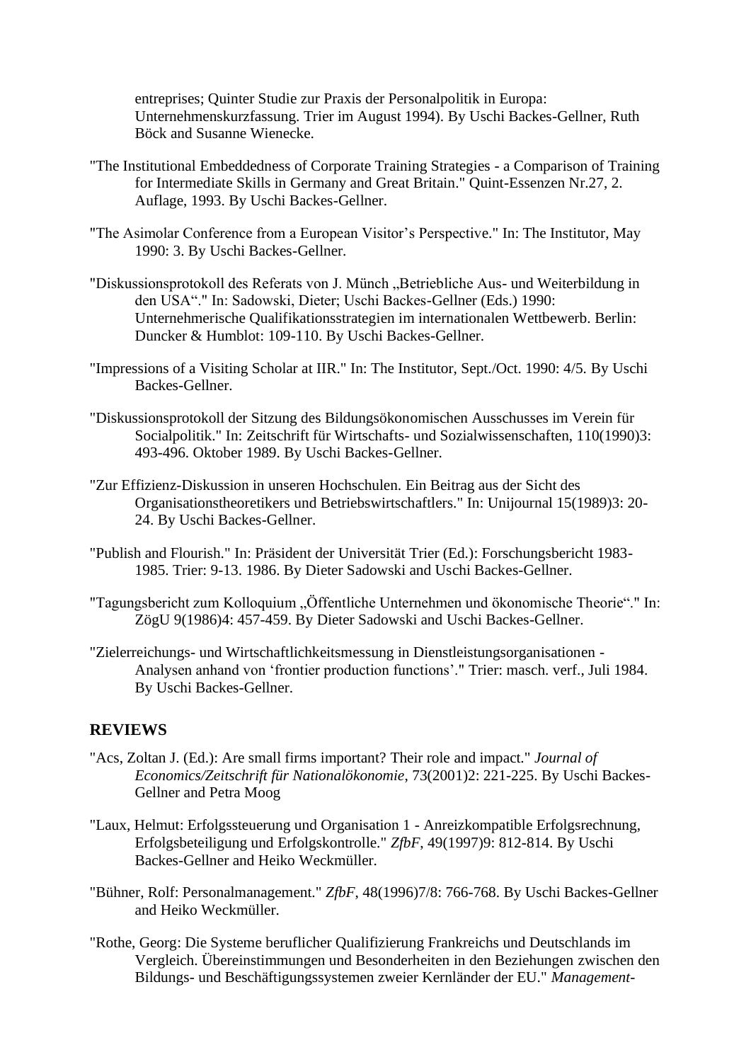entreprises; Quinter Studie zur Praxis der Personalpolitik in Europa: Unternehmenskurzfassung. Trier im August 1994). By Uschi Backes-Gellner, Ruth Böck and Susanne Wienecke.

"The Institutional Embeddedness of Corporate Training Strategies - a Comparison of Training for Intermediate Skills in Germany and Great Britain." Quint-Essenzen Nr.27, 2. Auflage, 1993. By Uschi Backes-Gellner.

"The Asimolar Conference from a European Visitor's Perspective." In: The Institutor, May 1990: 3. By Uschi Backes-Gellner.

"Diskussionsprotokoll des Referats von J. Münch „Betriebliche Aus- und Weiterbildung in den USA“." In: Sadowski, Dieter; Uschi Backes-Gellner (Eds.) 1990: Unternehmerische Qualifikationsstrategien im internationalen Wettbewerb. Berlin: Duncker & Humblot: 109-110. By Uschi Backes-Gellner.

"Impressions of a Visiting Scholar at IIR." In: The Institutor, Sept./Oct. 1990: 4/5. By Uschi Backes-Gellner.

"Diskussionsprotokoll der Sitzung des Bildungsökonomischen Ausschusses im Verein für Socialpolitik." In: Zeitschrift für Wirtschafts- und Sozialwissenschaften, 110(1990)3: 493-496. Oktober 1989. By Uschi Backes-Gellner.

"Zur Effizienz-Diskussion in unseren Hochschulen. Ein Beitrag aus der Sicht des Organisationstheoretikers und Betriebswirtschaftlers." In: Unijournal 15(1989)3: 20-24. By Uschi Backes-Gellner.

"Publish and Flourish." In: Präsident der Universität Trier (Ed.): Forschungsbericht 1983-1985. Trier: 9-13. 1986. By Dieter Sadowski and Uschi Backes-Gellner.

"Tagungsbericht zum Kolloquium „Öffentliche Unternehmen und ökonomische Theorie“." In: ZögU 9(1986)4: 457-459. By Dieter Sadowski and Uschi Backes-Gellner.

"Zielerreichungs- und Wirtschaftlichkeitsmessung in Dienstleistungsorganisationen - Analysen anhand von 'frontier production functions'." Trier: masch. verf., Juli 1984. By Uschi Backes-Gellner.

## REVIEWS

"Acs, Zoltan J. (Ed.): Are small firms important? Their role and impact." *Journal of Economics/Zeitschrift für Nationalökonomie*, 73(2001)2: 221-225. By Uschi Backes-Gellner and Petra Moog

"Laux, Helmut: Erfolgssteuerung und Organisation 1 - Anreizkompatible Erfolgsrechnung, Erfolgsbeteiligung und Erfolgskontrolle." *ZfbF*, 49(1997)9: 812-814. By Uschi Backes-Gellner and Heiko Weckmüller.

"Bühner, Rolf: Personalmanagement." *ZfbF*, 48(1996)7/8: 766-768. By Uschi Backes-Gellner and Heiko Weckmüller.

"Rothe, Georg: Die Systeme beruflicher Qualifizierung Frankreichs und Deutschlands im Vergleich. Übereinstimmungen und Besonderheiten in den Beziehungen zwischen den Bildungs- und Beschäftigungssystemen zweier Kernländer der EU." *Management-*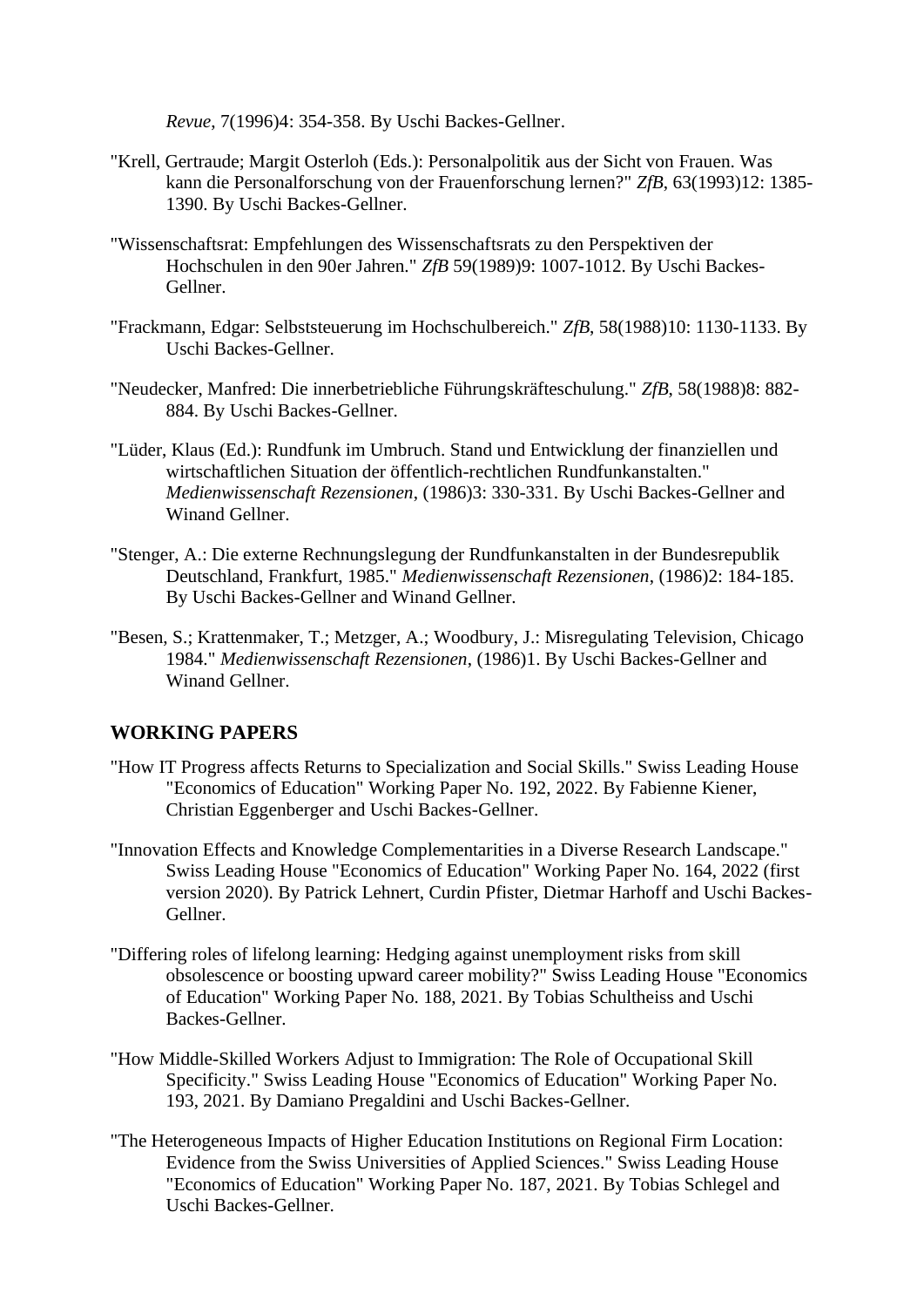*Revue*, 7(1996)4: 354-358. By Uschi Backes-Gellner.

"Krell, Gertraude; Margit Osterloh (Eds.): Personalpolitik aus der Sicht von Frauen. Was kann die Personalforschung von der Frauenforschung lernen?" *ZfB*, 63(1993)12: 1385-1390. By Uschi Backes-Gellner.

"Wissenschaftsrat: Empfehlungen des Wissenschaftsrats zu den Perspektiven der Hochschulen in den 90er Jahren." *ZfB* 59(1989)9: 1007-1012. By Uschi Backes-Gellner.

"Frackmann, Edgar: Selbststeuerung im Hochschulbereich." *ZfB*, 58(1988)10: 1130-1133. By Uschi Backes-Gellner.

"Neudecker, Manfred: Die innerbetriebliche Führungskräfteschulung." *ZfB*, 58(1988)8: 882-884. By Uschi Backes-Gellner.

"Lüder, Klaus (Ed.): Rundfunk im Umbruch. Stand und Entwicklung der finanziellen und wirtschaftlichen Situation der öffentlich-rechtlichen Rundfunkanstalten." *Medienwissenschaft Rezensionen*, (1986)3: 330-331. By Uschi Backes-Gellner and Winand Gellner.

"Stenger, A.: Die externe Rechnungslegung der Rundfunkanstalten in der Bundesrepublik Deutschland, Frankfurt, 1985." *Medienwissenschaft Rezensionen*, (1986)2: 184-185. By Uschi Backes-Gellner and Winand Gellner.

"Besen, S.; Krattenmaker, T.; Metzger, A.; Woodbury, J.: Misregulating Television, Chicago 1984." *Medienwissenschaft Rezensionen*, (1986)1. By Uschi Backes-Gellner and Winand Gellner.

## WORKING PAPERS

"How IT Progress affects Returns to Specialization and Social Skills." Swiss Leading House "Economics of Education" Working Paper No. 192, 2022. By Fabienne Kiener, Christian Eggenberger and Uschi Backes-Gellner.

"Innovation Effects and Knowledge Complementarities in a Diverse Research Landscape." Swiss Leading House "Economics of Education" Working Paper No. 164, 2022 (first version 2020). By Patrick Lehnert, Curdin Pfister, Dietmar Harhoff and Uschi Backes-Gellner.

"Differing roles of lifelong learning: Hedging against unemployment risks from skill obsolescence or boosting upward career mobility?" Swiss Leading House "Economics of Education" Working Paper No. 188, 2021. By Tobias Schultheiss and Uschi Backes-Gellner.

"How Middle-Skilled Workers Adjust to Immigration: The Role of Occupational Skill Specificity." Swiss Leading House "Economics of Education" Working Paper No. 193, 2021. By Damiano Pregaldini and Uschi Backes-Gellner.

"The Heterogeneous Impacts of Higher Education Institutions on Regional Firm Location: Evidence from the Swiss Universities of Applied Sciences." Swiss Leading House "Economics of Education" Working Paper No. 187, 2021. By Tobias Schlegel and Uschi Backes-Gellner.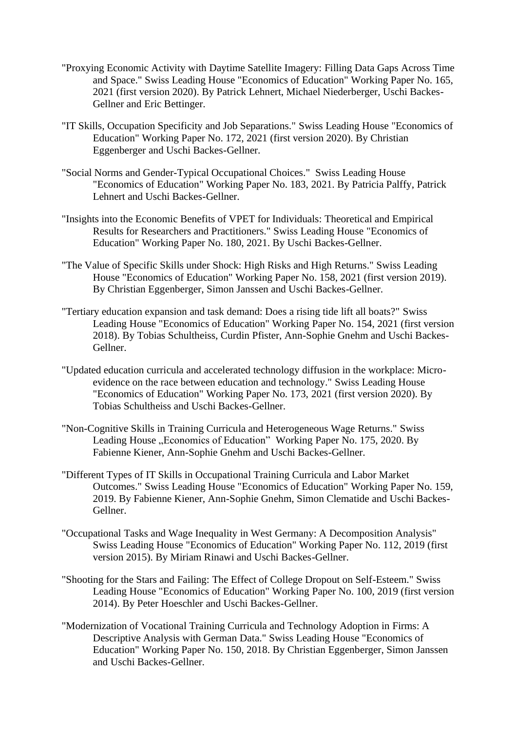"Proxying Economic Activity with Daytime Satellite Imagery: Filling Data Gaps Across Time and Space." Swiss Leading House "Economics of Education" Working Paper No. 165, 2021 (first version 2020). By Patrick Lehnert, Michael Niederberger, Uschi Backes-Gellner and Eric Bettinger.

"IT Skills, Occupation Specificity and Job Separations." Swiss Leading House "Economics of Education" Working Paper No. 172, 2021 (first version 2020). By Christian Eggenberger and Uschi Backes-Gellner.

"Social Norms and Gender-Typical Occupational Choices." Swiss Leading House "Economics of Education" Working Paper No. 183, 2021. By Patricia Palffy, Patrick Lehnert and Uschi Backes-Gellner.

"Insights into the Economic Benefits of VPET for Individuals: Theoretical and Empirical Results for Researchers and Practitioners." Swiss Leading House "Economics of Education" Working Paper No. 180, 2021. By Uschi Backes-Gellner.

"The Value of Specific Skills under Shock: High Risks and High Returns." Swiss Leading House "Economics of Education" Working Paper No. 158, 2021 (first version 2019). By Christian Eggenberger, Simon Janssen and Uschi Backes-Gellner.

"Tertiary education expansion and task demand: Does a rising tide lift all boats?" Swiss Leading House "Economics of Education" Working Paper No. 154, 2021 (first version 2018). By Tobias Schultheiss, Curdin Pfister, Ann-Sophie Gnehm and Uschi Backes-Gellner.

"Updated education curricula and accelerated technology diffusion in the workplace: Micro-evidence on the race between education and technology." Swiss Leading House "Economics of Education" Working Paper No. 173, 2021 (first version 2020). By Tobias Schultheiss and Uschi Backes-Gellner.

"Non-Cognitive Skills in Training Curricula and Heterogeneous Wage Returns." Swiss Leading House „Economics of Education" Working Paper No. 175, 2020. By Fabienne Kiener, Ann-Sophie Gnehm and Uschi Backes-Gellner.

"Different Types of IT Skills in Occupational Training Curricula and Labor Market Outcomes." Swiss Leading House "Economics of Education" Working Paper No. 159, 2019. By Fabienne Kiener, Ann-Sophie Gnehm, Simon Clematide and Uschi Backes-Gellner.

"Occupational Tasks and Wage Inequality in West Germany: A Decomposition Analysis" Swiss Leading House "Economics of Education" Working Paper No. 112, 2019 (first version 2015). By Miriam Rinawi and Uschi Backes-Gellner.

"Shooting for the Stars and Failing: The Effect of College Dropout on Self-Esteem." Swiss Leading House "Economics of Education" Working Paper No. 100, 2019 (first version 2014). By Peter Hoeschler and Uschi Backes-Gellner.

"Modernization of Vocational Training Curricula and Technology Adoption in Firms: A Descriptive Analysis with German Data." Swiss Leading House "Economics of Education" Working Paper No. 150, 2018. By Christian Eggenberger, Simon Janssen and Uschi Backes-Gellner.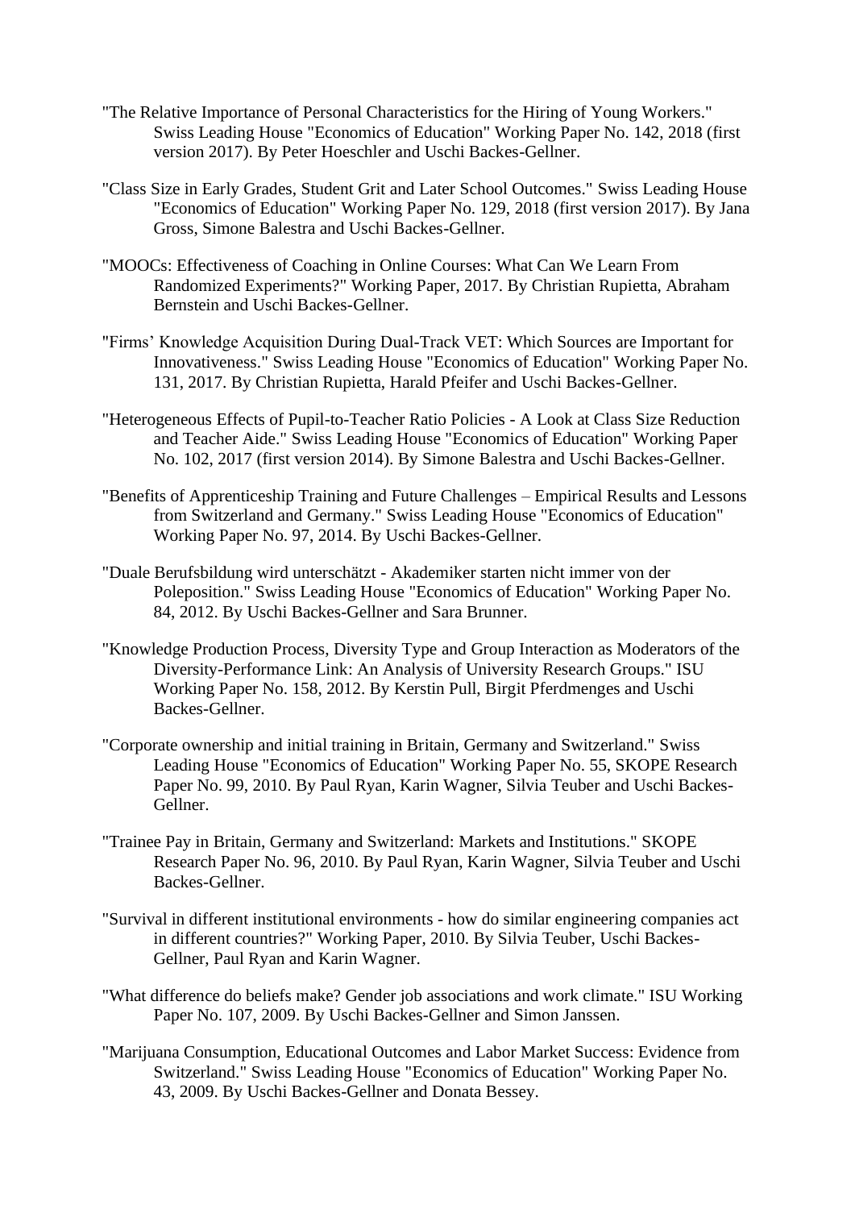"The Relative Importance of Personal Characteristics for the Hiring of Young Workers." Swiss Leading House "Economics of Education" Working Paper No. 142, 2018 (first version 2017). By Peter Hoeschler and Uschi Backes-Gellner.

"Class Size in Early Grades, Student Grit and Later School Outcomes." Swiss Leading House "Economics of Education" Working Paper No. 129, 2018 (first version 2017). By Jana Gross, Simone Balestra and Uschi Backes-Gellner.

"MOOCs: Effectiveness of Coaching in Online Courses: What Can We Learn From Randomized Experiments?" Working Paper, 2017. By Christian Rupietta, Abraham Bernstein and Uschi Backes-Gellner.

"Firms' Knowledge Acquisition During Dual-Track VET: Which Sources are Important for Innovativeness." Swiss Leading House "Economics of Education" Working Paper No. 131, 2017. By Christian Rupietta, Harald Pfeifer and Uschi Backes-Gellner.

"Heterogeneous Effects of Pupil-to-Teacher Ratio Policies - A Look at Class Size Reduction and Teacher Aide." Swiss Leading House "Economics of Education" Working Paper No. 102, 2017 (first version 2014). By Simone Balestra and Uschi Backes-Gellner.

"Benefits of Apprenticeship Training and Future Challenges – Empirical Results and Lessons from Switzerland and Germany." Swiss Leading House "Economics of Education" Working Paper No. 97, 2014. By Uschi Backes-Gellner.

"Duale Berufsbildung wird unterschätzt - Akademiker starten nicht immer von der Poleposition." Swiss Leading House "Economics of Education" Working Paper No. 84, 2012. By Uschi Backes-Gellner and Sara Brunner.

"Knowledge Production Process, Diversity Type and Group Interaction as Moderators of the Diversity-Performance Link: An Analysis of University Research Groups." ISU Working Paper No. 158, 2012. By Kerstin Pull, Birgit Pferdmenges and Uschi Backes-Gellner.

"Corporate ownership and initial training in Britain, Germany and Switzerland." Swiss Leading House "Economics of Education" Working Paper No. 55, SKOPE Research Paper No. 99, 2010. By Paul Ryan, Karin Wagner, Silvia Teuber and Uschi Backes-Gellner.

"Trainee Pay in Britain, Germany and Switzerland: Markets and Institutions." SKOPE Research Paper No. 96, 2010. By Paul Ryan, Karin Wagner, Silvia Teuber and Uschi Backes-Gellner.

"Survival in different institutional environments - how do similar engineering companies act in different countries?" Working Paper, 2010. By Silvia Teuber, Uschi Backes-Gellner, Paul Ryan and Karin Wagner.

"What difference do beliefs make? Gender job associations and work climate." ISU Working Paper No. 107, 2009. By Uschi Backes-Gellner and Simon Janssen.

"Marijuana Consumption, Educational Outcomes and Labor Market Success: Evidence from Switzerland." Swiss Leading House "Economics of Education" Working Paper No. 43, 2009. By Uschi Backes-Gellner and Donata Bessey.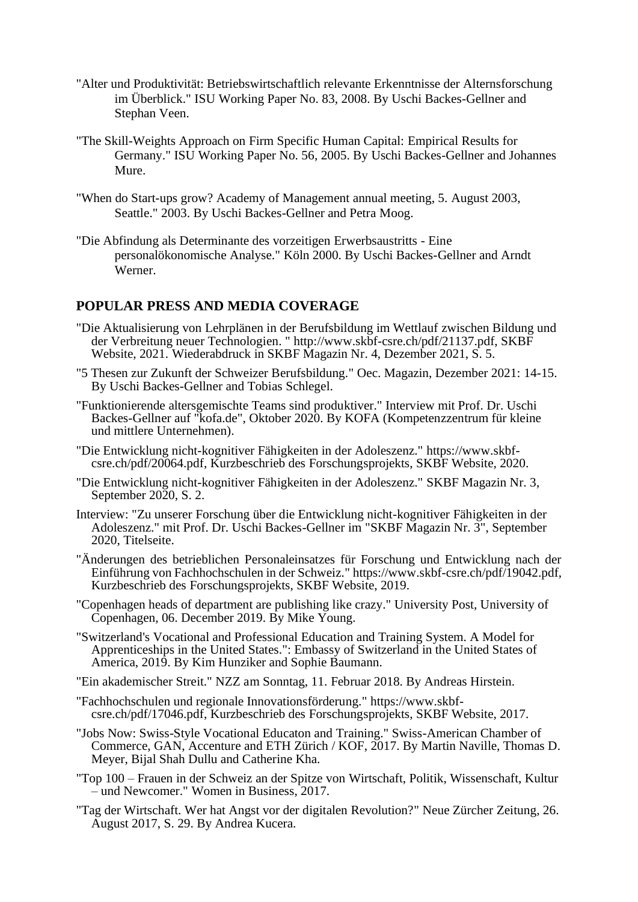"Alter und Produktivität: Betriebswirtschaftlich relevante Erkenntnisse der Alternsforschung im Überblick." ISU Working Paper No. 83, 2008. By Uschi Backes-Gellner and Stephan Veen.

"The Skill-Weights Approach on Firm Specific Human Capital: Empirical Results for Germany." ISU Working Paper No. 56, 2005. By Uschi Backes-Gellner and Johannes Mure.

"When do Start-ups grow? Academy of Management annual meeting, 5. August 2003, Seattle." 2003. By Uschi Backes-Gellner and Petra Moog.

"Die Abfindung als Determinante des vorzeitigen Erwerbsaustritts - Eine personalökonomische Analyse." Köln 2000. By Uschi Backes-Gellner and Arndt Werner.

## POPULAR PRESS AND MEDIA COVERAGE

"Die Aktualisierung von Lehrplänen in der Berufsbildung im Wettlauf zwischen Bildung und der Verbreitung neuer Technologien. " http://www.skbf-csre.ch/pdf/21137.pdf, SKBF Website, 2021. Wiederabdruck in SKBF Magazin Nr. 4, Dezember 2021, S. 5.

"5 Thesen zur Zukunft der Schweizer Berufsbildung." Oec. Magazin, Dezember 2021: 14-15. By Uschi Backes-Gellner and Tobias Schlegel.

"Funktionierende altersgemischte Teams sind produktiver." Interview mit Prof. Dr. Uschi Backes-Gellner auf "kofa.de", Oktober 2020. By KOFA (Kompetenzzentrum für kleine und mittlere Unternehmen).

"Die Entwicklung nicht-kognitiver Fähigkeiten in der Adoleszenz." https://www.skbf-csre.ch/pdf/20064.pdf, Kurzbeschrieb des Forschungsprojekts, SKBF Website, 2020.

"Die Entwicklung nicht-kognitiver Fähigkeiten in der Adoleszenz." SKBF Magazin Nr. 3, September 2020, S. 2.

Interview: "Zu unserer Forschung über die Entwicklung nicht-kognitiver Fähigkeiten in der Adoleszenz." mit Prof. Dr. Uschi Backes-Gellner im "SKBF Magazin Nr. 3", September 2020, Titelseite.

"Änderungen des betrieblichen Personaleinsatzes für Forschung und Entwicklung nach der Einführung von Fachhochschulen in der Schweiz." https://www.skbf-csre.ch/pdf/19042.pdf, Kurzbeschrieb des Forschungsprojekts, SKBF Website, 2019.

"Copenhagen heads of department are publishing like crazy." University Post, University of Copenhagen, 06. December 2019. By Mike Young.

"Switzerland's Vocational and Professional Education and Training System. A Model for Apprenticeships in the United States.": Embassy of Switzerland in the United States of America, 2019. By Kim Hunziker and Sophie Baumann.

"Ein akademischer Streit." NZZ am Sonntag, 11. Februar 2018. By Andreas Hirstein.

"Fachhochschulen und regionale Innovationsförderung." https://www.skbf-csre.ch/pdf/17046.pdf, Kurzbeschrieb des Forschungsprojekts, SKBF Website, 2017.

"Jobs Now: Swiss-Style Vocational Educaton and Training." Swiss-American Chamber of Commerce, GAN, Accenture and ETH Zürich / KOF, 2017. By Martin Naville, Thomas D. Meyer, Bijal Shah Dullu and Catherine Kha.

"Top 100 – Frauen in der Schweiz an der Spitze von Wirtschaft, Politik, Wissenschaft, Kultur – und Newcomer." Women in Business, 2017.

"Tag der Wirtschaft. Wer hat Angst vor der digitalen Revolution?" Neue Zürcher Zeitung, 26. August 2017, S. 29. By Andrea Kucera.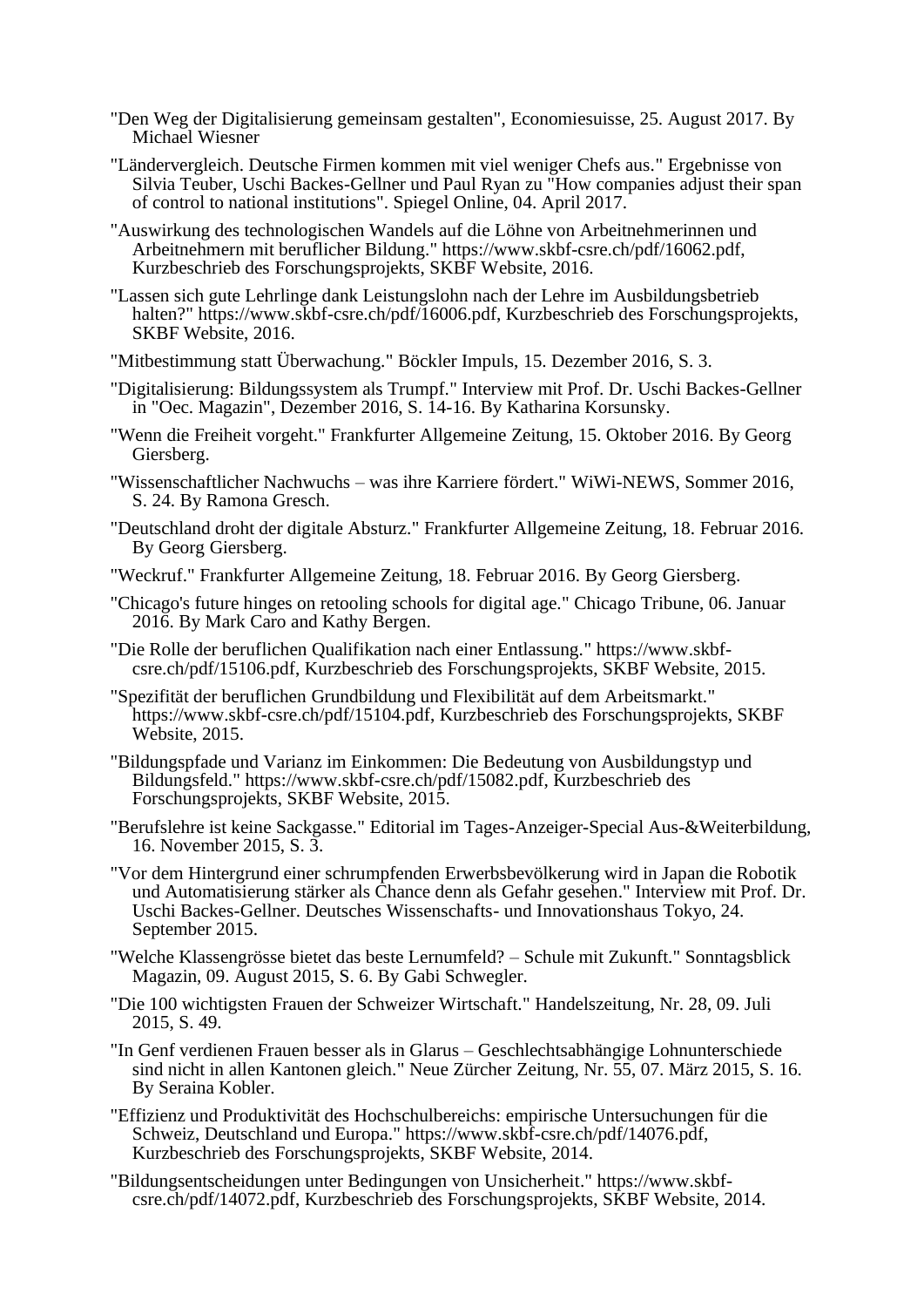"Den Weg der Digitalisierung gemeinsam gestalten", Economiesuisse, 25. August 2017. By Michael Wiesner

"Ländervergleich. Deutsche Firmen kommen mit viel weniger Chefs aus." Ergebnisse von Silvia Teuber, Uschi Backes-Gellner und Paul Ryan zu "How companies adjust their span of control to national institutions". Spiegel Online, 04. April 2017.

"Auswirkung des technologischen Wandels auf die Löhne von Arbeitnehmerinnen und Arbeitnehmern mit beruflicher Bildung." https://www.skbf-csre.ch/pdf/16062.pdf, Kurzbeschrieb des Forschungsprojekts, SKBF Website, 2016.

"Lassen sich gute Lehrlinge dank Leistungslohn nach der Lehre im Ausbildungsbetrieb halten?" https://www.skbf-csre.ch/pdf/16006.pdf, Kurzbeschrieb des Forschungsprojekts, SKBF Website, 2016.

"Mitbestimmung statt Überwachung." Böckler Impuls, 15. Dezember 2016, S. 3.

"Digitalisierung: Bildungssystem als Trumpf." Interview mit Prof. Dr. Uschi Backes-Gellner in "Oec. Magazin", Dezember 2016, S. 14-16. By Katharina Korsunsky.

"Wenn die Freiheit vorgeht." Frankfurter Allgemeine Zeitung, 15. Oktober 2016. By Georg Giersberg.

"Wissenschaftlicher Nachwuchs – was ihre Karriere fördert." WiWi-NEWS, Sommer 2016, S. 24. By Ramona Gresch.

"Deutschland droht der digitale Absturz." Frankfurter Allgemeine Zeitung, 18. Februar 2016. By Georg Giersberg.

"Weckruf." Frankfurter Allgemeine Zeitung, 18. Februar 2016. By Georg Giersberg.

"Chicago's future hinges on retooling schools for digital age." Chicago Tribune, 06. Januar 2016. By Mark Caro and Kathy Bergen.

"Die Rolle der beruflichen Qualifikation nach einer Entlassung." https://www.skbf-csre.ch/pdf/15106.pdf, Kurzbeschrieb des Forschungsprojekts, SKBF Website, 2015.

"Spezifität der beruflichen Grundbildung und Flexibilität auf dem Arbeitsmarkt." https://www.skbf-csre.ch/pdf/15104.pdf, Kurzbeschrieb des Forschungsprojekts, SKBF Website, 2015.

"Bildungspfade und Varianz im Einkommen: Die Bedeutung von Ausbildungstyp und Bildungsfeld." https://www.skbf-csre.ch/pdf/15082.pdf, Kurzbeschrieb des Forschungsprojekts, SKBF Website, 2015.

"Berufslehre ist keine Sackgasse." Editorial im Tages-Anzeiger-Special Aus-&Weiterbildung, 16. November 2015, S. 3.

"Vor dem Hintergrund einer schrumpfenden Erwerbsbevölkerung wird in Japan die Robotik und Automatisierung stärker als Chance denn als Gefahr gesehen." Interview mit Prof. Dr. Uschi Backes-Gellner. Deutsches Wissenschafts- und Innovationshaus Tokyo, 24. September 2015.

"Welche Klassengrösse bietet das beste Lernumfeld? – Schule mit Zukunft." Sonntagsblick Magazin, 09. August 2015, S. 6. By Gabi Schwegler.

"Die 100 wichtigsten Frauen der Schweizer Wirtschaft." Handelszeitung, Nr. 28, 09. Juli 2015, S. 49.

"In Genf verdienen Frauen besser als in Glarus – Geschlechtsabhängige Lohnunterschiede sind nicht in allen Kantonen gleich." Neue Zürcher Zeitung, Nr. 55, 07. März 2015, S. 16. By Seraina Kobler.

"Effizienz und Produktivität des Hochschulbereichs: empirische Untersuchungen für die Schweiz, Deutschland und Europa." https://www.skbf-csre.ch/pdf/14076.pdf, Kurzbeschrieb des Forschungsprojekts, SKBF Website, 2014.

"Bildungsentscheidungen unter Bedingungen von Unsicherheit." https://www.skbf-csre.ch/pdf/14072.pdf, Kurzbeschrieb des Forschungsprojekts, SKBF Website, 2014.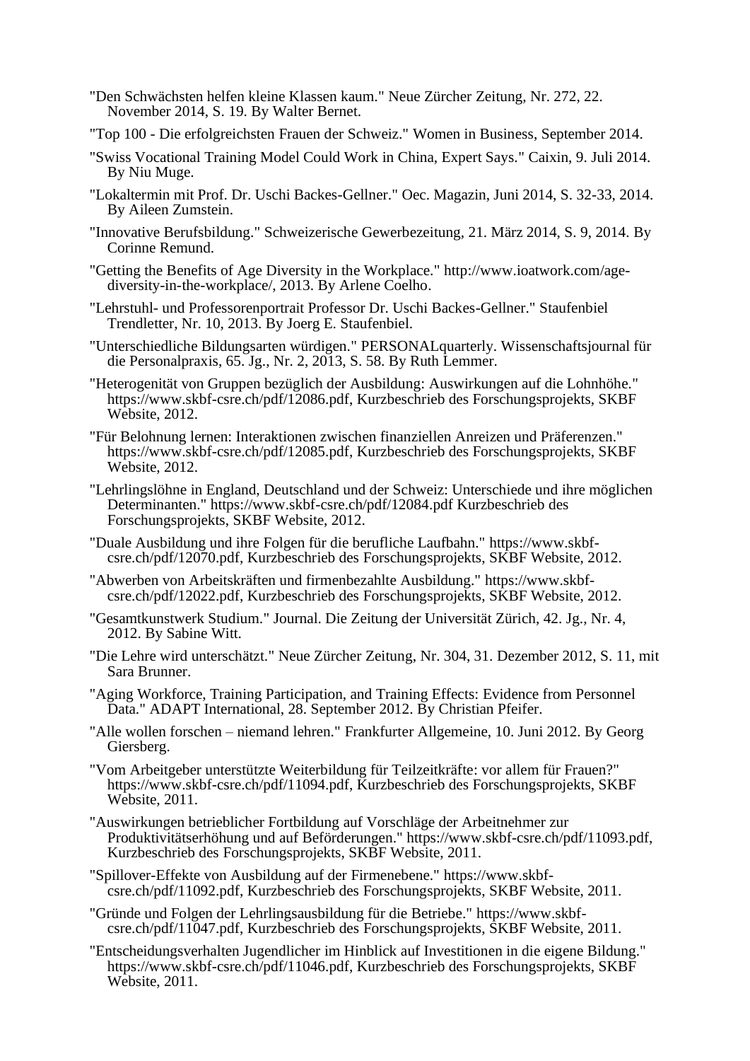"Den Schwächsten helfen kleine Klassen kaum." Neue Zürcher Zeitung, Nr. 272, 22. November 2014, S. 19. By Walter Bernet.

"Top 100 - Die erfolgreichsten Frauen der Schweiz." Women in Business, September 2014.

"Swiss Vocational Training Model Could Work in China, Expert Says." Caixin, 9. Juli 2014. By Niu Muge.

"Lokaltermin mit Prof. Dr. Uschi Backes-Gellner." Oec. Magazin, Juni 2014, S. 32-33, 2014. By Aileen Zumstein.

"Innovative Berufsbildung." Schweizerische Gewerbezeitung, 21. März 2014, S. 9, 2014. By Corinne Remund.

"Getting the Benefits of Age Diversity in the Workplace." http://www.ioatwork.com/age-diversity-in-the-workplace/, 2013. By Arlene Coelho.

"Lehrstuhl- und Professorenportrait Professor Dr. Uschi Backes-Gellner." Staufenbiel Trendletter, Nr. 10, 2013. By Joerg E. Staufenbiel.

"Unterschiedliche Bildungsarten würdigen." PERSONALquarterly. Wissenschaftsjournal für die Personalpraxis, 65. Jg., Nr. 2, 2013, S. 58. By Ruth Lemmer.

"Heterogenität von Gruppen bezüglich der Ausbildung: Auswirkungen auf die Lohnhöhe." https://www.skbf-csre.ch/pdf/12086.pdf, Kurzbeschrieb des Forschungsprojekts, SKBF Website, 2012.

"Für Belohnung lernen: Interaktionen zwischen finanziellen Anreizen und Präferenzen." https://www.skbf-csre.ch/pdf/12085.pdf, Kurzbeschrieb des Forschungsprojekts, SKBF Website, 2012.

"Lehrlingslöhne in England, Deutschland und der Schweiz: Unterschiede und ihre möglichen Determinanten." https://www.skbf-csre.ch/pdf/12084.pdf Kurzbeschrieb des Forschungsprojekts, SKBF Website, 2012.

"Duale Ausbildung und ihre Folgen für die berufliche Laufbahn." https://www.skbf-csre.ch/pdf/12070.pdf, Kurzbeschrieb des Forschungsprojekts, SKBF Website, 2012.

"Abwerben von Arbeitskräften und firmenbezahlte Ausbildung." https://www.skbf-csre.ch/pdf/12022.pdf, Kurzbeschrieb des Forschungsprojekts, SKBF Website, 2012.

"Gesamtkunstwerk Studium." Journal. Die Zeitung der Universität Zürich, 42. Jg., Nr. 4, 2012. By Sabine Witt.

"Die Lehre wird unterschätzt." Neue Zürcher Zeitung, Nr. 304, 31. Dezember 2012, S. 11, mit Sara Brunner.

"Aging Workforce, Training Participation, and Training Effects: Evidence from Personnel Data." ADAPT International, 28. September 2012. By Christian Pfeifer.

"Alle wollen forschen – niemand lehren." Frankfurter Allgemeine, 10. Juni 2012. By Georg Giersberg.

"Vom Arbeitgeber unterstützte Weiterbildung für Teilzeitkräfte: vor allem für Frauen?" https://www.skbf-csre.ch/pdf/11094.pdf, Kurzbeschrieb des Forschungsprojekts, SKBF Website, 2011.

"Auswirkungen betrieblicher Fortbildung auf Vorschläge der Arbeitnehmer zur Produktivitätserhöhung und auf Beförderungen." https://www.skbf-csre.ch/pdf/11093.pdf, Kurzbeschrieb des Forschungsprojekts, SKBF Website, 2011.

"Spillover-Effekte von Ausbildung auf der Firmenebene." https://www.skbf-csre.ch/pdf/11092.pdf, Kurzbeschrieb des Forschungsprojekts, SKBF Website, 2011.

"Gründe und Folgen der Lehrlingsausbildung für die Betriebe." https://www.skbf-csre.ch/pdf/11047.pdf, Kurzbeschrieb des Forschungsprojekts, SKBF Website, 2011.

"Entscheidungsverhalten Jugendlicher im Hinblick auf Investitionen in die eigene Bildung." https://www.skbf-csre.ch/pdf/11046.pdf, Kurzbeschrieb des Forschungsprojekts, SKBF Website, 2011.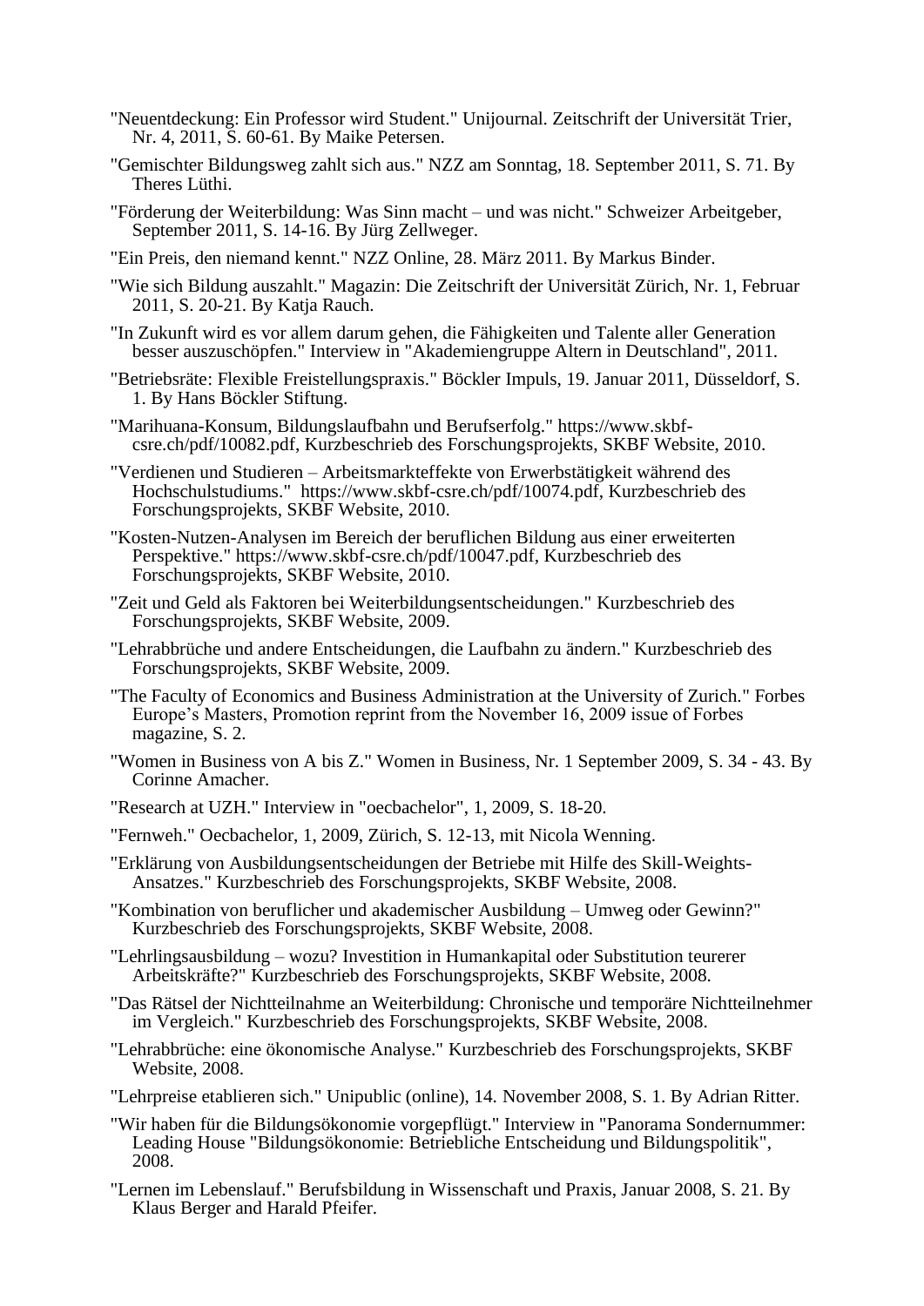"Neuentdeckung: Ein Professor wird Student." Unijournal. Zeitschrift der Universität Trier, Nr. 4, 2011, S. 60-61. By Maike Petersen.

"Gemischter Bildungsweg zahlt sich aus." NZZ am Sonntag, 18. September 2011, S. 71. By Theres Lüthi.

"Förderung der Weiterbildung: Was Sinn macht – und was nicht." Schweizer Arbeitgeber, September 2011, S. 14-16. By Jürg Zellweger.

"Ein Preis, den niemand kennt." NZZ Online, 28. März 2011. By Markus Binder.

"Wie sich Bildung auszahlt." Magazin: Die Zeitschrift der Universität Zürich, Nr. 1, Februar 2011, S. 20-21. By Katja Rauch.

"In Zukunft wird es vor allem darum gehen, die Fähigkeiten und Talente aller Generation besser auszuschöpfen." Interview in "Akademiengruppe Altern in Deutschland", 2011.

"Betriebsräte: Flexible Freistellungspraxis." Böckler Impuls, 19. Januar 2011, Düsseldorf, S. 1. By Hans Böckler Stiftung.

"Marihuana-Konsum, Bildungslaufbahn und Berufserfolg." https://www.skbf-csre.ch/pdf/10082.pdf, Kurzbeschrieb des Forschungsprojekts, SKBF Website, 2010.

"Verdienen und Studieren – Arbeitsmarkteffekte von Erwerbstätigkeit während des Hochschulstudiums." https://www.skbf-csre.ch/pdf/10074.pdf, Kurzbeschrieb des Forschungsprojekts, SKBF Website, 2010.

"Kosten-Nutzen-Analysen im Bereich der beruflichen Bildung aus einer erweiterten Perspektive." https://www.skbf-csre.ch/pdf/10047.pdf, Kurzbeschrieb des Forschungsprojekts, SKBF Website, 2010.

"Zeit und Geld als Faktoren bei Weiterbildungsentscheidungen." Kurzbeschrieb des Forschungsprojekts, SKBF Website, 2009.

"Lehrabbrüche und andere Entscheidungen, die Laufbahn zu ändern." Kurzbeschrieb des Forschungsprojekts, SKBF Website, 2009.

"The Faculty of Economics and Business Administration at the University of Zurich." Forbes Europe's Masters, Promotion reprint from the November 16, 2009 issue of Forbes magazine, S. 2.

"Women in Business von A bis Z." Women in Business, Nr. 1 September 2009, S. 34 - 43. By Corinne Amacher.

"Research at UZH." Interview in "oecbachelor", 1, 2009, S. 18-20.

"Fernweh." Oecbachelor, 1, 2009, Zürich, S. 12-13, mit Nicola Wenning.

"Erklärung von Ausbildungsentscheidungen der Betriebe mit Hilfe des Skill-Weights-Ansatzes." Kurzbeschrieb des Forschungsprojekts, SKBF Website, 2008.

"Kombination von beruflicher und akademischer Ausbildung – Umweg oder Gewinn?" Kurzbeschrieb des Forschungsprojekts, SKBF Website, 2008.

"Lehrlingsausbildung – wozu? Investition in Humankapital oder Substitution teurerer Arbeitskräfte?" Kurzbeschrieb des Forschungsprojekts, SKBF Website, 2008.

"Das Rätsel der Nichtteilnahme an Weiterbildung: Chronische und temporäre Nichtteilnehmer im Vergleich." Kurzbeschrieb des Forschungsprojekts, SKBF Website, 2008.

"Lehrabbrüche: eine ökonomische Analyse." Kurzbeschrieb des Forschungsprojekts, SKBF Website, 2008.

"Lehrpreise etablieren sich." Unipublic (online), 14. November 2008, S. 1. By Adrian Ritter.

"Wir haben für die Bildungsökonomie vorgepflügt." Interview in "Panorama Sondernummer: Leading House "Bildungsökonomie: Betriebliche Entscheidung und Bildungspolitik", 2008.

"Lernen im Lebenslauf." Berufsbildung in Wissenschaft und Praxis, Januar 2008, S. 21. By Klaus Berger and Harald Pfeifer.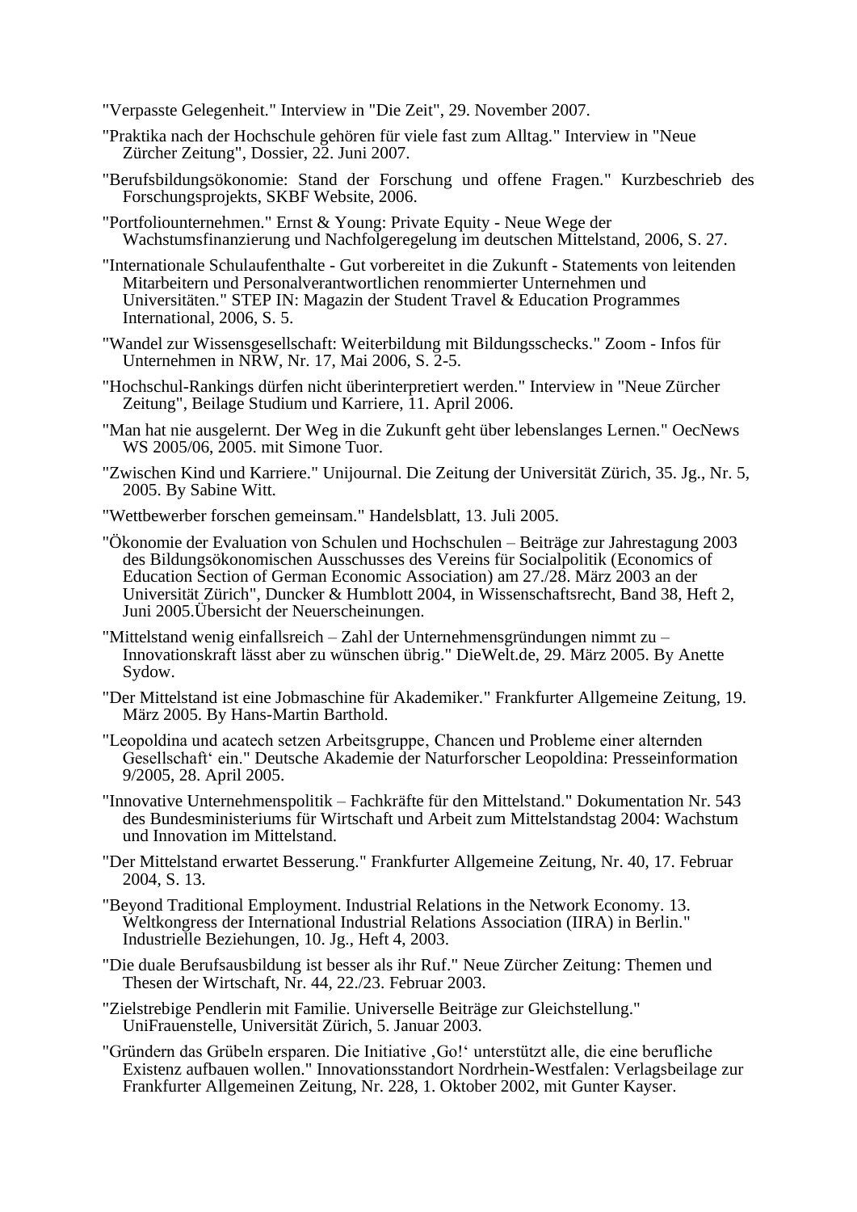"Verpasste Gelegenheit." Interview in "Die Zeit", 29. November 2007.

"Praktika nach der Hochschule gehören für viele fast zum Alltag." Interview in "Neue Zürcher Zeitung", Dossier, 22. Juni 2007.

"Berufsbildungsökonomie: Stand der Forschung und offene Fragen." Kurzbeschrieb des Forschungsprojekts, SKBF Website, 2006.

"Portfoliounternehmen." Ernst & Young: Private Equity - Neue Wege der Wachstumsfinanzierung und Nachfolgeregelung im deutschen Mittelstand, 2006, S. 27.

"Internationale Schulaufenthalte - Gut vorbereitet in die Zukunft - Statements von leitenden Mitarbeitern und Personalverantwortlichen renommierter Unternehmen und Universitäten." STEP IN: Magazin der Student Travel & Education Programmes International, 2006, S. 5.

"Wandel zur Wissensgesellschaft: Weiterbildung mit Bildungsschecks." Zoom - Infos für Unternehmen in NRW, Nr. 17, Mai 2006, S. 2-5.

"Hochschul-Rankings dürfen nicht überinterpretiert werden." Interview in "Neue Zürcher Zeitung", Beilage Studium und Karriere, 11. April 2006.

"Man hat nie ausgelernt. Der Weg in die Zukunft geht über lebenslanges Lernen." OecNews WS 2005/06, 2005. mit Simone Tuor.

"Zwischen Kind und Karriere." Unijournal. Die Zeitung der Universität Zürich, 35. Jg., Nr. 5, 2005. By Sabine Witt.

"Wettbewerber forschen gemeinsam." Handelsblatt, 13. Juli 2005.

"Ökonomie der Evaluation von Schulen und Hochschulen – Beiträge zur Jahrestagung 2003 des Bildungsökonomischen Ausschusses des Vereins für Socialpolitik (Economics of Education Section of German Economic Association) am 27./28. März 2003 an der Universität Zürich", Duncker & Humblott 2004, in Wissenschaftsrecht, Band 38, Heft 2, Juni 2005.Übersicht der Neuerscheinungen.

"Mittelstand wenig einfallsreich – Zahl der Unternehmensgründungen nimmt zu – Innovationskraft lässt aber zu wünschen übrig." DieWelt.de, 29. März 2005. By Anette Sydow.

"Der Mittelstand ist eine Jobmaschine für Akademiker." Frankfurter Allgemeine Zeitung, 19. März 2005. By Hans-Martin Barthold.

"Leopoldina und acatech setzen Arbeitsgruppe, Chancen und Probleme einer alternden Gesellschaft‘ ein." Deutsche Akademie der Naturforscher Leopoldina: Presseinformation 9/2005, 28. April 2005.

"Innovative Unternehmenspolitik – Fachkräfte für den Mittelstand." Dokumentation Nr. 543 des Bundesministeriums für Wirtschaft und Arbeit zum Mittelstandstag 2004: Wachstum und Innovation im Mittelstand.

"Der Mittelstand erwartet Besserung." Frankfurter Allgemeine Zeitung, Nr. 40, 17. Februar 2004, S. 13.

"Beyond Traditional Employment. Industrial Relations in the Network Economy. 13. Weltkongress der International Industrial Relations Association (IIRA) in Berlin." Industrielle Beziehungen, 10. Jg., Heft 4, 2003.

"Die duale Berufsausbildung ist besser als ihr Ruf." Neue Zürcher Zeitung: Themen und Thesen der Wirtschaft, Nr. 44, 22./23. Februar 2003.

"Zielstrebige Pendlerin mit Familie. Universelle Beiträge zur Gleichstellung." UniFrauenstelle, Universität Zürich, 5. Januar 2003.

"Gründern das Grübeln ersparen. Die Initiative ‚Go!‘ unterstützt alle, die eine berufliche Existenz aufbauen wollen." Innovationsstandort Nordrhein-Westfalen: Verlagsbeilage zur Frankfurter Allgemeinen Zeitung, Nr. 228, 1. Oktober 2002, mit Gunter Kayser.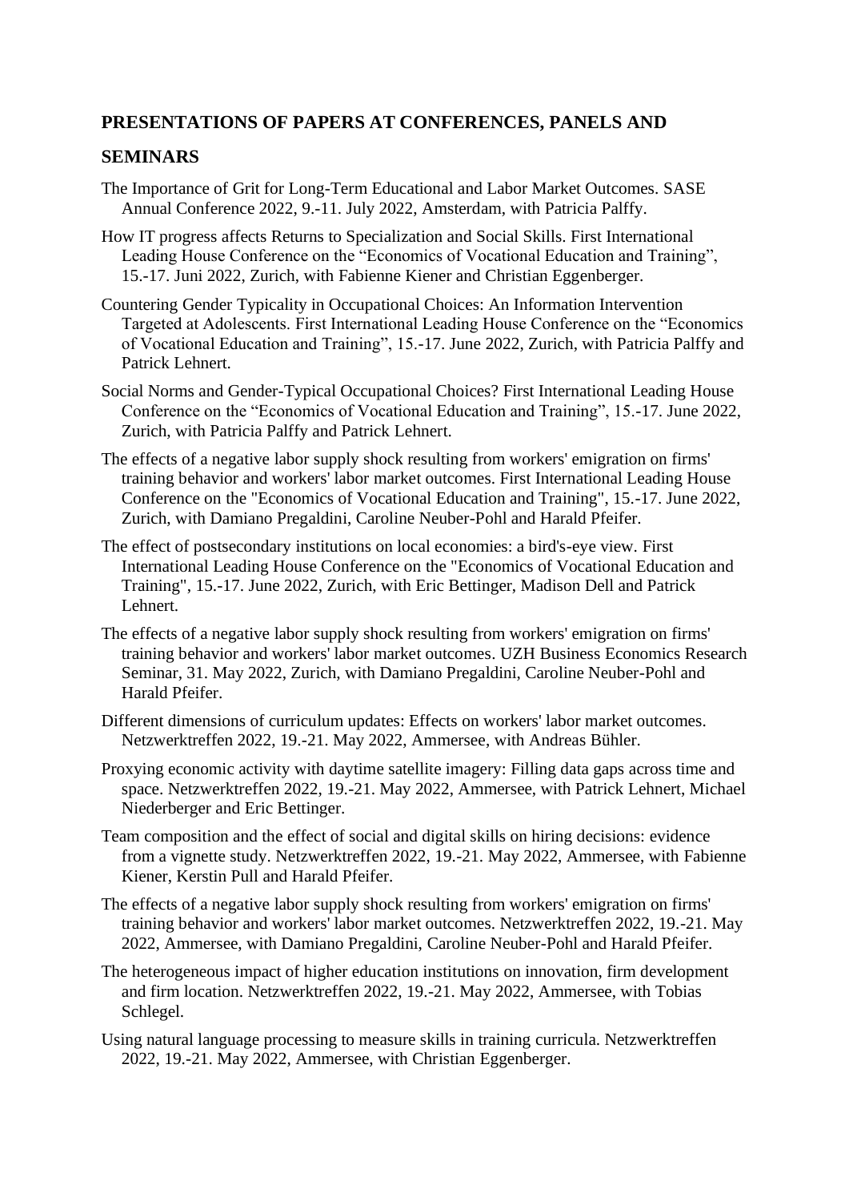## PRESENTATIONS OF PAPERS AT CONFERENCES, PANELS AND SEMINARS

The Importance of Grit for Long-Term Educational and Labor Market Outcomes. SASE Annual Conference 2022, 9.-11. July 2022, Amsterdam, with Patricia Palffy.

How IT progress affects Returns to Specialization and Social Skills. First International Leading House Conference on the "Economics of Vocational Education and Training", 15.-17. Juni 2022, Zurich, with Fabienne Kiener and Christian Eggenberger.

Countering Gender Typicality in Occupational Choices: An Information Intervention Targeted at Adolescents. First International Leading House Conference on the "Economics of Vocational Education and Training", 15.-17. June 2022, Zurich, with Patricia Palffy and Patrick Lehnert.

Social Norms and Gender-Typical Occupational Choices? First International Leading House Conference on the "Economics of Vocational Education and Training", 15.-17. June 2022, Zurich, with Patricia Palffy and Patrick Lehnert.

The effects of a negative labor supply shock resulting from workers' emigration on firms' training behavior and workers' labor market outcomes. First International Leading House Conference on the "Economics of Vocational Education and Training", 15.-17. June 2022, Zurich, with Damiano Pregaldini, Caroline Neuber-Pohl and Harald Pfeifer.

The effect of postsecondary institutions on local economies: a bird's-eye view. First International Leading House Conference on the "Economics of Vocational Education and Training", 15.-17. June 2022, Zurich, with Eric Bettinger, Madison Dell and Patrick Lehnert.

The effects of a negative labor supply shock resulting from workers' emigration on firms' training behavior and workers' labor market outcomes. UZH Business Economics Research Seminar, 31. May 2022, Zurich, with Damiano Pregaldini, Caroline Neuber-Pohl and Harald Pfeifer.

Different dimensions of curriculum updates: Effects on workers' labor market outcomes. Netzwerktreffen 2022, 19.-21. May 2022, Ammersee, with Andreas Bühler.

Proxying economic activity with daytime satellite imagery: Filling data gaps across time and space. Netzwerktreffen 2022, 19.-21. May 2022, Ammersee, with Patrick Lehnert, Michael Niederberger and Eric Bettinger.

Team composition and the effect of social and digital skills on hiring decisions: evidence from a vignette study. Netzwerktreffen 2022, 19.-21. May 2022, Ammersee, with Fabienne Kiener, Kerstin Pull and Harald Pfeifer.

The effects of a negative labor supply shock resulting from workers' emigration on firms' training behavior and workers' labor market outcomes. Netzwerktreffen 2022, 19.-21. May 2022, Ammersee, with Damiano Pregaldini, Caroline Neuber-Pohl and Harald Pfeifer.

The heterogeneous impact of higher education institutions on innovation, firm development and firm location. Netzwerktreffen 2022, 19.-21. May 2022, Ammersee, with Tobias Schlegel.

Using natural language processing to measure skills in training curricula. Netzwerktreffen 2022, 19.-21. May 2022, Ammersee, with Christian Eggenberger.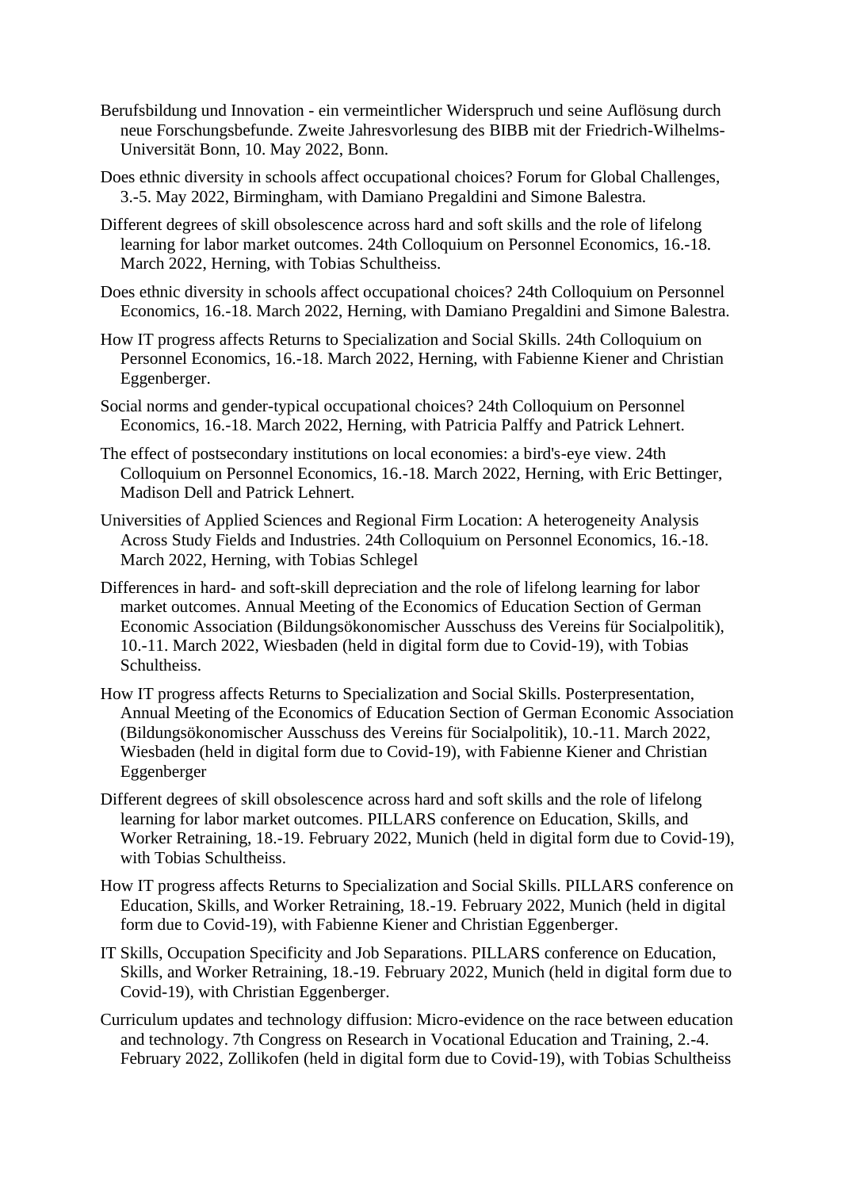Berufsbildung und Innovation - ein vermeintlicher Widerspruch und seine Auflösung durch neue Forschungsbefunde. Zweite Jahresvorlesung des BIBB mit der Friedrich-Wilhelms-Universität Bonn, 10. May 2022, Bonn.

Does ethnic diversity in schools affect occupational choices? Forum for Global Challenges, 3.-5. May 2022, Birmingham, with Damiano Pregaldini and Simone Balestra.

Different degrees of skill obsolescence across hard and soft skills and the role of lifelong learning for labor market outcomes. 24th Colloquium on Personnel Economics, 16.-18. March 2022, Herning, with Tobias Schultheiss.

Does ethnic diversity in schools affect occupational choices? 24th Colloquium on Personnel Economics, 16.-18. March 2022, Herning, with Damiano Pregaldini and Simone Balestra.

How IT progress affects Returns to Specialization and Social Skills. 24th Colloquium on Personnel Economics, 16.-18. March 2022, Herning, with Fabienne Kiener and Christian Eggenberger.

Social norms and gender-typical occupational choices? 24th Colloquium on Personnel Economics, 16.-18. March 2022, Herning, with Patricia Palffy and Patrick Lehnert.

The effect of postsecondary institutions on local economies: a bird's-eye view. 24th Colloquium on Personnel Economics, 16.-18. March 2022, Herning, with Eric Bettinger, Madison Dell and Patrick Lehnert.

Universities of Applied Sciences and Regional Firm Location: A heterogeneity Analysis Across Study Fields and Industries. 24th Colloquium on Personnel Economics, 16.-18. March 2022, Herning, with Tobias Schlegel

Differences in hard- and soft-skill depreciation and the role of lifelong learning for labor market outcomes. Annual Meeting of the Economics of Education Section of German Economic Association (Bildungsökonomischer Ausschuss des Vereins für Socialpolitik), 10.-11. March 2022, Wiesbaden (held in digital form due to Covid-19), with Tobias Schultheiss.

How IT progress affects Returns to Specialization and Social Skills. Posterpresentation, Annual Meeting of the Economics of Education Section of German Economic Association (Bildungsökonomischer Ausschuss des Vereins für Socialpolitik), 10.-11. March 2022, Wiesbaden (held in digital form due to Covid-19), with Fabienne Kiener and Christian Eggenberger

Different degrees of skill obsolescence across hard and soft skills and the role of lifelong learning for labor market outcomes. PILLARS conference on Education, Skills, and Worker Retraining, 18.-19. February 2022, Munich (held in digital form due to Covid-19), with Tobias Schultheiss.

How IT progress affects Returns to Specialization and Social Skills. PILLARS conference on Education, Skills, and Worker Retraining, 18.-19. February 2022, Munich (held in digital form due to Covid-19), with Fabienne Kiener and Christian Eggenberger.

IT Skills, Occupation Specificity and Job Separations. PILLARS conference on Education, Skills, and Worker Retraining, 18.-19. February 2022, Munich (held in digital form due to Covid-19), with Christian Eggenberger.

Curriculum updates and technology diffusion: Micro-evidence on the race between education and technology. 7th Congress on Research in Vocational Education and Training, 2.-4. February 2022, Zollikofen (held in digital form due to Covid-19), with Tobias Schultheiss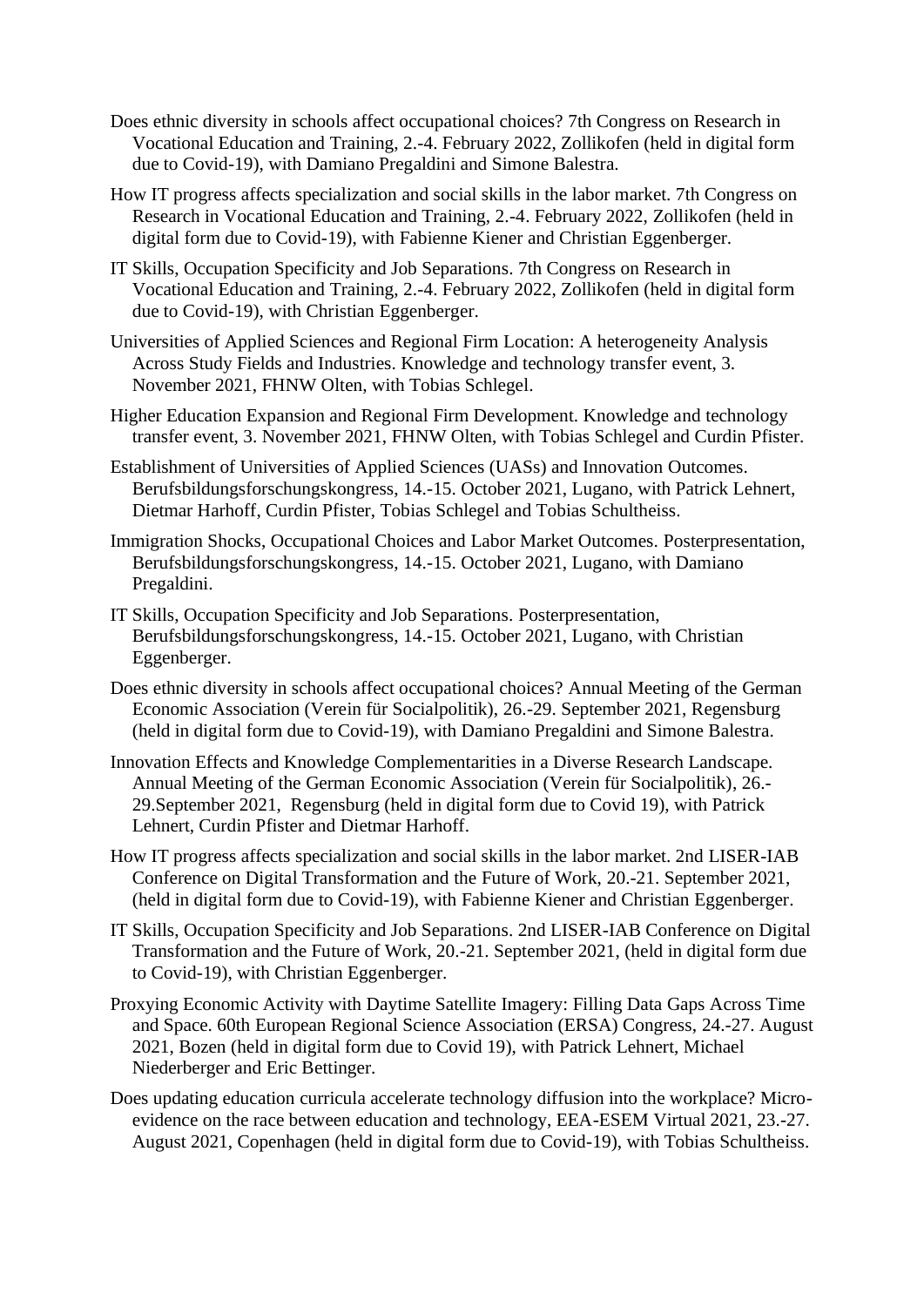Does ethnic diversity in schools affect occupational choices? 7th Congress on Research in Vocational Education and Training, 2.-4. February 2022, Zollikofen (held in digital form due to Covid-19), with Damiano Pregaldini and Simone Balestra.

How IT progress affects specialization and social skills in the labor market. 7th Congress on Research in Vocational Education and Training, 2.-4. February 2022, Zollikofen (held in digital form due to Covid-19), with Fabienne Kiener and Christian Eggenberger.

IT Skills, Occupation Specificity and Job Separations. 7th Congress on Research in Vocational Education and Training, 2.-4. February 2022, Zollikofen (held in digital form due to Covid-19), with Christian Eggenberger.

Universities of Applied Sciences and Regional Firm Location: A heterogeneity Analysis Across Study Fields and Industries. Knowledge and technology transfer event, 3. November 2021, FHNW Olten, with Tobias Schlegel.

Higher Education Expansion and Regional Firm Development. Knowledge and technology transfer event, 3. November 2021, FHNW Olten, with Tobias Schlegel and Curdin Pfister.

Establishment of Universities of Applied Sciences (UASs) and Innovation Outcomes. Berufsbildungsforschungskongress, 14.-15. October 2021, Lugano, with Patrick Lehnert, Dietmar Harhoff, Curdin Pfister, Tobias Schlegel and Tobias Schultheiss.

Immigration Shocks, Occupational Choices and Labor Market Outcomes. Posterpresentation, Berufsbildungsforschungskongress, 14.-15. October 2021, Lugano, with Damiano Pregaldini.

IT Skills, Occupation Specificity and Job Separations. Posterpresentation, Berufsbildungsforschungskongress, 14.-15. October 2021, Lugano, with Christian Eggenberger.

Does ethnic diversity in schools affect occupational choices? Annual Meeting of the German Economic Association (Verein für Socialpolitik), 26.-29. September 2021, Regensburg (held in digital form due to Covid-19), with Damiano Pregaldini and Simone Balestra.

Innovation Effects and Knowledge Complementarities in a Diverse Research Landscape. Annual Meeting of the German Economic Association (Verein für Socialpolitik), 26.-29.September 2021, Regensburg (held in digital form due to Covid 19), with Patrick Lehnert, Curdin Pfister and Dietmar Harhoff.

How IT progress affects specialization and social skills in the labor market. 2nd LISER-IAB Conference on Digital Transformation and the Future of Work, 20.-21. September 2021, (held in digital form due to Covid-19), with Fabienne Kiener and Christian Eggenberger.

IT Skills, Occupation Specificity and Job Separations. 2nd LISER-IAB Conference on Digital Transformation and the Future of Work, 20.-21. September 2021, (held in digital form due to Covid-19), with Christian Eggenberger.

Proxying Economic Activity with Daytime Satellite Imagery: Filling Data Gaps Across Time and Space. 60th European Regional Science Association (ERSA) Congress, 24.-27. August 2021, Bozen (held in digital form due to Covid 19), with Patrick Lehnert, Michael Niederberger and Eric Bettinger.

Does updating education curricula accelerate technology diffusion into the workplace? Micro-evidence on the race between education and technology, EEA-ESEM Virtual 2021, 23.-27. August 2021, Copenhagen (held in digital form due to Covid-19), with Tobias Schultheiss.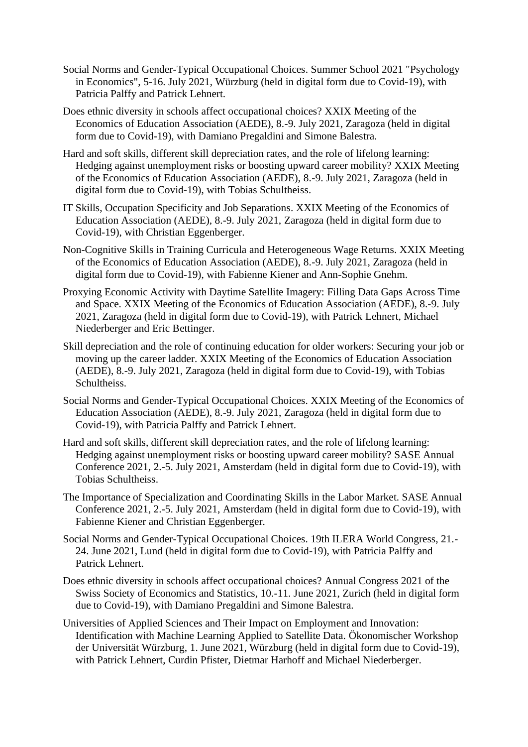Social Norms and Gender-Typical Occupational Choices. Summer School 2021 "Psychology in Economics", 5-16. July 2021, Würzburg (held in digital form due to Covid-19), with Patricia Palffy and Patrick Lehnert.

Does ethnic diversity in schools affect occupational choices? XXIX Meeting of the Economics of Education Association (AEDE), 8.-9. July 2021, Zaragoza (held in digital form due to Covid-19), with Damiano Pregaldini and Simone Balestra.

Hard and soft skills, different skill depreciation rates, and the role of lifelong learning: Hedging against unemployment risks or boosting upward career mobility? XXIX Meeting of the Economics of Education Association (AEDE), 8.-9. July 2021, Zaragoza (held in digital form due to Covid-19), with Tobias Schultheiss.

IT Skills, Occupation Specificity and Job Separations. XXIX Meeting of the Economics of Education Association (AEDE), 8.-9. July 2021, Zaragoza (held in digital form due to Covid-19), with Christian Eggenberger.

Non-Cognitive Skills in Training Curricula and Heterogeneous Wage Returns. XXIX Meeting of the Economics of Education Association (AEDE), 8.-9. July 2021, Zaragoza (held in digital form due to Covid-19), with Fabienne Kiener and Ann-Sophie Gnehm.

Proxying Economic Activity with Daytime Satellite Imagery: Filling Data Gaps Across Time and Space. XXIX Meeting of the Economics of Education Association (AEDE), 8.-9. July 2021, Zaragoza (held in digital form due to Covid-19), with Patrick Lehnert, Michael Niederberger and Eric Bettinger.

Skill depreciation and the role of continuing education for older workers: Securing your job or moving up the career ladder. XXIX Meeting of the Economics of Education Association (AEDE), 8.-9. July 2021, Zaragoza (held in digital form due to Covid-19), with Tobias Schultheiss.

Social Norms and Gender-Typical Occupational Choices. XXIX Meeting of the Economics of Education Association (AEDE), 8.-9. July 2021, Zaragoza (held in digital form due to Covid-19), with Patricia Palffy and Patrick Lehnert.

Hard and soft skills, different skill depreciation rates, and the role of lifelong learning: Hedging against unemployment risks or boosting upward career mobility? SASE Annual Conference 2021, 2.-5. July 2021, Amsterdam (held in digital form due to Covid-19), with Tobias Schultheiss.

The Importance of Specialization and Coordinating Skills in the Labor Market. SASE Annual Conference 2021, 2.-5. July 2021, Amsterdam (held in digital form due to Covid-19), with Fabienne Kiener and Christian Eggenberger.

Social Norms and Gender-Typical Occupational Choices. 19th ILERA World Congress, 21.-24. June 2021, Lund (held in digital form due to Covid-19), with Patricia Palffy and Patrick Lehnert.

Does ethnic diversity in schools affect occupational choices? Annual Congress 2021 of the Swiss Society of Economics and Statistics, 10.-11. June 2021, Zurich (held in digital form due to Covid-19), with Damiano Pregaldini and Simone Balestra.

Universities of Applied Sciences and Their Impact on Employment and Innovation: Identification with Machine Learning Applied to Satellite Data. Ökonomischer Workshop der Universität Würzburg, 1. June 2021, Würzburg (held in digital form due to Covid-19), with Patrick Lehnert, Curdin Pfister, Dietmar Harhoff and Michael Niederberger.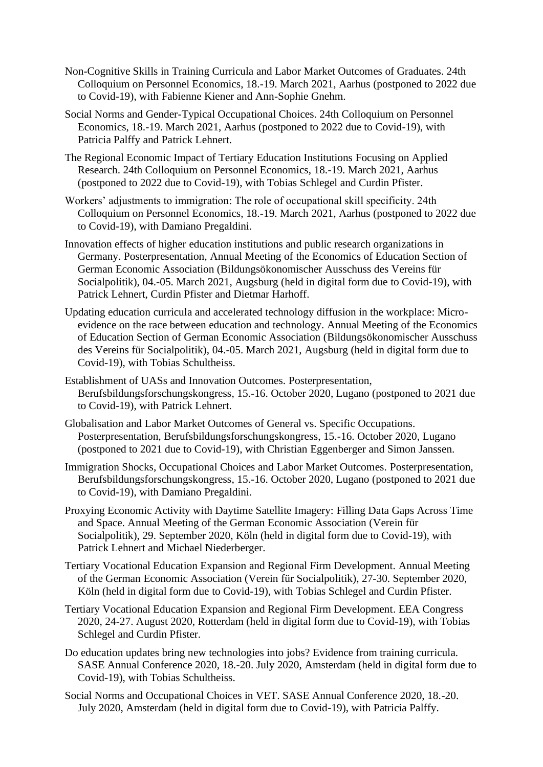Non-Cognitive Skills in Training Curricula and Labor Market Outcomes of Graduates. 24th Colloquium on Personnel Economics, 18.-19. March 2021, Aarhus (postponed to 2022 due to Covid-19), with Fabienne Kiener and Ann-Sophie Gnehm.

Social Norms and Gender-Typical Occupational Choices. 24th Colloquium on Personnel Economics, 18.-19. March 2021, Aarhus (postponed to 2022 due to Covid-19), with Patricia Palffy and Patrick Lehnert.

The Regional Economic Impact of Tertiary Education Institutions Focusing on Applied Research. 24th Colloquium on Personnel Economics, 18.-19. March 2021, Aarhus (postponed to 2022 due to Covid-19), with Tobias Schlegel and Curdin Pfister.

Workers' adjustments to immigration: The role of occupational skill specificity. 24th Colloquium on Personnel Economics, 18.-19. March 2021, Aarhus (postponed to 2022 due to Covid-19), with Damiano Pregaldini.

Innovation effects of higher education institutions and public research organizations in Germany. Posterpresentation, Annual Meeting of the Economics of Education Section of German Economic Association (Bildungsökonomischer Ausschuss des Vereins für Socialpolitik), 04.-05. March 2021, Augsburg (held in digital form due to Covid-19), with Patrick Lehnert, Curdin Pfister and Dietmar Harhoff.

Updating education curricula and accelerated technology diffusion in the workplace: Micro-evidence on the race between education and technology. Annual Meeting of the Economics of Education Section of German Economic Association (Bildungsökonomischer Ausschuss des Vereins für Socialpolitik), 04.-05. March 2021, Augsburg (held in digital form due to Covid-19), with Tobias Schultheiss.

Establishment of UASs and Innovation Outcomes. Posterpresentation, Berufsbildungsforschungskongress, 15.-16. October 2020, Lugano (postponed to 2021 due to Covid-19), with Patrick Lehnert.

Globalisation and Labor Market Outcomes of General vs. Specific Occupations. Posterpresentation, Berufsbildungsforschungskongress, 15.-16. October 2020, Lugano (postponed to 2021 due to Covid-19), with Christian Eggenberger and Simon Janssen.

Immigration Shocks, Occupational Choices and Labor Market Outcomes. Posterpresentation, Berufsbildungsforschungskongress, 15.-16. October 2020, Lugano (postponed to 2021 due to Covid-19), with Damiano Pregaldini.

Proxying Economic Activity with Daytime Satellite Imagery: Filling Data Gaps Across Time and Space. Annual Meeting of the German Economic Association (Verein für Socialpolitik), 29. September 2020, Köln (held in digital form due to Covid-19), with Patrick Lehnert and Michael Niederberger.

Tertiary Vocational Education Expansion and Regional Firm Development. Annual Meeting of the German Economic Association (Verein für Socialpolitik), 27-30. September 2020, Köln (held in digital form due to Covid-19), with Tobias Schlegel and Curdin Pfister.

Tertiary Vocational Education Expansion and Regional Firm Development. EEA Congress 2020, 24-27. August 2020, Rotterdam (held in digital form due to Covid-19), with Tobias Schlegel and Curdin Pfister.

Do education updates bring new technologies into jobs? Evidence from training curricula. SASE Annual Conference 2020, 18.-20. July 2020, Amsterdam (held in digital form due to Covid-19), with Tobias Schultheiss.

Social Norms and Occupational Choices in VET. SASE Annual Conference 2020, 18.-20. July 2020, Amsterdam (held in digital form due to Covid-19), with Patricia Palffy.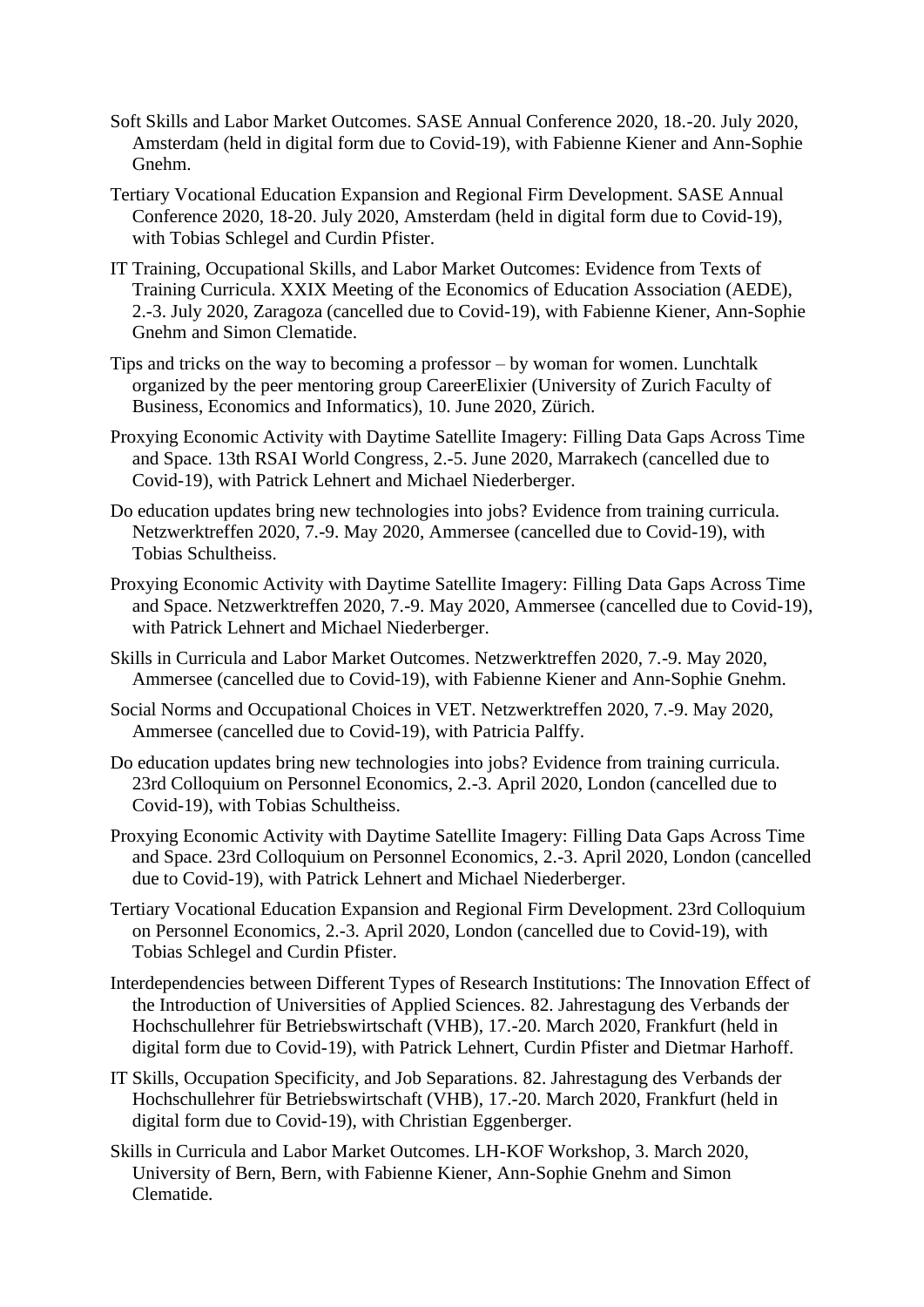Soft Skills and Labor Market Outcomes. SASE Annual Conference 2020, 18.-20. July 2020, Amsterdam (held in digital form due to Covid-19), with Fabienne Kiener and Ann-Sophie Gnehm.

Tertiary Vocational Education Expansion and Regional Firm Development. SASE Annual Conference 2020, 18-20. July 2020, Amsterdam (held in digital form due to Covid-19), with Tobias Schlegel and Curdin Pfister.

IT Training, Occupational Skills, and Labor Market Outcomes: Evidence from Texts of Training Curricula. XXIX Meeting of the Economics of Education Association (AEDE), 2.-3. July 2020, Zaragoza (cancelled due to Covid-19), with Fabienne Kiener, Ann-Sophie Gnehm and Simon Clematide.

Tips and tricks on the way to becoming a professor – by woman for women. Lunchtalk organized by the peer mentoring group CareerElixier (University of Zurich Faculty of Business, Economics and Informatics), 10. June 2020, Zürich.

Proxying Economic Activity with Daytime Satellite Imagery: Filling Data Gaps Across Time and Space. 13th RSAI World Congress, 2.-5. June 2020, Marrakech (cancelled due to Covid-19), with Patrick Lehnert and Michael Niederberger.

Do education updates bring new technologies into jobs? Evidence from training curricula. Netzwerktreffen 2020, 7.-9. May 2020, Ammersee (cancelled due to Covid-19), with Tobias Schultheiss.

Proxying Economic Activity with Daytime Satellite Imagery: Filling Data Gaps Across Time and Space. Netzwerktreffen 2020, 7.-9. May 2020, Ammersee (cancelled due to Covid-19), with Patrick Lehnert and Michael Niederberger.

Skills in Curricula and Labor Market Outcomes. Netzwerktreffen 2020, 7.-9. May 2020, Ammersee (cancelled due to Covid-19), with Fabienne Kiener and Ann-Sophie Gnehm.

Social Norms and Occupational Choices in VET. Netzwerktreffen 2020, 7.-9. May 2020, Ammersee (cancelled due to Covid-19), with Patricia Palffy.

Do education updates bring new technologies into jobs? Evidence from training curricula. 23rd Colloquium on Personnel Economics, 2.-3. April 2020, London (cancelled due to Covid-19), with Tobias Schultheiss.

Proxying Economic Activity with Daytime Satellite Imagery: Filling Data Gaps Across Time and Space. 23rd Colloquium on Personnel Economics, 2.-3. April 2020, London (cancelled due to Covid-19), with Patrick Lehnert and Michael Niederberger.

Tertiary Vocational Education Expansion and Regional Firm Development. 23rd Colloquium on Personnel Economics, 2.-3. April 2020, London (cancelled due to Covid-19), with Tobias Schlegel and Curdin Pfister.

Interdependencies between Different Types of Research Institutions: The Innovation Effect of the Introduction of Universities of Applied Sciences. 82. Jahrestagung des Verbands der Hochschullehrer für Betriebswirtschaft (VHB), 17.-20. March 2020, Frankfurt (held in digital form due to Covid-19), with Patrick Lehnert, Curdin Pfister and Dietmar Harhoff.

IT Skills, Occupation Specificity, and Job Separations. 82. Jahrestagung des Verbands der Hochschullehrer für Betriebswirtschaft (VHB), 17.-20. March 2020, Frankfurt (held in digital form due to Covid-19), with Christian Eggenberger.

Skills in Curricula and Labor Market Outcomes. LH-KOF Workshop, 3. March 2020, University of Bern, Bern, with Fabienne Kiener, Ann-Sophie Gnehm and Simon Clematide.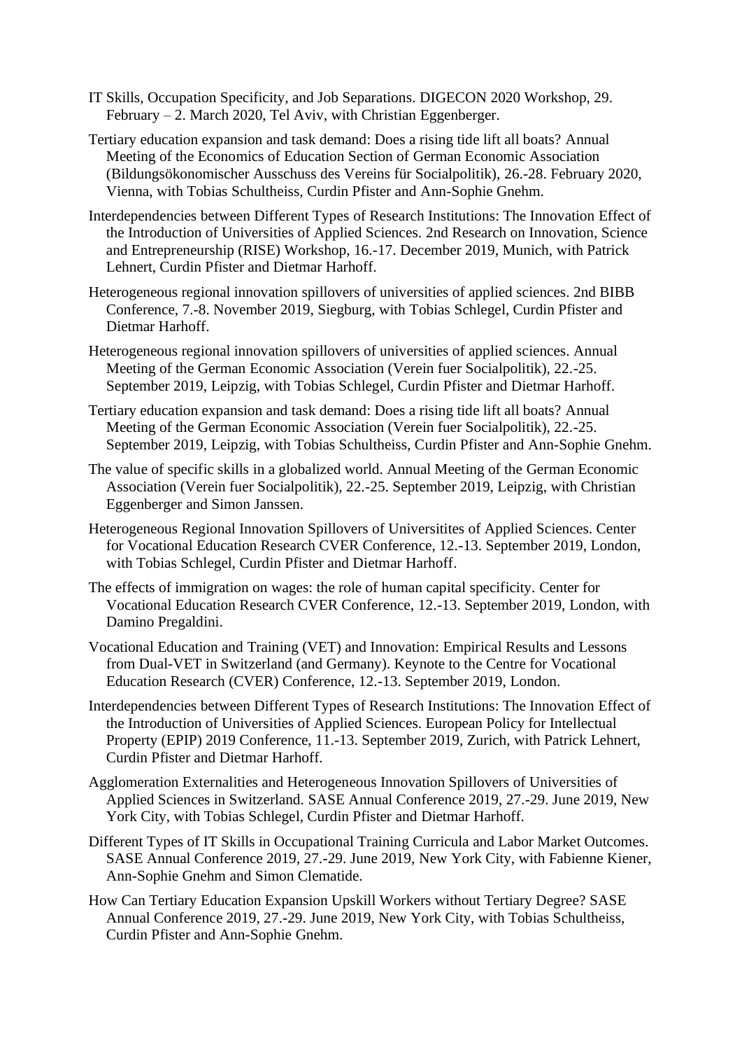IT Skills, Occupation Specificity, and Job Separations. DIGECON 2020 Workshop, 29. February – 2. March 2020, Tel Aviv, with Christian Eggenberger.

Tertiary education expansion and task demand: Does a rising tide lift all boats? Annual Meeting of the Economics of Education Section of German Economic Association (Bildungsökonomischer Ausschuss des Vereins für Socialpolitik), 26.-28. February 2020, Vienna, with Tobias Schultheiss, Curdin Pfister and Ann-Sophie Gnehm.

Interdependencies between Different Types of Research Institutions: The Innovation Effect of the Introduction of Universities of Applied Sciences. 2nd Research on Innovation, Science and Entrepreneurship (RISE) Workshop, 16.-17. December 2019, Munich, with Patrick Lehnert, Curdin Pfister and Dietmar Harhoff.

Heterogeneous regional innovation spillovers of universities of applied sciences. 2nd BIBB Conference, 7.-8. November 2019, Siegburg, with Tobias Schlegel, Curdin Pfister and Dietmar Harhoff.

Heterogeneous regional innovation spillovers of universities of applied sciences. Annual Meeting of the German Economic Association (Verein fuer Socialpolitik), 22.-25. September 2019, Leipzig, with Tobias Schlegel, Curdin Pfister and Dietmar Harhoff.

Tertiary education expansion and task demand: Does a rising tide lift all boats? Annual Meeting of the German Economic Association (Verein fuer Socialpolitik), 22.-25. September 2019, Leipzig, with Tobias Schultheiss, Curdin Pfister and Ann-Sophie Gnehm.

The value of specific skills in a globalized world. Annual Meeting of the German Economic Association (Verein fuer Socialpolitik), 22.-25. September 2019, Leipzig, with Christian Eggenberger and Simon Janssen.

Heterogeneous Regional Innovation Spillovers of Universitites of Applied Sciences. Center for Vocational Education Research CVER Conference, 12.-13. September 2019, London, with Tobias Schlegel, Curdin Pfister and Dietmar Harhoff.

The effects of immigration on wages: the role of human capital specificity. Center for Vocational Education Research CVER Conference, 12.-13. September 2019, London, with Damino Pregaldini.

Vocational Education and Training (VET) and Innovation: Empirical Results and Lessons from Dual-VET in Switzerland (and Germany). Keynote to the Centre for Vocational Education Research (CVER) Conference, 12.-13. September 2019, London.

Interdependencies between Different Types of Research Institutions: The Innovation Effect of the Introduction of Universities of Applied Sciences. European Policy for Intellectual Property (EPIP) 2019 Conference, 11.-13. September 2019, Zurich, with Patrick Lehnert, Curdin Pfister and Dietmar Harhoff.

Agglomeration Externalities and Heterogeneous Innovation Spillovers of Universities of Applied Sciences in Switzerland. SASE Annual Conference 2019, 27.-29. June 2019, New York City, with Tobias Schlegel, Curdin Pfister and Dietmar Harhoff.

Different Types of IT Skills in Occupational Training Curricula and Labor Market Outcomes. SASE Annual Conference 2019, 27.-29. June 2019, New York City, with Fabienne Kiener, Ann-Sophie Gnehm and Simon Clematide.

How Can Tertiary Education Expansion Upskill Workers without Tertiary Degree? SASE Annual Conference 2019, 27.-29. June 2019, New York City, with Tobias Schultheiss, Curdin Pfister and Ann-Sophie Gnehm.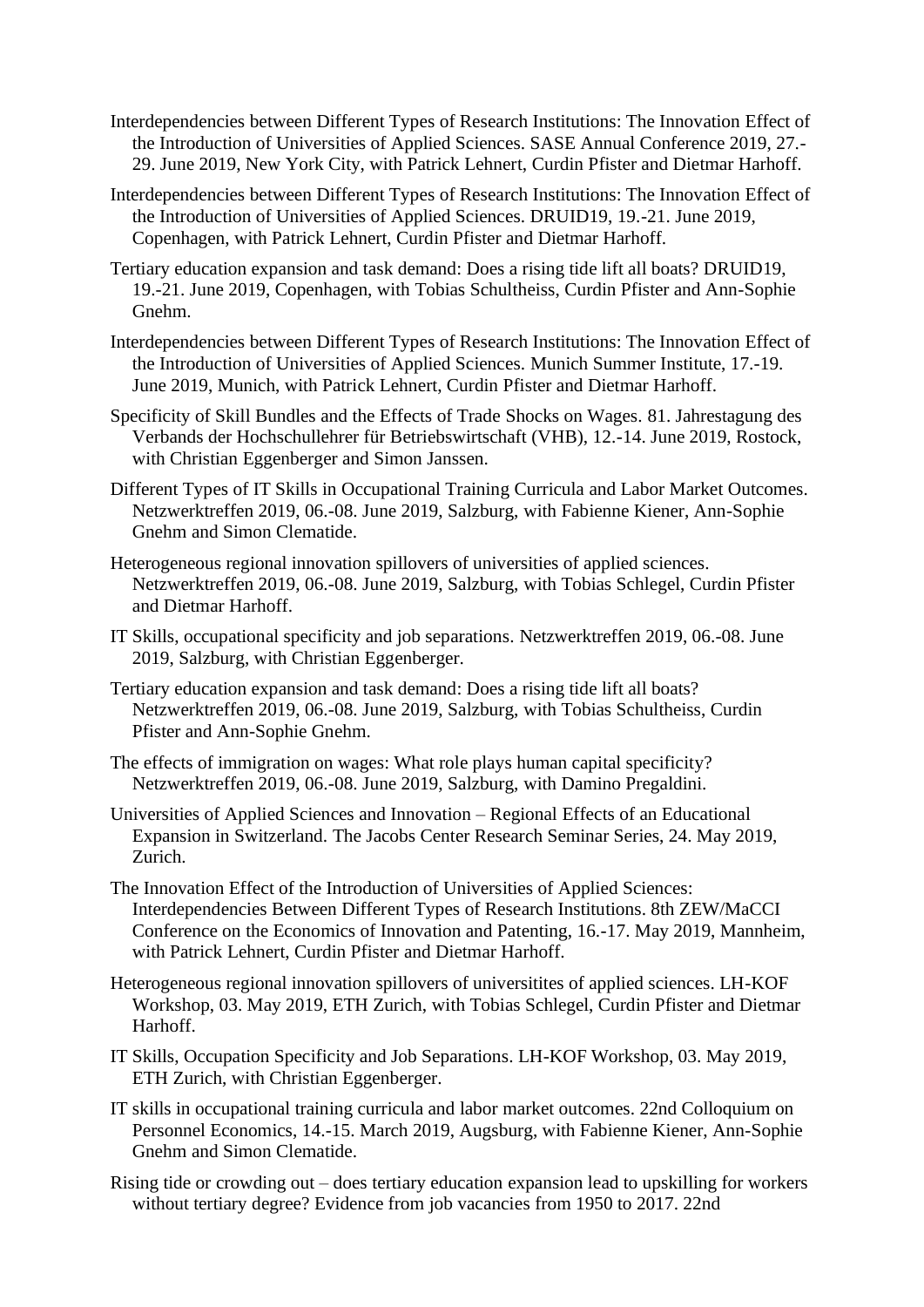Interdependencies between Different Types of Research Institutions: The Innovation Effect of the Introduction of Universities of Applied Sciences. SASE Annual Conference 2019, 27.-29. June 2019, New York City, with Patrick Lehnert, Curdin Pfister and Dietmar Harhoff.

Interdependencies between Different Types of Research Institutions: The Innovation Effect of the Introduction of Universities of Applied Sciences. DRUID19, 19.-21. June 2019, Copenhagen, with Patrick Lehnert, Curdin Pfister and Dietmar Harhoff.

Tertiary education expansion and task demand: Does a rising tide lift all boats? DRUID19, 19.-21. June 2019, Copenhagen, with Tobias Schultheiss, Curdin Pfister and Ann-Sophie Gnehm.

Interdependencies between Different Types of Research Institutions: The Innovation Effect of the Introduction of Universities of Applied Sciences. Munich Summer Institute, 17.-19. June 2019, Munich, with Patrick Lehnert, Curdin Pfister and Dietmar Harhoff.

Specificity of Skill Bundles and the Effects of Trade Shocks on Wages. 81. Jahrestagung des Verbands der Hochschullehrer für Betriebswirtschaft (VHB), 12.-14. June 2019, Rostock, with Christian Eggenberger and Simon Janssen.

Different Types of IT Skills in Occupational Training Curricula and Labor Market Outcomes. Netzwerktreffen 2019, 06.-08. June 2019, Salzburg, with Fabienne Kiener, Ann-Sophie Gnehm and Simon Clematide.

Heterogeneous regional innovation spillovers of universities of applied sciences. Netzwerktreffen 2019, 06.-08. June 2019, Salzburg, with Tobias Schlegel, Curdin Pfister and Dietmar Harhoff.

IT Skills, occupational specificity and job separations. Netzwerktreffen 2019, 06.-08. June 2019, Salzburg, with Christian Eggenberger.

Tertiary education expansion and task demand: Does a rising tide lift all boats? Netzwerktreffen 2019, 06.-08. June 2019, Salzburg, with Tobias Schultheiss, Curdin Pfister and Ann-Sophie Gnehm.

The effects of immigration on wages: What role plays human capital specificity? Netzwerktreffen 2019, 06.-08. June 2019, Salzburg, with Damino Pregaldini.

Universities of Applied Sciences and Innovation – Regional Effects of an Educational Expansion in Switzerland. The Jacobs Center Research Seminar Series, 24. May 2019, Zurich.

The Innovation Effect of the Introduction of Universities of Applied Sciences: Interdependencies Between Different Types of Research Institutions. 8th ZEW/MaCCI Conference on the Economics of Innovation and Patenting, 16.-17. May 2019, Mannheim, with Patrick Lehnert, Curdin Pfister and Dietmar Harhoff.

Heterogeneous regional innovation spillovers of universitites of applied sciences. LH-KOF Workshop, 03. May 2019, ETH Zurich, with Tobias Schlegel, Curdin Pfister and Dietmar Harhoff.

IT Skills, Occupation Specificity and Job Separations. LH-KOF Workshop, 03. May 2019, ETH Zurich, with Christian Eggenberger.

IT skills in occupational training curricula and labor market outcomes. 22nd Colloquium on Personnel Economics, 14.-15. March 2019, Augsburg, with Fabienne Kiener, Ann-Sophie Gnehm and Simon Clematide.

Rising tide or crowding out – does tertiary education expansion lead to upskilling for workers without tertiary degree? Evidence from job vacancies from 1950 to 2017. 22nd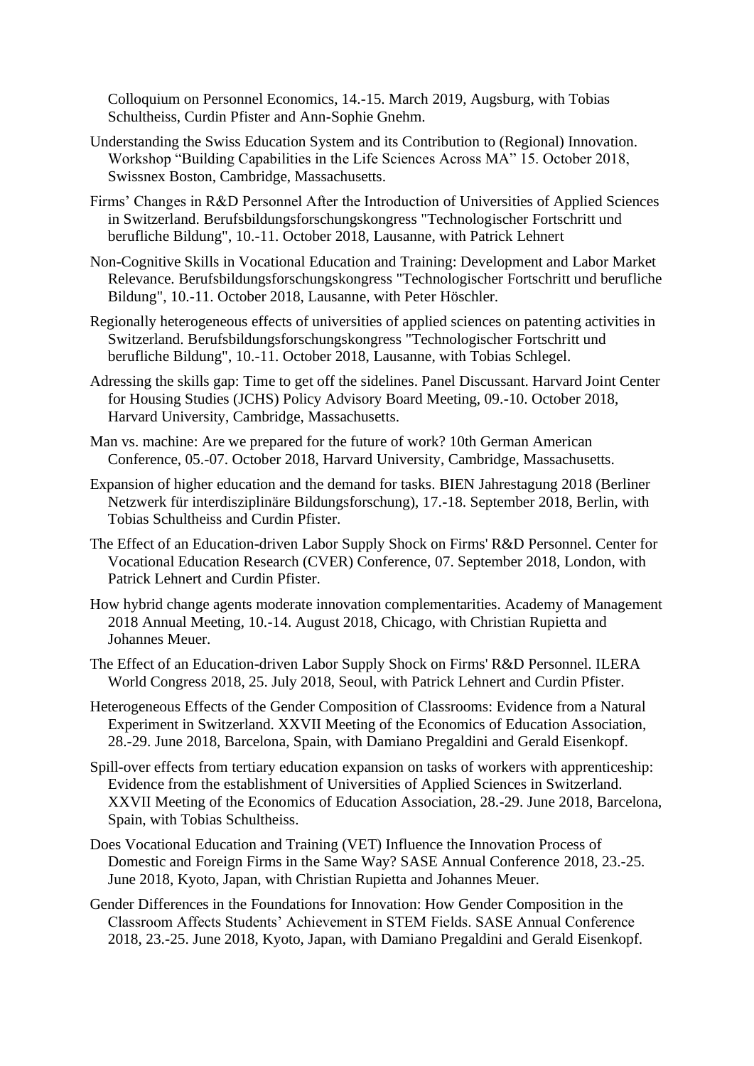Colloquium on Personnel Economics, 14.-15. March 2019, Augsburg, with Tobias Schultheiss, Curdin Pfister and Ann-Sophie Gnehm.

Understanding the Swiss Education System and its Contribution to (Regional) Innovation. Workshop “Building Capabilities in the Life Sciences Across MA” 15. October 2018, Swissnex Boston, Cambridge, Massachusetts.

Firms’ Changes in R&D Personnel After the Introduction of Universities of Applied Sciences in Switzerland. Berufsbildungsforschungskongress "Technologischer Fortschritt und berufliche Bildung", 10.-11. October 2018, Lausanne, with Patrick Lehnert

Non-Cognitive Skills in Vocational Education and Training: Development and Labor Market Relevance. Berufsbildungsforschungskongress "Technologischer Fortschritt und berufliche Bildung", 10.-11. October 2018, Lausanne, with Peter Höschler.

Regionally heterogeneous effects of universities of applied sciences on patenting activities in Switzerland. Berufsbildungsforschungskongress "Technologischer Fortschritt und berufliche Bildung", 10.-11. October 2018, Lausanne, with Tobias Schlegel.

Adressing the skills gap: Time to get off the sidelines. Panel Discussant. Harvard Joint Center for Housing Studies (JCHS) Policy Advisory Board Meeting, 09.-10. October 2018, Harvard University, Cambridge, Massachusetts.

Man vs. machine: Are we prepared for the future of work? 10th German American Conference, 05.-07. October 2018, Harvard University, Cambridge, Massachusetts.

Expansion of higher education and the demand for tasks. BIEN Jahrestagung 2018 (Berliner Netzwerk für interdisziplinäre Bildungsforschung), 17.-18. September 2018, Berlin, with Tobias Schultheiss and Curdin Pfister.

The Effect of an Education-driven Labor Supply Shock on Firms' R&D Personnel. Center for Vocational Education Research (CVER) Conference, 07. September 2018, London, with Patrick Lehnert and Curdin Pfister.

How hybrid change agents moderate innovation complementarities. Academy of Management 2018 Annual Meeting, 10.-14. August 2018, Chicago, with Christian Rupietta and Johannes Meuer.

The Effect of an Education-driven Labor Supply Shock on Firms' R&D Personnel. ILERA World Congress 2018, 25. July 2018, Seoul, with Patrick Lehnert and Curdin Pfister.

Heterogeneous Effects of the Gender Composition of Classrooms: Evidence from a Natural Experiment in Switzerland. XXVII Meeting of the Economics of Education Association, 28.-29. June 2018, Barcelona, Spain, with Damiano Pregaldini and Gerald Eisenkopf.

Spill-over effects from tertiary education expansion on tasks of workers with apprenticeship: Evidence from the establishment of Universities of Applied Sciences in Switzerland. XXVII Meeting of the Economics of Education Association, 28.-29. June 2018, Barcelona, Spain, with Tobias Schultheiss.

Does Vocational Education and Training (VET) Influence the Innovation Process of Domestic and Foreign Firms in the Same Way? SASE Annual Conference 2018, 23.-25. June 2018, Kyoto, Japan, with Christian Rupietta and Johannes Meuer.

Gender Differences in the Foundations for Innovation: How Gender Composition in the Classroom Affects Students’ Achievement in STEM Fields. SASE Annual Conference 2018, 23.-25. June 2018, Kyoto, Japan, with Damiano Pregaldini and Gerald Eisenkopf.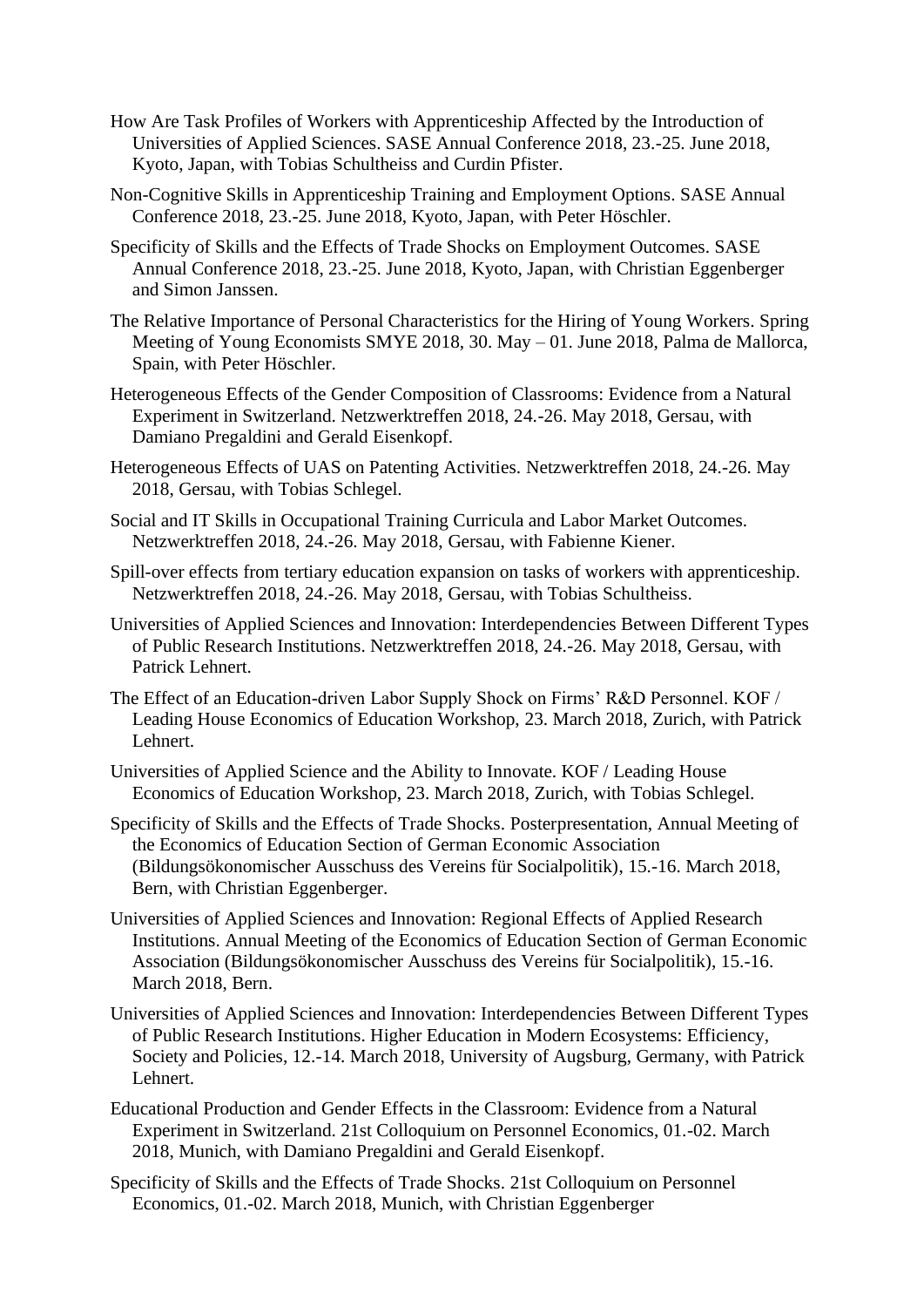How Are Task Profiles of Workers with Apprenticeship Affected by the Introduction of Universities of Applied Sciences. SASE Annual Conference 2018, 23.-25. June 2018, Kyoto, Japan, with Tobias Schultheiss and Curdin Pfister.

Non-Cognitive Skills in Apprenticeship Training and Employment Options. SASE Annual Conference 2018, 23.-25. June 2018, Kyoto, Japan, with Peter Höschler.

Specificity of Skills and the Effects of Trade Shocks on Employment Outcomes. SASE Annual Conference 2018, 23.-25. June 2018, Kyoto, Japan, with Christian Eggenberger and Simon Janssen.

The Relative Importance of Personal Characteristics for the Hiring of Young Workers. Spring Meeting of Young Economists SMYE 2018, 30. May – 01. June 2018, Palma de Mallorca, Spain, with Peter Höschler.

Heterogeneous Effects of the Gender Composition of Classrooms: Evidence from a Natural Experiment in Switzerland. Netzwerktreffen 2018, 24.-26. May 2018, Gersau, with Damiano Pregaldini and Gerald Eisenkopf.

Heterogeneous Effects of UAS on Patenting Activities. Netzwerktreffen 2018, 24.-26. May 2018, Gersau, with Tobias Schlegel.

Social and IT Skills in Occupational Training Curricula and Labor Market Outcomes. Netzwerktreffen 2018, 24.-26. May 2018, Gersau, with Fabienne Kiener.

Spill-over effects from tertiary education expansion on tasks of workers with apprenticeship. Netzwerktreffen 2018, 24.-26. May 2018, Gersau, with Tobias Schultheiss.

Universities of Applied Sciences and Innovation: Interdependencies Between Different Types of Public Research Institutions. Netzwerktreffen 2018, 24.-26. May 2018, Gersau, with Patrick Lehnert.

The Effect of an Education-driven Labor Supply Shock on Firms' R&D Personnel. KOF / Leading House Economics of Education Workshop, 23. March 2018, Zurich, with Patrick Lehnert.

Universities of Applied Science and the Ability to Innovate. KOF / Leading House Economics of Education Workshop, 23. March 2018, Zurich, with Tobias Schlegel.

Specificity of Skills and the Effects of Trade Shocks. Posterpresentation, Annual Meeting of the Economics of Education Section of German Economic Association (Bildungsökonomischer Ausschuss des Vereins für Socialpolitik), 15.-16. March 2018, Bern, with Christian Eggenberger.

Universities of Applied Sciences and Innovation: Regional Effects of Applied Research Institutions. Annual Meeting of the Economics of Education Section of German Economic Association (Bildungsökonomischer Ausschuss des Vereins für Socialpolitik), 15.-16. March 2018, Bern.

Universities of Applied Sciences and Innovation: Interdependencies Between Different Types of Public Research Institutions. Higher Education in Modern Ecosystems: Efficiency, Society and Policies, 12.-14. March 2018, University of Augsburg, Germany, with Patrick Lehnert.

Educational Production and Gender Effects in the Classroom: Evidence from a Natural Experiment in Switzerland. 21st Colloquium on Personnel Economics, 01.-02. March 2018, Munich, with Damiano Pregaldini and Gerald Eisenkopf.

Specificity of Skills and the Effects of Trade Shocks. 21st Colloquium on Personnel Economics, 01.-02. March 2018, Munich, with Christian Eggenberger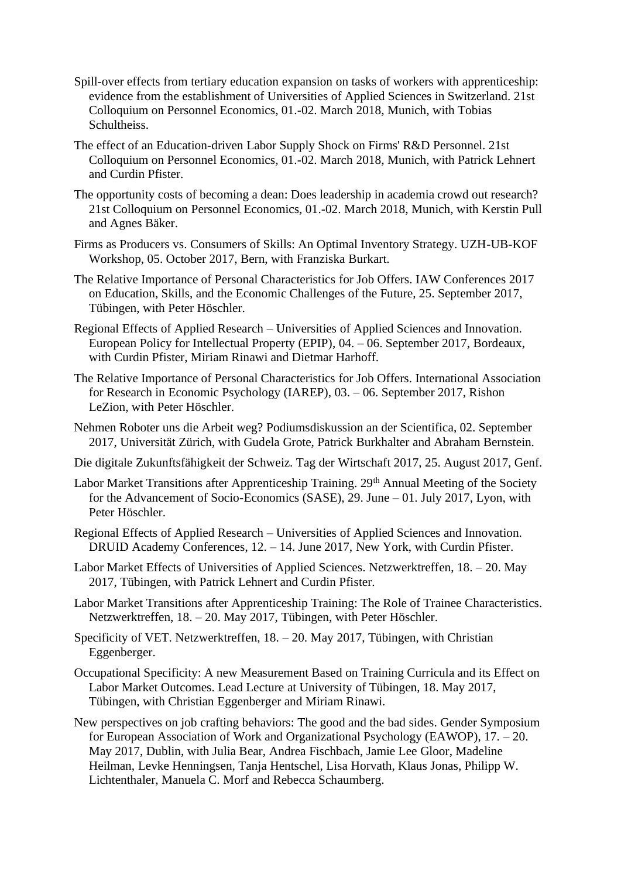Spill-over effects from tertiary education expansion on tasks of workers with apprenticeship: evidence from the establishment of Universities of Applied Sciences in Switzerland. 21st Colloquium on Personnel Economics, 01.-02. March 2018, Munich, with Tobias Schultheiss.

The effect of an Education-driven Labor Supply Shock on Firms' R&D Personnel. 21st Colloquium on Personnel Economics, 01.-02. March 2018, Munich, with Patrick Lehnert and Curdin Pfister.

The opportunity costs of becoming a dean: Does leadership in academia crowd out research? 21st Colloquium on Personnel Economics, 01.-02. March 2018, Munich, with Kerstin Pull and Agnes Bäker.

Firms as Producers vs. Consumers of Skills: An Optimal Inventory Strategy. UZH-UB-KOF Workshop, 05. October 2017, Bern, with Franziska Burkart.

The Relative Importance of Personal Characteristics for Job Offers. IAW Conferences 2017 on Education, Skills, and the Economic Challenges of the Future, 25. September 2017, Tübingen, with Peter Höschler.

Regional Effects of Applied Research – Universities of Applied Sciences and Innovation. European Policy for Intellectual Property (EPIP), 04. – 06. September 2017, Bordeaux, with Curdin Pfister, Miriam Rinawi and Dietmar Harhoff.

The Relative Importance of Personal Characteristics for Job Offers. International Association for Research in Economic Psychology (IAREP), 03. – 06. September 2017, Rishon LeZion, with Peter Höschler.

Nehmen Roboter uns die Arbeit weg? Podiumsdiskussion an der Scientifica, 02. September 2017, Universität Zürich, with Gudela Grote, Patrick Burkhalter and Abraham Bernstein.

Die digitale Zukunftsfähigkeit der Schweiz. Tag der Wirtschaft 2017, 25. August 2017, Genf.

Labor Market Transitions after Apprenticeship Training. 29th Annual Meeting of the Society for the Advancement of Socio-Economics (SASE), 29. June – 01. July 2017, Lyon, with Peter Höschler.

Regional Effects of Applied Research – Universities of Applied Sciences and Innovation. DRUID Academy Conferences, 12. – 14. June 2017, New York, with Curdin Pfister.

Labor Market Effects of Universities of Applied Sciences. Netzwerktreffen, 18. – 20. May 2017, Tübingen, with Patrick Lehnert and Curdin Pfister.

Labor Market Transitions after Apprenticeship Training: The Role of Trainee Characteristics. Netzwerktreffen, 18. – 20. May 2017, Tübingen, with Peter Höschler.

Specificity of VET. Netzwerktreffen, 18. – 20. May 2017, Tübingen, with Christian Eggenberger.

Occupational Specificity: A new Measurement Based on Training Curricula and its Effect on Labor Market Outcomes. Lead Lecture at University of Tübingen, 18. May 2017, Tübingen, with Christian Eggenberger and Miriam Rinawi.

New perspectives on job crafting behaviors: The good and the bad sides. Gender Symposium for European Association of Work and Organizational Psychology (EAWOP), 17. – 20. May 2017, Dublin, with Julia Bear, Andrea Fischbach, Jamie Lee Gloor, Madeline Heilman, Levke Henningsen, Tanja Hentschel, Lisa Horvath, Klaus Jonas, Philipp W. Lichtenthaler, Manuela C. Morf and Rebecca Schaumberg.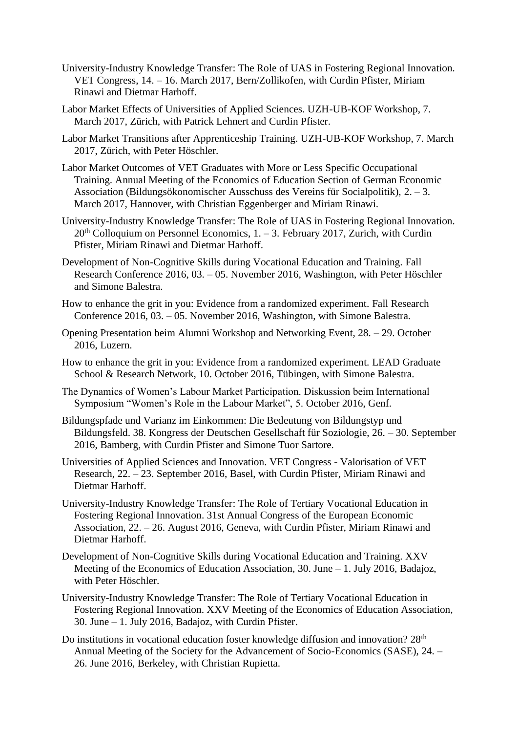University-Industry Knowledge Transfer: The Role of UAS in Fostering Regional Innovation. VET Congress, 14. – 16. March 2017, Bern/Zollikofen, with Curdin Pfister, Miriam Rinawi and Dietmar Harhoff.

Labor Market Effects of Universities of Applied Sciences. UZH-UB-KOF Workshop, 7. March 2017, Zürich, with Patrick Lehnert and Curdin Pfister.

Labor Market Transitions after Apprenticeship Training. UZH-UB-KOF Workshop, 7. March 2017, Zürich, with Peter Höschler.

Labor Market Outcomes of VET Graduates with More or Less Specific Occupational Training. Annual Meeting of the Economics of Education Section of German Economic Association (Bildungsökonomischer Ausschuss des Vereins für Socialpolitik), 2. – 3. March 2017, Hannover, with Christian Eggenberger and Miriam Rinawi.

University-Industry Knowledge Transfer: The Role of UAS in Fostering Regional Innovation. 20th Colloquium on Personnel Economics, 1. – 3. February 2017, Zurich, with Curdin Pfister, Miriam Rinawi and Dietmar Harhoff.

Development of Non-Cognitive Skills during Vocational Education and Training. Fall Research Conference 2016, 03. – 05. November 2016, Washington, with Peter Höschler and Simone Balestra.

How to enhance the grit in you: Evidence from a randomized experiment. Fall Research Conference 2016, 03. – 05. November 2016, Washington, with Simone Balestra.

Opening Presentation beim Alumni Workshop and Networking Event, 28. – 29. October 2016, Luzern.

How to enhance the grit in you: Evidence from a randomized experiment. LEAD Graduate School & Research Network, 10. October 2016, Tübingen, with Simone Balestra.

The Dynamics of Women's Labour Market Participation. Diskussion beim International Symposium "Women's Role in the Labour Market", 5. October 2016, Genf.

Bildungspfade und Varianz im Einkommen: Die Bedeutung von Bildungstyp und Bildungsfeld. 38. Kongress der Deutschen Gesellschaft für Soziologie, 26. – 30. September 2016, Bamberg, with Curdin Pfister and Simone Tuor Sartore.

Universities of Applied Sciences and Innovation. VET Congress - Valorisation of VET Research, 22. – 23. September 2016, Basel, with Curdin Pfister, Miriam Rinawi and Dietmar Harhoff.

University-Industry Knowledge Transfer: The Role of Tertiary Vocational Education in Fostering Regional Innovation. 31st Annual Congress of the European Economic Association, 22. – 26. August 2016, Geneva, with Curdin Pfister, Miriam Rinawi and Dietmar Harhoff.

Development of Non-Cognitive Skills during Vocational Education and Training. XXV Meeting of the Economics of Education Association, 30. June – 1. July 2016, Badajoz, with Peter Höschler.

University-Industry Knowledge Transfer: The Role of Tertiary Vocational Education in Fostering Regional Innovation. XXV Meeting of the Economics of Education Association, 30. June – 1. July 2016, Badajoz, with Curdin Pfister.

Do institutions in vocational education foster knowledge diffusion and innovation? 28th Annual Meeting of the Society for the Advancement of Socio-Economics (SASE), 24. – 26. June 2016, Berkeley, with Christian Rupietta.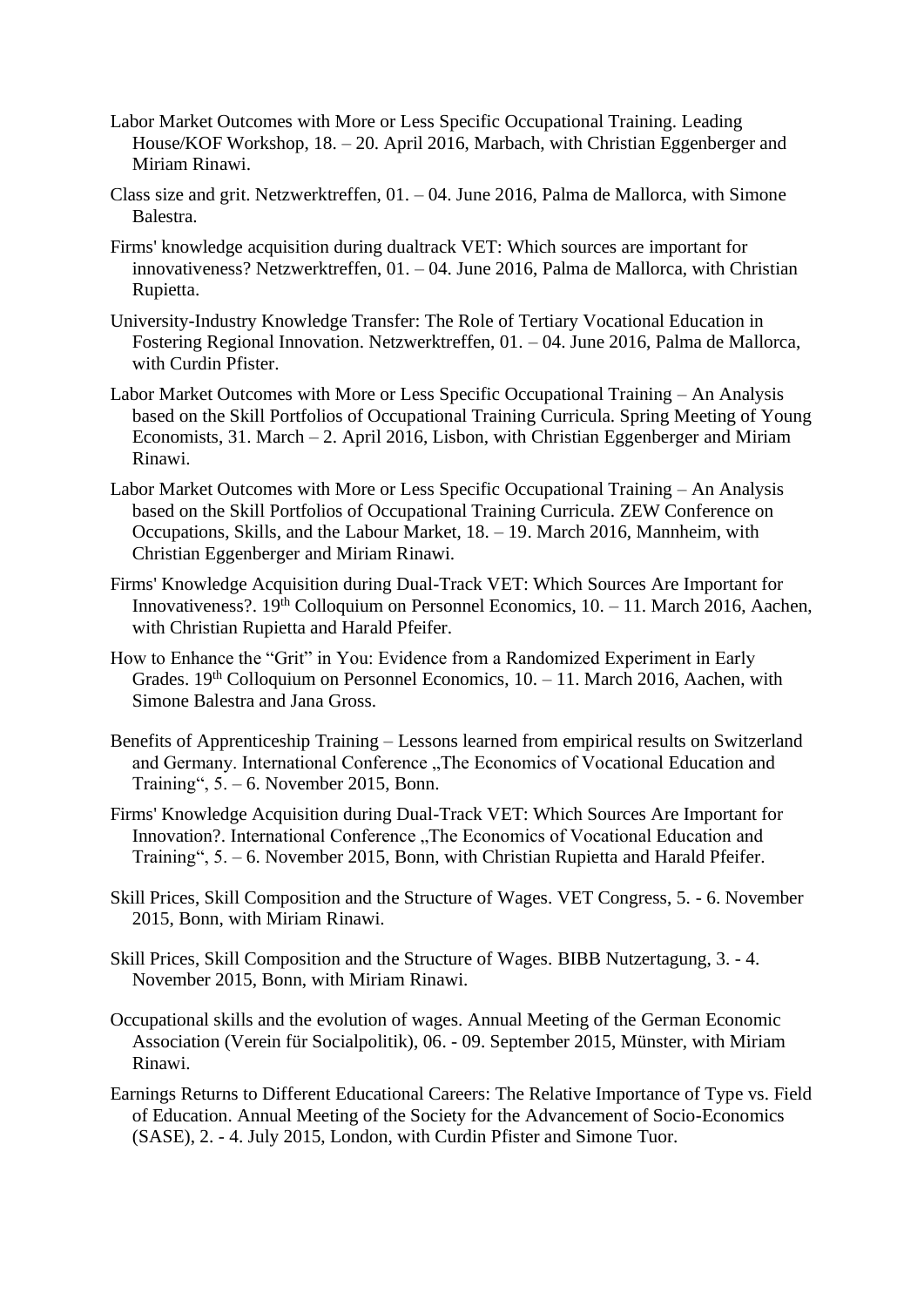Labor Market Outcomes with More or Less Specific Occupational Training. Leading House/KOF Workshop, 18. – 20. April 2016, Marbach, with Christian Eggenberger and Miriam Rinawi.

Class size and grit. Netzwerktreffen, 01. – 04. June 2016, Palma de Mallorca, with Simone Balestra.

Firms' knowledge acquisition during dualtrack VET: Which sources are important for innovativeness? Netzwerktreffen, 01. – 04. June 2016, Palma de Mallorca, with Christian Rupietta.

University-Industry Knowledge Transfer: The Role of Tertiary Vocational Education in Fostering Regional Innovation. Netzwerktreffen, 01. – 04. June 2016, Palma de Mallorca, with Curdin Pfister.

Labor Market Outcomes with More or Less Specific Occupational Training – An Analysis based on the Skill Portfolios of Occupational Training Curricula. Spring Meeting of Young Economists, 31. March – 2. April 2016, Lisbon, with Christian Eggenberger and Miriam Rinawi.

Labor Market Outcomes with More or Less Specific Occupational Training – An Analysis based on the Skill Portfolios of Occupational Training Curricula. ZEW Conference on Occupations, Skills, and the Labour Market, 18. – 19. March 2016, Mannheim, with Christian Eggenberger and Miriam Rinawi.

Firms' Knowledge Acquisition during Dual-Track VET: Which Sources Are Important for Innovativeness?. 19th Colloquium on Personnel Economics, 10. – 11. March 2016, Aachen, with Christian Rupietta and Harald Pfeifer.

How to Enhance the "Grit" in You: Evidence from a Randomized Experiment in Early Grades. 19th Colloquium on Personnel Economics, 10. – 11. March 2016, Aachen, with Simone Balestra and Jana Gross.

Benefits of Apprenticeship Training – Lessons learned from empirical results on Switzerland and Germany. International Conference „The Economics of Vocational Education and Training", 5. – 6. November 2015, Bonn.

Firms' Knowledge Acquisition during Dual-Track VET: Which Sources Are Important for Innovation?. International Conference „The Economics of Vocational Education and Training", 5. – 6. November 2015, Bonn, with Christian Rupietta and Harald Pfeifer.

Skill Prices, Skill Composition and the Structure of Wages. VET Congress, 5. - 6. November 2015, Bonn, with Miriam Rinawi.

Skill Prices, Skill Composition and the Structure of Wages. BIBB Nutzertagung, 3. - 4. November 2015, Bonn, with Miriam Rinawi.

Occupational skills and the evolution of wages. Annual Meeting of the German Economic Association (Verein für Socialpolitik), 06. - 09. September 2015, Münster, with Miriam Rinawi.

Earnings Returns to Different Educational Careers: The Relative Importance of Type vs. Field of Education. Annual Meeting of the Society for the Advancement of Socio-Economics (SASE), 2. - 4. July 2015, London, with Curdin Pfister and Simone Tuor.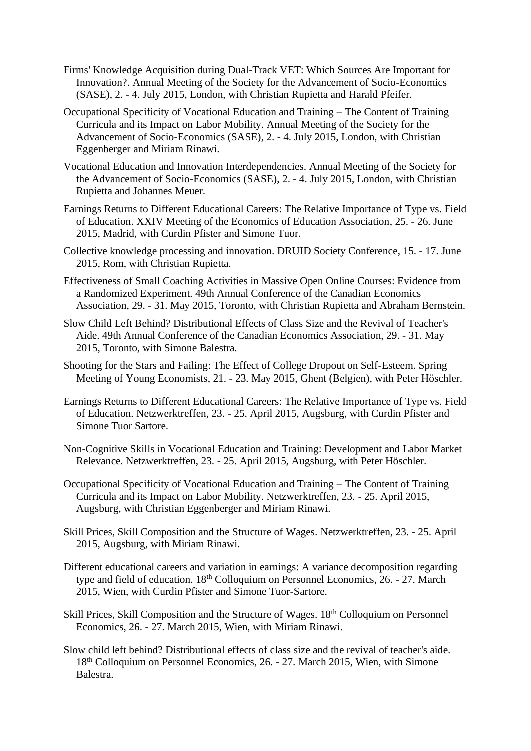Firms' Knowledge Acquisition during Dual-Track VET: Which Sources Are Important for Innovation?. Annual Meeting of the Society for the Advancement of Socio-Economics (SASE), 2. - 4. July 2015, London, with Christian Rupietta and Harald Pfeifer.

Occupational Specificity of Vocational Education and Training – The Content of Training Curricula and its Impact on Labor Mobility. Annual Meeting of the Society for the Advancement of Socio-Economics (SASE), 2. - 4. July 2015, London, with Christian Eggenberger and Miriam Rinawi.

Vocational Education and Innovation Interdependencies. Annual Meeting of the Society for the Advancement of Socio-Economics (SASE), 2. - 4. July 2015, London, with Christian Rupietta and Johannes Meuer.

Earnings Returns to Different Educational Careers: The Relative Importance of Type vs. Field of Education. XXIV Meeting of the Economics of Education Association, 25. - 26. June 2015, Madrid, with Curdin Pfister and Simone Tuor.

Collective knowledge processing and innovation. DRUID Society Conference, 15. - 17. June 2015, Rom, with Christian Rupietta.

Effectiveness of Small Coaching Activities in Massive Open Online Courses: Evidence from a Randomized Experiment. 49th Annual Conference of the Canadian Economics Association, 29. - 31. May 2015, Toronto, with Christian Rupietta and Abraham Bernstein.

Slow Child Left Behind? Distributional Effects of Class Size and the Revival of Teacher's Aide. 49th Annual Conference of the Canadian Economics Association, 29. - 31. May 2015, Toronto, with Simone Balestra.

Shooting for the Stars and Failing: The Effect of College Dropout on Self-Esteem. Spring Meeting of Young Economists, 21. - 23. May 2015, Ghent (Belgien), with Peter Höschler.

Earnings Returns to Different Educational Careers: The Relative Importance of Type vs. Field of Education. Netzwerktreffen, 23. - 25. April 2015, Augsburg, with Curdin Pfister and Simone Tuor Sartore.

Non-Cognitive Skills in Vocational Education and Training: Development and Labor Market Relevance. Netzwerktreffen, 23. - 25. April 2015, Augsburg, with Peter Höschler.

Occupational Specificity of Vocational Education and Training – The Content of Training Curricula and its Impact on Labor Mobility. Netzwerktreffen, 23. - 25. April 2015, Augsburg, with Christian Eggenberger and Miriam Rinawi.

Skill Prices, Skill Composition and the Structure of Wages. Netzwerktreffen, 23. - 25. April 2015, Augsburg, with Miriam Rinawi.

Different educational careers and variation in earnings: A variance decomposition regarding type and field of education. 18th Colloquium on Personnel Economics, 26. - 27. March 2015, Wien, with Curdin Pfister and Simone Tuor-Sartore.

Skill Prices, Skill Composition and the Structure of Wages. 18th Colloquium on Personnel Economics, 26. - 27. March 2015, Wien, with Miriam Rinawi.

Slow child left behind? Distributional effects of class size and the revival of teacher's aide. 18th Colloquium on Personnel Economics, 26. - 27. March 2015, Wien, with Simone Balestra.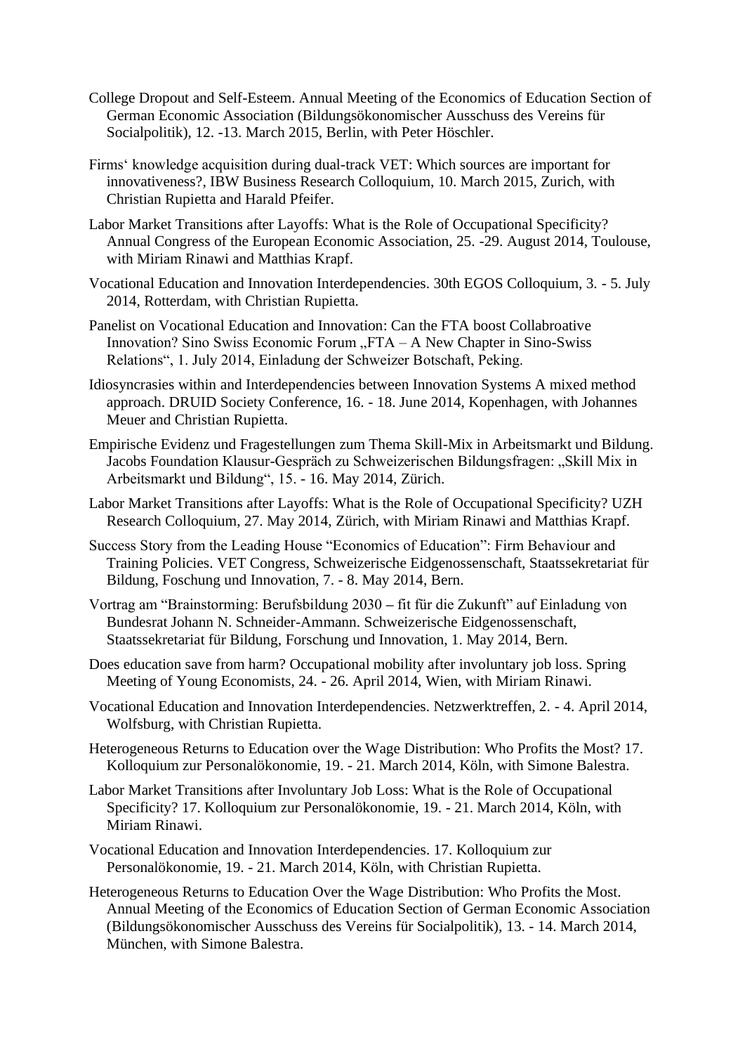College Dropout and Self-Esteem. Annual Meeting of the Economics of Education Section of German Economic Association (Bildungsökonomischer Ausschuss des Vereins für Socialpolitik), 12. -13. March 2015, Berlin, with Peter Höschler.

Firms' knowledge acquisition during dual-track VET: Which sources are important for innovativeness?, IBW Business Research Colloquium, 10. March 2015, Zurich, with Christian Rupietta and Harald Pfeifer.

Labor Market Transitions after Layoffs: What is the Role of Occupational Specificity? Annual Congress of the European Economic Association, 25. -29. August 2014, Toulouse, with Miriam Rinawi and Matthias Krapf.

Vocational Education and Innovation Interdependencies. 30th EGOS Colloquium, 3. - 5. July 2014, Rotterdam, with Christian Rupietta.

Panelist on Vocational Education and Innovation: Can the FTA boost Collabroative Innovation? Sino Swiss Economic Forum „FTA – A New Chapter in Sino-Swiss Relations", 1. July 2014, Einladung der Schweizer Botschaft, Peking.

Idiosyncrasies within and Interdependencies between Innovation Systems A mixed method approach. DRUID Society Conference, 16. - 18. June 2014, Kopenhagen, with Johannes Meuer and Christian Rupietta.

Empirische Evidenz und Fragestellungen zum Thema Skill-Mix in Arbeitsmarkt und Bildung. Jacobs Foundation Klausur-Gespräch zu Schweizerischen Bildungsfragen: „Skill Mix in Arbeitsmarkt und Bildung", 15. - 16. May 2014, Zürich.

Labor Market Transitions after Layoffs: What is the Role of Occupational Specificity? UZH Research Colloquium, 27. May 2014, Zürich, with Miriam Rinawi and Matthias Krapf.

Success Story from the Leading House "Economics of Education": Firm Behaviour and Training Policies. VET Congress, Schweizerische Eidgenossenschaft, Staatssekretariat für Bildung, Foschung und Innovation, 7. - 8. May 2014, Bern.

Vortrag am "Brainstorming: Berufsbildung 2030 – fit für die Zukunft" auf Einladung von Bundesrat Johann N. Schneider-Ammann. Schweizerische Eidgenossenschaft, Staatssekretariat für Bildung, Forschung und Innovation, 1. May 2014, Bern.

Does education save from harm? Occupational mobility after involuntary job loss. Spring Meeting of Young Economists, 24. - 26. April 2014, Wien, with Miriam Rinawi.

Vocational Education and Innovation Interdependencies. Netzwerktreffen, 2. - 4. April 2014, Wolfsburg, with Christian Rupietta.

Heterogeneous Returns to Education over the Wage Distribution: Who Profits the Most? 17. Kolloquium zur Personalökonomie, 19. - 21. March 2014, Köln, with Simone Balestra.

Labor Market Transitions after Involuntary Job Loss: What is the Role of Occupational Specificity? 17. Kolloquium zur Personalökonomie, 19. - 21. March 2014, Köln, with Miriam Rinawi.

Vocational Education and Innovation Interdependencies. 17. Kolloquium zur Personalökonomie, 19. - 21. March 2014, Köln, with Christian Rupietta.

Heterogeneous Returns to Education Over the Wage Distribution: Who Profits the Most. Annual Meeting of the Economics of Education Section of German Economic Association (Bildungsökonomischer Ausschuss des Vereins für Socialpolitik), 13. - 14. March 2014, München, with Simone Balestra.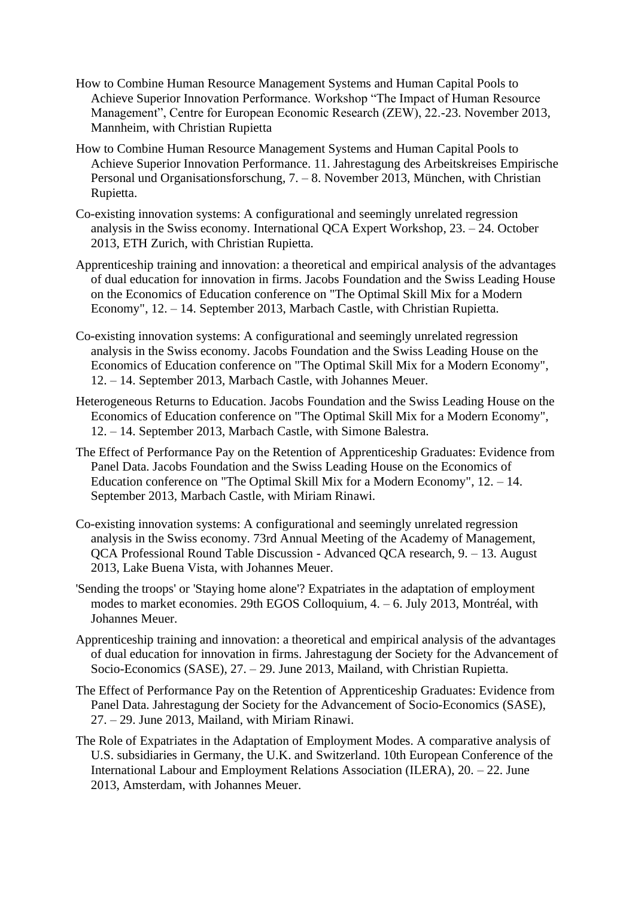How to Combine Human Resource Management Systems and Human Capital Pools to Achieve Superior Innovation Performance. Workshop "The Impact of Human Resource Management", Centre for European Economic Research (ZEW), 22.-23. November 2013, Mannheim, with Christian Rupietta

How to Combine Human Resource Management Systems and Human Capital Pools to Achieve Superior Innovation Performance. 11. Jahrestagung des Arbeitskreises Empirische Personal und Organisationsforschung, 7. – 8. November 2013, München, with Christian Rupietta.

Co-existing innovation systems: A configurational and seemingly unrelated regression analysis in the Swiss economy. International QCA Expert Workshop, 23. – 24. October 2013, ETH Zurich, with Christian Rupietta.

Apprenticeship training and innovation: a theoretical and empirical analysis of the advantages of dual education for innovation in firms. Jacobs Foundation and the Swiss Leading House on the Economics of Education conference on "The Optimal Skill Mix for a Modern Economy", 12. – 14. September 2013, Marbach Castle, with Christian Rupietta.

Co-existing innovation systems: A configurational and seemingly unrelated regression analysis in the Swiss economy. Jacobs Foundation and the Swiss Leading House on the Economics of Education conference on "The Optimal Skill Mix for a Modern Economy", 12. – 14. September 2013, Marbach Castle, with Johannes Meuer.

Heterogeneous Returns to Education. Jacobs Foundation and the Swiss Leading House on the Economics of Education conference on "The Optimal Skill Mix for a Modern Economy", 12. – 14. September 2013, Marbach Castle, with Simone Balestra.

The Effect of Performance Pay on the Retention of Apprenticeship Graduates: Evidence from Panel Data. Jacobs Foundation and the Swiss Leading House on the Economics of Education conference on "The Optimal Skill Mix for a Modern Economy", 12. – 14. September 2013, Marbach Castle, with Miriam Rinawi.

Co-existing innovation systems: A configurational and seemingly unrelated regression analysis in the Swiss economy. 73rd Annual Meeting of the Academy of Management, QCA Professional Round Table Discussion - Advanced QCA research, 9. – 13. August 2013, Lake Buena Vista, with Johannes Meuer.

'Sending the troops' or 'Staying home alone'? Expatriates in the adaptation of employment modes to market economies. 29th EGOS Colloquium, 4. – 6. July 2013, Montréal, with Johannes Meuer.

Apprenticeship training and innovation: a theoretical and empirical analysis of the advantages of dual education for innovation in firms. Jahrestagung der Society for the Advancement of Socio-Economics (SASE), 27. – 29. June 2013, Mailand, with Christian Rupietta.

The Effect of Performance Pay on the Retention of Apprenticeship Graduates: Evidence from Panel Data. Jahrestagung der Society for the Advancement of Socio-Economics (SASE), 27. – 29. June 2013, Mailand, with Miriam Rinawi.

The Role of Expatriates in the Adaptation of Employment Modes. A comparative analysis of U.S. subsidiaries in Germany, the U.K. and Switzerland. 10th European Conference of the International Labour and Employment Relations Association (ILERA), 20. – 22. June 2013, Amsterdam, with Johannes Meuer.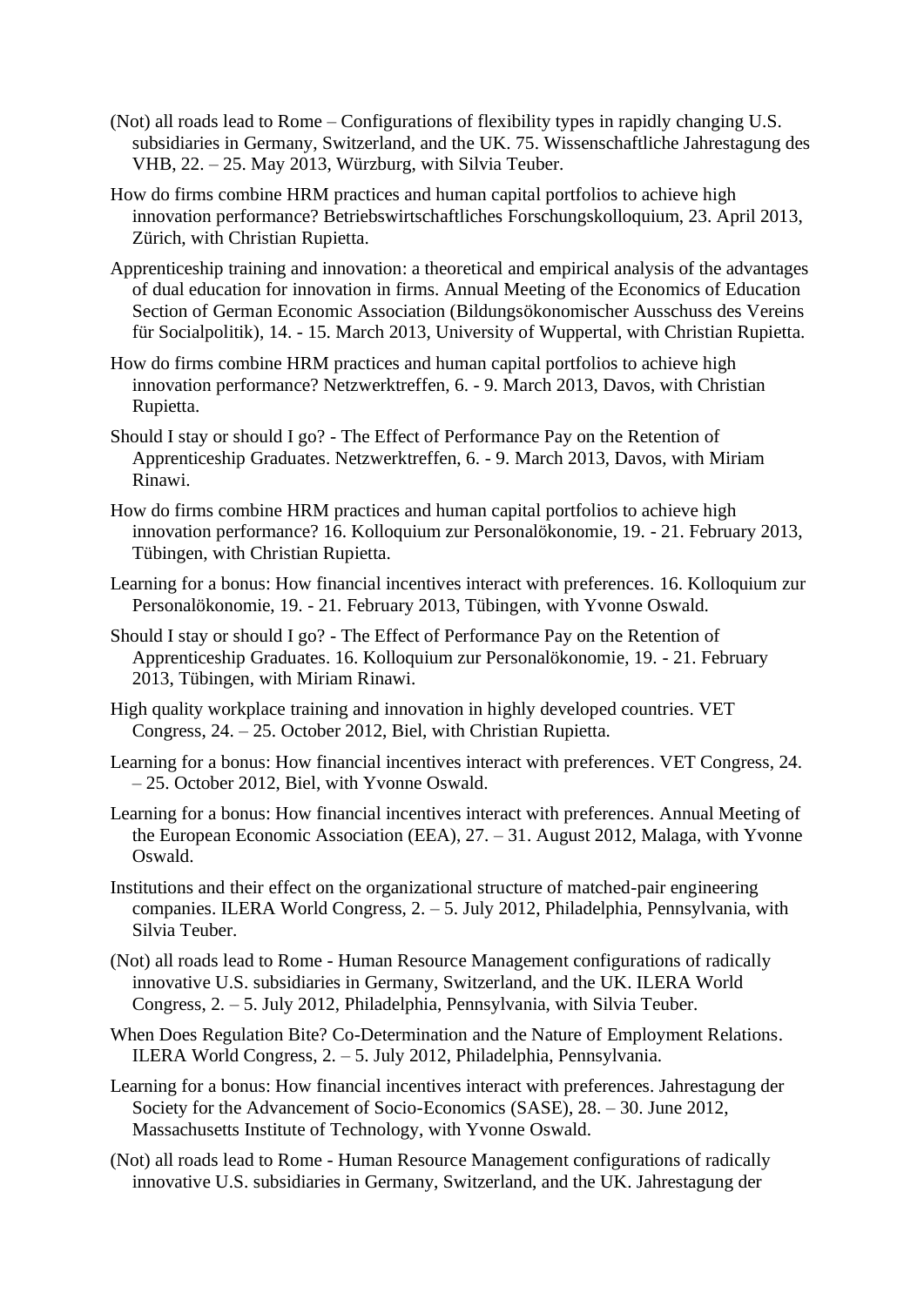(Not) all roads lead to Rome – Configurations of flexibility types in rapidly changing U.S. subsidiaries in Germany, Switzerland, and the UK. 75. Wissenschaftliche Jahrestagung des VHB, 22. – 25. May 2013, Würzburg, with Silvia Teuber.

How do firms combine HRM practices and human capital portfolios to achieve high innovation performance? Betriebswirtschaftliches Forschungskolloquium, 23. April 2013, Zürich, with Christian Rupietta.

Apprenticeship training and innovation: a theoretical and empirical analysis of the advantages of dual education for innovation in firms. Annual Meeting of the Economics of Education Section of German Economic Association (Bildungsökonomischer Ausschuss des Vereins für Socialpolitik), 14. - 15. March 2013, University of Wuppertal, with Christian Rupietta.

How do firms combine HRM practices and human capital portfolios to achieve high innovation performance? Netzwerktreffen, 6. - 9. March 2013, Davos, with Christian Rupietta.

Should I stay or should I go? - The Effect of Performance Pay on the Retention of Apprenticeship Graduates. Netzwerktreffen, 6. - 9. March 2013, Davos, with Miriam Rinawi.

How do firms combine HRM practices and human capital portfolios to achieve high innovation performance? 16. Kolloquium zur Personalökonomie, 19. - 21. February 2013, Tübingen, with Christian Rupietta.

Learning for a bonus: How financial incentives interact with preferences. 16. Kolloquium zur Personalökonomie, 19. - 21. February 2013, Tübingen, with Yvonne Oswald.

Should I stay or should I go? - The Effect of Performance Pay on the Retention of Apprenticeship Graduates. 16. Kolloquium zur Personalökonomie, 19. - 21. February 2013, Tübingen, with Miriam Rinawi.

High quality workplace training and innovation in highly developed countries. VET Congress, 24. – 25. October 2012, Biel, with Christian Rupietta.

Learning for a bonus: How financial incentives interact with preferences. VET Congress, 24. – 25. October 2012, Biel, with Yvonne Oswald.

Learning for a bonus: How financial incentives interact with preferences. Annual Meeting of the European Economic Association (EEA), 27. – 31. August 2012, Malaga, with Yvonne Oswald.

Institutions and their effect on the organizational structure of matched-pair engineering companies. ILERA World Congress, 2. – 5. July 2012, Philadelphia, Pennsylvania, with Silvia Teuber.

(Not) all roads lead to Rome - Human Resource Management configurations of radically innovative U.S. subsidiaries in Germany, Switzerland, and the UK. ILERA World Congress, 2. – 5. July 2012, Philadelphia, Pennsylvania, with Silvia Teuber.

When Does Regulation Bite? Co-Determination and the Nature of Employment Relations. ILERA World Congress, 2. – 5. July 2012, Philadelphia, Pennsylvania.

Learning for a bonus: How financial incentives interact with preferences. Jahrestagung der Society for the Advancement of Socio-Economics (SASE), 28. – 30. June 2012, Massachusetts Institute of Technology, with Yvonne Oswald.

(Not) all roads lead to Rome - Human Resource Management configurations of radically innovative U.S. subsidiaries in Germany, Switzerland, and the UK. Jahrestagung der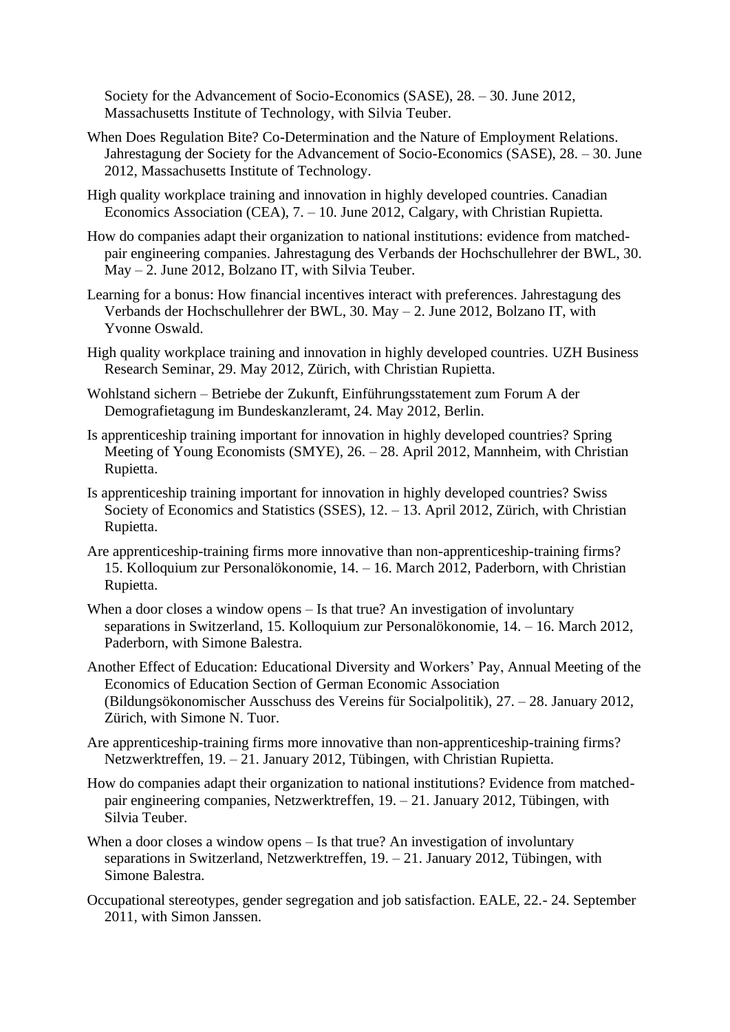Society for the Advancement of Socio-Economics (SASE), 28. – 30. June 2012, Massachusetts Institute of Technology, with Silvia Teuber.

When Does Regulation Bite? Co-Determination and the Nature of Employment Relations. Jahrestagung der Society for the Advancement of Socio-Economics (SASE), 28. – 30. June 2012, Massachusetts Institute of Technology.

High quality workplace training and innovation in highly developed countries. Canadian Economics Association (CEA), 7. – 10. June 2012, Calgary, with Christian Rupietta.

How do companies adapt their organization to national institutions: evidence from matched-pair engineering companies. Jahrestagung des Verbands der Hochschullehrer der BWL, 30. May – 2. June 2012, Bolzano IT, with Silvia Teuber.

Learning for a bonus: How financial incentives interact with preferences. Jahrestagung des Verbands der Hochschullehrer der BWL, 30. May – 2. June 2012, Bolzano IT, with Yvonne Oswald.

High quality workplace training and innovation in highly developed countries. UZH Business Research Seminar, 29. May 2012, Zürich, with Christian Rupietta.

Wohlstand sichern – Betriebe der Zukunft, Einführungsstatement zum Forum A der Demografietagung im Bundeskanzleramt, 24. May 2012, Berlin.

Is apprenticeship training important for innovation in highly developed countries? Spring Meeting of Young Economists (SMYE), 26. – 28. April 2012, Mannheim, with Christian Rupietta.

Is apprenticeship training important for innovation in highly developed countries? Swiss Society of Economics and Statistics (SSES), 12. – 13. April 2012, Zürich, with Christian Rupietta.

Are apprenticeship-training firms more innovative than non-apprenticeship-training firms? 15. Kolloquium zur Personalökonomie, 14. – 16. March 2012, Paderborn, with Christian Rupietta.

When a door closes a window opens – Is that true? An investigation of involuntary separations in Switzerland, 15. Kolloquium zur Personalökonomie, 14. – 16. March 2012, Paderborn, with Simone Balestra.

Another Effect of Education: Educational Diversity and Workers' Pay, Annual Meeting of the Economics of Education Section of German Economic Association (Bildungsökonomischer Ausschuss des Vereins für Socialpolitik), 27. – 28. January 2012, Zürich, with Simone N. Tuor.

Are apprenticeship-training firms more innovative than non-apprenticeship-training firms? Netzwerktreffen, 19. – 21. January 2012, Tübingen, with Christian Rupietta.

How do companies adapt their organization to national institutions? Evidence from matched-pair engineering companies, Netzwerktreffen, 19. – 21. January 2012, Tübingen, with Silvia Teuber.

When a door closes a window opens – Is that true? An investigation of involuntary separations in Switzerland, Netzwerktreffen, 19. – 21. January 2012, Tübingen, with Simone Balestra.

Occupational stereotypes, gender segregation and job satisfaction. EALE, 22.- 24. September 2011, with Simon Janssen.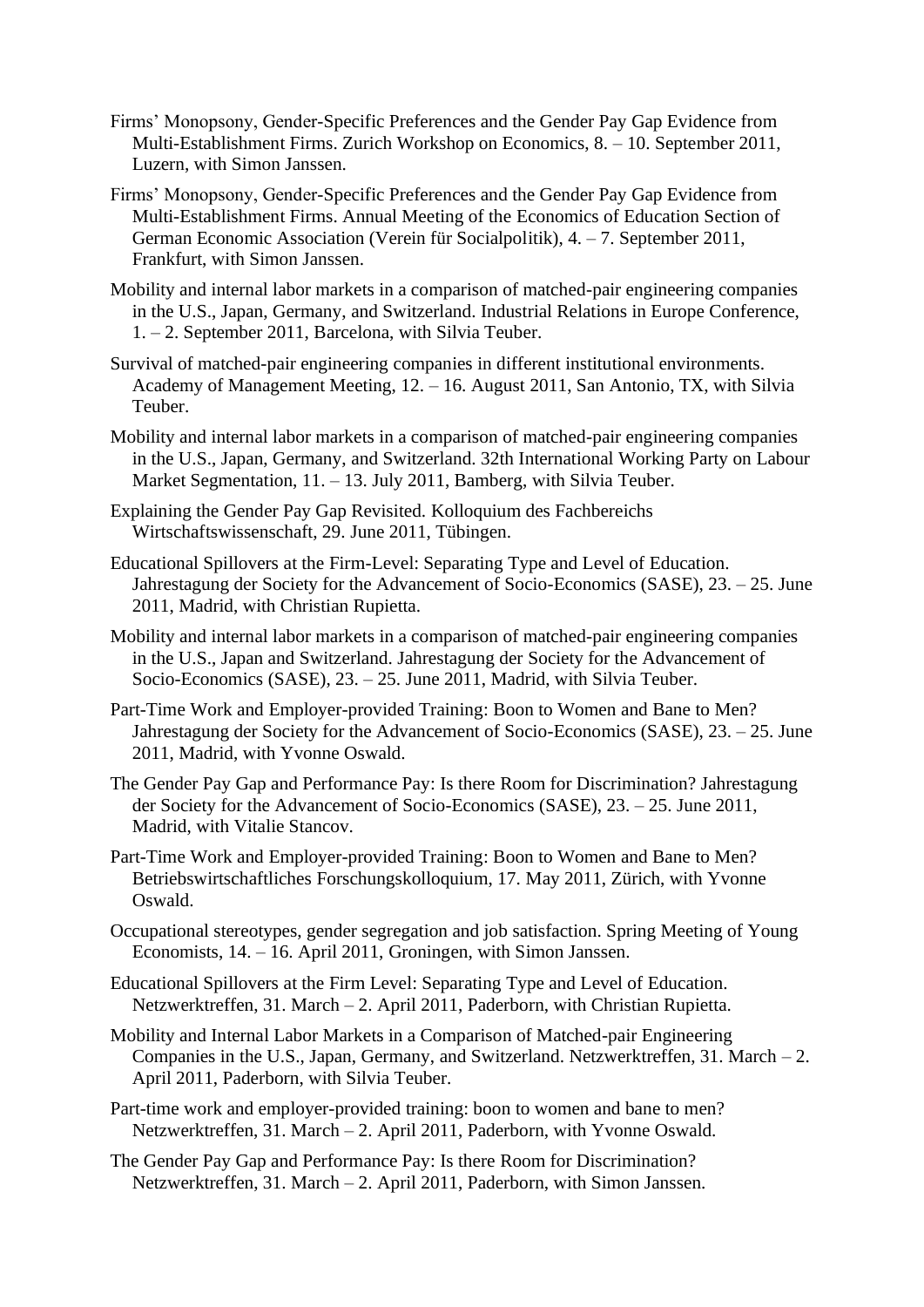Firms' Monopsony, Gender-Specific Preferences and the Gender Pay Gap Evidence from Multi-Establishment Firms. Zurich Workshop on Economics, 8. – 10. September 2011, Luzern, with Simon Janssen.

Firms' Monopsony, Gender-Specific Preferences and the Gender Pay Gap Evidence from Multi-Establishment Firms. Annual Meeting of the Economics of Education Section of German Economic Association (Verein für Socialpolitik), 4. – 7. September 2011, Frankfurt, with Simon Janssen.

Mobility and internal labor markets in a comparison of matched-pair engineering companies in the U.S., Japan, Germany, and Switzerland. Industrial Relations in Europe Conference, 1. – 2. September 2011, Barcelona, with Silvia Teuber.

Survival of matched-pair engineering companies in different institutional environments. Academy of Management Meeting, 12. – 16. August 2011, San Antonio, TX, with Silvia Teuber.

Mobility and internal labor markets in a comparison of matched-pair engineering companies in the U.S., Japan, Germany, and Switzerland. 32th International Working Party on Labour Market Segmentation, 11. – 13. July 2011, Bamberg, with Silvia Teuber.

Explaining the Gender Pay Gap Revisited. Kolloquium des Fachbereichs Wirtschaftswissenschaft, 29. June 2011, Tübingen.

Educational Spillovers at the Firm-Level: Separating Type and Level of Education. Jahrestagung der Society for the Advancement of Socio-Economics (SASE), 23. – 25. June 2011, Madrid, with Christian Rupietta.

Mobility and internal labor markets in a comparison of matched-pair engineering companies in the U.S., Japan and Switzerland. Jahrestagung der Society for the Advancement of Socio-Economics (SASE), 23. – 25. June 2011, Madrid, with Silvia Teuber.

Part-Time Work and Employer-provided Training: Boon to Women and Bane to Men? Jahrestagung der Society for the Advancement of Socio-Economics (SASE), 23. – 25. June 2011, Madrid, with Yvonne Oswald.

The Gender Pay Gap and Performance Pay: Is there Room for Discrimination? Jahrestagung der Society for the Advancement of Socio-Economics (SASE), 23. – 25. June 2011, Madrid, with Vitalie Stancov.

Part-Time Work and Employer-provided Training: Boon to Women and Bane to Men? Betriebswirtschaftliches Forschungskolloquium, 17. May 2011, Zürich, with Yvonne Oswald.

Occupational stereotypes, gender segregation and job satisfaction. Spring Meeting of Young Economists, 14. – 16. April 2011, Groningen, with Simon Janssen.

Educational Spillovers at the Firm Level: Separating Type and Level of Education. Netzwerktreffen, 31. March – 2. April 2011, Paderborn, with Christian Rupietta.

Mobility and Internal Labor Markets in a Comparison of Matched-pair Engineering Companies in the U.S., Japan, Germany, and Switzerland. Netzwerktreffen, 31. March – 2. April 2011, Paderborn, with Silvia Teuber.

Part-time work and employer-provided training: boon to women and bane to men? Netzwerktreffen, 31. March – 2. April 2011, Paderborn, with Yvonne Oswald.

The Gender Pay Gap and Performance Pay: Is there Room for Discrimination? Netzwerktreffen, 31. March – 2. April 2011, Paderborn, with Simon Janssen.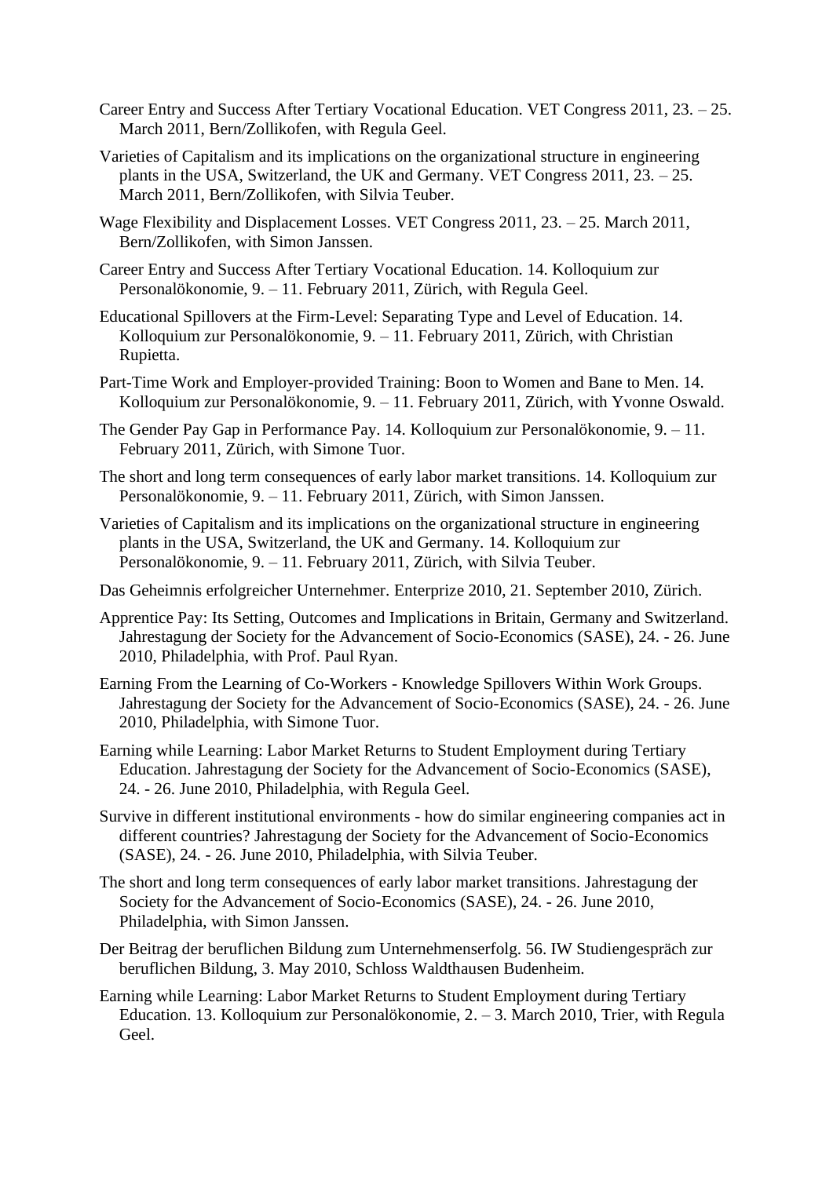Career Entry and Success After Tertiary Vocational Education. VET Congress 2011, 23. – 25. March 2011, Bern/Zollikofen, with Regula Geel.

Varieties of Capitalism and its implications on the organizational structure in engineering plants in the USA, Switzerland, the UK and Germany. VET Congress 2011, 23. – 25. March 2011, Bern/Zollikofen, with Silvia Teuber.

Wage Flexibility and Displacement Losses. VET Congress 2011, 23. – 25. March 2011, Bern/Zollikofen, with Simon Janssen.

Career Entry and Success After Tertiary Vocational Education. 14. Kolloquium zur Personalökonomie, 9. – 11. February 2011, Zürich, with Regula Geel.

Educational Spillovers at the Firm-Level: Separating Type and Level of Education. 14. Kolloquium zur Personalökonomie, 9. – 11. February 2011, Zürich, with Christian Rupietta.

Part-Time Work and Employer-provided Training: Boon to Women and Bane to Men. 14. Kolloquium zur Personalökonomie, 9. – 11. February 2011, Zürich, with Yvonne Oswald.

The Gender Pay Gap in Performance Pay. 14. Kolloquium zur Personalökonomie, 9. – 11. February 2011, Zürich, with Simone Tuor.

The short and long term consequences of early labor market transitions. 14. Kolloquium zur Personalökonomie, 9. – 11. February 2011, Zürich, with Simon Janssen.

Varieties of Capitalism and its implications on the organizational structure in engineering plants in the USA, Switzerland, the UK and Germany. 14. Kolloquium zur Personalökonomie, 9. – 11. February 2011, Zürich, with Silvia Teuber.

Das Geheimnis erfolgreicher Unternehmer. Enterprize 2010, 21. September 2010, Zürich.

Apprentice Pay: Its Setting, Outcomes and Implications in Britain, Germany and Switzerland. Jahrestagung der Society for the Advancement of Socio-Economics (SASE), 24. - 26. June 2010, Philadelphia, with Prof. Paul Ryan.

Earning From the Learning of Co-Workers - Knowledge Spillovers Within Work Groups. Jahrestagung der Society for the Advancement of Socio-Economics (SASE), 24. - 26. June 2010, Philadelphia, with Simone Tuor.

Earning while Learning: Labor Market Returns to Student Employment during Tertiary Education. Jahrestagung der Society for the Advancement of Socio-Economics (SASE), 24. - 26. June 2010, Philadelphia, with Regula Geel.

Survive in different institutional environments - how do similar engineering companies act in different countries? Jahrestagung der Society for the Advancement of Socio-Economics (SASE), 24. - 26. June 2010, Philadelphia, with Silvia Teuber.

The short and long term consequences of early labor market transitions. Jahrestagung der Society for the Advancement of Socio-Economics (SASE), 24. - 26. June 2010, Philadelphia, with Simon Janssen.

Der Beitrag der beruflichen Bildung zum Unternehmenserfolg. 56. IW Studiengespräch zur beruflichen Bildung, 3. May 2010, Schloss Waldthausen Budenheim.

Earning while Learning: Labor Market Returns to Student Employment during Tertiary Education. 13. Kolloquium zur Personalökonomie, 2. – 3. March 2010, Trier, with Regula Geel.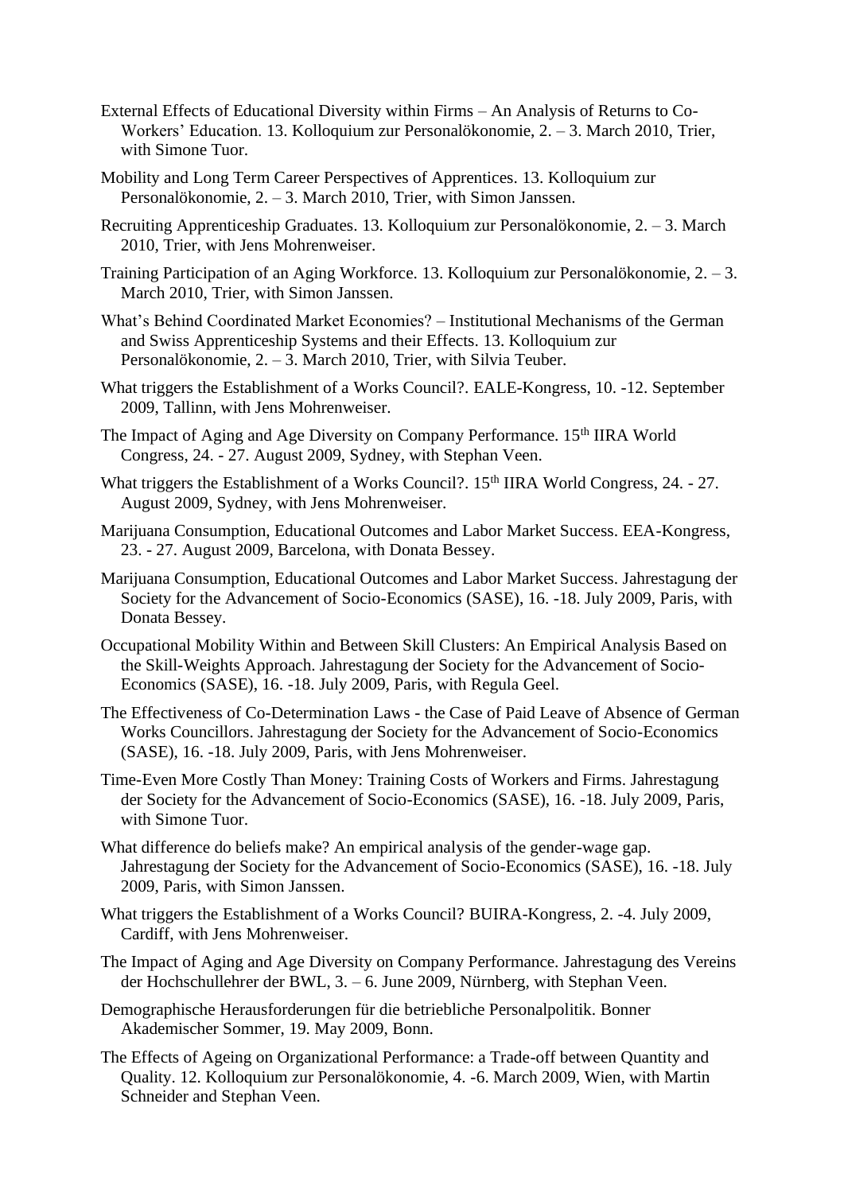External Effects of Educational Diversity within Firms – An Analysis of Returns to Co-Workers' Education. 13. Kolloquium zur Personalökonomie, 2. – 3. March 2010, Trier, with Simone Tuor.

Mobility and Long Term Career Perspectives of Apprentices. 13. Kolloquium zur Personalökonomie, 2. – 3. March 2010, Trier, with Simon Janssen.

Recruiting Apprenticeship Graduates. 13. Kolloquium zur Personalökonomie, 2. – 3. March 2010, Trier, with Jens Mohrenweiser.

Training Participation of an Aging Workforce. 13. Kolloquium zur Personalökonomie, 2. – 3. March 2010, Trier, with Simon Janssen.

What's Behind Coordinated Market Economies? – Institutional Mechanisms of the German and Swiss Apprenticeship Systems and their Effects. 13. Kolloquium zur Personalökonomie, 2. – 3. March 2010, Trier, with Silvia Teuber.

What triggers the Establishment of a Works Council?. EALE-Kongress, 10. -12. September 2009, Tallinn, with Jens Mohrenweiser.

The Impact of Aging and Age Diversity on Company Performance. 15th IIRA World Congress, 24. - 27. August 2009, Sydney, with Stephan Veen.

What triggers the Establishment of a Works Council?. 15th IIRA World Congress, 24. - 27. August 2009, Sydney, with Jens Mohrenweiser.

Marijuana Consumption, Educational Outcomes and Labor Market Success. EEA-Kongress, 23. - 27. August 2009, Barcelona, with Donata Bessey.

Marijuana Consumption, Educational Outcomes and Labor Market Success. Jahrestagung der Society for the Advancement of Socio-Economics (SASE), 16. -18. July 2009, Paris, with Donata Bessey.

Occupational Mobility Within and Between Skill Clusters: An Empirical Analysis Based on the Skill-Weights Approach. Jahrestagung der Society for the Advancement of Socio-Economics (SASE), 16. -18. July 2009, Paris, with Regula Geel.

The Effectiveness of Co-Determination Laws - the Case of Paid Leave of Absence of German Works Councillors. Jahrestagung der Society for the Advancement of Socio-Economics (SASE), 16. -18. July 2009, Paris, with Jens Mohrenweiser.

Time-Even More Costly Than Money: Training Costs of Workers and Firms. Jahrestagung der Society for the Advancement of Socio-Economics (SASE), 16. -18. July 2009, Paris, with Simone Tuor.

What difference do beliefs make? An empirical analysis of the gender-wage gap. Jahrestagung der Society for the Advancement of Socio-Economics (SASE), 16. -18. July 2009, Paris, with Simon Janssen.

What triggers the Establishment of a Works Council? BUIRA-Kongress, 2. -4. July 2009, Cardiff, with Jens Mohrenweiser.

The Impact of Aging and Age Diversity on Company Performance. Jahrestagung des Vereins der Hochschullehrer der BWL, 3. – 6. June 2009, Nürnberg, with Stephan Veen.

Demographische Herausforderungen für die betriebliche Personalpolitik. Bonner Akademischer Sommer, 19. May 2009, Bonn.

The Effects of Ageing on Organizational Performance: a Trade-off between Quantity and Quality. 12. Kolloquium zur Personalökonomie, 4. -6. March 2009, Wien, with Martin Schneider and Stephan Veen.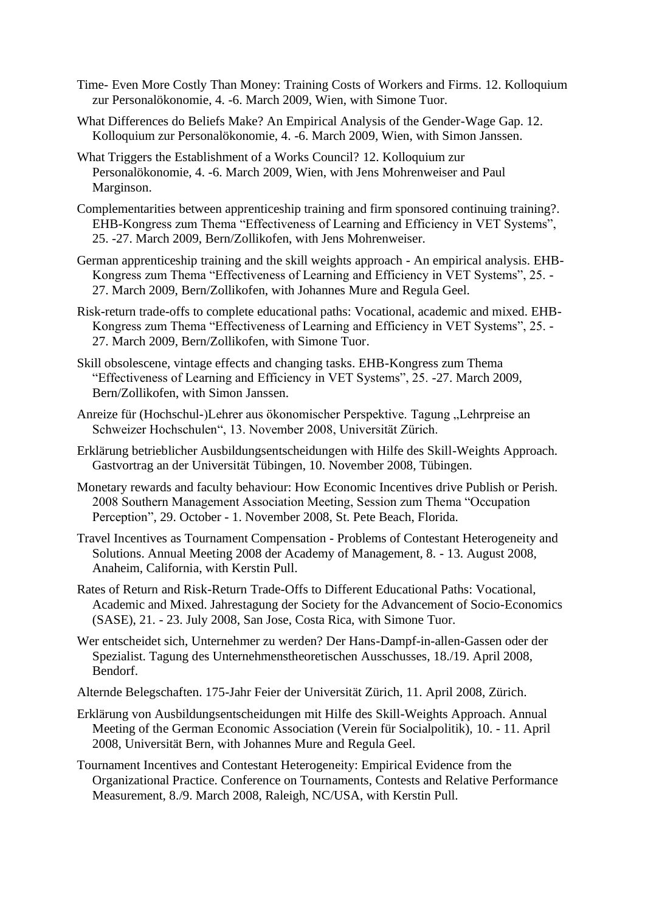Time- Even More Costly Than Money: Training Costs of Workers and Firms. 12. Kolloquium zur Personalökonomie, 4. -6. March 2009, Wien, with Simone Tuor.

What Differences do Beliefs Make? An Empirical Analysis of the Gender-Wage Gap. 12. Kolloquium zur Personalökonomie, 4. -6. March 2009, Wien, with Simon Janssen.

What Triggers the Establishment of a Works Council? 12. Kolloquium zur Personalökonomie, 4. -6. March 2009, Wien, with Jens Mohrenweiser and Paul Marginson.

Complementarities between apprenticeship training and firm sponsored continuing training?. EHB-Kongress zum Thema "Effectiveness of Learning and Efficiency in VET Systems", 25. -27. March 2009, Bern/Zollikofen, with Jens Mohrenweiser.

German apprenticeship training and the skill weights approach - An empirical analysis. EHB-Kongress zum Thema "Effectiveness of Learning and Efficiency in VET Systems", 25. -27. March 2009, Bern/Zollikofen, with Johannes Mure and Regula Geel.

Risk-return trade-offs to complete educational paths: Vocational, academic and mixed. EHB-Kongress zum Thema "Effectiveness of Learning and Efficiency in VET Systems", 25. -27. March 2009, Bern/Zollikofen, with Simone Tuor.

Skill obsolescene, vintage effects and changing tasks. EHB-Kongress zum Thema "Effectiveness of Learning and Efficiency in VET Systems", 25. -27. March 2009, Bern/Zollikofen, with Simon Janssen.

Anreize für (Hochschul-)Lehrer aus ökonomischer Perspektive. Tagung „Lehrpreise an Schweizer Hochschulen", 13. November 2008, Universität Zürich.

Erklärung betrieblicher Ausbildungsentscheidungen with Hilfe des Skill-Weights Approach. Gastvortrag an der Universität Tübingen, 10. November 2008, Tübingen.

Monetary rewards and faculty behaviour: How Economic Incentives drive Publish or Perish. 2008 Southern Management Association Meeting, Session zum Thema "Occupation Perception", 29. October - 1. November 2008, St. Pete Beach, Florida.

Travel Incentives as Tournament Compensation - Problems of Contestant Heterogeneity and Solutions. Annual Meeting 2008 der Academy of Management, 8. - 13. August 2008, Anaheim, California, with Kerstin Pull.

Rates of Return and Risk-Return Trade-Offs to Different Educational Paths: Vocational, Academic and Mixed. Jahrestagung der Society for the Advancement of Socio-Economics (SASE), 21. - 23. July 2008, San Jose, Costa Rica, with Simone Tuor.

Wer entscheidet sich, Unternehmer zu werden? Der Hans-Dampf-in-allen-Gassen oder der Spezialist. Tagung des Unternehmenstheoretischen Ausschusses, 18./19. April 2008, Bendorf.

Alternde Belegschaften. 175-Jahr Feier der Universität Zürich, 11. April 2008, Zürich.

Erklärung von Ausbildungsentscheidungen mit Hilfe des Skill-Weights Approach. Annual Meeting of the German Economic Association (Verein für Socialpolitik), 10. - 11. April 2008, Universität Bern, with Johannes Mure and Regula Geel.

Tournament Incentives and Contestant Heterogeneity: Empirical Evidence from the Organizational Practice. Conference on Tournaments, Contests and Relative Performance Measurement, 8./9. March 2008, Raleigh, NC/USA, with Kerstin Pull.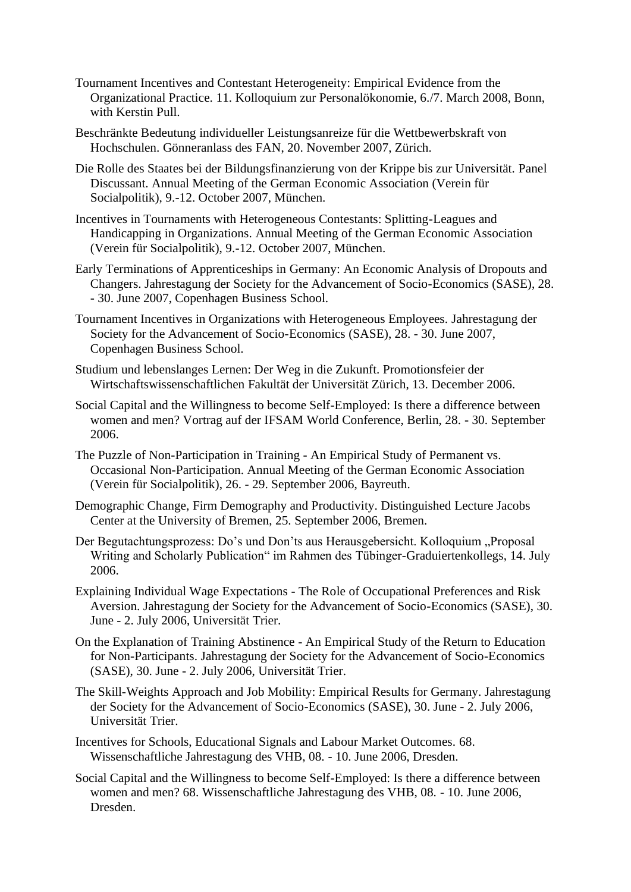Tournament Incentives and Contestant Heterogeneity: Empirical Evidence from the Organizational Practice. 11. Kolloquium zur Personalökonomie, 6./7. March 2008, Bonn, with Kerstin Pull.

Beschränkte Bedeutung individueller Leistungsanreize für die Wettbewerbskraft von Hochschulen. Gönneranlass des FAN, 20. November 2007, Zürich.

Die Rolle des Staates bei der Bildungsfinanzierung von der Krippe bis zur Universität. Panel Discussant. Annual Meeting of the German Economic Association (Verein für Socialpolitik), 9.-12. October 2007, München.

Incentives in Tournaments with Heterogeneous Contestants: Splitting-Leagues and Handicapping in Organizations. Annual Meeting of the German Economic Association (Verein für Socialpolitik), 9.-12. October 2007, München.

Early Terminations of Apprenticeships in Germany: An Economic Analysis of Dropouts and Changers. Jahrestagung der Society for the Advancement of Socio-Economics (SASE), 28. - 30. June 2007, Copenhagen Business School.

Tournament Incentives in Organizations with Heterogeneous Employees. Jahrestagung der Society for the Advancement of Socio-Economics (SASE), 28. - 30. June 2007, Copenhagen Business School.

Studium und lebenslanges Lernen: Der Weg in die Zukunft. Promotionsfeier der Wirtschaftswissenschaftlichen Fakultät der Universität Zürich, 13. December 2006.

Social Capital and the Willingness to become Self-Employed: Is there a difference between women and men? Vortrag auf der IFSAM World Conference, Berlin, 28. - 30. September 2006.

The Puzzle of Non-Participation in Training - An Empirical Study of Permanent vs. Occasional Non-Participation. Annual Meeting of the German Economic Association (Verein für Socialpolitik), 26. - 29. September 2006, Bayreuth.

Demographic Change, Firm Demography and Productivity. Distinguished Lecture Jacobs Center at the University of Bremen, 25. September 2006, Bremen.

Der Begutachtungsprozess: Do's und Don'ts aus Herausgebersicht. Kolloquium „Proposal Writing and Scholarly Publication" im Rahmen des Tübinger-Graduiertenkollegs, 14. July 2006.

Explaining Individual Wage Expectations - The Role of Occupational Preferences and Risk Aversion. Jahrestagung der Society for the Advancement of Socio-Economics (SASE), 30. June - 2. July 2006, Universität Trier.

On the Explanation of Training Abstinence - An Empirical Study of the Return to Education for Non-Participants. Jahrestagung der Society for the Advancement of Socio-Economics (SASE), 30. June - 2. July 2006, Universität Trier.

The Skill-Weights Approach and Job Mobility: Empirical Results for Germany. Jahrestagung der Society for the Advancement of Socio-Economics (SASE), 30. June - 2. July 2006, Universität Trier.

Incentives for Schools, Educational Signals and Labour Market Outcomes. 68. Wissenschaftliche Jahrestagung des VHB, 08. - 10. June 2006, Dresden.

Social Capital and the Willingness to become Self-Employed: Is there a difference between women and men? 68. Wissenschaftliche Jahrestagung des VHB, 08. - 10. June 2006, Dresden.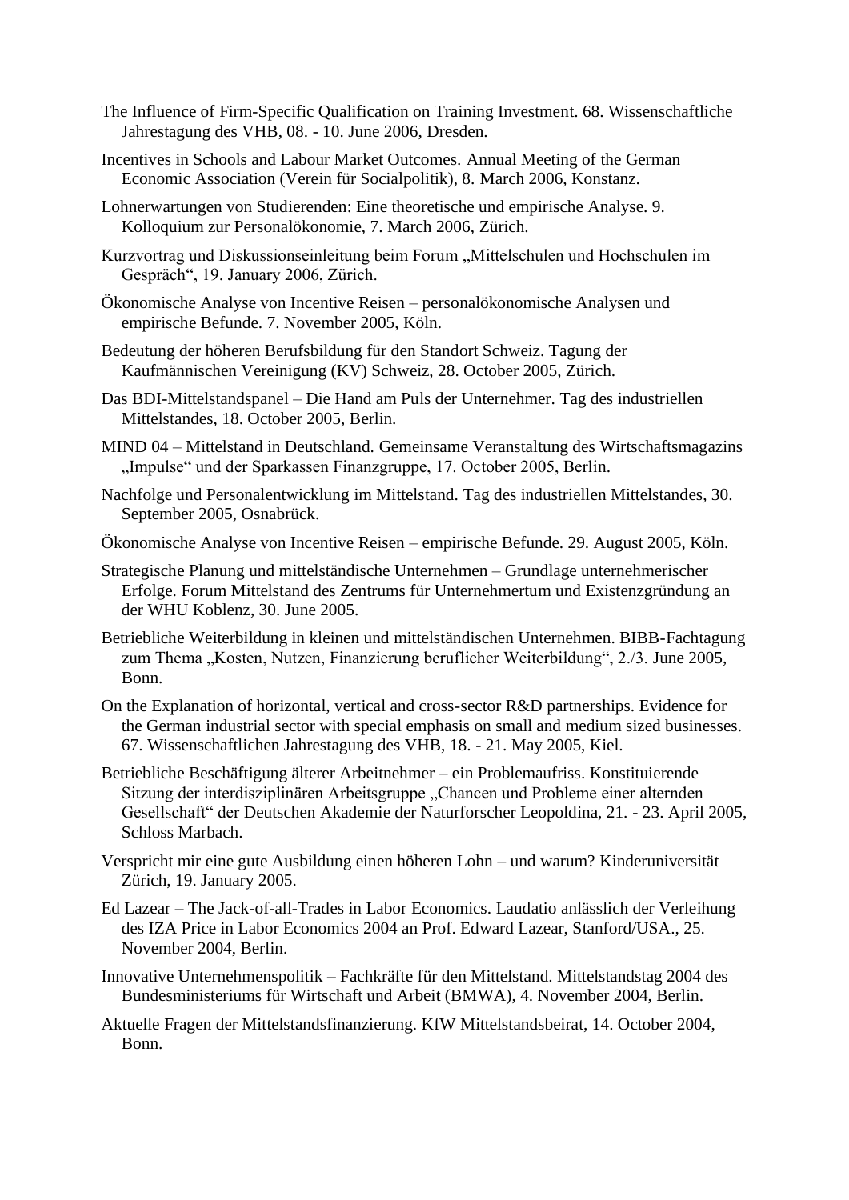The Influence of Firm-Specific Qualification on Training Investment. 68. Wissenschaftliche Jahrestagung des VHB, 08. - 10. June 2006, Dresden.

Incentives in Schools and Labour Market Outcomes. Annual Meeting of the German Economic Association (Verein für Socialpolitik), 8. March 2006, Konstanz.

Lohnerwartungen von Studierenden: Eine theoretische und empirische Analyse. 9. Kolloquium zur Personalökonomie, 7. March 2006, Zürich.

Kurzvortrag und Diskussionseinleitung beim Forum „Mittelschulen und Hochschulen im Gespräch", 19. January 2006, Zürich.

Ökonomische Analyse von Incentive Reisen – personalökonomische Analysen und empirische Befunde. 7. November 2005, Köln.

Bedeutung der höheren Berufsbildung für den Standort Schweiz. Tagung der Kaufmännischen Vereinigung (KV) Schweiz, 28. October 2005, Zürich.

Das BDI-Mittelstandspanel – Die Hand am Puls der Unternehmer. Tag des industriellen Mittelstandes, 18. October 2005, Berlin.

MIND 04 – Mittelstand in Deutschland. Gemeinsame Veranstaltung des Wirtschaftsmagazins „Impulse" und der Sparkassen Finanzgruppe, 17. October 2005, Berlin.

Nachfolge und Personalentwicklung im Mittelstand. Tag des industriellen Mittelstandes, 30. September 2005, Osnabrück.

Ökonomische Analyse von Incentive Reisen – empirische Befunde. 29. August 2005, Köln.

Strategische Planung und mittelständische Unternehmen – Grundlage unternehmerischer Erfolge. Forum Mittelstand des Zentrums für Unternehmertum und Existenzgründung an der WHU Koblenz, 30. June 2005.

Betriebliche Weiterbildung in kleinen und mittelständischen Unternehmen. BIBB-Fachtagung zum Thema „Kosten, Nutzen, Finanzierung beruflicher Weiterbildung", 2./3. June 2005, Bonn.

On the Explanation of horizontal, vertical and cross-sector R&D partnerships. Evidence for the German industrial sector with special emphasis on small and medium sized businesses. 67. Wissenschaftlichen Jahrestagung des VHB, 18. - 21. May 2005, Kiel.

Betriebliche Beschäftigung älterer Arbeitnehmer – ein Problemaufriss. Konstituierende Sitzung der interdisziplinären Arbeitsgruppe „Chancen und Probleme einer alternden Gesellschaft" der Deutschen Akademie der Naturforscher Leopoldina, 21. - 23. April 2005, Schloss Marbach.

Verspricht mir eine gute Ausbildung einen höheren Lohn – und warum? Kinderuniversität Zürich, 19. January 2005.

Ed Lazear – The Jack-of-all-Trades in Labor Economics. Laudatio anlässlich der Verleihung des IZA Price in Labor Economics 2004 an Prof. Edward Lazear, Stanford/USA., 25. November 2004, Berlin.

Innovative Unternehmenspolitik – Fachkräfte für den Mittelstand. Mittelstandstag 2004 des Bundesministeriums für Wirtschaft und Arbeit (BMWA), 4. November 2004, Berlin.

Aktuelle Fragen der Mittelstandsfinanzierung. KfW Mittelstandsbeirat, 14. October 2004, Bonn.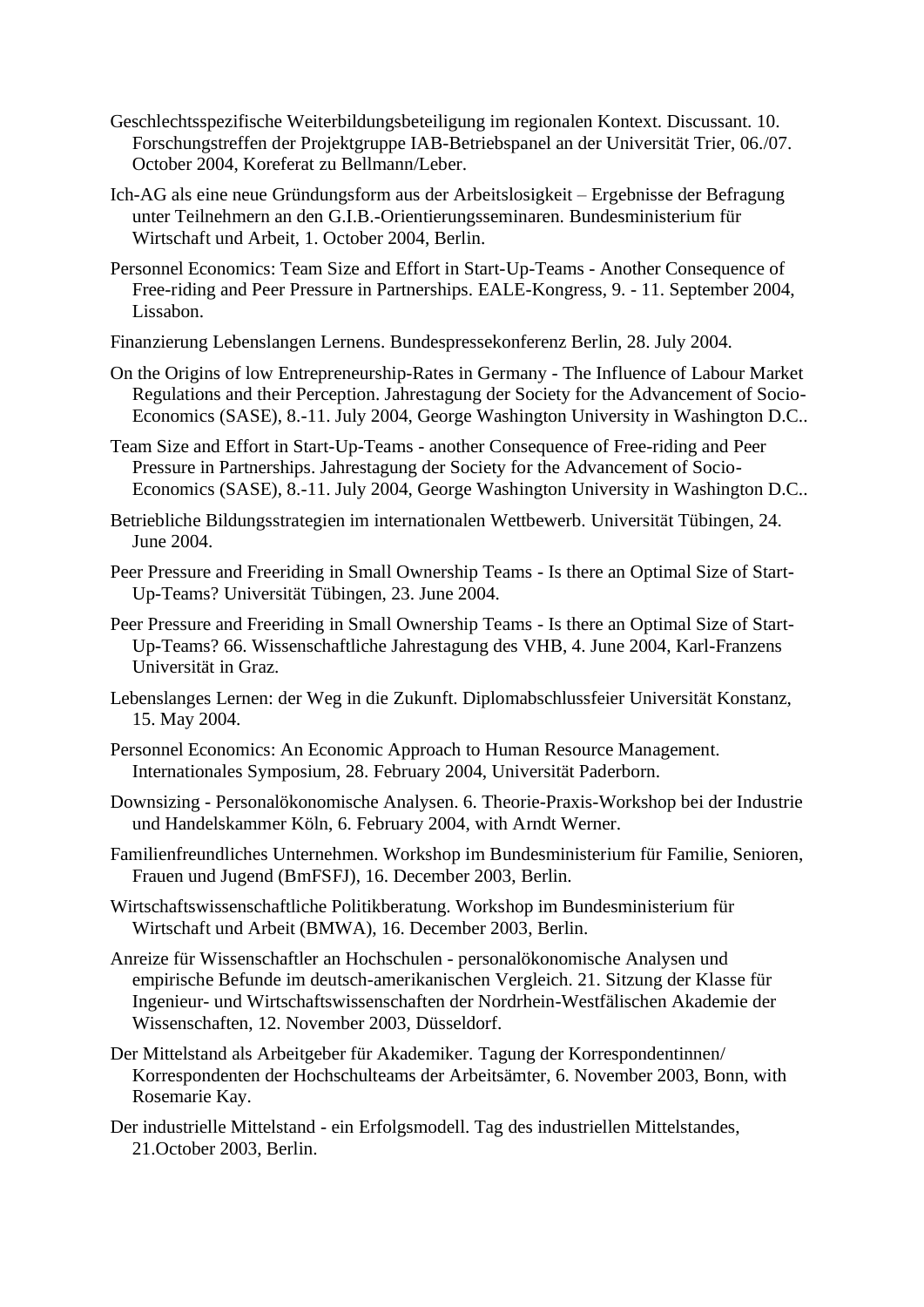Geschlechtsspezifische Weiterbildungsbeteiligung im regionalen Kontext. Discussant. 10. Forschungstreffen der Projektgruppe IAB-Betriebspanel an der Universität Trier, 06./07. October 2004, Koreferat zu Bellmann/Leber.

Ich-AG als eine neue Gründungsform aus der Arbeitslosigkeit – Ergebnisse der Befragung unter Teilnehmern an den G.I.B.-Orientierungsseminaren. Bundesministerium für Wirtschaft und Arbeit, 1. October 2004, Berlin.

Personnel Economics: Team Size and Effort in Start-Up-Teams - Another Consequence of Free-riding and Peer Pressure in Partnerships. EALE-Kongress, 9. - 11. September 2004, Lissabon.

Finanzierung Lebenslangen Lernens. Bundespressekonferenz Berlin, 28. July 2004.

On the Origins of low Entrepreneurship-Rates in Germany - The Influence of Labour Market Regulations and their Perception. Jahrestagung der Society for the Advancement of Socio-Economics (SASE), 8.-11. July 2004, George Washington University in Washington D.C..

Team Size and Effort in Start-Up-Teams - another Consequence of Free-riding and Peer Pressure in Partnerships. Jahrestagung der Society for the Advancement of Socio-Economics (SASE), 8.-11. July 2004, George Washington University in Washington D.C..

Betriebliche Bildungsstrategien im internationalen Wettbewerb. Universität Tübingen, 24. June 2004.

Peer Pressure and Freeriding in Small Ownership Teams - Is there an Optimal Size of Start-Up-Teams? Universität Tübingen, 23. June 2004.

Peer Pressure and Freeriding in Small Ownership Teams - Is there an Optimal Size of Start-Up-Teams? 66. Wissenschaftliche Jahrestagung des VHB, 4. June 2004, Karl-Franzens Universität in Graz.

Lebenslanges Lernen: der Weg in die Zukunft. Diplomabschlussfeier Universität Konstanz, 15. May 2004.

Personnel Economics: An Economic Approach to Human Resource Management. Internationales Symposium, 28. February 2004, Universität Paderborn.

Downsizing - Personalökonomische Analysen. 6. Theorie-Praxis-Workshop bei der Industrie und Handelskammer Köln, 6. February 2004, with Arndt Werner.

Familienfreundliches Unternehmen. Workshop im Bundesministerium für Familie, Senioren, Frauen und Jugend (BmFSFJ), 16. December 2003, Berlin.

Wirtschaftswissenschaftliche Politikberatung. Workshop im Bundesministerium für Wirtschaft und Arbeit (BMWA), 16. December 2003, Berlin.

Anreize für Wissenschaftler an Hochschulen - personalökonomische Analysen und empirische Befunde im deutsch-amerikanischen Vergleich. 21. Sitzung der Klasse für Ingenieur- und Wirtschaftswissenschaften der Nordrhein-Westfälischen Akademie der Wissenschaften, 12. November 2003, Düsseldorf.

Der Mittelstand als Arbeitgeber für Akademiker. Tagung der Korrespondentinnen/ Korrespondenten der Hochschulteams der Arbeitsämter, 6. November 2003, Bonn, with Rosemarie Kay.

Der industrielle Mittelstand - ein Erfolgsmodell. Tag des industriellen Mittelstandes, 21.October 2003, Berlin.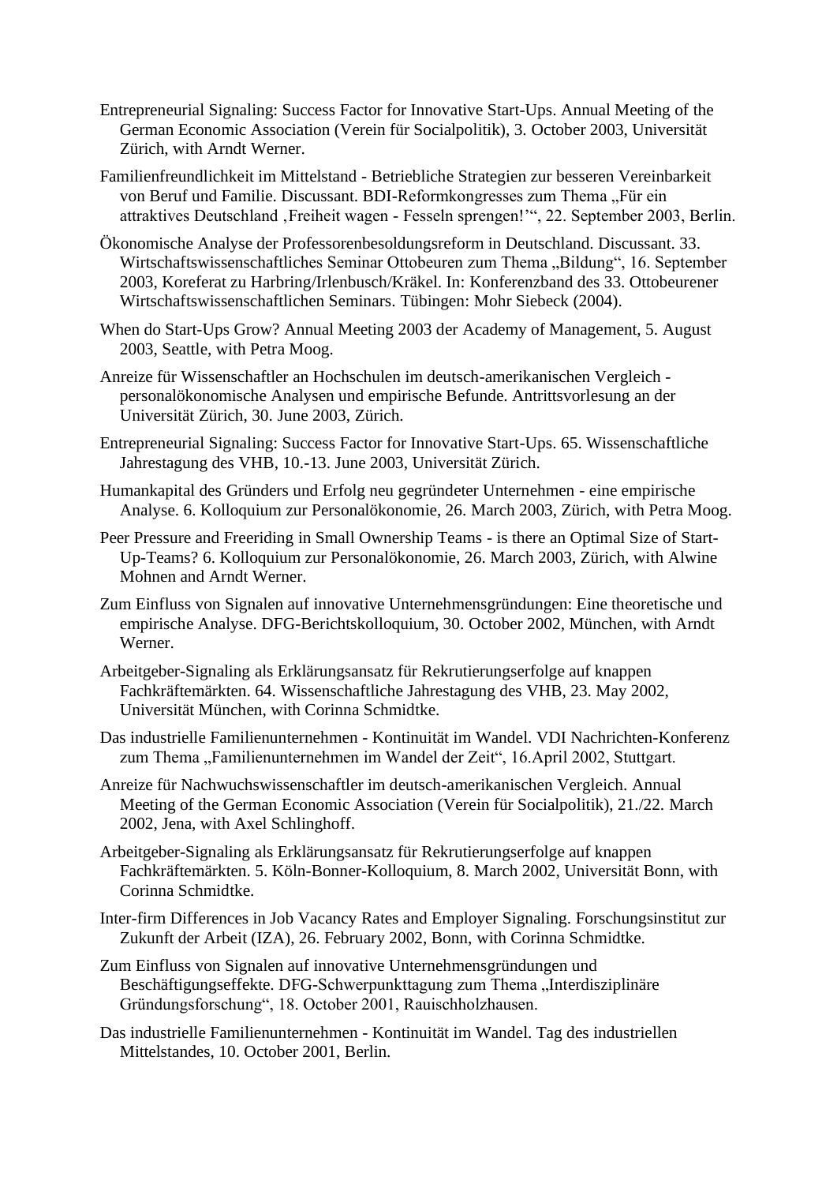Entrepreneurial Signaling: Success Factor for Innovative Start-Ups. Annual Meeting of the German Economic Association (Verein für Socialpolitik), 3. October 2003, Universität Zürich, with Arndt Werner.

Familienfreundlichkeit im Mittelstand - Betriebliche Strategien zur besseren Vereinbarkeit von Beruf und Familie. Discussant. BDI-Reformkongresses zum Thema „Für ein attraktives Deutschland ‚Freiheit wagen - Fesseln sprengen!'", 22. September 2003, Berlin.

Ökonomische Analyse der Professorenbesoldungsreform in Deutschland. Discussant. 33. Wirtschaftswissenschaftliches Seminar Ottobeuren zum Thema „Bildung", 16. September 2003, Koreferat zu Harbring/Irlenbusch/Kräkel. In: Konferenzband des 33. Ottobeurener Wirtschaftswissenschaftlichen Seminars. Tübingen: Mohr Siebeck (2004).

When do Start-Ups Grow? Annual Meeting 2003 der Academy of Management, 5. August 2003, Seattle, with Petra Moog.

Anreize für Wissenschaftler an Hochschulen im deutsch-amerikanischen Vergleich - personalökonomische Analysen und empirische Befunde. Antrittsvorlesung an der Universität Zürich, 30. June 2003, Zürich.

Entrepreneurial Signaling: Success Factor for Innovative Start-Ups. 65. Wissenschaftliche Jahrestagung des VHB, 10.-13. June 2003, Universität Zürich.

Humankapital des Gründers und Erfolg neu gegründeter Unternehmen - eine empirische Analyse. 6. Kolloquium zur Personalökonomie, 26. March 2003, Zürich, with Petra Moog.

Peer Pressure and Freeriding in Small Ownership Teams - is there an Optimal Size of Start-Up-Teams? 6. Kolloquium zur Personalökonomie, 26. March 2003, Zürich, with Alwine Mohnen and Arndt Werner.

Zum Einfluss von Signalen auf innovative Unternehmensgründungen: Eine theoretische und empirische Analyse. DFG-Berichtskolloquium, 30. October 2002, München, with Arndt Werner.

Arbeitgeber-Signaling als Erklärungsansatz für Rekrutierungserfolge auf knappen Fachkräftemärkten. 64. Wissenschaftliche Jahrestagung des VHB, 23. May 2002, Universität München, with Corinna Schmidtke.

Das industrielle Familienunternehmen - Kontinuität im Wandel. VDI Nachrichten-Konferenz zum Thema „Familienunternehmen im Wandel der Zeit", 16.April 2002, Stuttgart.

Anreize für Nachwuchswissenschaftler im deutsch-amerikanischen Vergleich. Annual Meeting of the German Economic Association (Verein für Socialpolitik), 21./22. March 2002, Jena, with Axel Schlinghoff.

Arbeitgeber-Signaling als Erklärungsansatz für Rekrutierungserfolge auf knappen Fachkräftemärkten. 5. Köln-Bonner-Kolloquium, 8. March 2002, Universität Bonn, with Corinna Schmidtke.

Inter-firm Differences in Job Vacancy Rates and Employer Signaling. Forschungsinstitut zur Zukunft der Arbeit (IZA), 26. February 2002, Bonn, with Corinna Schmidtke.

Zum Einfluss von Signalen auf innovative Unternehmensgründungen und Beschäftigungseffekte. DFG-Schwerpunkttagung zum Thema „Interdisziplinäre Gründungsforschung", 18. October 2001, Rauischholzhausen.

Das industrielle Familienunternehmen - Kontinuität im Wandel. Tag des industriellen Mittelstandes, 10. October 2001, Berlin.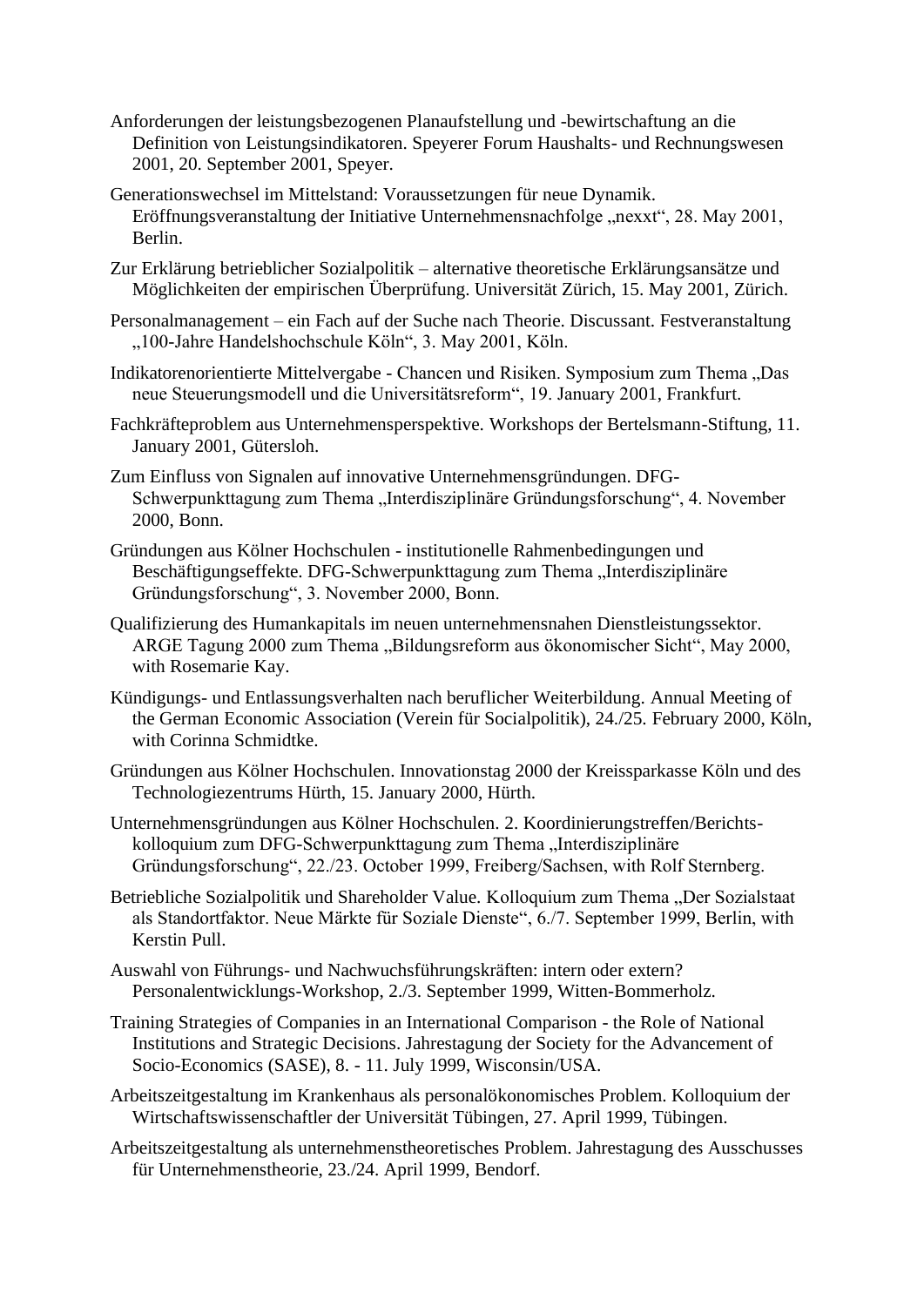Anforderungen der leistungsbezogenen Planaufstellung und -bewirtschaftung an die Definition von Leistungsindikatoren. Speyerer Forum Haushalts- und Rechnungswesen 2001, 20. September 2001, Speyer.

Generationswechsel im Mittelstand: Voraussetzungen für neue Dynamik. Eröffnungsveranstaltung der Initiative Unternehmensnachfolge „nexxt", 28. May 2001, Berlin.

Zur Erklärung betrieblicher Sozialpolitik – alternative theoretische Erklärungsansätze und Möglichkeiten der empirischen Überprüfung. Universität Zürich, 15. May 2001, Zürich.

Personalmanagement – ein Fach auf der Suche nach Theorie. Discussant. Festveranstaltung „100-Jahre Handelshochschule Köln", 3. May 2001, Köln.

Indikatorenorientierte Mittelvergabe - Chancen und Risiken. Symposium zum Thema „Das neue Steuerungsmodell und die Universitätsreform", 19. January 2001, Frankfurt.

Fachkräfteproblem aus Unternehmensperspektive. Workshops der Bertelsmann-Stiftung, 11. January 2001, Gütersloh.

Zum Einfluss von Signalen auf innovative Unternehmensgründungen. DFG-Schwerpunkttagung zum Thema „Interdisziplinäre Gründungsforschung", 4. November 2000, Bonn.

Gründungen aus Kölner Hochschulen - institutionelle Rahmenbedingungen und Beschäftigungseffekte. DFG-Schwerpunkttagung zum Thema „Interdisziplinäre Gründungsforschung", 3. November 2000, Bonn.

Qualifizierung des Humankapitals im neuen unternehmensnahen Dienstleistungssektor. ARGE Tagung 2000 zum Thema „Bildungsreform aus ökonomischer Sicht", May 2000, with Rosemarie Kay.

Kündigungs- und Entlassungsverhalten nach beruflicher Weiterbildung. Annual Meeting of the German Economic Association (Verein für Socialpolitik), 24./25. February 2000, Köln, with Corinna Schmidtke.

Gründungen aus Kölner Hochschulen. Innovationstag 2000 der Kreissparkasse Köln und des Technologiezentrums Hürth, 15. January 2000, Hürth.

Unternehmensgründungen aus Kölner Hochschulen. 2. Koordinierungstreffen/Berichtskolloquium zum DFG-Schwerpunkttagung zum Thema „Interdisziplinäre Gründungsforschung", 22./23. October 1999, Freiberg/Sachsen, with Rolf Sternberg.

Betriebliche Sozialpolitik und Shareholder Value. Kolloquium zum Thema „Der Sozialstaat als Standortfaktor. Neue Märkte für Soziale Dienste", 6./7. September 1999, Berlin, with Kerstin Pull.

Auswahl von Führungs- und Nachwuchsführungskräften: intern oder extern? Personalentwicklungs-Workshop, 2./3. September 1999, Witten-Bommerholz.

Training Strategies of Companies in an International Comparison - the Role of National Institutions and Strategic Decisions. Jahrestagung der Society for the Advancement of Socio-Economics (SASE), 8. - 11. July 1999, Wisconsin/USA.

Arbeitszeitgestaltung im Krankenhaus als personalökonomisches Problem. Kolloquium der Wirtschaftswissenschaftler der Universität Tübingen, 27. April 1999, Tübingen.

Arbeitszeitgestaltung als unternehmenstheoretisches Problem. Jahrestagung des Ausschusses für Unternehmenstheorie, 23./24. April 1999, Bendorf.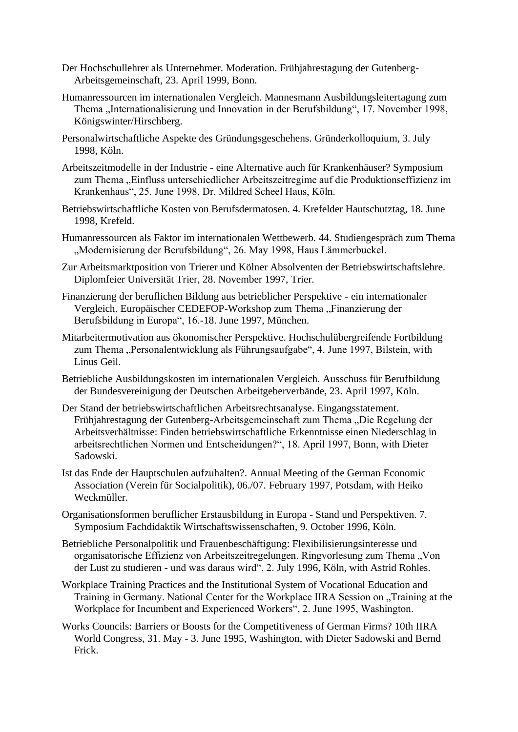Der Hochschullehrer als Unternehmer. Moderation. Frühjahrestagung der Gutenberg-Arbeitsgemeinschaft, 23. April 1999, Bonn.

Humanressourcen im internationalen Vergleich. Mannesmann Ausbildungsleitertagung zum Thema „Internationalisierung und Innovation in der Berufsbildung“, 17. November 1998, Königswinter/Hirschberg.

Personalwirtschaftliche Aspekte des Gründungsgeschehens. Gründerkolloquium, 3. July 1998, Köln.

Arbeitszeitmodelle in der Industrie - eine Alternative auch für Krankenhäuser? Symposium zum Thema „Einfluss unterschiedlicher Arbeitszeitregime auf die Produktionseffizienz im Krankenhaus“, 25. June 1998, Dr. Mildred Scheel Haus, Köln.

Betriebswirtschaftliche Kosten von Berufsdermatosen. 4. Krefelder Hautschutztag, 18. June 1998, Krefeld.

Humanressourcen als Faktor im internationalen Wettbewerb. 44. Studiengespräch zum Thema „Modernisierung der Berufsbildung“, 26. May 1998, Haus Lämmerbuckel.

Zur Arbeitsmarktposition von Trierer und Kölner Absolventen der Betriebswirtschaftslehre. Diplomfeier Universität Trier, 28. November 1997, Trier.

Finanzierung der beruflichen Bildung aus betrieblicher Perspektive - ein internationaler Vergleich. Europäischer CEDEFOP-Workshop zum Thema „Finanzierung der Berufsbildung in Europa“, 16.-18. June 1997, München.

Mitarbeitermotivation aus ökonomischer Perspektive. Hochschulübergreifende Fortbildung zum Thema „Personalentwicklung als Führungsaufgabe“, 4. June 1997, Bilstein, with Linus Geil.

Betriebliche Ausbildungskosten im internationalen Vergleich. Ausschuss für Berufbildung der Bundesvereinigung der Deutschen Arbeitgeberverbände, 23. April 1997, Köln.

Der Stand der betriebswirtschaftlichen Arbeitsrechtsanalyse. Eingangsstatement. Frühjahrestagung der Gutenberg-Arbeitsgemeinschaft zum Thema „Die Regelung der Arbeitsverhältnisse: Finden betriebswirtschaftliche Erkenntnisse einen Niederschlag in arbeitsrechtlichen Normen und Entscheidungen?“, 18. April 1997, Bonn, with Dieter Sadowski.

Ist das Ende der Hauptschulen aufzuhalten?. Annual Meeting of the German Economic Association (Verein für Socialpolitik), 06./07. February 1997, Potsdam, with Heiko Weckmüller.

Organisationsformen beruflicher Erstausbildung in Europa - Stand und Perspektiven. 7. Symposium Fachdidaktik Wirtschaftswissenschaften, 9. October 1996, Köln.

Betriebliche Personalpolitik und Frauenbeschäftigung: Flexibilisierungsinteresse und organisatorische Effizienz von Arbeitszeitregelungen. Ringvorlesung zum Thema „Von der Lust zu studieren - und was daraus wird“, 2. July 1996, Köln, with Astrid Rohles.

Workplace Training Practices and the Institutional System of Vocational Education and Training in Germany. National Center for the Workplace IIRA Session on „Training at the Workplace for Incumbent and Experienced Workers“, 2. June 1995, Washington.

Works Councils: Barriers or Boosts for the Competitiveness of German Firms? 10th IIRA World Congress, 31. May - 3. June 1995, Washington, with Dieter Sadowski and Bernd Frick.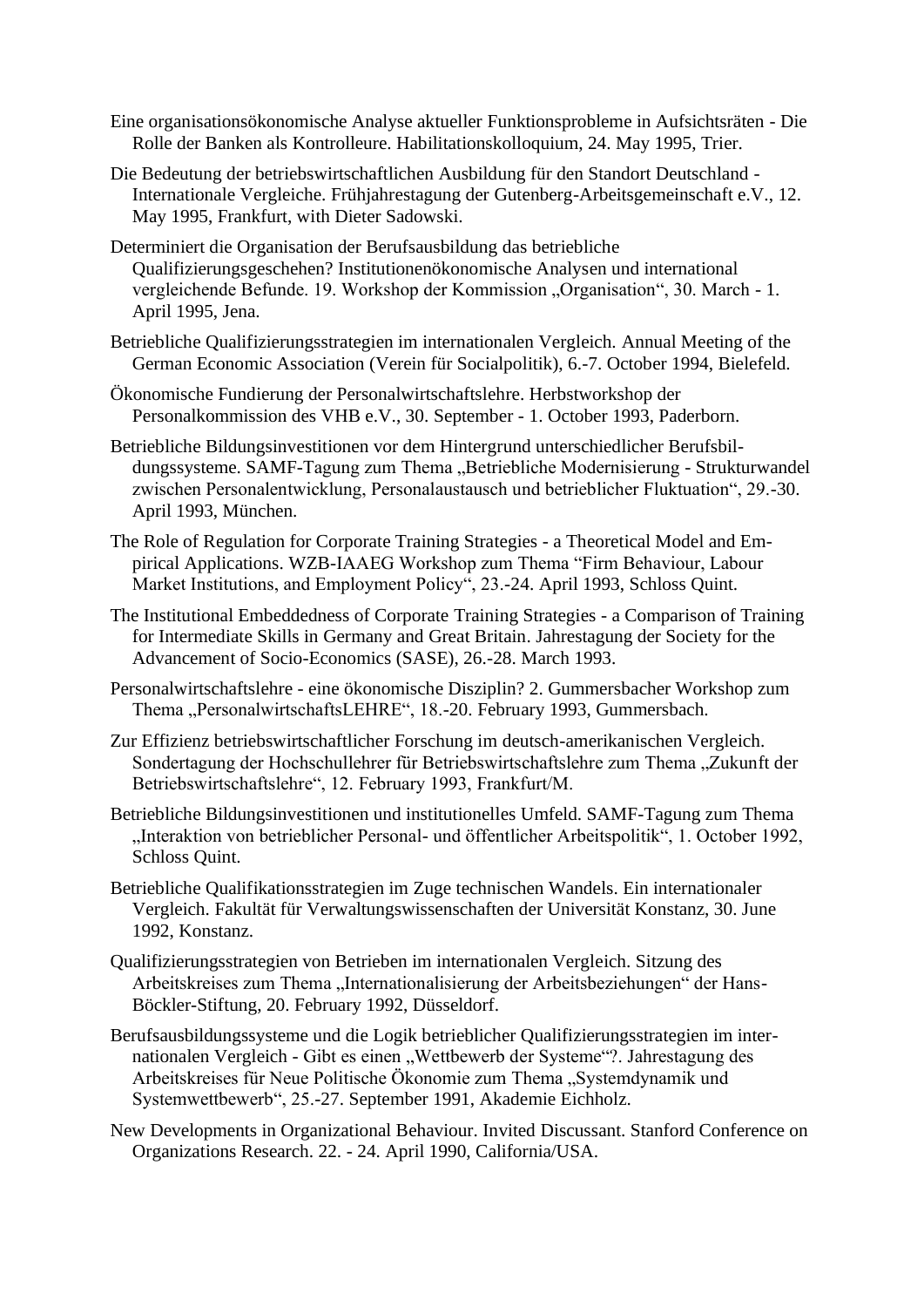Eine organisationsökonomische Analyse aktueller Funktionsprobleme in Aufsichtsräten - Die Rolle der Banken als Kontrolleure. Habilitationskolloquium, 24. May 1995, Trier.

Die Bedeutung der betriebswirtschaftlichen Ausbildung für den Standort Deutschland - Internationale Vergleiche. Frühjahrestagung der Gutenberg-Arbeitsgemeinschaft e.V., 12. May 1995, Frankfurt, with Dieter Sadowski.

Determiniert die Organisation der Berufsausbildung das betriebliche Qualifizierungsgeschehen? Institutionenökonomische Analysen und international vergleichende Befunde. 19. Workshop der Kommission „Organisation", 30. March - 1. April 1995, Jena.

Betriebliche Qualifizierungsstrategien im internationalen Vergleich. Annual Meeting of the German Economic Association (Verein für Socialpolitik), 6.-7. October 1994, Bielefeld.

Ökonomische Fundierung der Personalwirtschaftslehre. Herbstworkshop der Personalkommission des VHB e.V., 30. September - 1. October 1993, Paderborn.

Betriebliche Bildungsinvestitionen vor dem Hintergrund unterschiedlicher Berufsbildungssysteme. SAMF-Tagung zum Thema „Betriebliche Modernisierung - Strukturwandel zwischen Personalentwicklung, Personalaustausch und betrieblicher Fluktuation", 29.-30. April 1993, München.

The Role of Regulation for Corporate Training Strategies - a Theoretical Model and Empirical Applications. WZB-IAAEG Workshop zum Thema "Firm Behaviour, Labour Market Institutions, and Employment Policy", 23.-24. April 1993, Schloss Quint.

The Institutional Embeddedness of Corporate Training Strategies - a Comparison of Training for Intermediate Skills in Germany and Great Britain. Jahrestagung der Society for the Advancement of Socio-Economics (SASE), 26.-28. March 1993.

Personalwirtschaftslehre - eine ökonomische Disziplin? 2. Gummersbacher Workshop zum Thema „PersonalwirtschaftsLEHRE", 18.-20. February 1993, Gummersbach.

Zur Effizienz betriebswirtschaftlicher Forschung im deutsch-amerikanischen Vergleich. Sondertagung der Hochschullehrer für Betriebswirtschaftslehre zum Thema „Zukunft der Betriebswirtschaftslehre", 12. February 1993, Frankfurt/M.

Betriebliche Bildungsinvestitionen und institutionelles Umfeld. SAMF-Tagung zum Thema „Interaktion von betrieblicher Personal- und öffentlicher Arbeitspolitik", 1. October 1992, Schloss Quint.

Betriebliche Qualifikationsstrategien im Zuge technischen Wandels. Ein internationaler Vergleich. Fakultät für Verwaltungswissenschaften der Universität Konstanz, 30. June 1992, Konstanz.

Qualifizierungsstrategien von Betrieben im internationalen Vergleich. Sitzung des Arbeitskreises zum Thema „Internationalisierung der Arbeitsbeziehungen" der Hans-Böckler-Stiftung, 20. February 1992, Düsseldorf.

Berufsausbildungssysteme und die Logik betrieblicher Qualifizierungsstrategien im internationalen Vergleich - Gibt es einen „Wettbewerb der Systeme"?. Jahrestagung des Arbeitskreises für Neue Politische Ökonomie zum Thema „Systemdynamik und Systemwettbewerb", 25.-27. September 1991, Akademie Eichholz.

New Developments in Organizational Behaviour. Invited Discussant. Stanford Conference on Organizations Research. 22. - 24. April 1990, California/USA.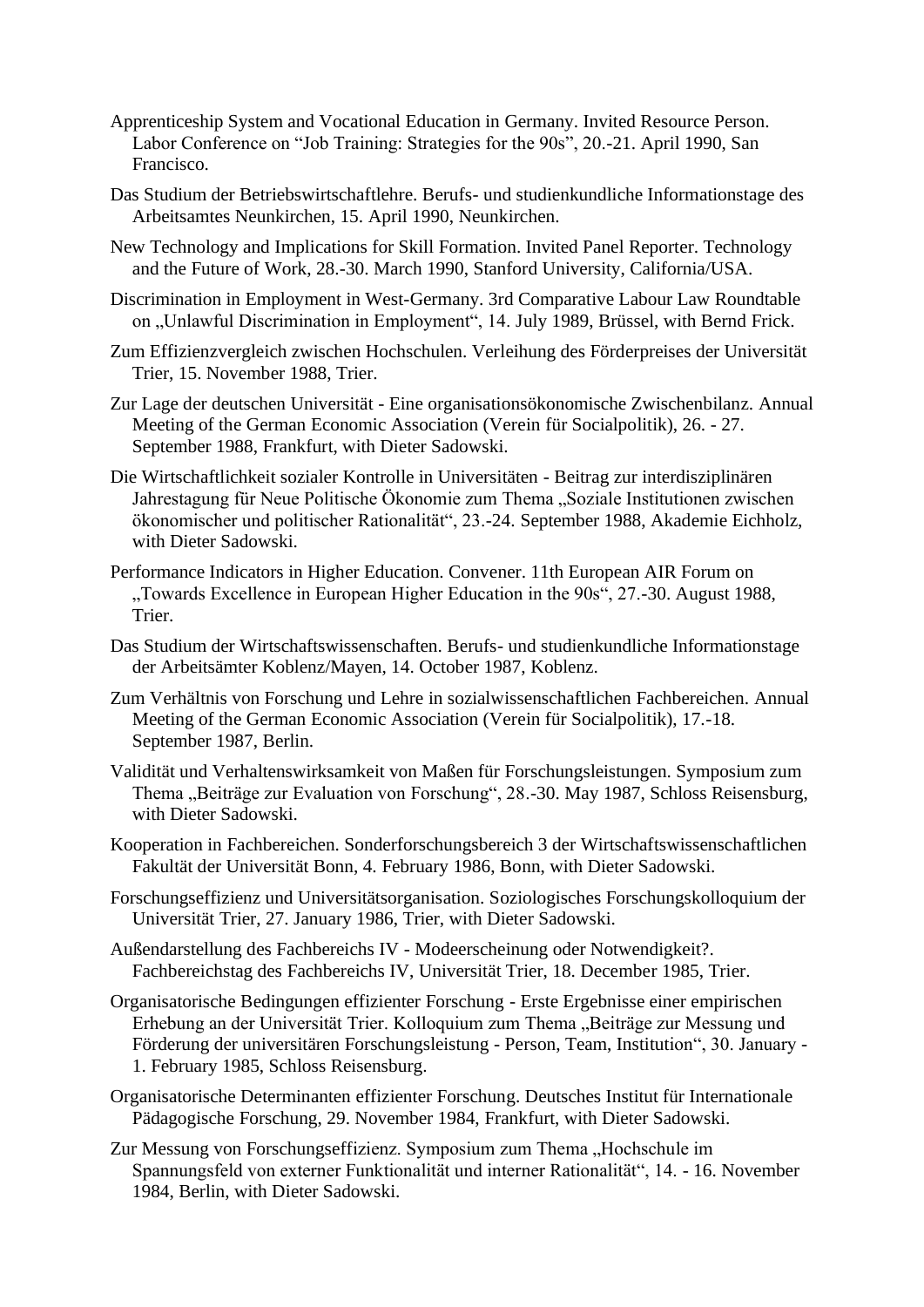Apprenticeship System and Vocational Education in Germany. Invited Resource Person. Labor Conference on “Job Training: Strategies for the 90s”, 20.-21. April 1990, San Francisco.

Das Studium der Betriebswirtschaftlehre. Berufs- und studienkundliche Informationstage des Arbeitsamtes Neunkirchen, 15. April 1990, Neunkirchen.

New Technology and Implications for Skill Formation. Invited Panel Reporter. Technology and the Future of Work, 28.-30. March 1990, Stanford University, California/USA.

Discrimination in Employment in West-Germany. 3rd Comparative Labour Law Roundtable on „Unlawful Discrimination in Employment“, 14. July 1989, Brüssel, with Bernd Frick.

Zum Effizienzvergleich zwischen Hochschulen. Verleihung des Förderpreises der Universität Trier, 15. November 1988, Trier.

Zur Lage der deutschen Universität - Eine organisationsökonomische Zwischenbilanz. Annual Meeting of the German Economic Association (Verein für Socialpolitik), 26. - 27. September 1988, Frankfurt, with Dieter Sadowski.

Die Wirtschaftlichkeit sozialer Kontrolle in Universitäten - Beitrag zur interdisziplinären Jahrestagung für Neue Politische Ökonomie zum Thema „Soziale Institutionen zwischen ökonomischer und politischer Rationalität“, 23.-24. September 1988, Akademie Eichholz, with Dieter Sadowski.

Performance Indicators in Higher Education. Convener. 11th European AIR Forum on „Towards Excellence in European Higher Education in the 90s“, 27.-30. August 1988, Trier.

Das Studium der Wirtschaftswissenschaften. Berufs- und studienkundliche Informationstage der Arbeitsämter Koblenz/Mayen, 14. October 1987, Koblenz.

Zum Verhältnis von Forschung und Lehre in sozialwissenschaftlichen Fachbereichen. Annual Meeting of the German Economic Association (Verein für Socialpolitik), 17.-18. September 1987, Berlin.

Validität und Verhaltenswirksamkeit von Maßen für Forschungsleistungen. Symposium zum Thema „Beiträge zur Evaluation von Forschung“, 28.-30. May 1987, Schloss Reisensburg, with Dieter Sadowski.

Kooperation in Fachbereichen. Sonderforschungsbereich 3 der Wirtschaftswissenschaftlichen Fakultät der Universität Bonn, 4. February 1986, Bonn, with Dieter Sadowski.

Forschungseffizienz und Universitätsorganisation. Soziologisches Forschungskolloquium der Universität Trier, 27. January 1986, Trier, with Dieter Sadowski.

Außendarstellung des Fachbereichs IV - Modeerscheinung oder Notwendigkeit?. Fachbereichstag des Fachbereichs IV, Universität Trier, 18. December 1985, Trier.

Organisatorische Bedingungen effizienter Forschung - Erste Ergebnisse einer empirischen Erhebung an der Universität Trier. Kolloquium zum Thema „Beiträge zur Messung und Förderung der universitären Forschungsleistung - Person, Team, Institution“, 30. January - 1. February 1985, Schloss Reisensburg.

Organisatorische Determinanten effizienter Forschung. Deutsches Institut für Internationale Pädagogische Forschung, 29. November 1984, Frankfurt, with Dieter Sadowski.

Zur Messung von Forschungseffizienz. Symposium zum Thema „Hochschule im Spannungsfeld von externer Funktionalität und interner Rationalität“, 14. - 16. November 1984, Berlin, with Dieter Sadowski.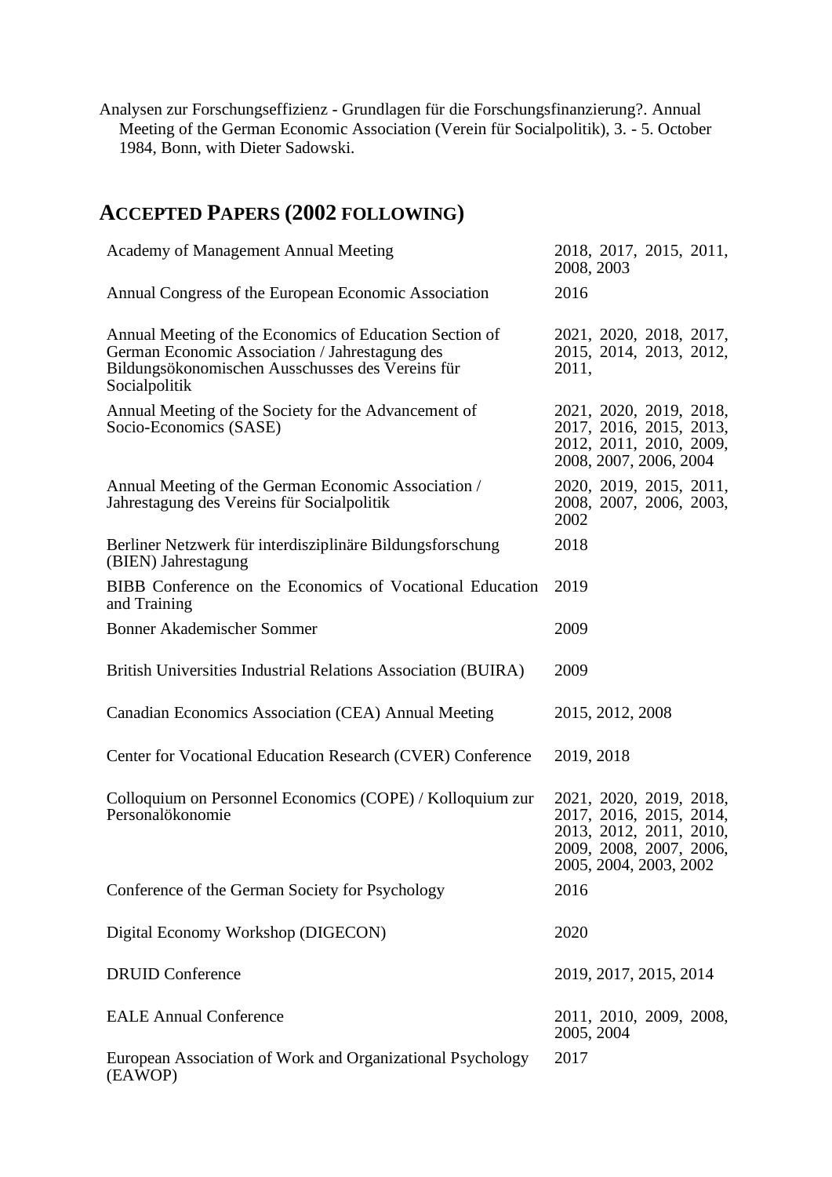Analysen zur Forschungseffizienz - Grundlagen für die Forschungsfinanzierung?. Annual Meeting of the German Economic Association (Verein für Socialpolitik), 3. - 5. October 1984, Bonn, with Dieter Sadowski.

## ACCEPTED PAPERS (2002 FOLLOWING)

| | |
|---|---|
| Academy of Management Annual Meeting | 2018, 2017, 2015, 2011, 2008, 2003 |
| Annual Congress of the European Economic Association | 2016 |
| Annual Meeting of the Economics of Education Section of German Economic Association / Jahrestagung des Bildungsökonomischen Ausschusses des Vereins für Socialpolitik | 2021, 2020, 2018, 2017, 2015, 2014, 2013, 2012, 2011, |
| Annual Meeting of the Society for the Advancement of Socio-Economics (SASE) | 2021, 2020, 2019, 2018, 2017, 2016, 2015, 2013, 2012, 2011, 2010, 2009, 2008, 2007, 2006, 2004 |
| Annual Meeting of the German Economic Association / Jahrestagung des Vereins für Socialpolitik | 2020, 2019, 2015, 2011, 2008, 2007, 2006, 2003, 2002 |
| Berliner Netzwerk für interdisziplinäre Bildungsforschung (BIEN) Jahrestagung | 2018 |
| BIBB Conference on the Economics of Vocational Education and Training | 2019 |
| Bonner Akademischer Sommer | 2009 |
| British Universities Industrial Relations Association (BUIRA) | 2009 |
| Canadian Economics Association (CEA) Annual Meeting | 2015, 2012, 2008 |
| Center for Vocational Education Research (CVER) Conference | 2019, 2018 |
| Colloquium on Personnel Economics (COPE) / Kolloquium zur Personalökonomie | 2021, 2020, 2019, 2018, 2017, 2016, 2015, 2014, 2013, 2012, 2011, 2010, 2009, 2008, 2007, 2006, 2005, 2004, 2003, 2002 |
| Conference of the German Society for Psychology | 2016 |
| Digital Economy Workshop (DIGECON) | 2020 |
| DRUID Conference | 2019, 2017, 2015, 2014 |
| EALE Annual Conference | 2011, 2010, 2009, 2008, 2005, 2004 |
| European Association of Work and Organizational Psychology (EAWOP) | 2017 |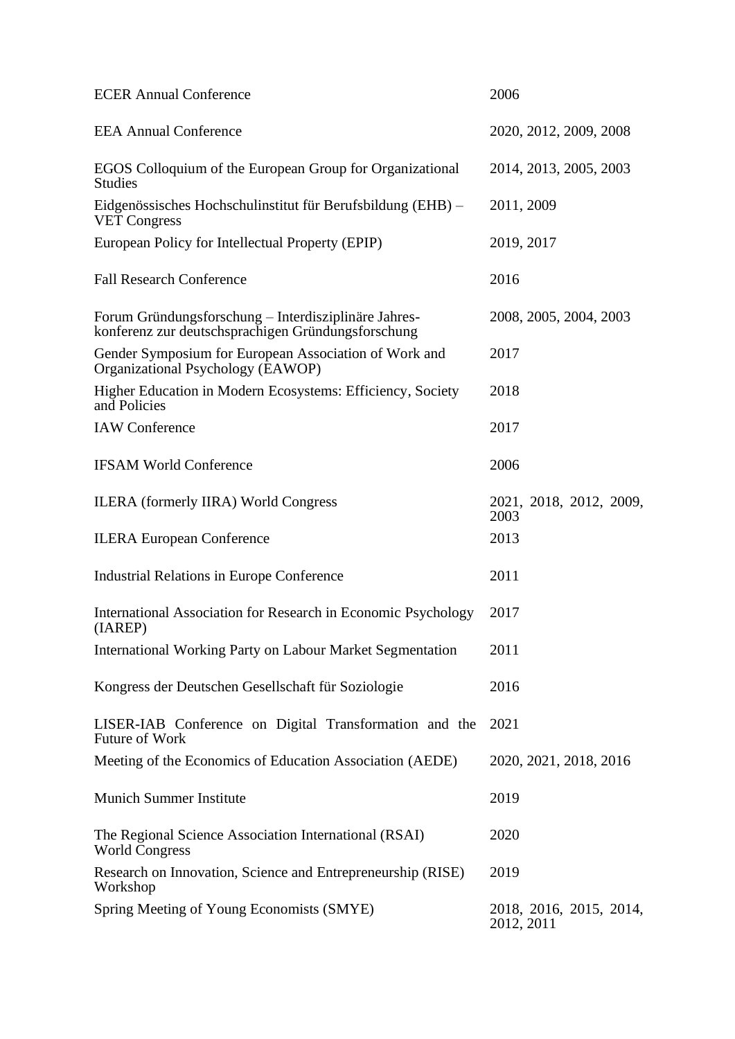| | |
|---|---|
| ECER Annual Conference | 2006 |
| EEA Annual Conference | 2020, 2012, 2009, 2008 |
| EGOS Colloquium of the European Group for Organizational Studies | 2014, 2013, 2005, 2003 |
| Eidgenössisches Hochschulinstitut für Berufsbildung (EHB) – VET Congress | 2011, 2009 |
| European Policy for Intellectual Property (EPIP) | 2019, 2017 |
| Fall Research Conference | 2016 |
| Forum Gründungsforschung – Interdisziplinäre Jahres-konferenz zur deutschsprachigen Gründungsforschung | 2008, 2005, 2004, 2003 |
| Gender Symposium for European Association of Work and Organizational Psychology (EAWOP) | 2017 |
| Higher Education in Modern Ecosystems: Efficiency, Society and Policies | 2018 |
| IAW Conference | 2017 |
| IFSAM World Conference | 2006 |
| ILERA (formerly IIRA) World Congress | 2021, 2018, 2012, 2009, 2003 |
| ILERA European Conference | 2013 |
| Industrial Relations in Europe Conference | 2011 |
| International Association for Research in Economic Psychology (IAREP) | 2017 |
| International Working Party on Labour Market Segmentation | 2011 |
| Kongress der Deutschen Gesellschaft für Soziologie | 2016 |
| LISER-IAB Conference on Digital Transformation and the Future of Work | 2021 |
| Meeting of the Economics of Education Association (AEDE) | 2020, 2021, 2018, 2016 |
| Munich Summer Institute | 2019 |
| The Regional Science Association International (RSAI) World Congress | 2020 |
| Research on Innovation, Science and Entrepreneurship (RISE) Workshop | 2019 |
| Spring Meeting of Young Economists (SMYE) | 2018, 2016, 2015, 2014, 2012, 2011 |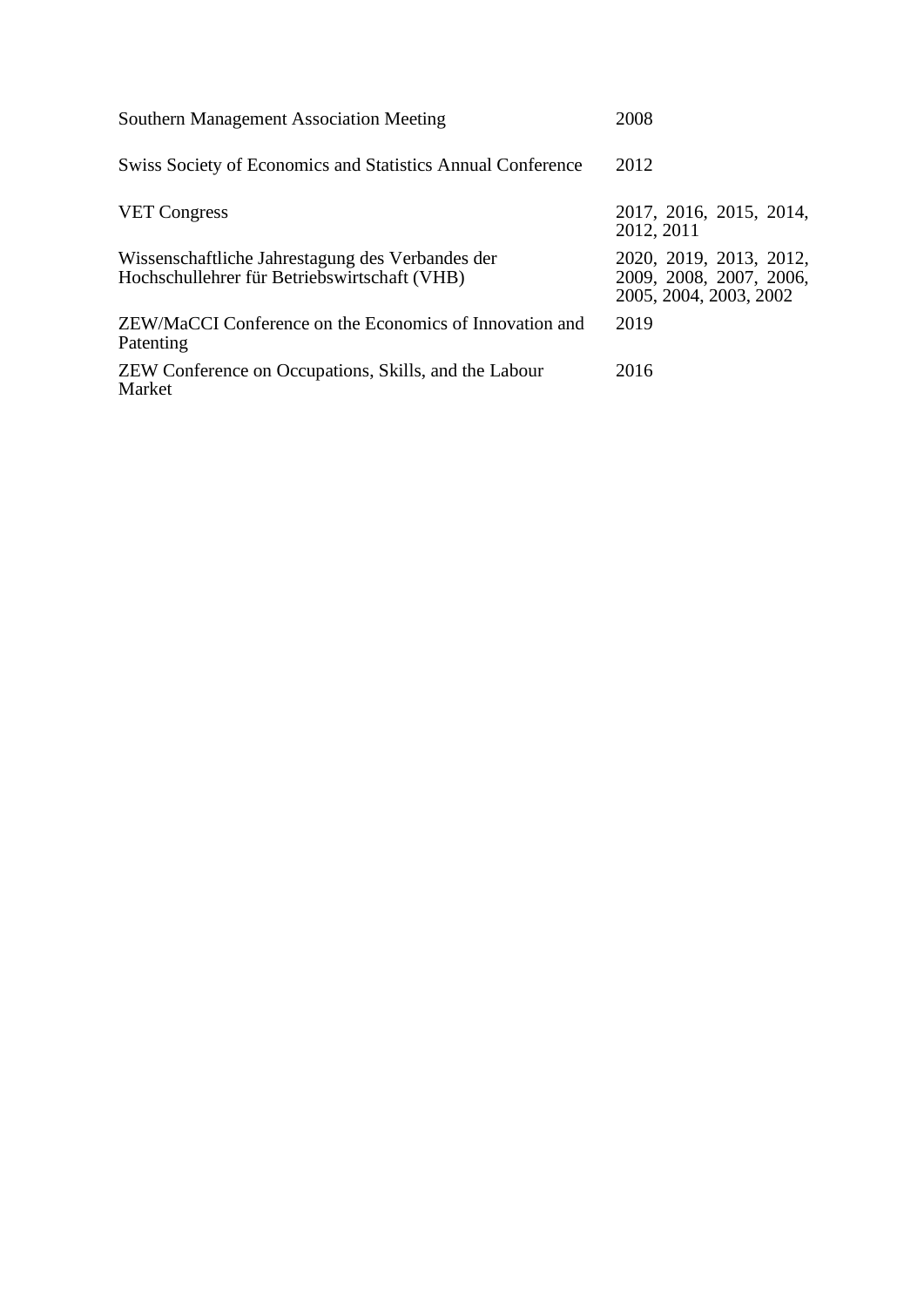| | |
|---|---|
| Southern Management Association Meeting | 2008 |
| Swiss Society of Economics and Statistics Annual Conference | 2012 |
| VET Congress | 2017, 2016, 2015, 2014, 2012, 2011 |
| Wissenschaftliche Jahrestagung des Verbandes der Hochschullehrer für Betriebswirtschaft (VHB) | 2020, 2019, 2013, 2012, 2009, 2008, 2007, 2006, 2005, 2004, 2003, 2002 |
| ZEW/MaCCI Conference on the Economics of Innovation and Patenting | 2019 |
| ZEW Conference on Occupations, Skills, and the Labour Market | 2016 |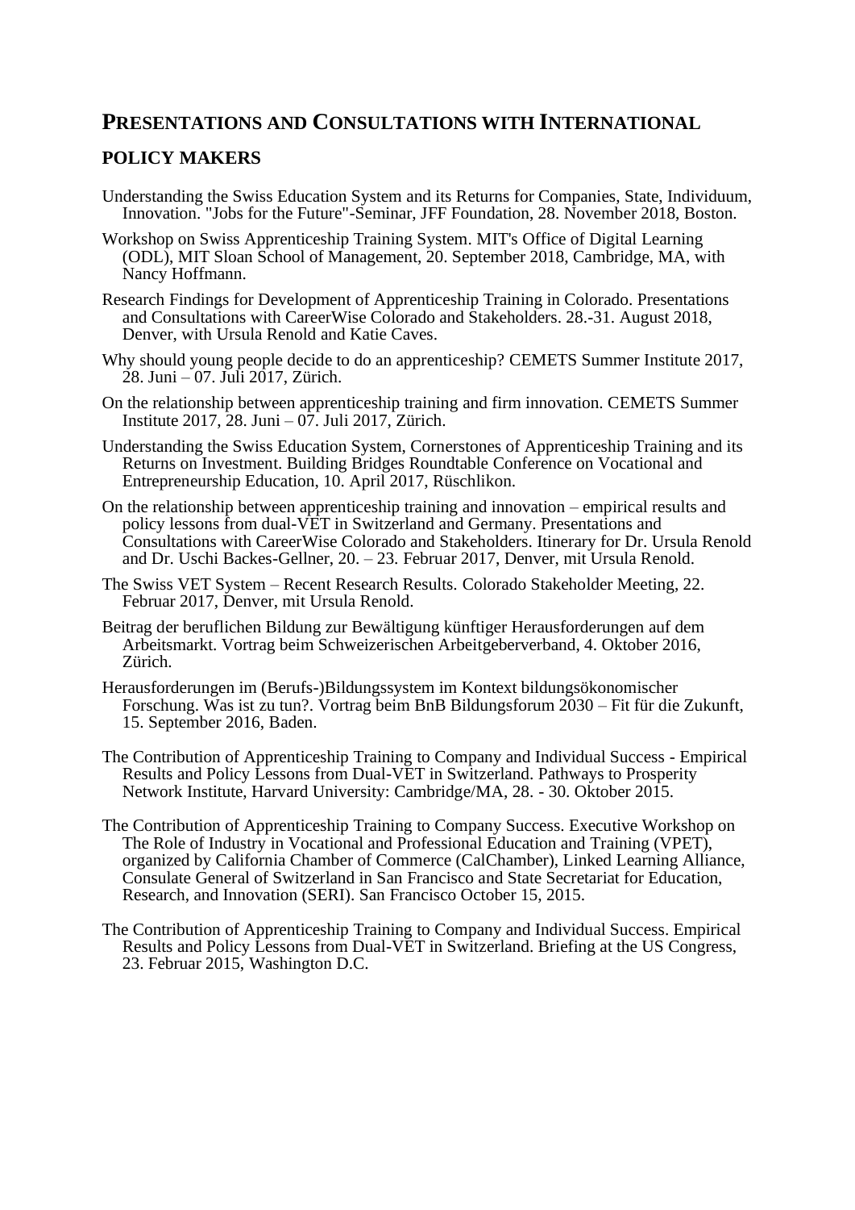## PRESENTATIONS AND CONSULTATIONS WITH INTERNATIONAL POLICY MAKERS

Understanding the Swiss Education System and its Returns for Companies, State, Individuum, Innovation. "Jobs for the Future"-Seminar, JFF Foundation, 28. November 2018, Boston.

Workshop on Swiss Apprenticeship Training System. MIT's Office of Digital Learning (ODL), MIT Sloan School of Management, 20. September 2018, Cambridge, MA, with Nancy Hoffmann.

Research Findings for Development of Apprenticeship Training in Colorado. Presentations and Consultations with CareerWise Colorado and Stakeholders. 28.-31. August 2018, Denver, with Ursula Renold and Katie Caves.

Why should young people decide to do an apprenticeship? CEMETS Summer Institute 2017, 28. Juni – 07. Juli 2017, Zürich.

On the relationship between apprenticeship training and firm innovation. CEMETS Summer Institute 2017, 28. Juni – 07. Juli 2017, Zürich.

Understanding the Swiss Education System, Cornerstones of Apprenticeship Training and its Returns on Investment. Building Bridges Roundtable Conference on Vocational and Entrepreneurship Education, 10. April 2017, Rüschlikon.

On the relationship between apprenticeship training and innovation – empirical results and policy lessons from dual-VET in Switzerland and Germany. Presentations and Consultations with CareerWise Colorado and Stakeholders. Itinerary for Dr. Ursula Renold and Dr. Uschi Backes-Gellner, 20. – 23. Februar 2017, Denver, mit Ursula Renold.

The Swiss VET System – Recent Research Results. Colorado Stakeholder Meeting, 22. Februar 2017, Denver, mit Ursula Renold.

Beitrag der beruflichen Bildung zur Bewältigung künftiger Herausforderungen auf dem Arbeitsmarkt. Vortrag beim Schweizerischen Arbeitgeberverband, 4. Oktober 2016, Zürich.

Herausforderungen im (Berufs-)Bildungssystem im Kontext bildungsökonomischer Forschung. Was ist zu tun?. Vortrag beim BnB Bildungsforum 2030 – Fit für die Zukunft, 15. September 2016, Baden.

The Contribution of Apprenticeship Training to Company and Individual Success - Empirical Results and Policy Lessons from Dual-VET in Switzerland. Pathways to Prosperity Network Institute, Harvard University: Cambridge/MA, 28. - 30. Oktober 2015.

The Contribution of Apprenticeship Training to Company Success. Executive Workshop on The Role of Industry in Vocational and Professional Education and Training (VPET), organized by California Chamber of Commerce (CalChamber), Linked Learning Alliance, Consulate General of Switzerland in San Francisco and State Secretariat for Education, Research, and Innovation (SERI). San Francisco October 15, 2015.

The Contribution of Apprenticeship Training to Company and Individual Success. Empirical Results and Policy Lessons from Dual-VET in Switzerland. Briefing at the US Congress, 23. Februar 2015, Washington D.C.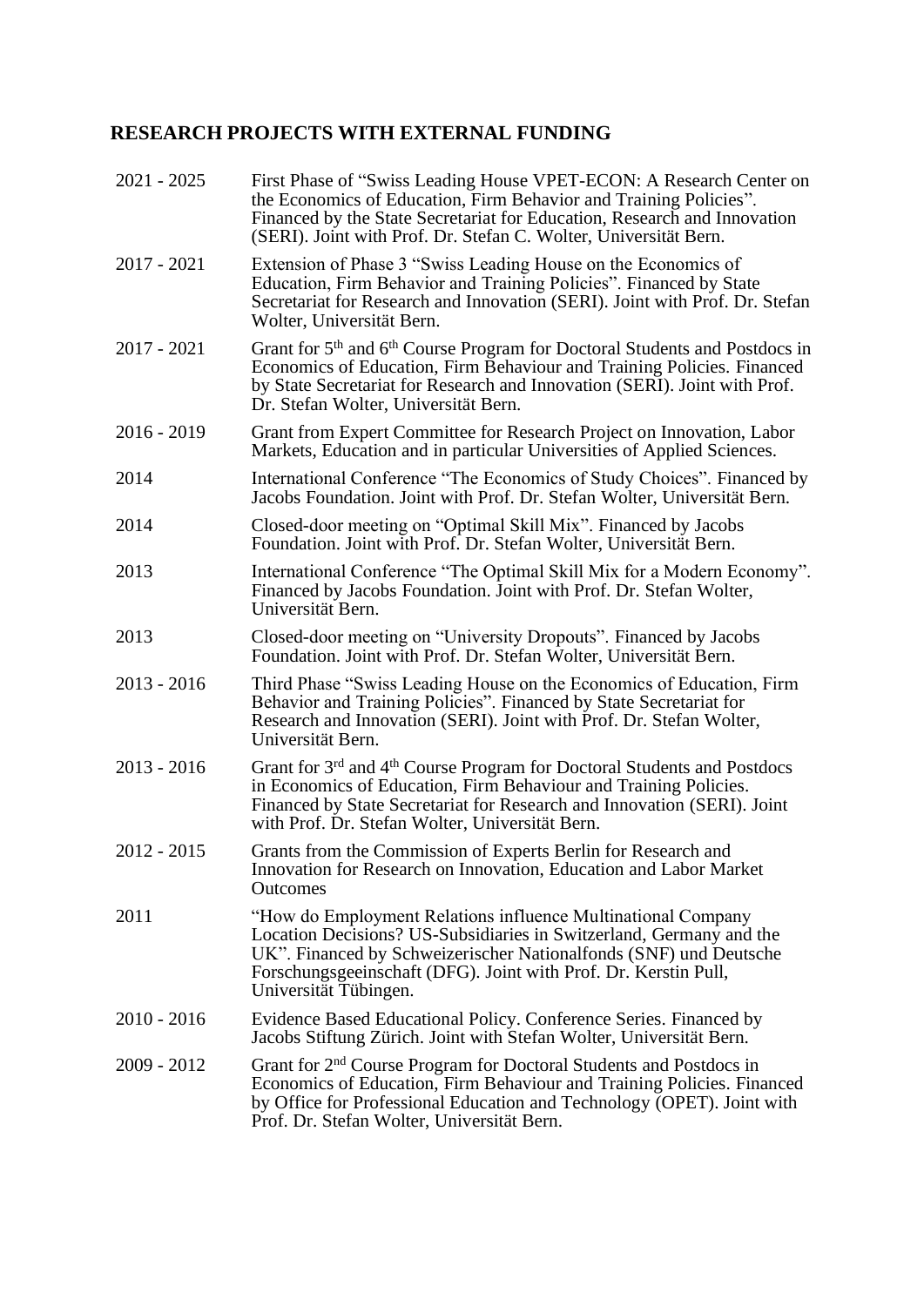## RESEARCH PROJECTS WITH EXTERNAL FUNDING

| | |
|---|---|
| 2021 - 2025 | First Phase of "Swiss Leading House VPET-ECON: A Research Center on the Economics of Education, Firm Behavior and Training Policies". Financed by the State Secretariat for Education, Research and Innovation (SERI). Joint with Prof. Dr. Stefan C. Wolter, Universität Bern. |
| 2017 - 2021 | Extension of Phase 3 "Swiss Leading House on the Economics of Education, Firm Behavior and Training Policies". Financed by State Secretariat for Research and Innovation (SERI). Joint with Prof. Dr. Stefan Wolter, Universität Bern. |
| 2017 - 2021 | Grant for 5th and 6th Course Program for Doctoral Students and Postdocs in Economics of Education, Firm Behaviour and Training Policies. Financed by State Secretariat for Research and Innovation (SERI). Joint with Prof. Dr. Stefan Wolter, Universität Bern. |
| 2016 - 2019 | Grant from Expert Committee for Research Project on Innovation, Labor Markets, Education and in particular Universities of Applied Sciences. |
| 2014 | International Conference "The Economics of Study Choices". Financed by Jacobs Foundation. Joint with Prof. Dr. Stefan Wolter, Universität Bern. |
| 2014 | Closed-door meeting on "Optimal Skill Mix". Financed by Jacobs Foundation. Joint with Prof. Dr. Stefan Wolter, Universität Bern. |
| 2013 | International Conference "The Optimal Skill Mix for a Modern Economy". Financed by Jacobs Foundation. Joint with Prof. Dr. Stefan Wolter, Universität Bern. |
| 2013 | Closed-door meeting on "University Dropouts". Financed by Jacobs Foundation. Joint with Prof. Dr. Stefan Wolter, Universität Bern. |
| 2013 - 2016 | Third Phase "Swiss Leading House on the Economics of Education, Firm Behavior and Training Policies". Financed by State Secretariat for Research and Innovation (SERI). Joint with Prof. Dr. Stefan Wolter, Universität Bern. |
| 2013 - 2016 | Grant for 3rd and 4th Course Program for Doctoral Students and Postdocs in Economics of Education, Firm Behaviour and Training Policies. Financed by State Secretariat for Research and Innovation (SERI). Joint with Prof. Dr. Stefan Wolter, Universität Bern. |
| 2012 - 2015 | Grants from the Commission of Experts Berlin for Research and Innovation for Research on Innovation, Education and Labor Market Outcomes |
| 2011 | "How do Employment Relations influence Multinational Company Location Decisions? US-Subsidiaries in Switzerland, Germany and the UK". Financed by Schweizerischer Nationalfonds (SNF) und Deutsche Forschungsgeeinschaft (DFG). Joint with Prof. Dr. Kerstin Pull, Universität Tübingen. |
| 2010 - 2016 | Evidence Based Educational Policy. Conference Series. Financed by Jacobs Stiftung Zürich. Joint with Stefan Wolter, Universität Bern. |
| 2009 - 2012 | Grant for 2nd Course Program for Doctoral Students and Postdocs in Economics of Education, Firm Behaviour and Training Policies. Financed by Office for Professional Education and Technology (OPET). Joint with Prof. Dr. Stefan Wolter, Universität Bern. |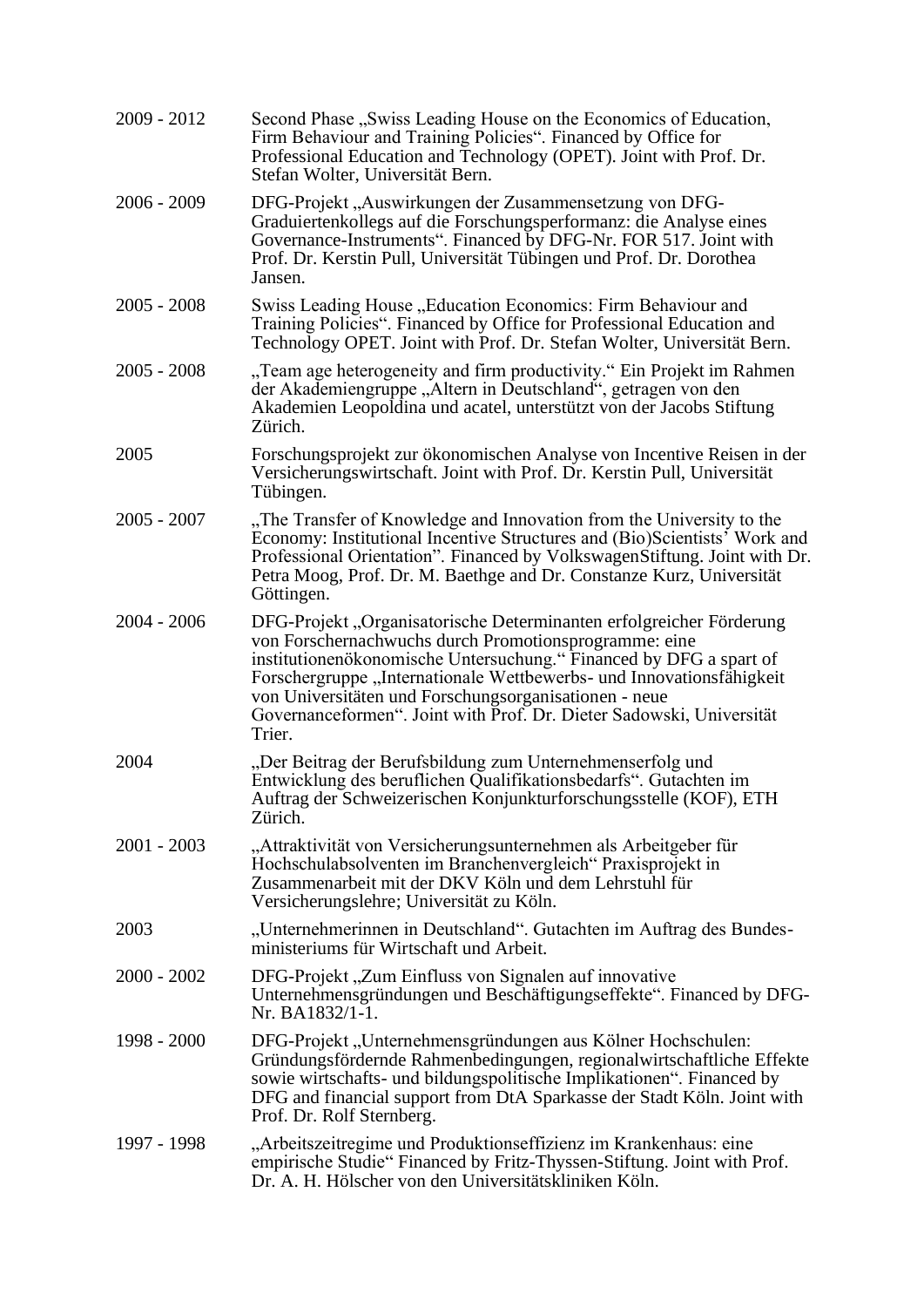| | |
|---|---|
| 2009 - 2012 | Second Phase „Swiss Leading House on the Economics of Education, Firm Behaviour and Training Policies“. Financed by Office for Professional Education and Technology (OPET). Joint with Prof. Dr. Stefan Wolter, Universität Bern. |
| 2006 - 2009 | DFG-Projekt „Auswirkungen der Zusammensetzung von DFG-Graduiertenkollegs auf die Forschungsperformanz: die Analyse eines Governance-Instruments“. Financed by DFG-Nr. FOR 517. Joint with Prof. Dr. Kerstin Pull, Universität Tübingen und Prof. Dr. Dorothea Jansen. |
| 2005 - 2008 | Swiss Leading House „Education Economics: Firm Behaviour and Training Policies“. Financed by Office for Professional Education and Technology OPET. Joint with Prof. Dr. Stefan Wolter, Universität Bern. |
| 2005 - 2008 | „Team age heterogeneity and firm productivity.“ Ein Projekt im Rahmen der Akademiengruppe „Altern in Deutschland“, getragen von den Akademien Leopoldina und acatel, unterstützt von der Jacobs Stiftung Zürich. |
| 2005 | Forschungsprojekt zur ökonomischen Analyse von Incentive Reisen in der Versicherungswirtschaft. Joint with Prof. Dr. Kerstin Pull, Universität Tübingen. |
| 2005 - 2007 | „The Transfer of Knowledge and Innovation from the University to the Economy: Institutional Incentive Structures and (Bio)Scientists' Work and Professional Orientation”. Financed by VolkswagenStiftung. Joint with Dr. Petra Moog, Prof. Dr. M. Baethge and Dr. Constanze Kurz, Universität Göttingen. |
| 2004 - 2006 | DFG-Projekt „Organisatorische Determinanten erfolgreicher Förderung von Forschernachwuchs durch Promotionsprogramme: eine institutionenökonomische Untersuchung.“ Financed by DFG a spart of Forschergruppe „Internationale Wettbewerbs- und Innovationsfähigkeit von Universitäten und Forschungsorganisationen - neue Governanceformen“. Joint with Prof. Dr. Dieter Sadowski, Universität Trier. |
| 2004 | „Der Beitrag der Berufsbildung zum Unternehmenserfolg und Entwicklung des beruflichen Qualifikationsbedarfs“. Gutachten im Auftrag der Schweizerischen Konjunkturforschungsstelle (KOF), ETH Zürich. |
| 2001 - 2003 | „Attraktivität von Versicherungsunternehmen als Arbeitgeber für Hochschulabsolventen im Branchenvergleich“ Praxisprojekt in Zusammenarbeit mit der DKV Köln und dem Lehrstuhl für Versicherungslehre; Universität zu Köln. |
| 2003 | „Unternehmerinnen in Deutschland“. Gutachten im Auftrag des Bundesministeriums für Wirtschaft und Arbeit. |
| 2000 - 2002 | DFG-Projekt „Zum Einfluss von Signalen auf innovative Unternehmensgründungen und Beschäftigungseffekte“. Financed by DFG-Nr. BA1832/1-1. |
| 1998 - 2000 | DFG-Projekt „Unternehmensgründungen aus Kölner Hochschulen: Gründungsfördernde Rahmenbedingungen, regionalwirtschaftliche Effekte sowie wirtschafts- und bildungspolitische Implikationen“. Financed by DFG and financial support from DtA Sparkasse der Stadt Köln. Joint with Prof. Dr. Rolf Sternberg. |
| 1997 - 1998 | „Arbeitszeitregime und Produktionseffizienz im Krankenhaus: eine empirische Studie“ Financed by Fritz-Thyssen-Stiftung. Joint with Prof. Dr. A. H. Hölscher von den Universitätskliniken Köln. |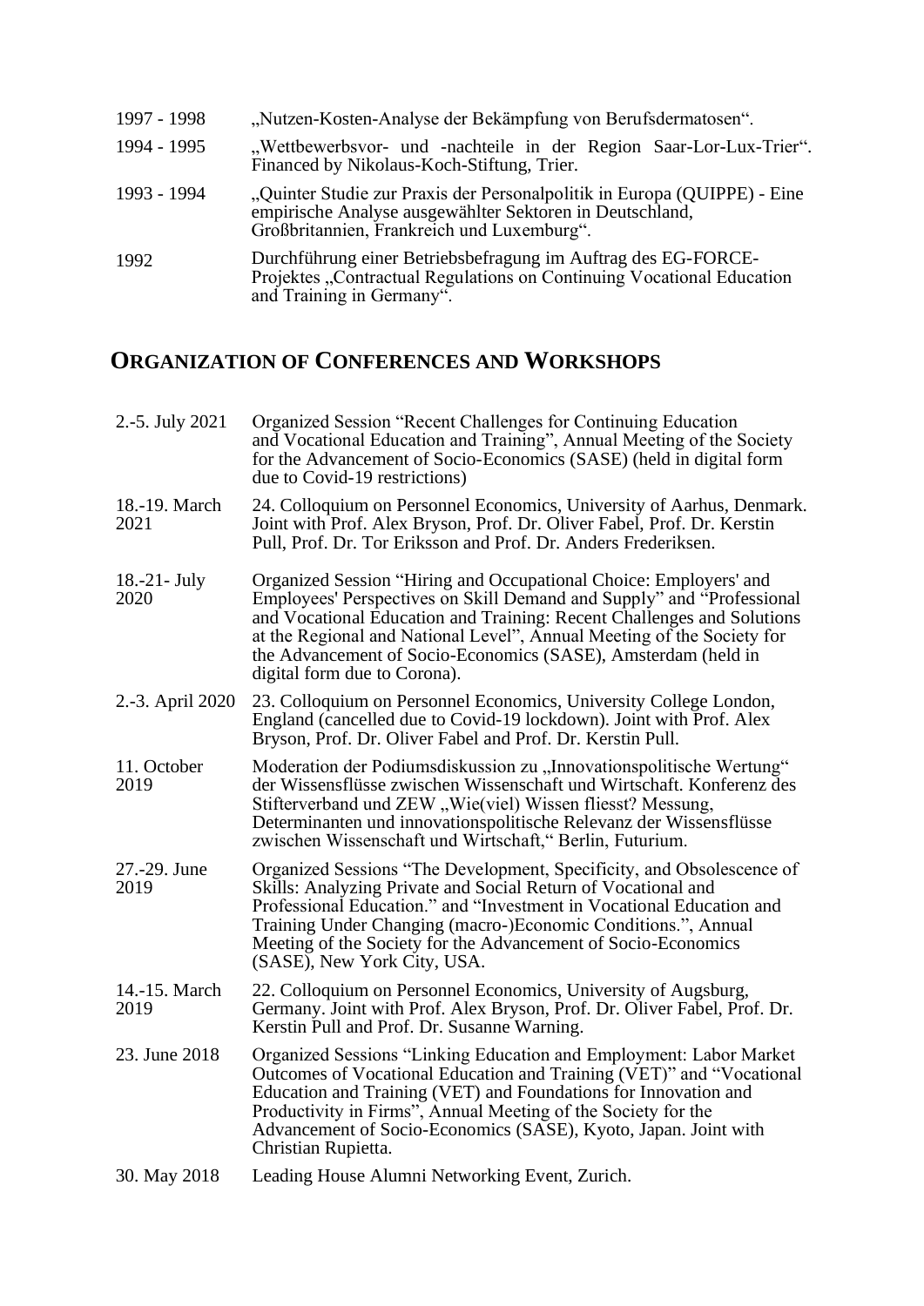| | |
|---|---|
| 1997 - 1998 | „Nutzen-Kosten-Analyse der Bekämpfung von Berufsdermatosen". |
| 1994 - 1995 | „Wettbewerbsvor- und -nachteile in der Region Saar-Lor-Lux-Trier". Financed by Nikolaus-Koch-Stiftung, Trier. |
| 1993 - 1994 | „Quinter Studie zur Praxis der Personalpolitik in Europa (QUIPPE) - Eine empirische Analyse ausgewählter Sektoren in Deutschland, Großbritannien, Frankreich und Luxemburg". |
| 1992 | Durchführung einer Betriebsbefragung im Auftrag des EG-FORCE-Projektes „Contractual Regulations on Continuing Vocational Education and Training in Germany". |

## ORGANIZATION OF CONFERENCES AND WORKSHOPS

| | |
|---|---|
| 2.-5. July 2021 | Organized Session "Recent Challenges for Continuing Education and Vocational Education and Training", Annual Meeting of the Society for the Advancement of Socio-Economics (SASE) (held in digital form due to Covid-19 restrictions) |
| 18.-19. March 2021 | 24. Colloquium on Personnel Economics, University of Aarhus, Denmark. Joint with Prof. Alex Bryson, Prof. Dr. Oliver Fabel, Prof. Dr. Kerstin Pull, Prof. Dr. Tor Eriksson and Prof. Dr. Anders Frederiksen. |
| 18.-21- July 2020 | Organized Session "Hiring and Occupational Choice: Employers' and Employees' Perspectives on Skill Demand and Supply" and "Professional and Vocational Education and Training: Recent Challenges and Solutions at the Regional and National Level", Annual Meeting of the Society for the Advancement of Socio-Economics (SASE), Amsterdam (held in digital form due to Corona). |
| 2.-3. April 2020 | 23. Colloquium on Personnel Economics, University College London, England (cancelled due to Covid-19 lockdown). Joint with Prof. Alex Bryson, Prof. Dr. Oliver Fabel and Prof. Dr. Kerstin Pull. |
| 11. October 2019 | Moderation der Podiumsdiskussion zu „Innovationspolitische Wertung" der Wissensflüsse zwischen Wissenschaft und Wirtschaft. Konferenz des Stifterverband und ZEW „Wie(viel) Wissen fliesst? Messung, Determinanten und innovationspolitische Relevanz der Wissensflüsse zwischen Wissenschaft und Wirtschaft," Berlin, Futurium. |
| 27.-29. June 2019 | Organized Sessions "The Development, Specificity, and Obsolescence of Skills: Analyzing Private and Social Return of Vocational and Professional Education." and "Investment in Vocational Education and Training Under Changing (macro-)Economic Conditions.", Annual Meeting of the Society for the Advancement of Socio-Economics (SASE), New York City, USA. |
| 14.-15. March 2019 | 22. Colloquium on Personnel Economics, University of Augsburg, Germany. Joint with Prof. Alex Bryson, Prof. Dr. Oliver Fabel, Prof. Dr. Kerstin Pull and Prof. Dr. Susanne Warning. |
| 23. June 2018 | Organized Sessions "Linking Education and Employment: Labor Market Outcomes of Vocational Education and Training (VET)" and "Vocational Education and Training (VET) and Foundations for Innovation and Productivity in Firms", Annual Meeting of the Society for the Advancement of Socio-Economics (SASE), Kyoto, Japan. Joint with Christian Rupietta. |
| 30. May 2018 | Leading House Alumni Networking Event, Zurich. |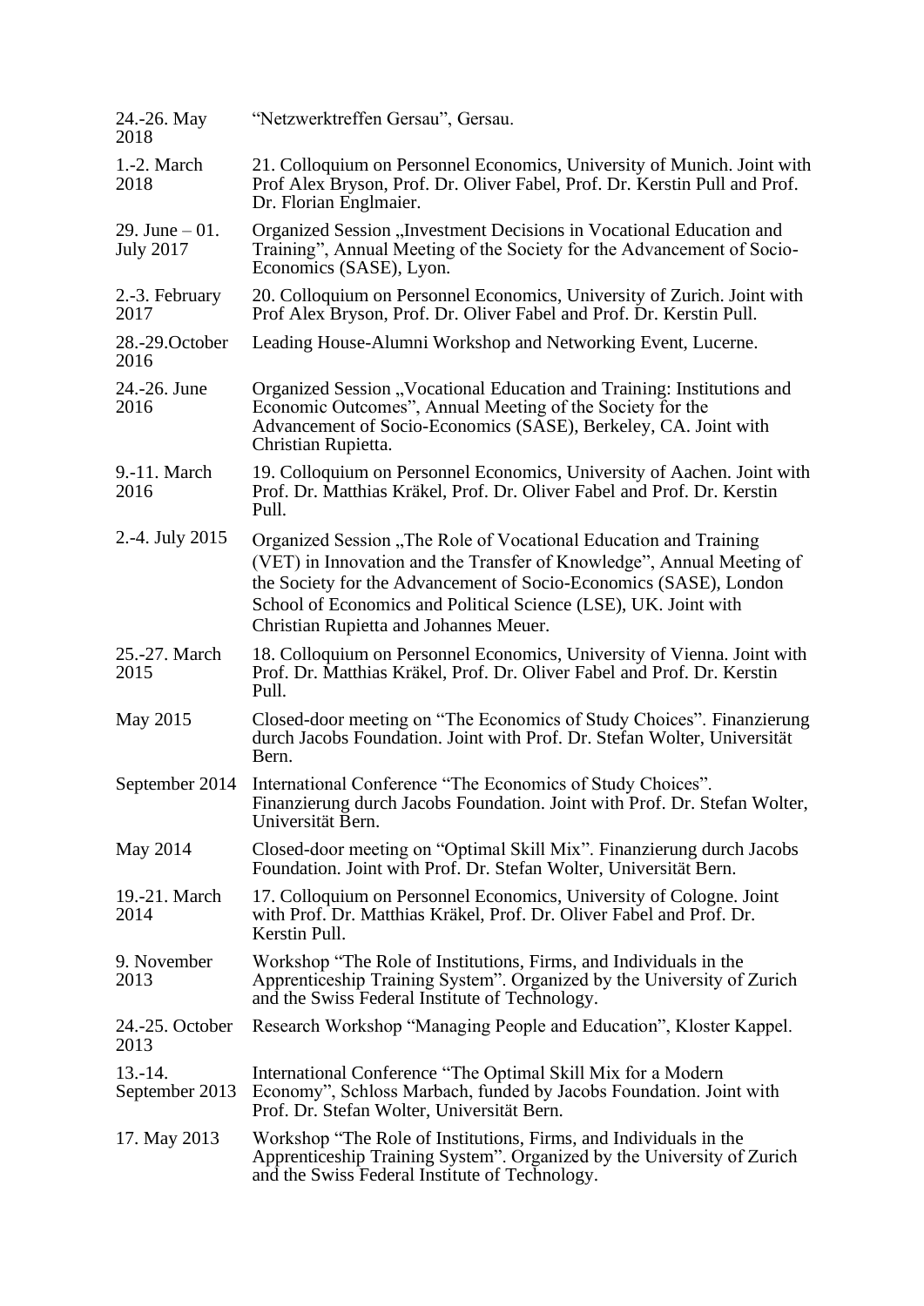| | |
|---|---|
| 24.-26. May 2018 | “Netzwerktreffen Gersau”, Gersau. |
| 1.-2. March 2018 | 21. Colloquium on Personnel Economics, University of Munich. Joint with Prof Alex Bryson, Prof. Dr. Oliver Fabel, Prof. Dr. Kerstin Pull and Prof. Dr. Florian Englmaier. |
| 29. June – 01. July 2017 | Organized Session „Investment Decisions in Vocational Education and Training”, Annual Meeting of the Society for the Advancement of Socio-Economics (SASE), Lyon. |
| 2.-3. February 2017 | 20. Colloquium on Personnel Economics, University of Zurich. Joint with Prof Alex Bryson, Prof. Dr. Oliver Fabel and Prof. Dr. Kerstin Pull. |
| 28.-29.October 2016 | Leading House-Alumni Workshop and Networking Event, Lucerne. |
| 24.-26. June 2016 | Organized Session „Vocational Education and Training: Institutions and Economic Outcomes”, Annual Meeting of the Society for the Advancement of Socio-Economics (SASE), Berkeley, CA. Joint with Christian Rupietta. |
| 9.-11. March 2016 | 19. Colloquium on Personnel Economics, University of Aachen. Joint with Prof. Dr. Matthias Kräkel, Prof. Dr. Oliver Fabel and Prof. Dr. Kerstin Pull. |
| 2.-4. July 2015 | Organized Session „The Role of Vocational Education and Training (VET) in Innovation and the Transfer of Knowledge”, Annual Meeting of the Society for the Advancement of Socio-Economics (SASE), London School of Economics and Political Science (LSE), UK. Joint with Christian Rupietta and Johannes Meuer. |
| 25.-27. March 2015 | 18. Colloquium on Personnel Economics, University of Vienna. Joint with Prof. Dr. Matthias Kräkel, Prof. Dr. Oliver Fabel and Prof. Dr. Kerstin Pull. |
| May 2015 | Closed-door meeting on “The Economics of Study Choices”. Finanzierung durch Jacobs Foundation. Joint with Prof. Dr. Stefan Wolter, Universität Bern. |
| September 2014 | International Conference “The Economics of Study Choices”. Finanzierung durch Jacobs Foundation. Joint with Prof. Dr. Stefan Wolter, Universität Bern. |
| May 2014 | Closed-door meeting on “Optimal Skill Mix”. Finanzierung durch Jacobs Foundation. Joint with Prof. Dr. Stefan Wolter, Universität Bern. |
| 19.-21. March 2014 | 17. Colloquium on Personnel Economics, University of Cologne. Joint with Prof. Dr. Matthias Kräkel, Prof. Dr. Oliver Fabel and Prof. Dr. Kerstin Pull. |
| 9. November 2013 | Workshop “The Role of Institutions, Firms, and Individuals in the Apprenticeship Training System”. Organized by the University of Zurich and the Swiss Federal Institute of Technology. |
| 24.-25. October 2013 | Research Workshop “Managing People and Education”, Kloster Kappel. |
| 13.-14. September 2013 | International Conference “The Optimal Skill Mix for a Modern Economy”, Schloss Marbach, funded by Jacobs Foundation. Joint with Prof. Dr. Stefan Wolter, Universität Bern. |
| 17. May 2013 | Workshop “The Role of Institutions, Firms, and Individuals in the Apprenticeship Training System”. Organized by the University of Zurich and the Swiss Federal Institute of Technology. |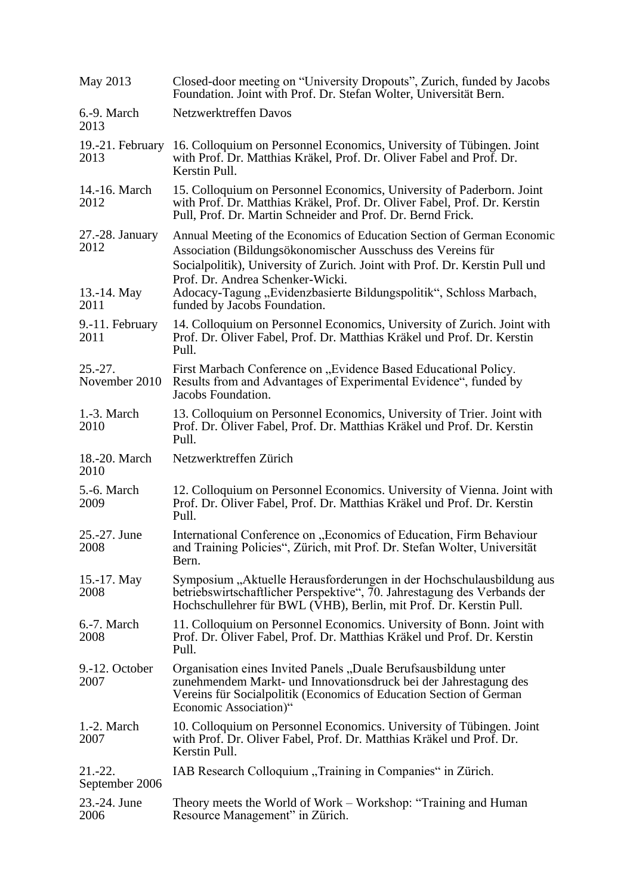| | |
|---|---|
| May 2013 | Closed-door meeting on "University Dropouts", Zurich, funded by Jacobs Foundation. Joint with Prof. Dr. Stefan Wolter, Universität Bern. |
| 6.-9. March 2013 | Netzwerktreffen Davos |
| 19.-21. February 2013 | 16. Colloquium on Personnel Economics, University of Tübingen. Joint with Prof. Dr. Matthias Kräkel, Prof. Dr. Oliver Fabel and Prof. Dr. Kerstin Pull. |
| 14.-16. March 2012 | 15. Colloquium on Personnel Economics, University of Paderborn. Joint with Prof. Dr. Matthias Kräkel, Prof. Dr. Oliver Fabel, Prof. Dr. Kerstin Pull, Prof. Dr. Martin Schneider and Prof. Dr. Bernd Frick. |
| 27.-28. January 2012 | Annual Meeting of the Economics of Education Section of German Economic Association (Bildungsökonomischer Ausschuss des Vereins für Socialpolitik), University of Zurich. Joint with Prof. Dr. Kerstin Pull und Prof. Dr. Andrea Schenker-Wicki. |
| 13.-14. May 2011 | Adocacy-Tagung „Evidenzbasierte Bildungspolitik", Schloss Marbach, funded by Jacobs Foundation. |
| 9.-11. February 2011 | 14. Colloquium on Personnel Economics, University of Zurich. Joint with Prof. Dr. Oliver Fabel, Prof. Dr. Matthias Kräkel und Prof. Dr. Kerstin Pull. |
| 25.-27. November 2010 | First Marbach Conference on „Evidence Based Educational Policy. Results from and Advantages of Experimental Evidence", funded by Jacobs Foundation. |
| 1.-3. March 2010 | 13. Colloquium on Personnel Economics, University of Trier. Joint with Prof. Dr. Oliver Fabel, Prof. Dr. Matthias Kräkel und Prof. Dr. Kerstin Pull. |
| 18.-20. March 2010 | Netzwerktreffen Zürich |
| 5.-6. March 2009 | 12. Colloquium on Personnel Economics. University of Vienna. Joint with Prof. Dr. Oliver Fabel, Prof. Dr. Matthias Kräkel und Prof. Dr. Kerstin Pull. |
| 25.-27. June 2008 | International Conference on „Economics of Education, Firm Behaviour and Training Policies", Zürich, mit Prof. Dr. Stefan Wolter, Universität Bern. |
| 15.-17. May 2008 | Symposium „Aktuelle Herausforderungen in der Hochschulausbildung aus betriebswirtschaftlicher Perspektive", 70. Jahrestagung des Verbands der Hochschullehrer für BWL (VHB), Berlin, mit Prof. Dr. Kerstin Pull. |
| 6.-7. March 2008 | 11. Colloquium on Personnel Economics. University of Bonn. Joint with Prof. Dr. Oliver Fabel, Prof. Dr. Matthias Kräkel und Prof. Dr. Kerstin Pull. |
| 9.-12. October 2007 | Organisation eines Invited Panels „Duale Berufsausbildung unter zunehmendem Markt- und Innovationsdruck bei der Jahrestagung des Vereins für Socialpolitik (Economics of Education Section of German Economic Association)" |
| 1.-2. March 2007 | 10. Colloquium on Personnel Economics. University of Tübingen. Joint with Prof. Dr. Oliver Fabel, Prof. Dr. Matthias Kräkel und Prof. Dr. Kerstin Pull. |
| 21.-22. September 2006 | IAB Research Colloquium „Training in Companies" in Zürich. |
| 23.-24. June 2006 | Theory meets the World of Work – Workshop: "Training and Human Resource Management" in Zürich. |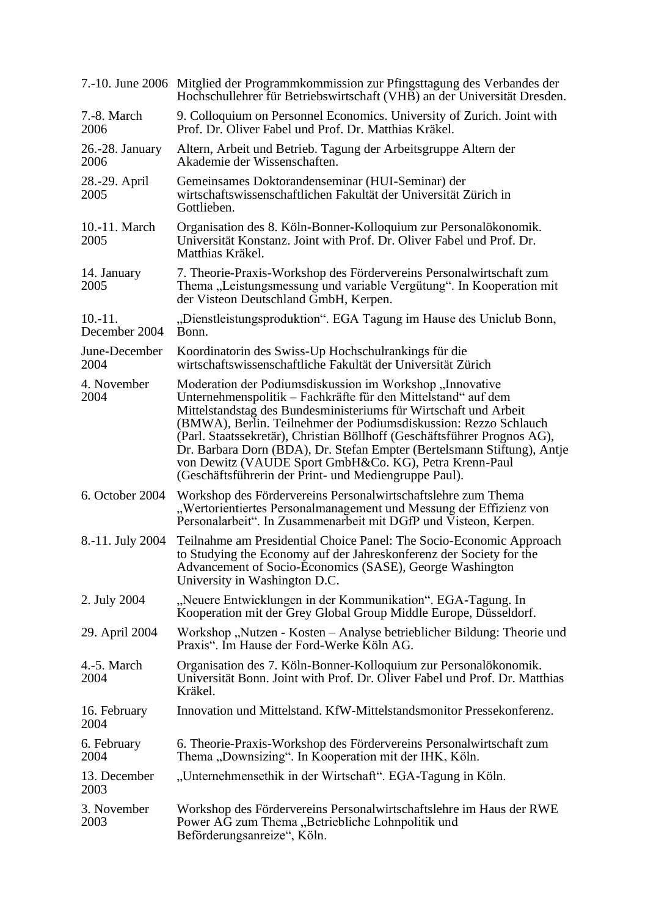| | |
|---|---|
| 7.-10. June 2006 | Mitglied der Programmkommission zur Pfingsttagung des Verbandes der Hochschullehrer für Betriebswirtschaft (VHB) an der Universität Dresden. |
| 7.-8. March 2006 | 9. Colloquium on Personnel Economics. University of Zurich. Joint with Prof. Dr. Oliver Fabel und Prof. Dr. Matthias Kräkel. |
| 26.-28. January 2006 | Altern, Arbeit und Betrieb. Tagung der Arbeitsgruppe Altern der Akademie der Wissenschaften. |
| 28.-29. April 2005 | Gemeinsames Doktorandenseminar (HUI-Seminar) der wirtschaftswissenschaftlichen Fakultät der Universität Zürich in Gottlieben. |
| 10.-11. March 2005 | Organisation des 8. Köln-Bonner-Kolloquium zur Personalökonomik. Universität Konstanz. Joint with Prof. Dr. Oliver Fabel und Prof. Dr. Matthias Kräkel. |
| 14. January 2005 | 7. Theorie-Praxis-Workshop des Fördervereins Personalwirtschaft zum Thema „Leistungsmessung und variable Vergütung". In Kooperation mit der Visteon Deutschland GmbH, Kerpen. |
| 10.-11. December 2004 | „Dienstleistungsproduktion". EGA Tagung im Hause des Uniclub Bonn, Bonn. |
| June-December 2004 | Koordinatorin des Swiss-Up Hochschulrankings für die wirtschaftswissenschaftliche Fakultät der Universität Zürich |
| 4. November 2004 | Moderation der Podiumsdiskussion im Workshop „Innovative Unternehmenspolitik – Fachkräfte für den Mittelstand" auf dem Mittelstandstag des Bundesministeriums für Wirtschaft und Arbeit (BMWA), Berlin. Teilnehmer der Podiumsdiskussion: Rezzo Schlauch (Parl. Staatssekretär), Christian Böllhoff (Geschäftsführer Prognos AG), Dr. Barbara Dorn (BDA), Dr. Stefan Empter (Bertelsmann Stiftung), Antje von Dewitz (VAUDE Sport GmbH&Co. KG), Petra Krenn-Paul (Geschäftsführerin der Print- und Mediengruppe Paul). |
| 6. October 2004 | Workshop des Fördervereins Personalwirtschaftslehre zum Thema „Wertorientiertes Personalmanagement und Messung der Effizienz von Personalarbeit". In Zusammenarbeit mit DGfP und Visteon, Kerpen. |
| 8.-11. July 2004 | Teilnahme am Presidential Choice Panel: The Socio-Economic Approach to Studying the Economy auf der Jahreskonferenz der Society for the Advancement of Socio-Economics (SASE), George Washington University in Washington D.C. |
| 2. July 2004 | „Neuere Entwicklungen in der Kommunikation". EGA-Tagung. In Kooperation mit der Grey Global Group Middle Europe, Düsseldorf. |
| 29. April 2004 | Workshop „Nutzen - Kosten – Analyse betrieblicher Bildung: Theorie und Praxis". Im Hause der Ford-Werke Köln AG. |
| 4.-5. March 2004 | Organisation des 7. Köln-Bonner-Kolloquium zur Personalökonomik. Universität Bonn. Joint with Prof. Dr. Oliver Fabel und Prof. Dr. Matthias Kräkel. |
| 16. February 2004 | Innovation und Mittelstand. KfW-Mittelstandsmonitor Pressekonferenz. |
| 6. February 2004 | 6. Theorie-Praxis-Workshop des Fördervereins Personalwirtschaft zum Thema „Downsizing". In Kooperation mit der IHK, Köln. |
| 13. December 2003 | „Unternehmensethik in der Wirtschaft". EGA-Tagung in Köln. |
| 3. November 2003 | Workshop des Fördervereins Personalwirtschaftslehre im Haus der RWE Power AG zum Thema „Betriebliche Lohnpolitik und Beförderungsanreize", Köln. |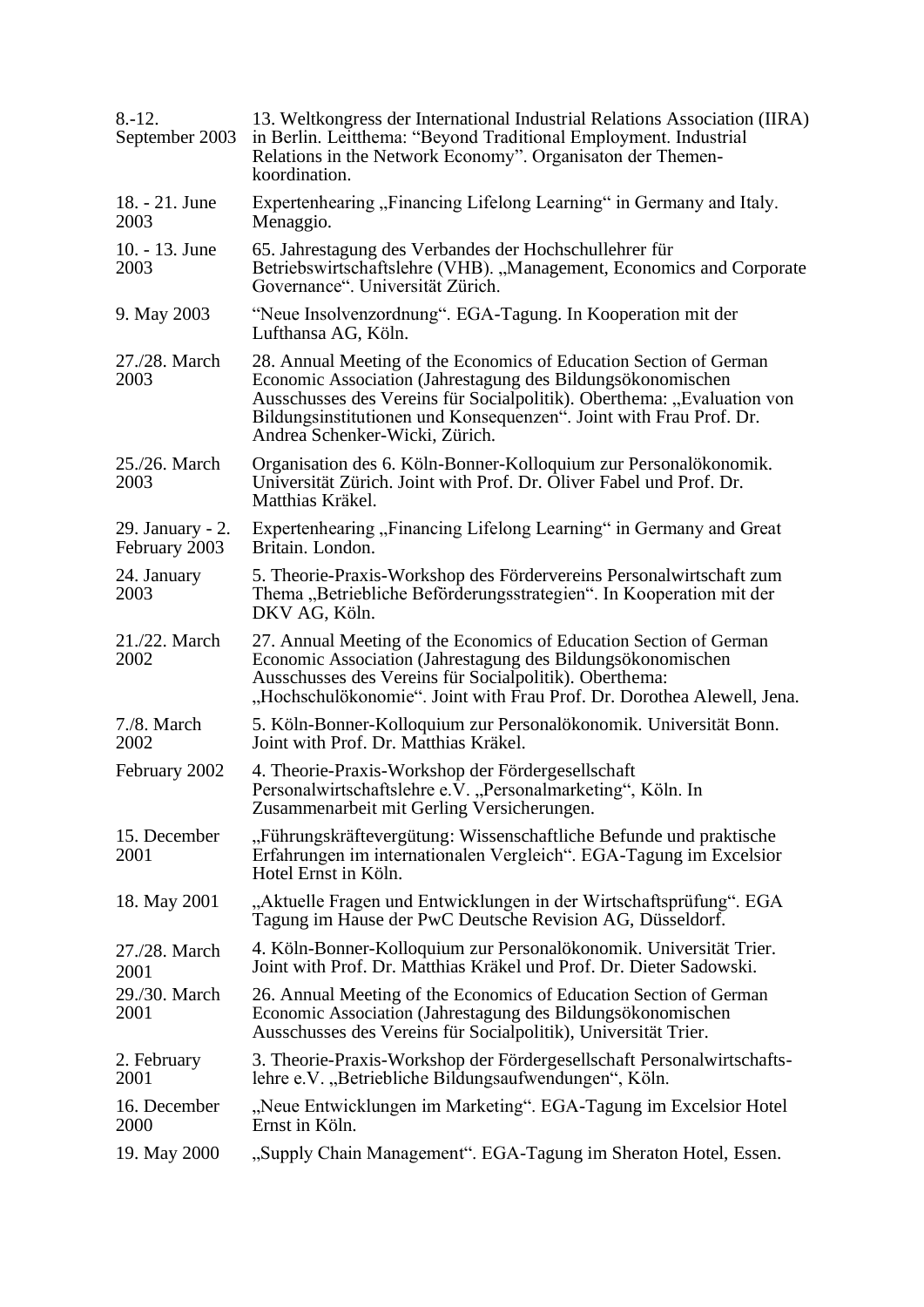| | |
|---|---|
| 8.-12. September 2003 | 13. Weltkongress der International Industrial Relations Association (IIRA) in Berlin. Leitthema: "Beyond Traditional Employment. Industrial Relations in the Network Economy". Organisaton der Themen-koordination. |
| 18. - 21. June 2003 | Expertenhearing „Financing Lifelong Learning" in Germany and Italy. Menaggio. |
| 10. - 13. June 2003 | 65. Jahrestagung des Verbandes der Hochschullehrer für Betriebswirtschaftslehre (VHB). „Management, Economics and Corporate Governance". Universität Zürich. |
| 9. May 2003 | "Neue Insolvenzordnung". EGA-Tagung. In Kooperation mit der Lufthansa AG, Köln. |
| 27./28. March 2003 | 28. Annual Meeting of the Economics of Education Section of German Economic Association (Jahrestagung des Bildungsökonomischen Ausschusses des Vereins für Socialpolitik). Oberthema: „Evaluation von Bildungsinstitutionen und Konsequenzen". Joint with Frau Prof. Dr. Andrea Schenker-Wicki, Zürich. |
| 25./26. March 2003 | Organisation des 6. Köln-Bonner-Kolloquium zur Personalökonomik. Universität Zürich. Joint with Prof. Dr. Oliver Fabel und Prof. Dr. Matthias Kräkel. |
| 29. January - 2. February 2003 | Expertenhearing „Financing Lifelong Learning" in Germany and Great Britain. London. |
| 24. January 2003 | 5. Theorie-Praxis-Workshop des Fördervereins Personalwirtschaft zum Thema „Betriebliche Beförderungsstrategien". In Kooperation mit der DKV AG, Köln. |
| 21./22. March 2002 | 27. Annual Meeting of the Economics of Education Section of German Economic Association (Jahrestagung des Bildungsökonomischen Ausschusses des Vereins für Socialpolitik). Oberthema: „Hochschulökonomie". Joint with Frau Prof. Dr. Dorothea Alewell, Jena. |
| 7./8. March 2002 | 5. Köln-Bonner-Kolloquium zur Personalökonomik. Universität Bonn. Joint with Prof. Dr. Matthias Kräkel. |
| February 2002 | 4. Theorie-Praxis-Workshop der Fördergesellschaft Personalwirtschaftslehre e.V. „Personalmarketing", Köln. In Zusammenarbeit mit Gerling Versicherungen. |
| 15. December 2001 | „Führungskräftevergütung: Wissenschaftliche Befunde und praktische Erfahrungen im internationalen Vergleich". EGA-Tagung im Excelsior Hotel Ernst in Köln. |
| 18. May 2001 | „Aktuelle Fragen und Entwicklungen in der Wirtschaftsprüfung". EGA Tagung im Hause der PwC Deutsche Revision AG, Düsseldorf. |
| 27./28. March 2001 | 4. Köln-Bonner-Kolloquium zur Personalökonomik. Universität Trier. Joint with Prof. Dr. Matthias Kräkel und Prof. Dr. Dieter Sadowski. |
| 29./30. March 2001 | 26. Annual Meeting of the Economics of Education Section of German Economic Association (Jahrestagung des Bildungsökonomischen Ausschusses des Vereins für Socialpolitik), Universität Trier. |
| 2. February 2001 | 3. Theorie-Praxis-Workshop der Fördergesellschaft Personalwirtschafts-lehre e.V. „Betriebliche Bildungsaufwendungen", Köln. |
| 16. December 2000 | „Neue Entwicklungen im Marketing". EGA-Tagung im Excelsior Hotel Ernst in Köln. |
| 19. May 2000 | „Supply Chain Management". EGA-Tagung im Sheraton Hotel, Essen. |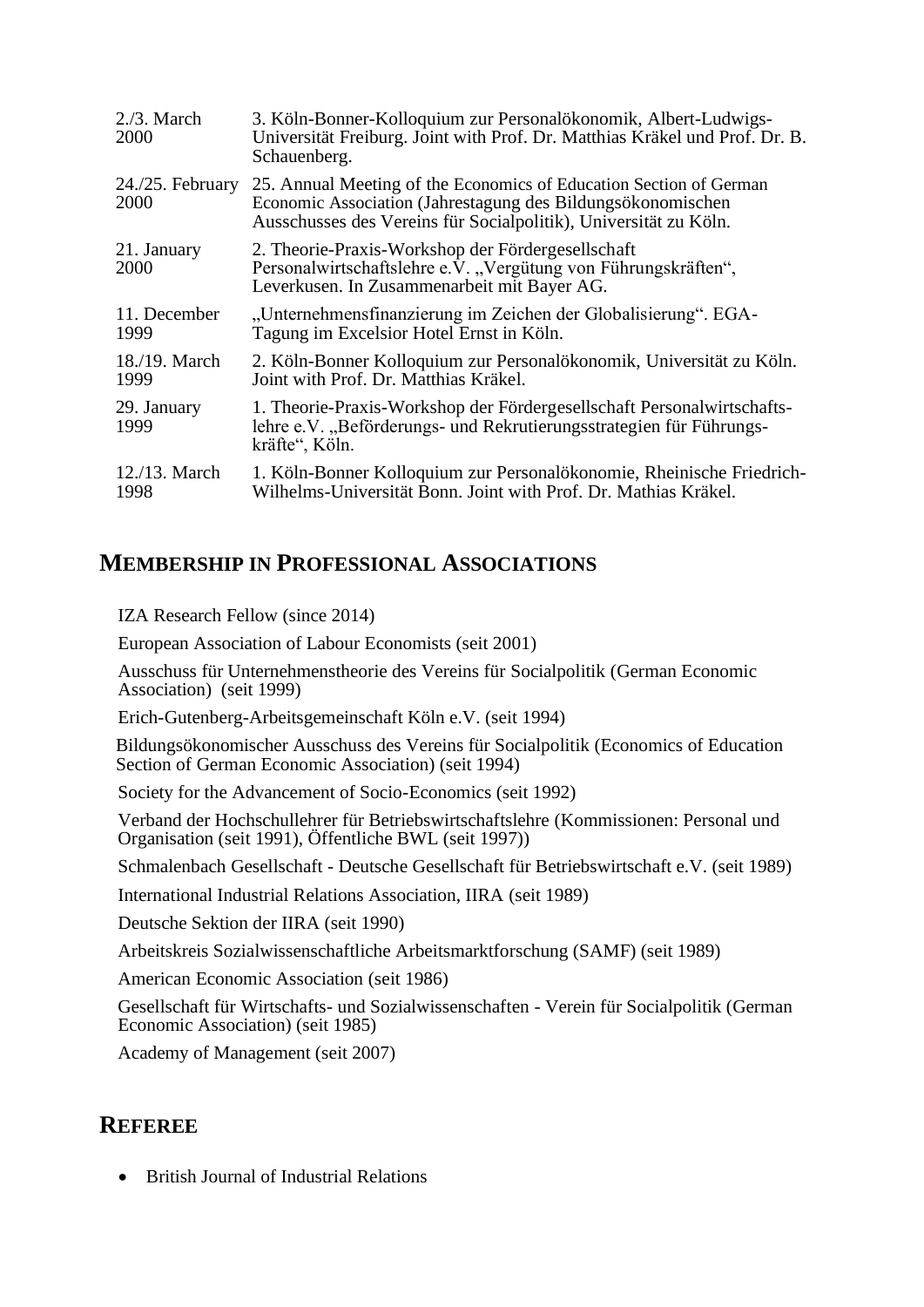| | |
|---|---|
| 2./3. March 2000 | 3. Köln-Bonner-Kolloquium zur Personalökonomik, Albert-Ludwigs-Universität Freiburg. Joint with Prof. Dr. Matthias Kräkel und Prof. Dr. B. Schauenberg. |
| 24./25. February 2000 | 25. Annual Meeting of the Economics of Education Section of German Economic Association (Jahrestagung des Bildungsökonomischen Ausschusses des Vereins für Socialpolitik), Universität zu Köln. |
| 21. January 2000 | 2. Theorie-Praxis-Workshop der Fördergesellschaft Personalwirtschaftslehre e.V. „Vergütung von Führungskräften", Leverkusen. In Zusammenarbeit mit Bayer AG. |
| 11. December 1999 | „Unternehmensfinanzierung im Zeichen der Globalisierung". EGA-Tagung im Excelsior Hotel Ernst in Köln. |
| 18./19. March 1999 | 2. Köln-Bonner Kolloquium zur Personalökonomik, Universität zu Köln. Joint with Prof. Dr. Matthias Kräkel. |
| 29. January 1999 | 1. Theorie-Praxis-Workshop der Fördergesellschaft Personalwirtschafts-lehre e.V. „Beförderungs- und Rekrutierungsstrategien für Führungs-kräfte", Köln. |
| 12./13. March 1998 | 1. Köln-Bonner Kolloquium zur Personalökonomie, Rheinische Friedrich-Wilhelms-Universität Bonn. Joint with Prof. Dr. Mathias Kräkel. |

## MEMBERSHIP IN PROFESSIONAL ASSOCIATIONS

IZA Research Fellow (since 2014)

European Association of Labour Economists (seit 2001)

Ausschuss für Unternehmenstheorie des Vereins für Socialpolitik (German Economic Association) (seit 1999)

Erich-Gutenberg-Arbeitsgemeinschaft Köln e.V. (seit 1994)

Bildungsökonomischer Ausschuss des Vereins für Socialpolitik (Economics of Education Section of German Economic Association) (seit 1994)

Society for the Advancement of Socio-Economics (seit 1992)

Verband der Hochschullehrer für Betriebswirtschaftslehre (Kommissionen: Personal und Organisation (seit 1991), Öffentliche BWL (seit 1997))

Schmalenbach Gesellschaft - Deutsche Gesellschaft für Betriebswirtschaft e.V. (seit 1989)

International Industrial Relations Association, IIRA (seit 1989)

Deutsche Sektion der IIRA (seit 1990)

Arbeitskreis Sozialwissenschaftliche Arbeitsmarktforschung (SAMF) (seit 1989)

American Economic Association (seit 1986)

Gesellschaft für Wirtschafts- und Sozialwissenschaften - Verein für Socialpolitik (German Economic Association) (seit 1985)

Academy of Management (seit 2007)

## REFEREE

- British Journal of Industrial Relations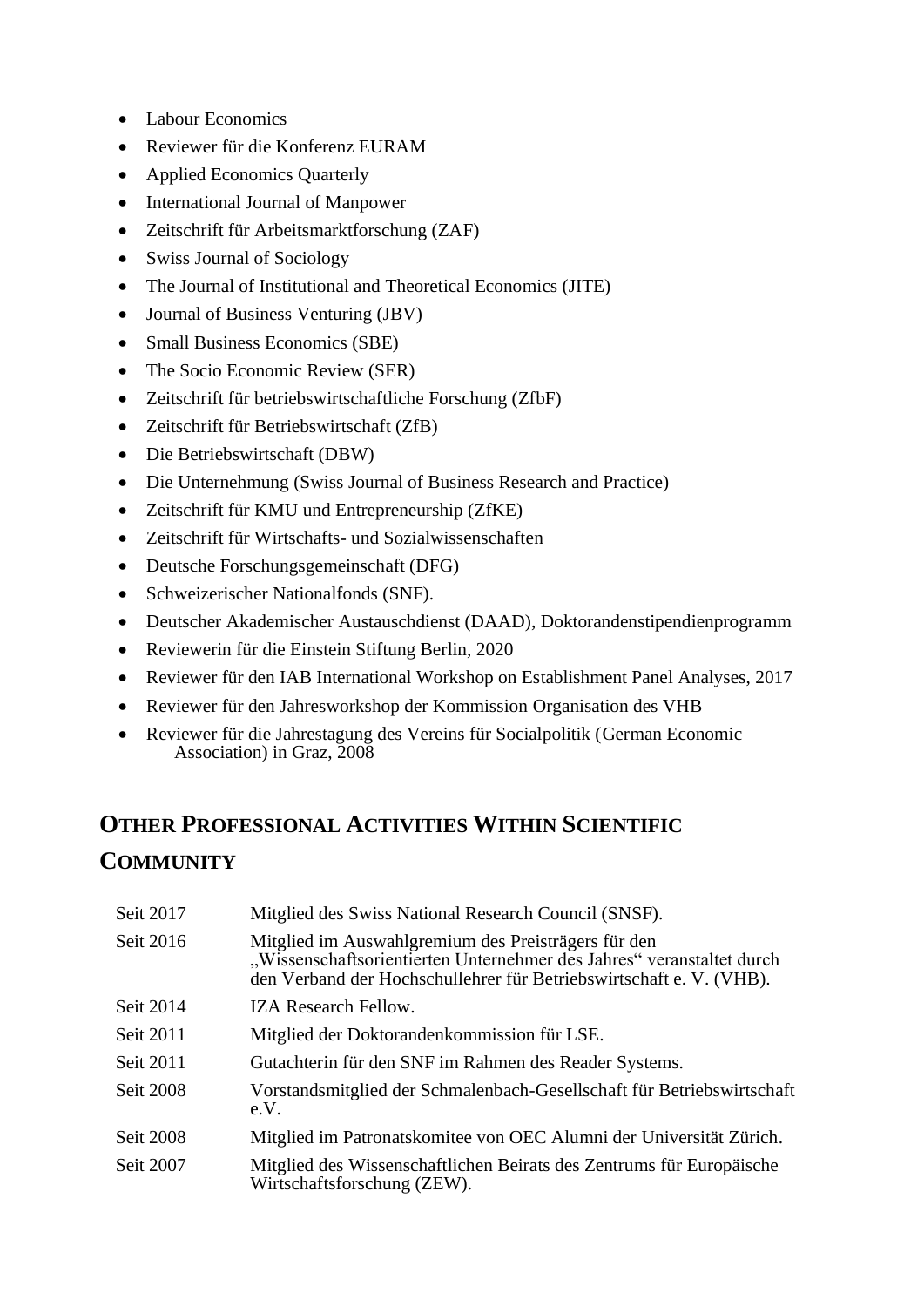- Labour Economics
- Reviewer für die Konferenz EURAM
- Applied Economics Quarterly
- International Journal of Manpower
- Zeitschrift für Arbeitsmarktforschung (ZAF)
- Swiss Journal of Sociology
- The Journal of Institutional and Theoretical Economics (JITE)
- Journal of Business Venturing (JBV)
- Small Business Economics (SBE)
- The Socio Economic Review (SER)
- Zeitschrift für betriebswirtschaftliche Forschung (ZfbF)
- Zeitschrift für Betriebswirtschaft (ZfB)
- Die Betriebswirtschaft (DBW)
- Die Unternehmung (Swiss Journal of Business Research and Practice)
- Zeitschrift für KMU und Entrepreneurship (ZfKE)
- Zeitschrift für Wirtschafts- und Sozialwissenschaften
- Deutsche Forschungsgemeinschaft (DFG)
- Schweizerischer Nationalfonds (SNF).
- Deutscher Akademischer Austauschdienst (DAAD), Doktorandenstipendienprogramm
- Reviewerin für die Einstein Stiftung Berlin, 2020
- Reviewer für den IAB International Workshop on Establishment Panel Analyses, 2017
- Reviewer für den Jahresworkshop der Kommission Organisation des VHB
- Reviewer für die Jahrestagung des Vereins für Socialpolitik (German Economic Association) in Graz, 2008

## Other Professional Activities Within Scientific Community

| | |
|---|---|
| Seit 2017 | Mitglied des Swiss National Research Council (SNSF). |
| Seit 2016 | Mitglied im Auswahlgremium des Preisträgers für den „Wissenschaftsorientierten Unternehmer des Jahres" veranstaltet durch den Verband der Hochschullehrer für Betriebswirtschaft e. V. (VHB). |
| Seit 2014 | IZA Research Fellow. |
| Seit 2011 | Mitglied der Doktorandenkommission für LSE. |
| Seit 2011 | Gutachterin für den SNF im Rahmen des Reader Systems. |
| Seit 2008 | Vorstandsmitglied der Schmalenbach-Gesellschaft für Betriebswirtschaft e.V. |
| Seit 2008 | Mitglied im Patronatskomitee von OEC Alumni der Universität Zürich. |
| Seit 2007 | Mitglied des Wissenschaftlichen Beirats des Zentrums für Europäische Wirtschaftsforschung (ZEW). |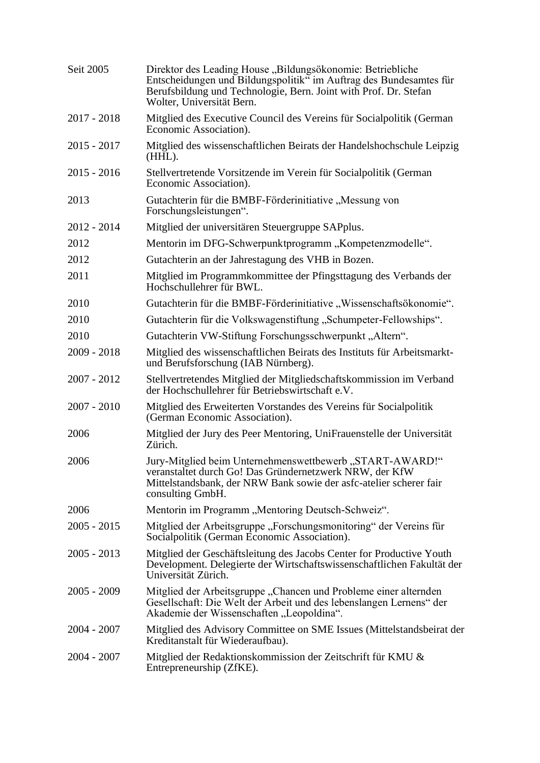| | |
|---|---|
| Seit 2005 | Direktor des Leading House „Bildungsökonomie: Betriebliche Entscheidungen und Bildungspolitik“ im Auftrag des Bundesamtes für Berufsbildung und Technologie, Bern. Joint with Prof. Dr. Stefan Wolter, Universität Bern. |
| 2017 - 2018 | Mitglied des Executive Council des Vereins für Socialpolitik (German Economic Association). |
| 2015 - 2017 | Mitglied des wissenschaftlichen Beirats der Handelshochschule Leipzig (HHL). |
| 2015 - 2016 | Stellvertretende Vorsitzende im Verein für Socialpolitik (German Economic Association). |
| 2013 | Gutachterin für die BMBF-Förderinitiative „Messung von Forschungsleistungen“. |
| 2012 - 2014 | Mitglied der universitären Steuergruppe SAPplus. |
| 2012 | Mentorin im DFG-Schwerpunktprogramm „Kompetenzmodelle“. |
| 2012 | Gutachterin an der Jahrestagung des VHB in Bozen. |
| 2011 | Mitglied im Programmkommittee der Pfingsttagung des Verbands der Hochschullehrer für BWL. |
| 2010 | Gutachterin für die BMBF-Förderinitiative „Wissenschaftsökonomie“. |
| 2010 | Gutachterin für die Volkswagenstiftung „Schumpeter-Fellowships“. |
| 2010 | Gutachterin VW-Stiftung Forschungsschwerpunkt „Altern“. |
| 2009 - 2018 | Mitglied des wissenschaftlichen Beirats des Instituts für Arbeitsmarkt- und Berufsforschung (IAB Nürnberg). |
| 2007 - 2012 | Stellvertretendes Mitglied der Mitgliedschaftskommission im Verband der Hochschullehrer für Betriebswirtschaft e.V. |
| 2007 - 2010 | Mitglied des Erweiterten Vorstandes des Vereins für Socialpolitik (German Economic Association). |
| 2006 | Mitglied der Jury des Peer Mentoring, UniFrauenstelle der Universität Zürich. |
| 2006 | Jury-Mitglied beim Unternehmenswettbewerb „START-AWARD!“ veranstaltet durch Go! Das Gründernetzwerk NRW, der KfW Mittelstandsbank, der NRW Bank sowie der asfc-atelier scherer fair consulting GmbH. |
| 2006 | Mentorin im Programm „Mentoring Deutsch-Schweiz“. |
| 2005 - 2015 | Mitglied der Arbeitsgruppe „Forschungsmonitoring“ der Vereins für Socialpolitik (German Economic Association). |
| 2005 - 2013 | Mitglied der Geschäftsleitung des Jacobs Center for Productive Youth Development. Delegierte der Wirtschaftswissenschaftlichen Fakultät der Universität Zürich. |
| 2005 - 2009 | Mitglied der Arbeitsgruppe „Chancen und Probleme einer alternden Gesellschaft: Die Welt der Arbeit und des lebenslangen Lernens“ der Akademie der Wissenschaften „Leopoldina“. |
| 2004 - 2007 | Mitglied des Advisory Committee on SME Issues (Mittelstandsbeirat der Kreditanstalt für Wiederaufbau). |
| 2004 - 2007 | Mitglied der Redaktionskommission der Zeitschrift für KMU & Entrepreneurship (ZfKE). |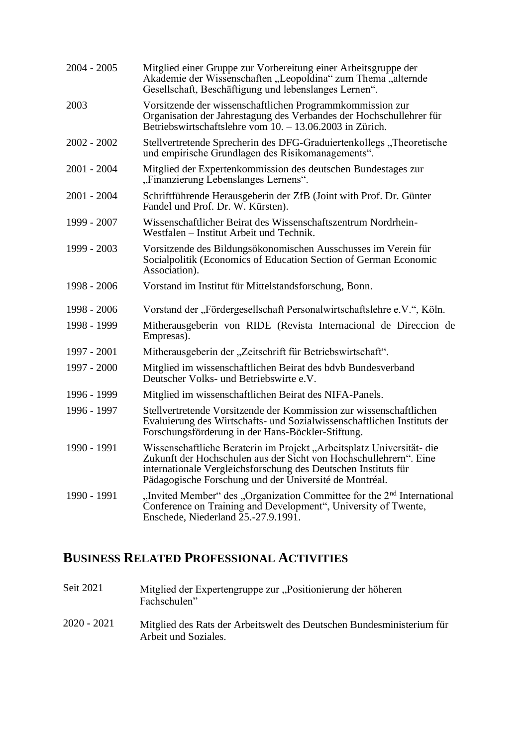| | |
|---|---|
| 2004 - 2005 | Mitglied einer Gruppe zur Vorbereitung einer Arbeitsgruppe der Akademie der Wissenschaften „Leopoldina" zum Thema „alternde Gesellschaft, Beschäftigung und lebenslanges Lernen". |
| 2003 | Vorsitzende der wissenschaftlichen Programmkommission zur Organisation der Jahrestagung des Verbandes der Hochschullehrer für Betriebswirtschaftslehre vom 10. – 13.06.2003 in Zürich. |
| 2002 - 2002 | Stellvertretende Sprecherin des DFG-Graduiertenkollegs „Theoretische und empirische Grundlagen des Risikomanagements". |
| 2001 - 2004 | Mitglied der Expertenkommission des deutschen Bundestages zur „Finanzierung Lebenslanges Lernens". |
| 2001 - 2004 | Schriftführende Herausgeberin der ZfB (Joint with Prof. Dr. Günter Fandel und Prof. Dr. W. Kürsten). |
| 1999 - 2007 | Wissenschaftlicher Beirat des Wissenschaftszentrum Nordrhein-Westfalen – Institut Arbeit und Technik. |
| 1999 - 2003 | Vorsitzende des Bildungsökonomischen Ausschusses im Verein für Socialpolitik (Economics of Education Section of German Economic Association). |
| 1998 - 2006 | Vorstand im Institut für Mittelstandsforschung, Bonn. |
| 1998 - 2006 | Vorstand der „Fördergesellschaft Personalwirtschaftslehre e.V.", Köln. |
| 1998 - 1999 | Mitherausgeberin von RIDE (Revista Internacional de Direccion de Empresas). |
| 1997 - 2001 | Mitherausgeberin der „Zeitschrift für Betriebswirtschaft". |
| 1997 - 2000 | Mitglied im wissenschaftlichen Beirat des bdvb Bundesverband Deutscher Volks- und Betriebswirte e.V. |
| 1996 - 1999 | Mitglied im wissenschaftlichen Beirat des NIFA-Panels. |
| 1996 - 1997 | Stellvertretende Vorsitzende der Kommission zur wissenschaftlichen Evaluierung des Wirtschafts- und Sozialwissenschaftlichen Instituts der Forschungsförderung in der Hans-Böckler-Stiftung. |
| 1990 - 1991 | Wissenschaftliche Beraterin im Projekt „Arbeitsplatz Universität- die Zukunft der Hochschulen aus der Sicht von Hochschullehrern". Eine internationale Vergleichsforschung des Deutschen Instituts für Pädagogische Forschung und der Université de Montréal. |
| 1990 - 1991 | „Invited Member" des „Organization Committee for the 2nd International Conference on Training and Development", University of Twente, Enschede, Niederland 25.-27.9.1991. |

## BUSINESS RELATED PROFESSIONAL ACTIVITIES

| | |
|---|---|
| Seit 2021 | Mitglied der Expertengruppe zur „Positionierung der höheren Fachschulen" |
| 2020 - 2021 | Mitglied des Rats der Arbeitswelt des Deutschen Bundesministerium für Arbeit und Soziales. |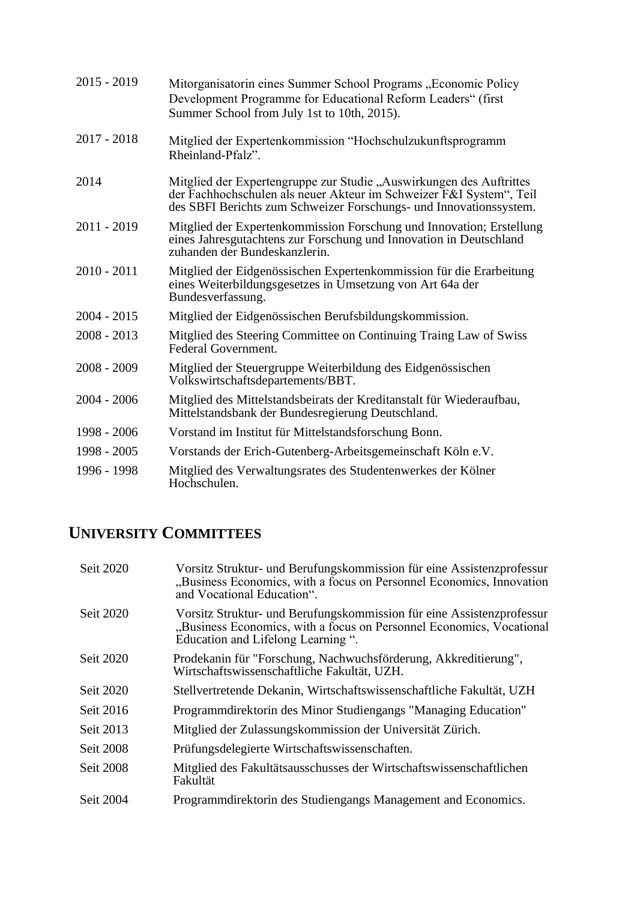| | |
|---|---|
| 2015 - 2019 | Mitorganisatorin eines Summer School Programs „Economic Policy Development Programme for Educational Reform Leaders“ (first Summer School from July 1st to 10th, 2015). |
| 2017 - 2018 | Mitglied der Expertenkommission “Hochschulzukunftsprogramm Rheinland-Pfalz”. |
| 2014 | Mitglied der Expertengruppe zur Studie „Auswirkungen des Auftrittes der Fachhochschulen als neuer Akteur im Schweizer F&I System“, Teil des SBFI Berichts zum Schweizer Forschungs- und Innovationssystem. |
| 2011 - 2019 | Mitglied der Expertenkommission Forschung und Innovation; Erstellung eines Jahresgutachtens zur Forschung und Innovation in Deutschland zuhanden der Bundeskanzlerin. |
| 2010 - 2011 | Mitglied der Eidgenössischen Expertenkommission für die Erarbeitung eines Weiterbildungsgesetzes in Umsetzung von Art 64a der Bundesverfassung. |
| 2004 - 2015 | Mitglied der Eidgenössischen Berufsbildungskommission. |
| 2008 - 2013 | Mitglied des Steering Committee on Continuing Traing Law of Swiss Federal Government. |
| 2008 - 2009 | Mitglied der Steuergruppe Weiterbildung des Eidgenössischen Volkswirtschaftsdepartements/BBT. |
| 2004 - 2006 | Mitglied des Mittelstandsbeirats der Kreditanstalt für Wiederaufbau, Mittelstandsbank der Bundesregierung Deutschland. |
| 1998 - 2006 | Vorstand im Institut für Mittelstandsforschung Bonn. |
| 1998 - 2005 | Vorstands der Erich-Gutenberg-Arbeitsgemeinschaft Köln e.V. |
| 1996 - 1998 | Mitglied des Verwaltungsrates des Studentenwerkes der Kölner Hochschulen. |

## UNIVERSITY COMMITTEES

| | |
|---|---|
| Seit 2020 | Vorsitz Struktur- und Berufungskommission für eine Assistenzprofessur „Business Economics, with a focus on Personnel Economics, Innovation and Vocational Education“. |
| Seit 2020 | Vorsitz Struktur- und Berufungskommission für eine Assistenzprofessur „Business Economics, with a focus on Personnel Economics, Vocational Education and Lifelong Learning “. |
| Seit 2020 | Prodekanin für "Forschung, Nachwuchsförderung, Akkreditierung", Wirtschaftswissenschaftliche Fakultät, UZH. |
| Seit 2020 | Stellvertretende Dekanin, Wirtschaftswissenschaftliche Fakultät, UZH |
| Seit 2016 | Programmdirektorin des Minor Studiengangs "Managing Education" |
| Seit 2013 | Mitglied der Zulassungskommission der Universität Zürich. |
| Seit 2008 | Prüfungsdelegierte Wirtschaftswissenschaften. |
| Seit 2008 | Mitglied des Fakultätsausschusses der Wirtschaftswissenschaftlichen Fakultät |
| Seit 2004 | Programmdirektorin des Studiengangs Management and Economics. |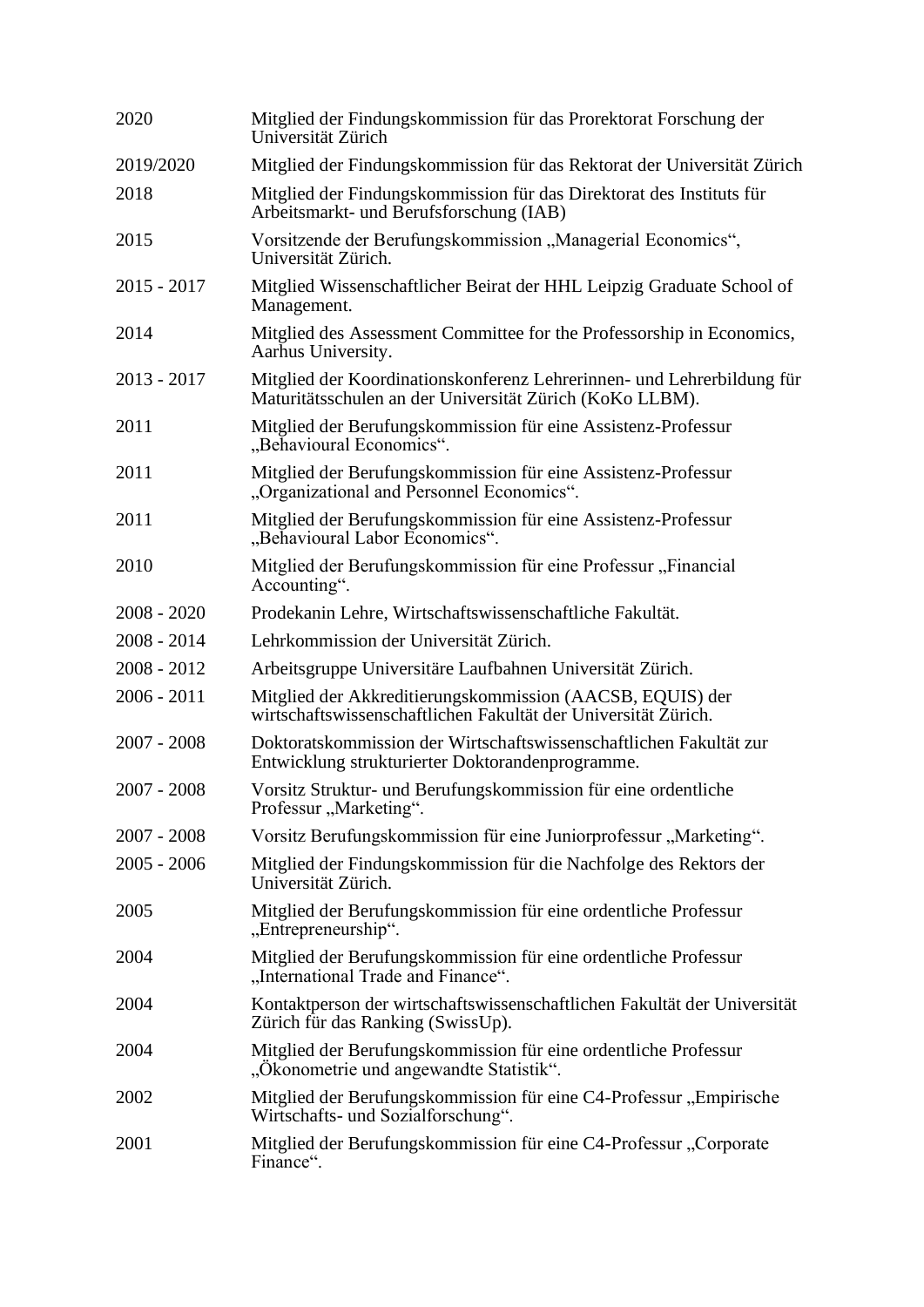| | |
|---|---|
| 2020 | Mitglied der Findungskommission für das Prorektorat Forschung der Universität Zürich |
| 2019/2020 | Mitglied der Findungskommission für das Rektorat der Universität Zürich |
| 2018 | Mitglied der Findungskommission für das Direktorat des Instituts für Arbeitsmarkt- und Berufsforschung (IAB) |
| 2015 | Vorsitzende der Berufungskommission „Managerial Economics", Universität Zürich. |
| 2015 - 2017 | Mitglied Wissenschaftlicher Beirat der HHL Leipzig Graduate School of Management. |
| 2014 | Mitglied des Assessment Committee for the Professorship in Economics, Aarhus University. |
| 2013 - 2017 | Mitglied der Koordinationskonferenz Lehrerinnen- und Lehrerbildung für Maturitätsschulen an der Universität Zürich (KoKo LLBM). |
| 2011 | Mitglied der Berufungskommission für eine Assistenz-Professur „Behavioural Economics". |
| 2011 | Mitglied der Berufungskommission für eine Assistenz-Professur „Organizational and Personnel Economics". |
| 2011 | Mitglied der Berufungskommission für eine Assistenz-Professur „Behavioural Labor Economics". |
| 2010 | Mitglied der Berufungskommission für eine Professur „Financial Accounting". |
| 2008 - 2020 | Prodekanin Lehre, Wirtschaftswissenschaftliche Fakultät. |
| 2008 - 2014 | Lehrkommission der Universität Zürich. |
| 2008 - 2012 | Arbeitsgruppe Universitäre Laufbahnen Universität Zürich. |
| 2006 - 2011 | Mitglied der Akkreditierungskommission (AACSB, EQUIS) der wirtschaftswissenschaftlichen Fakultät der Universität Zürich. |
| 2007 - 2008 | Doktoratskommission der Wirtschaftswissenschaftlichen Fakultät zur Entwicklung strukturierter Doktorandenprogramme. |
| 2007 - 2008 | Vorsitz Struktur- und Berufungskommission für eine ordentliche Professur „Marketing". |
| 2007 - 2008 | Vorsitz Berufungskommission für eine Juniorprofessur „Marketing". |
| 2005 - 2006 | Mitglied der Findungskommission für die Nachfolge des Rektors der Universität Zürich. |
| 2005 | Mitglied der Berufungskommission für eine ordentliche Professur „Entrepreneurship". |
| 2004 | Mitglied der Berufungskommission für eine ordentliche Professur „International Trade and Finance". |
| 2004 | Kontaktperson der wirtschaftswissenschaftlichen Fakultät der Universität Zürich für das Ranking (SwissUp). |
| 2004 | Mitglied der Berufungskommission für eine ordentliche Professur „Ökonometrie und angewandte Statistik". |
| 2002 | Mitglied der Berufungskommission für eine C4-Professur „Empirische Wirtschafts- und Sozialforschung". |
| 2001 | Mitglied der Berufungskommission für eine C4-Professur „Corporate Finance". |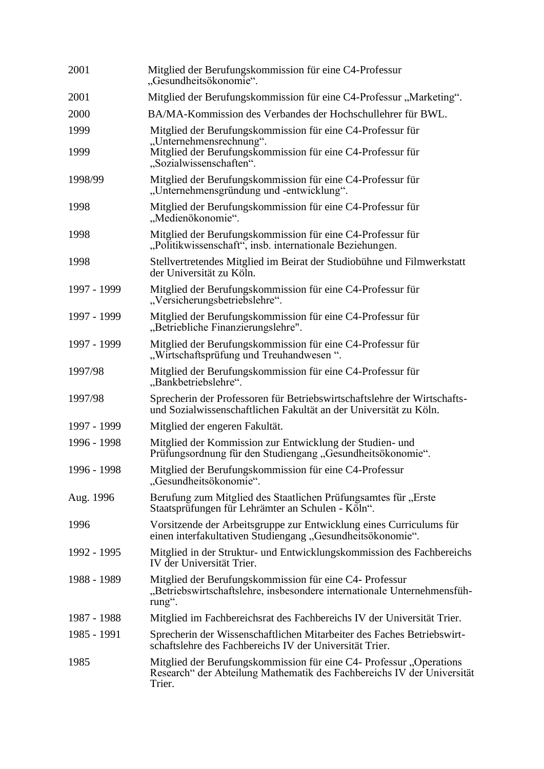| | |
|---|---|
| 2001 | Mitglied der Berufungskommission für eine C4-Professur „Gesundheitsökonomie“. |
| 2001 | Mitglied der Berufungskommission für eine C4-Professur „Marketing“. |
| 2000 | BA/MA-Kommission des Verbandes der Hochschullehrer für BWL. |
| 1999 | Mitglied der Berufungskommission für eine C4-Professur für „Unternehmensrechnung“. |
| 1999 | Mitglied der Berufungskommission für eine C4-Professur für „Sozialwissenschaften“. |
| 1998/99 | Mitglied der Berufungskommission für eine C4-Professur für „Unternehmensgründung und -entwicklung“. |
| 1998 | Mitglied der Berufungskommission für eine C4-Professur für „Medienökonomie“. |
| 1998 | Mitglied der Berufungskommission für eine C4-Professur für „Politikwissenschaft“, insb. internationale Beziehungen. |
| 1998 | Stellvertretendes Mitglied im Beirat der Studiobühne und Filmwerkstatt der Universität zu Köln. |
| 1997 - 1999 | Mitglied der Berufungskommission für eine C4-Professur für „Versicherungsbetriebslehre“. |
| 1997 - 1999 | Mitglied der Berufungskommission für eine C4-Professur für „Betriebliche Finanzierungslehre". |
| 1997 - 1999 | Mitglied der Berufungskommission für eine C4-Professur für „Wirtschaftsprüfung und Treuhandwesen “. |
| 1997/98 | Mitglied der Berufungskommission für eine C4-Professur für „Bankbetriebslehre“. |
| 1997/98 | Sprecherin der Professoren für Betriebswirtschaftslehre der Wirtschafts- und Sozialwissenschaftlichen Fakultät an der Universität zu Köln. |
| 1997 - 1999 | Mitglied der engeren Fakultät. |
| 1996 - 1998 | Mitglied der Kommission zur Entwicklung der Studien- und Prüfungsordnung für den Studiengang „Gesundheitsökonomie“. |
| 1996 - 1998 | Mitglied der Berufungskommission für eine C4-Professur „Gesundheitsökonomie“. |
| Aug. 1996 | Berufung zum Mitglied des Staatlichen Prüfungsamtes für „Erste Staatsprüfungen für Lehrämter an Schulen - Köln“. |
| 1996 | Vorsitzende der Arbeitsgruppe zur Entwicklung eines Curriculums für einen interfakultativen Studiengang „Gesundheitsökonomie“. |
| 1992 - 1995 | Mitglied in der Struktur- und Entwicklungskommission des Fachbereichs IV der Universität Trier. |
| 1988 - 1989 | Mitglied der Berufungskommission für eine C4- Professur „Betriebswirtschaftslehre, insbesondere internationale Unternehmensführung“. |
| 1987 - 1988 | Mitglied im Fachbereichsrat des Fachbereichs IV der Universität Trier. |
| 1985 - 1991 | Sprecherin der Wissenschaftlichen Mitarbeiter des Faches Betriebswirtschaftslehre des Fachbereichs IV der Universität Trier. |
| 1985 | Mitglied der Berufungskommission für eine C4- Professur „Operations Research“ der Abteilung Mathematik des Fachbereichs IV der Universität Trier. |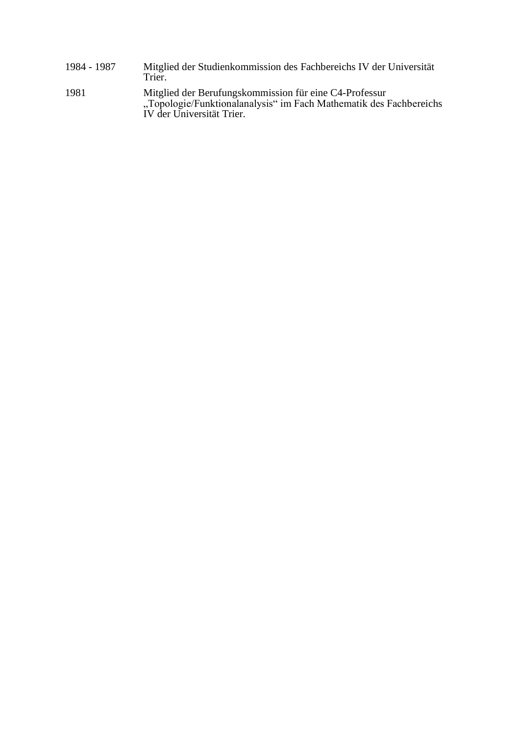| | |
|---|---|
| 1984 - 1987 | Mitglied der Studienkommission des Fachbereichs IV der Universität Trier. |
| 1981 | Mitglied der Berufungskommission für eine C4-Professur „Topologie/Funktionalanalysis" im Fach Mathematik des Fachbereichs IV der Universität Trier. |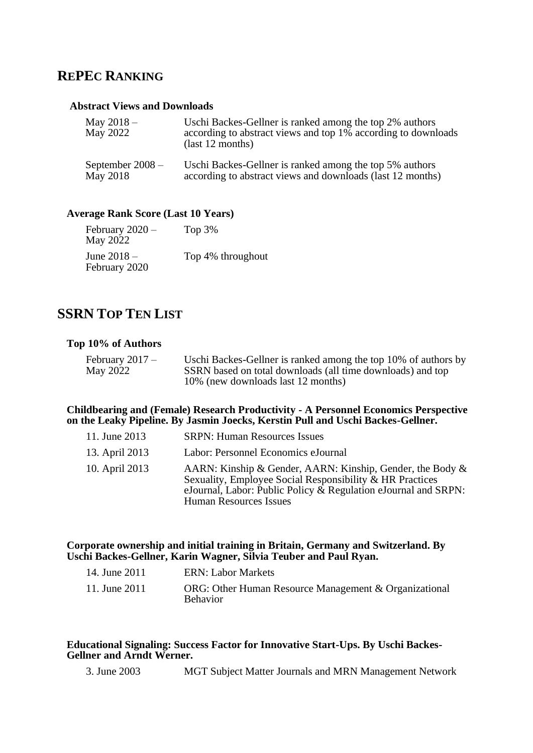## RePEc Ranking

### Abstract Views and Downloads

| | |
|---|---|
| May 2018 – May 2022 | Uschi Backes-Gellner is ranked among the top 2% authors according to abstract views and top 1% according to downloads (last 12 months) |
| September 2008 – May 2018 | Uschi Backes-Gellner is ranked among the top 5% authors according to abstract views and downloads (last 12 months) |

### Average Rank Score (Last 10 Years)

| | |
|---|---|
| February 2020 – May 2022 | Top 3% |
| June 2018 – February 2020 | Top 4% throughout |

## SSRN Top Ten List

### Top 10% of Authors

| | |
|---|---|
| February 2017 – May 2022 | Uschi Backes-Gellner is ranked among the top 10% of authors by SSRN based on total downloads (all time downloads) and top 10% (new downloads last 12 months) |

**Childbearing and (Female) Research Productivity - A Personnel Economics Perspective on the Leaky Pipeline. By Jasmin Joecks, Kerstin Pull and Uschi Backes-Gellner.**

| | |
|---|---|
| 11. June 2013 | SRPN: Human Resources Issues |
| 13. April 2013 | Labor: Personnel Economics eJournal |
| 10. April 2013 | AARN: Kinship & Gender, AARN: Kinship, Gender, the Body & Sexuality, Employee Social Responsibility & HR Practices eJournal, Labor: Public Policy & Regulation eJournal and SRPN: Human Resources Issues |

**Corporate ownership and initial training in Britain, Germany and Switzerland. By Uschi Backes-Gellner, Karin Wagner, Silvia Teuber and Paul Ryan.**

| | |
|---|---|
| 14. June 2011 | ERN: Labor Markets |
| 11. June 2011 | ORG: Other Human Resource Management & Organizational Behavior |

**Educational Signaling: Success Factor for Innovative Start-Ups. By Uschi Backes-Gellner and Arndt Werner.**

| | |
|---|---|
| 3. June 2003 | MGT Subject Matter Journals and MRN Management Network |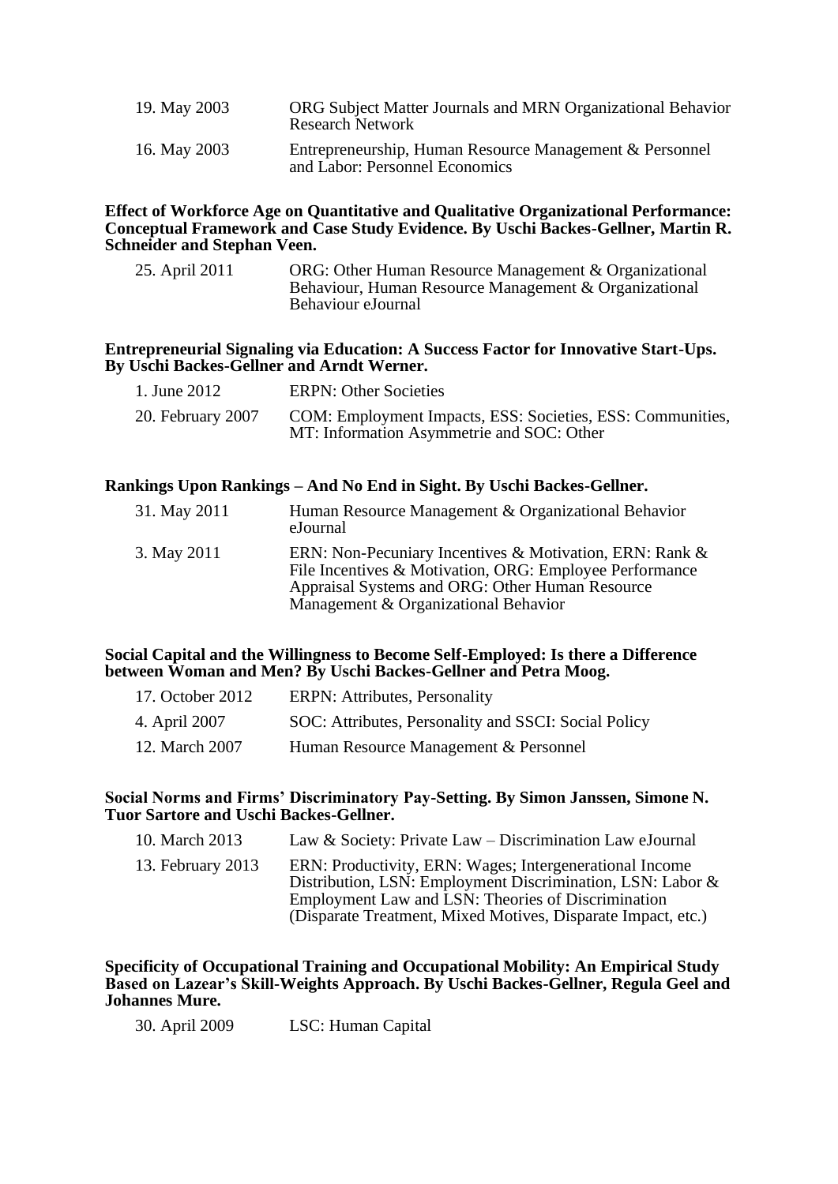| | |
|---|---|
| 19. May 2003 | ORG Subject Matter Journals and MRN Organizational Behavior Research Network |
| 16. May 2003 | Entrepreneurship, Human Resource Management & Personnel and Labor: Personnel Economics |

**Effect of Workforce Age on Quantitative and Qualitative Organizational Performance: Conceptual Framework and Case Study Evidence. By Uschi Backes-Gellner, Martin R. Schneider and Stephan Veen.**

| | |
|---|---|
| 25. April 2011 | ORG: Other Human Resource Management & Organizational Behaviour, Human Resource Management & Organizational Behaviour eJournal |

**Entrepreneurial Signaling via Education: A Success Factor for Innovative Start-Ups. By Uschi Backes-Gellner and Arndt Werner.**

| | |
|---|---|
| 1. June 2012 | ERPN: Other Societies |
| 20. February 2007 | COM: Employment Impacts, ESS: Societies, ESS: Communities, MT: Information Asymmetrie and SOC: Other |

**Rankings Upon Rankings – And No End in Sight. By Uschi Backes-Gellner.**

| | |
|---|---|
| 31. May 2011 | Human Resource Management & Organizational Behavior eJournal |
| 3. May 2011 | ERN: Non-Pecuniary Incentives & Motivation, ERN: Rank & File Incentives & Motivation, ORG: Employee Performance Appraisal Systems and ORG: Other Human Resource Management & Organizational Behavior |

**Social Capital and the Willingness to Become Self-Employed: Is there a Difference between Woman and Men? By Uschi Backes-Gellner and Petra Moog.**

| | |
|---|---|
| 17. October 2012 | ERPN: Attributes, Personality |
| 4. April 2007 | SOC: Attributes, Personality and SSCI: Social Policy |
| 12. March 2007 | Human Resource Management & Personnel |

**Social Norms and Firms' Discriminatory Pay-Setting. By Simon Janssen, Simone N. Tuor Sartore and Uschi Backes-Gellner.**

| | |
|---|---|
| 10. March 2013 | Law & Society: Private Law – Discrimination Law eJournal |
| 13. February 2013 | ERN: Productivity, ERN: Wages; Intergenerational Income Distribution, LSN: Employment Discrimination, LSN: Labor & Employment Law and LSN: Theories of Discrimination (Disparate Treatment, Mixed Motives, Disparate Impact, etc.) |

**Specificity of Occupational Training and Occupational Mobility: An Empirical Study Based on Lazear's Skill-Weights Approach. By Uschi Backes-Gellner, Regula Geel and Johannes Mure.**

| | |
|---|---|
| 30. April 2009 | LSC: Human Capital |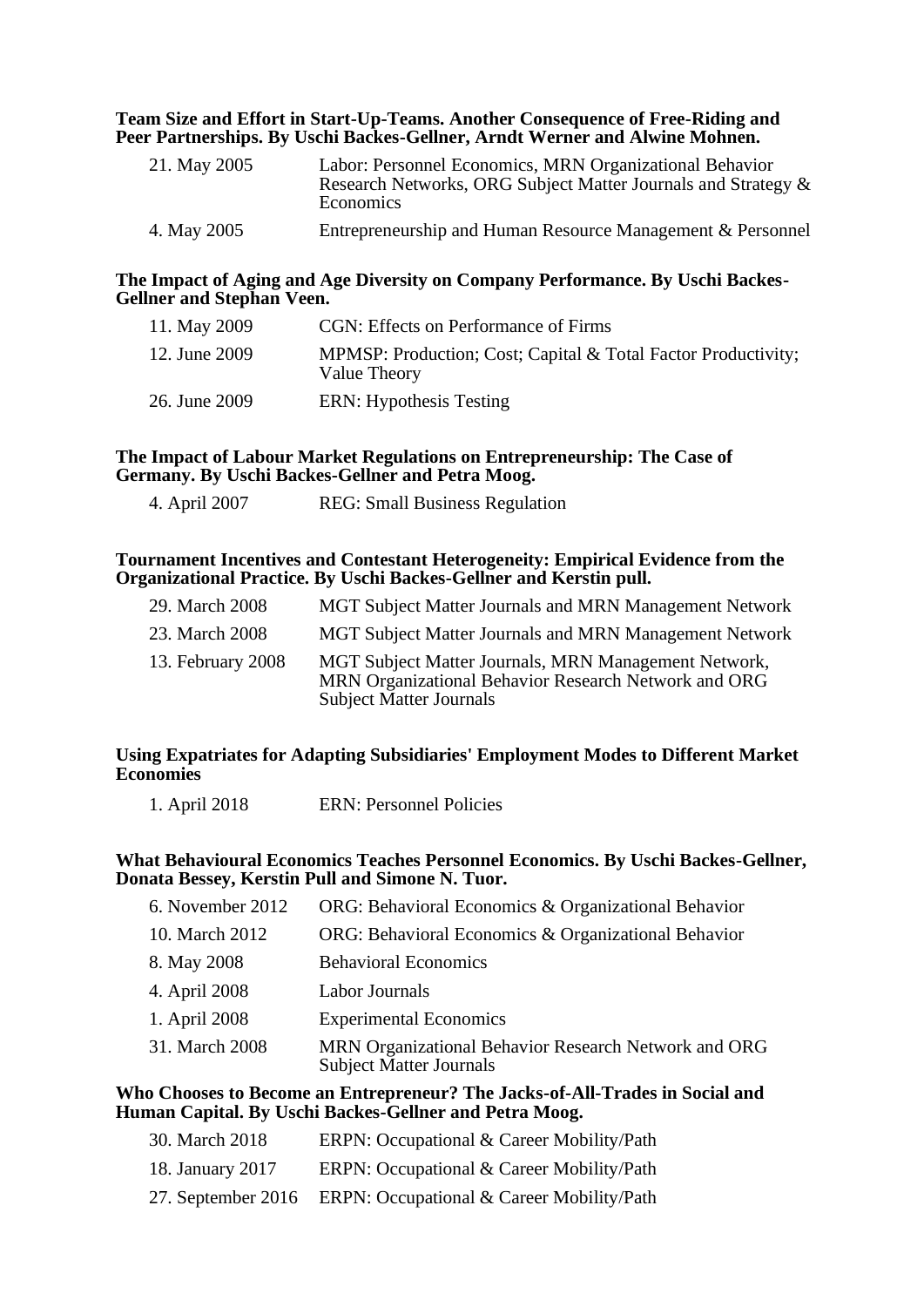**Team Size and Effort in Start-Up-Teams. Another Consequence of Free-Riding and Peer Partnerships. By Uschi Backes-Gellner, Arndt Werner and Alwine Mohnen.**

| | |
|---|---|
| 21. May 2005 | Labor: Personnel Economics, MRN Organizational Behavior Research Networks, ORG Subject Matter Journals and Strategy & Economics |
| 4. May 2005 | Entrepreneurship and Human Resource Management & Personnel |

**The Impact of Aging and Age Diversity on Company Performance. By Uschi Backes-Gellner and Stephan Veen.**

| | |
|---|---|
| 11. May 2009 | CGN: Effects on Performance of Firms |
| 12. June 2009 | MPMSP: Production; Cost; Capital & Total Factor Productivity; Value Theory |
| 26. June 2009 | ERN: Hypothesis Testing |

**The Impact of Labour Market Regulations on Entrepreneurship: The Case of Germany. By Uschi Backes-Gellner and Petra Moog.**

| | |
|---|---|
| 4. April 2007 | REG: Small Business Regulation |

**Tournament Incentives and Contestant Heterogeneity: Empirical Evidence from the Organizational Practice. By Uschi Backes-Gellner and Kerstin pull.**

| | |
|---|---|
| 29. March 2008 | MGT Subject Matter Journals and MRN Management Network |
| 23. March 2008 | MGT Subject Matter Journals and MRN Management Network |
| 13. February 2008 | MGT Subject Matter Journals, MRN Management Network, MRN Organizational Behavior Research Network and ORG Subject Matter Journals |

**Using Expatriates for Adapting Subsidiaries' Employment Modes to Different Market Economies**

| | |
|---|---|
| 1. April 2018 | ERN: Personnel Policies |

**What Behavioural Economics Teaches Personnel Economics. By Uschi Backes-Gellner, Donata Bessey, Kerstin Pull and Simone N. Tuor.**

| | |
|---|---|
| 6. November 2012 | ORG: Behavioral Economics & Organizational Behavior |
| 10. March 2012 | ORG: Behavioral Economics & Organizational Behavior |
| 8. May 2008 | Behavioral Economics |
| 4. April 2008 | Labor Journals |
| 1. April 2008 | Experimental Economics |
| 31. March 2008 | MRN Organizational Behavior Research Network and ORG Subject Matter Journals |

**Who Chooses to Become an Entrepreneur? The Jacks-of-All-Trades in Social and Human Capital. By Uschi Backes-Gellner and Petra Moog.**

| | |
|---|---|
| 30. March 2018 | ERPN: Occupational & Career Mobility/Path |
| 18. January 2017 | ERPN: Occupational & Career Mobility/Path |
| 27. September 2016 | ERPN: Occupational & Career Mobility/Path |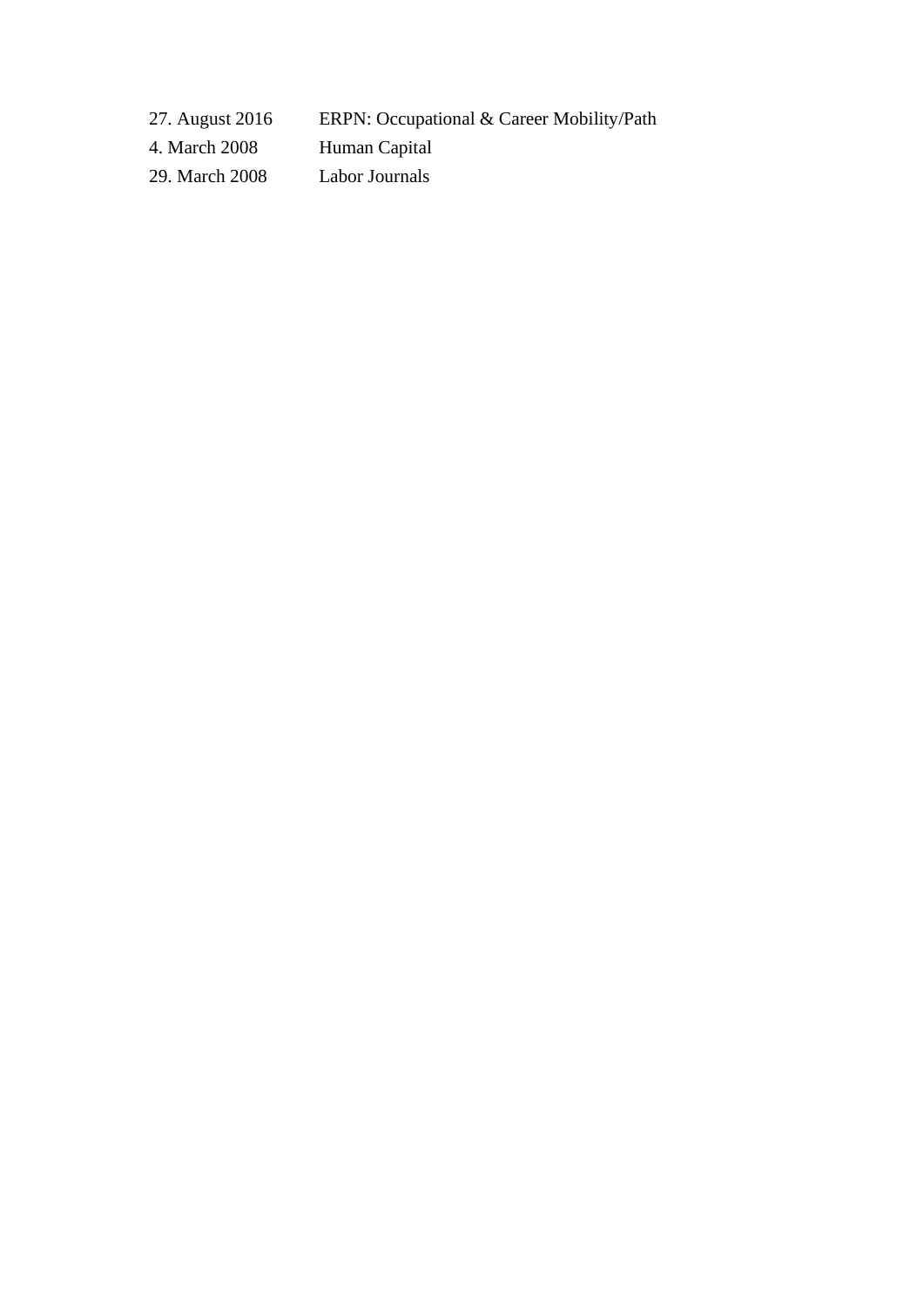| | |
|---|---|
| 27. August 2016 | ERPN: Occupational & Career Mobility/Path |
| 4. March 2008 | Human Capital |
| 29. March 2008 | Labor Journals |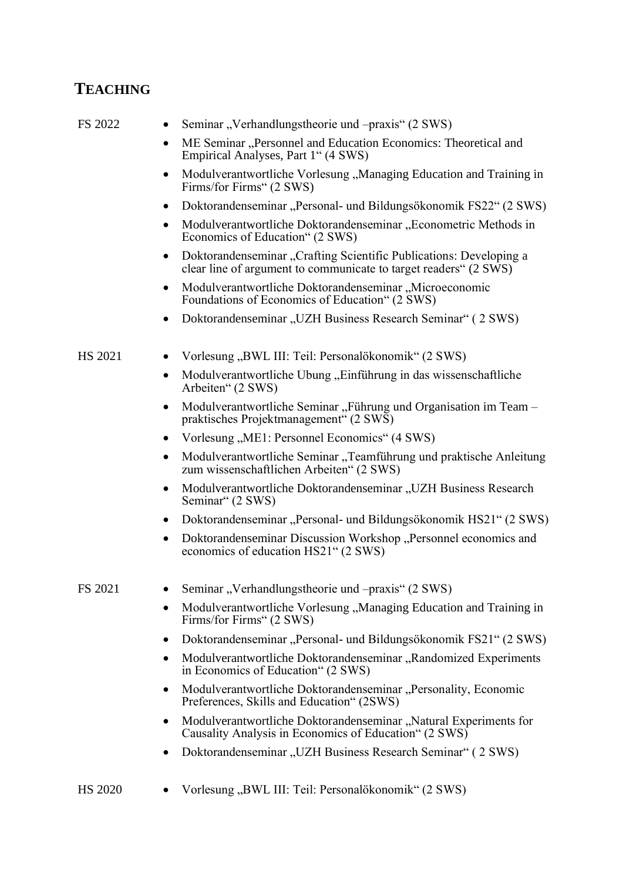## TEACHING

FS 2022

- Seminar „Verhandlungstheorie und –praxis" (2 SWS)
- ME Seminar „Personnel and Education Economics: Theoretical and Empirical Analyses, Part 1" (4 SWS)
- Modulverantwortliche Vorlesung „Managing Education and Training in Firms/for Firms" (2 SWS)
- Doktorandenseminar „Personal- und Bildungsökonomik FS22" (2 SWS)
- Modulverantwortliche Doktorandenseminar „Econometric Methods in Economics of Education" (2 SWS)
- Doktorandenseminar „Crafting Scientific Publications: Developing a clear line of argument to communicate to target readers" (2 SWS)
- Modulverantwortliche Doktorandenseminar „Microeconomic Foundations of Economics of Education" (2 SWS)
- Doktorandenseminar „UZH Business Research Seminar" ( 2 SWS)

HS 2021

- Vorlesung „BWL III: Teil: Personalökonomik" (2 SWS)
- Modulverantwortliche Übung „Einführung in das wissenschaftliche Arbeiten" (2 SWS)
- Modulverantwortliche Seminar „Führung und Organisation im Team – praktisches Projektmanagement" (2 SWS)
- Vorlesung „ME1: Personnel Economics" (4 SWS)
- Modulverantwortliche Seminar „Teamführung und praktische Anleitung zum wissenschaftlichen Arbeiten" (2 SWS)
- Modulverantwortliche Doktorandenseminar „UZH Business Research Seminar" (2 SWS)
- Doktorandenseminar „Personal- und Bildungsökonomik HS21" (2 SWS)
- Doktorandenseminar Discussion Workshop „Personnel economics and economics of education HS21" (2 SWS)

FS 2021

- Seminar „Verhandlungstheorie und –praxis" (2 SWS)
- Modulverantwortliche Vorlesung „Managing Education and Training in Firms/for Firms" (2 SWS)
- Doktorandenseminar „Personal- und Bildungsökonomik FS21" (2 SWS)
- Modulverantwortliche Doktorandenseminar „Randomized Experiments in Economics of Education" (2 SWS)
- Modulverantwortliche Doktorandenseminar „Personality, Economic Preferences, Skills and Education" (2SWS)
- Modulverantwortliche Doktorandenseminar „Natural Experiments for Causality Analysis in Economics of Education" (2 SWS)
- Doktorandenseminar „UZH Business Research Seminar" ( 2 SWS)

HS 2020

- Vorlesung „BWL III: Teil: Personalökonomik" (2 SWS)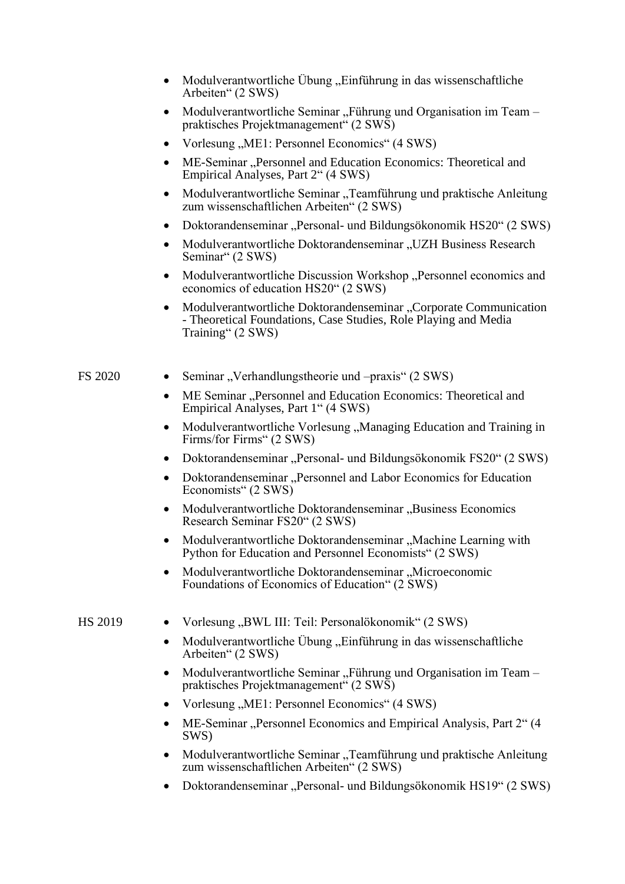- Modulverantwortliche Übung „Einführung in das wissenschaftliche Arbeiten“ (2 SWS)
- Modulverantwortliche Seminar „Führung und Organisation im Team – praktisches Projektmanagement“ (2 SWS)
- Vorlesung „ME1: Personnel Economics“ (4 SWS)
- ME-Seminar „Personnel and Education Economics: Theoretical and Empirical Analyses, Part 2“ (4 SWS)
- Modulverantwortliche Seminar „Teamführung und praktische Anleitung zum wissenschaftlichen Arbeiten“ (2 SWS)
- Doktorandenseminar „Personal- und Bildungsökonomik HS20“ (2 SWS)
- Modulverantwortliche Doktorandenseminar „UZH Business Research Seminar“ (2 SWS)
- Modulverantwortliche Discussion Workshop „Personnel economics and economics of education HS20“ (2 SWS)
- Modulverantwortliche Doktorandenseminar „Corporate Communication - Theoretical Foundations, Case Studies, Role Playing and Media Training“ (2 SWS)

FS 2020

- Seminar „Verhandlungstheorie und –praxis“ (2 SWS)
- ME Seminar „Personnel and Education Economics: Theoretical and Empirical Analyses, Part 1“ (4 SWS)
- Modulverantwortliche Vorlesung „Managing Education and Training in Firms/for Firms“ (2 SWS)
- Doktorandenseminar „Personal- und Bildungsökonomik FS20“ (2 SWS)
- Doktorandenseminar „Personnel and Labor Economics for Education Economists“ (2 SWS)
- Modulverantwortliche Doktorandenseminar „Business Economics Research Seminar FS20“ (2 SWS)
- Modulverantwortliche Doktorandenseminar „Machine Learning with Python for Education and Personnel Economists“ (2 SWS)
- Modulverantwortliche Doktorandenseminar „Microeconomic Foundations of Economics of Education“ (2 SWS)

HS 2019

- Vorlesung „BWL III: Teil: Personalökonomik“ (2 SWS)
- Modulverantwortliche Übung „Einführung in das wissenschaftliche Arbeiten“ (2 SWS)
- Modulverantwortliche Seminar „Führung und Organisation im Team – praktisches Projektmanagement“ (2 SWS)
- Vorlesung „ME1: Personnel Economics“ (4 SWS)
- ME-Seminar „Personnel Economics and Empirical Analysis, Part 2“ (4 SWS)
- Modulverantwortliche Seminar „Teamführung und praktische Anleitung zum wissenschaftlichen Arbeiten“ (2 SWS)
- Doktorandenseminar „Personal- und Bildungsökonomik HS19“ (2 SWS)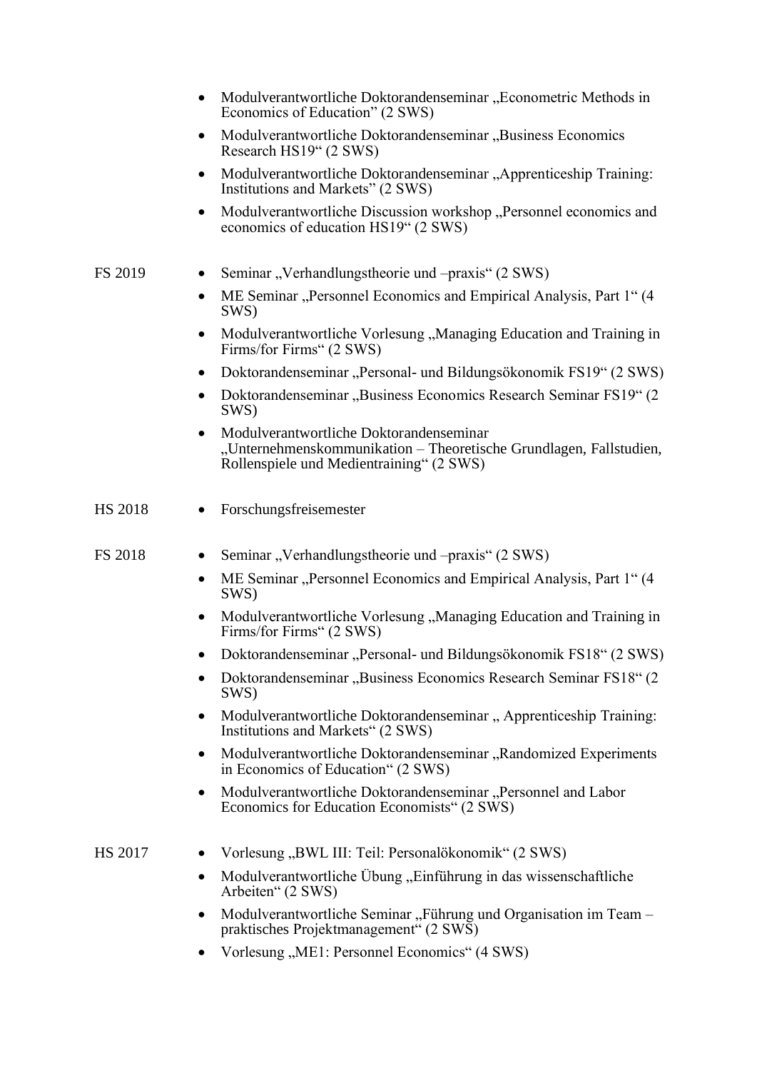- Modulverantwortliche Doktorandenseminar „Econometric Methods in Economics of Education" (2 SWS)
- Modulverantwortliche Doktorandenseminar „Business Economics Research HS19" (2 SWS)
- Modulverantwortliche Doktorandenseminar „Apprenticeship Training: Institutions and Markets" (2 SWS)
- Modulverantwortliche Discussion workshop „Personnel economics and economics of education HS19" (2 SWS)

FS 2019

- Seminar „Verhandlungstheorie und –praxis" (2 SWS)
- ME Seminar „Personnel Economics and Empirical Analysis, Part 1" (4 SWS)
- Modulverantwortliche Vorlesung „Managing Education and Training in Firms/for Firms" (2 SWS)
- Doktorandenseminar „Personal- und Bildungsökonomik FS19" (2 SWS)
- Doktorandenseminar „Business Economics Research Seminar FS19" (2 SWS)
- Modulverantwortliche Doktorandenseminar „Unternehmenskommunikation – Theoretische Grundlagen, Fallstudien, Rollenspiele und Medientraining" (2 SWS)

HS 2018

- Forschungsfreisemester

FS 2018

- Seminar „Verhandlungstheorie und –praxis" (2 SWS)
- ME Seminar „Personnel Economics and Empirical Analysis, Part 1" (4 SWS)
- Modulverantwortliche Vorlesung „Managing Education and Training in Firms/for Firms" (2 SWS)
- Doktorandenseminar „Personal- und Bildungsökonomik FS18" (2 SWS)
- Doktorandenseminar „Business Economics Research Seminar FS18" (2 SWS)
- Modulverantwortliche Doktorandenseminar „ Apprenticeship Training: Institutions and Markets" (2 SWS)
- Modulverantwortliche Doktorandenseminar „Randomized Experiments in Economics of Education" (2 SWS)
- Modulverantwortliche Doktorandenseminar „Personnel and Labor Economics for Education Economists" (2 SWS)

HS 2017

- Vorlesung „BWL III: Teil: Personalökonomik" (2 SWS)
- Modulverantwortliche Übung „Einführung in das wissenschaftliche Arbeiten" (2 SWS)
- Modulverantwortliche Seminar „Führung und Organisation im Team – praktisches Projektmanagement" (2 SWS)
- Vorlesung „ME1: Personnel Economics" (4 SWS)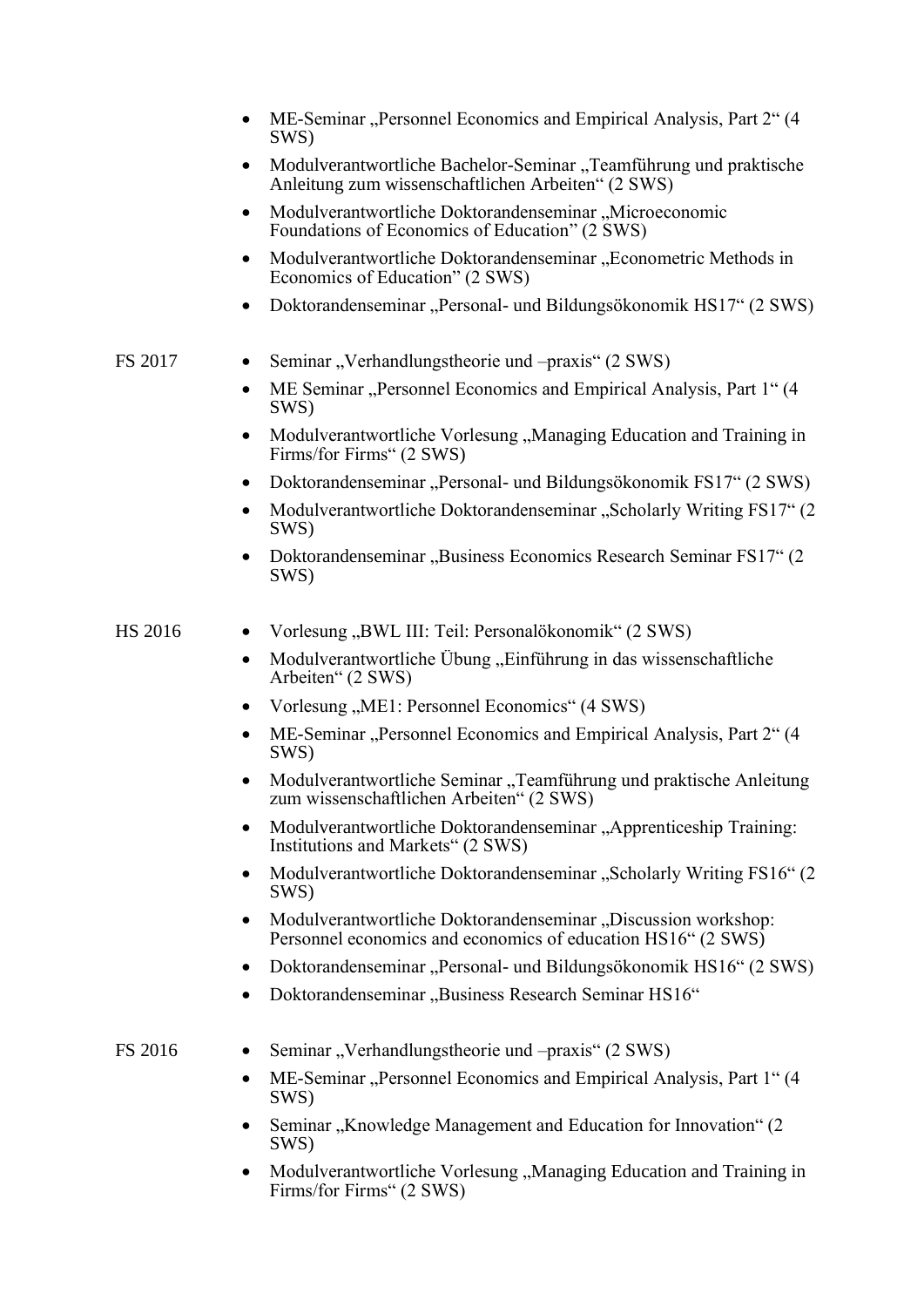- ME-Seminar „Personnel Economics and Empirical Analysis, Part 2" (4 SWS)
- Modulverantwortliche Bachelor-Seminar „Teamführung und praktische Anleitung zum wissenschaftlichen Arbeiten" (2 SWS)
- Modulverantwortliche Doktorandenseminar „Microeconomic Foundations of Economics of Education" (2 SWS)
- Modulverantwortliche Doktorandenseminar „Econometric Methods in Economics of Education" (2 SWS)
- Doktorandenseminar „Personal- und Bildungsökonomik HS17" (2 SWS)

FS 2017

- Seminar „Verhandlungstheorie und –praxis" (2 SWS)
- ME Seminar „Personnel Economics and Empirical Analysis, Part 1" (4 SWS)
- Modulverantwortliche Vorlesung „Managing Education and Training in Firms/for Firms" (2 SWS)
- Doktorandenseminar „Personal- und Bildungsökonomik FS17" (2 SWS)
- Modulverantwortliche Doktorandenseminar „Scholarly Writing FS17" (2 SWS)
- Doktorandenseminar „Business Economics Research Seminar FS17" (2 SWS)

HS 2016

- Vorlesung „BWL III: Teil: Personalökonomik" (2 SWS)
- Modulverantwortliche Übung „Einführung in das wissenschaftliche Arbeiten" (2 SWS)
- Vorlesung „ME1: Personnel Economics" (4 SWS)
- ME-Seminar „Personnel Economics and Empirical Analysis, Part 2" (4 SWS)
- Modulverantwortliche Seminar „Teamführung und praktische Anleitung zum wissenschaftlichen Arbeiten" (2 SWS)
- Modulverantwortliche Doktorandenseminar „Apprenticeship Training: Institutions and Markets" (2 SWS)
- Modulverantwortliche Doktorandenseminar „Scholarly Writing FS16" (2 SWS)
- Modulverantwortliche Doktorandenseminar „Discussion workshop: Personnel economics and economics of education HS16" (2 SWS)
- Doktorandenseminar „Personal- und Bildungsökonomik HS16" (2 SWS)
- Doktorandenseminar „Business Research Seminar HS16"

FS 2016

- Seminar „Verhandlungstheorie und –praxis" (2 SWS)
- ME-Seminar „Personnel Economics and Empirical Analysis, Part 1" (4 SWS)
- Seminar „Knowledge Management and Education for Innovation" (2 SWS)
- Modulverantwortliche Vorlesung „Managing Education and Training in Firms/for Firms" (2 SWS)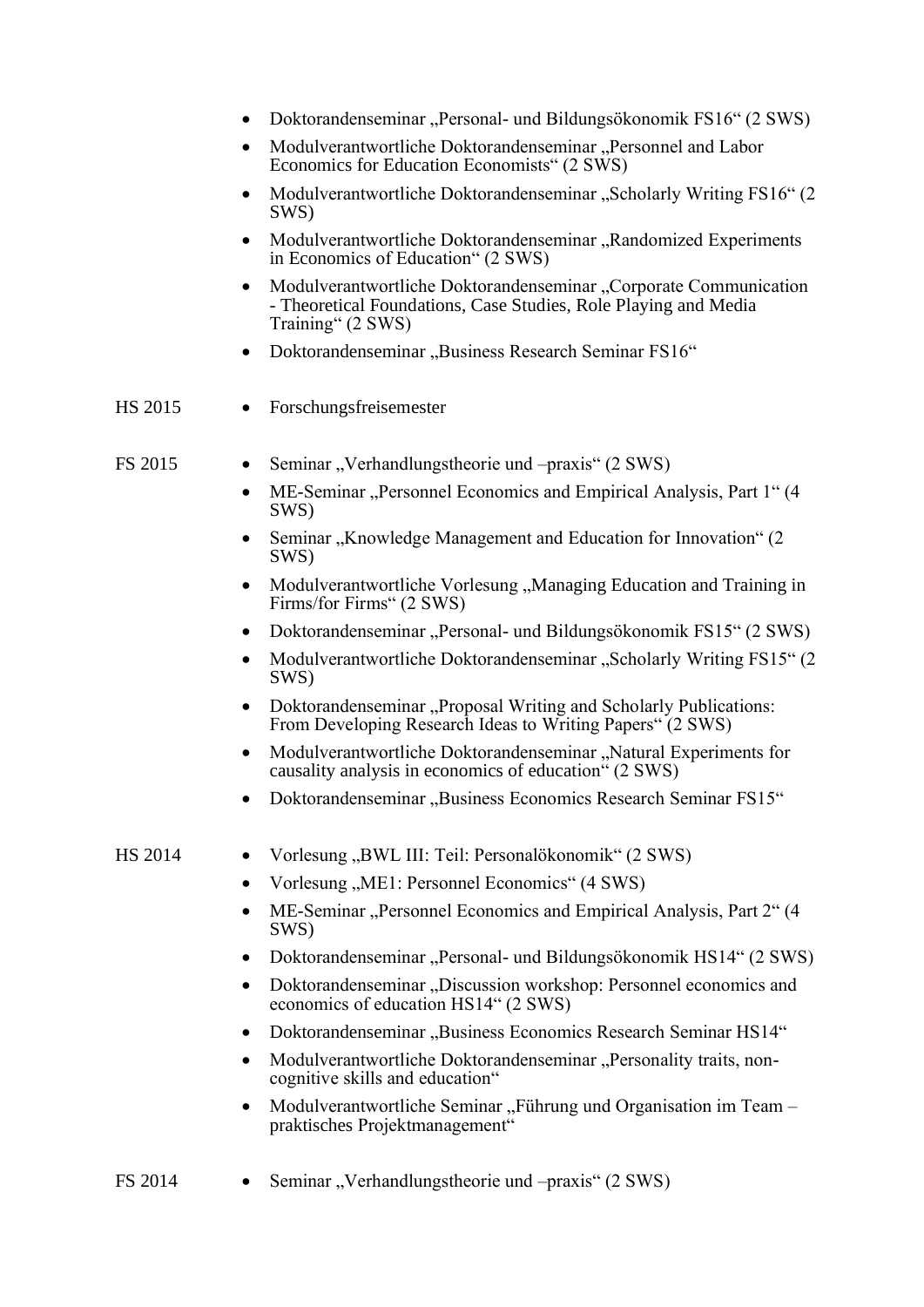- Doktorandenseminar „Personal- und Bildungsökonomik FS16" (2 SWS)
- Modulverantwortliche Doktorandenseminar „Personnel and Labor Economics for Education Economists" (2 SWS)
- Modulverantwortliche Doktorandenseminar „Scholarly Writing FS16" (2 SWS)
- Modulverantwortliche Doktorandenseminar „Randomized Experiments in Economics of Education" (2 SWS)
- Modulverantwortliche Doktorandenseminar „Corporate Communication - Theoretical Foundations, Case Studies, Role Playing and Media Training" (2 SWS)
- Doktorandenseminar „Business Research Seminar FS16"

HS 2015

- Forschungsfreisemester

FS 2015

- Seminar „Verhandlungstheorie und –praxis" (2 SWS)
- ME-Seminar „Personnel Economics and Empirical Analysis, Part 1" (4 SWS)
- Seminar „Knowledge Management and Education for Innovation" (2 SWS)
- Modulverantwortliche Vorlesung „Managing Education and Training in Firms/for Firms" (2 SWS)
- Doktorandenseminar „Personal- und Bildungsökonomik FS15" (2 SWS)
- Modulverantwortliche Doktorandenseminar „Scholarly Writing FS15" (2 SWS)
- Doktorandenseminar „Proposal Writing and Scholarly Publications: From Developing Research Ideas to Writing Papers" (2 SWS)
- Modulverantwortliche Doktorandenseminar „Natural Experiments for causality analysis in economics of education" (2 SWS)
- Doktorandenseminar „Business Economics Research Seminar FS15"

HS 2014

- Vorlesung „BWL III: Teil: Personalökonomik" (2 SWS)
- Vorlesung „ME1: Personnel Economics" (4 SWS)
- ME-Seminar „Personnel Economics and Empirical Analysis, Part 2" (4 SWS)
- Doktorandenseminar „Personal- und Bildungsökonomik HS14" (2 SWS)
- Doktorandenseminar „Discussion workshop: Personnel economics and economics of education HS14" (2 SWS)
- Doktorandenseminar „Business Economics Research Seminar HS14"
- Modulverantwortliche Doktorandenseminar „Personality traits, non-cognitive skills and education"
- Modulverantwortliche Seminar „Führung und Organisation im Team – praktisches Projektmanagement"

FS 2014

- Seminar „Verhandlungstheorie und –praxis" (2 SWS)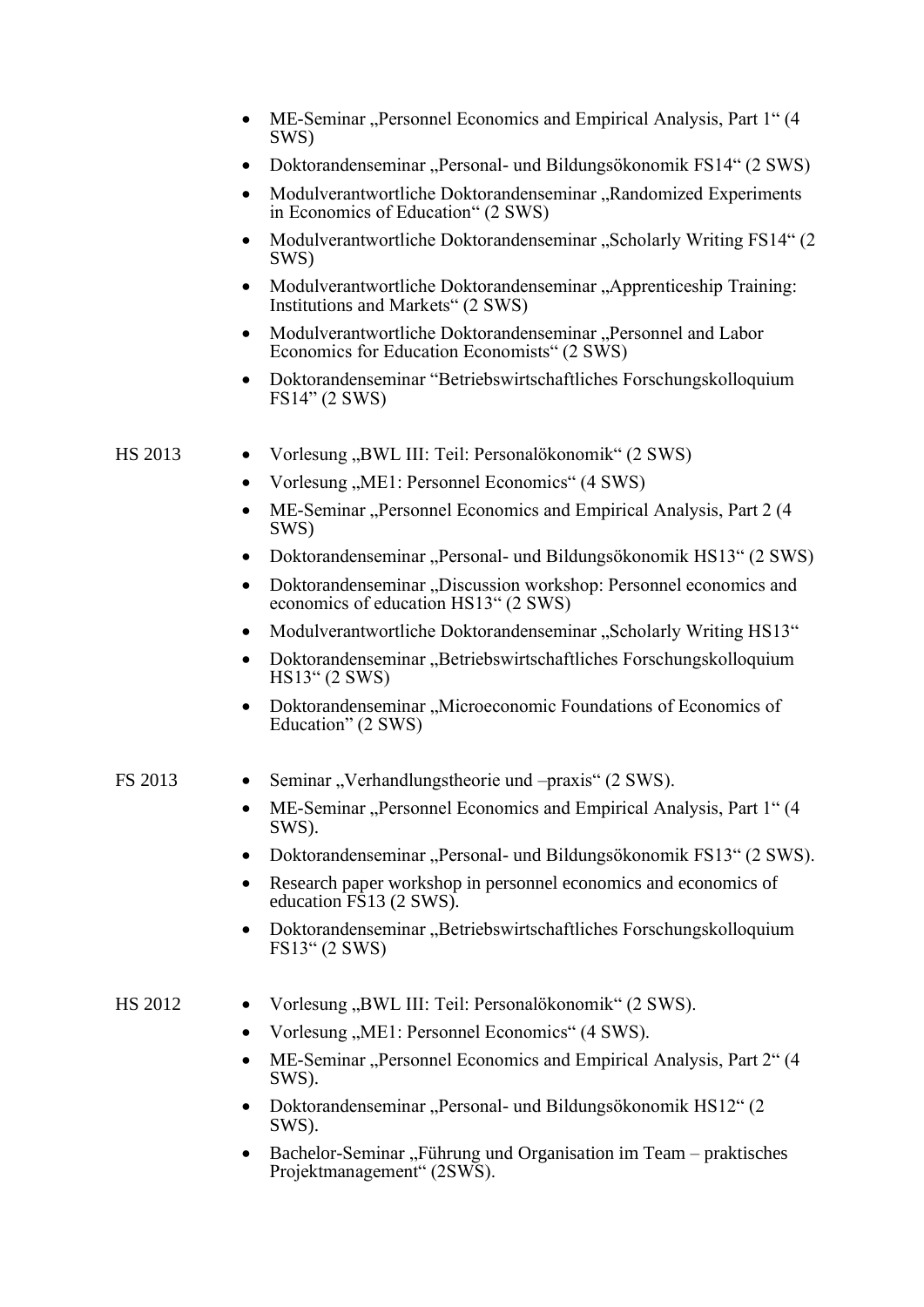- ME-Seminar „Personnel Economics and Empirical Analysis, Part 1" (4 SWS)
- Doktorandenseminar „Personal- und Bildungsökonomik FS14" (2 SWS)
- Modulverantwortliche Doktorandenseminar „Randomized Experiments in Economics of Education" (2 SWS)
- Modulverantwortliche Doktorandenseminar „Scholarly Writing FS14" (2 SWS)
- Modulverantwortliche Doktorandenseminar „Apprenticeship Training: Institutions and Markets" (2 SWS)
- Modulverantwortliche Doktorandenseminar „Personnel and Labor Economics for Education Economists" (2 SWS)
- Doktorandenseminar "Betriebswirtschaftliches Forschungskolloquium FS14" (2 SWS)

HS 2013

- Vorlesung „BWL III: Teil: Personalökonomik" (2 SWS)
- Vorlesung „ME1: Personnel Economics" (4 SWS)
- ME-Seminar „Personnel Economics and Empirical Analysis, Part 2 (4 SWS)
- Doktorandenseminar „Personal- und Bildungsökonomik HS13" (2 SWS)
- Doktorandenseminar „Discussion workshop: Personnel economics and economics of education HS13" (2 SWS)
- Modulverantwortliche Doktorandenseminar „Scholarly Writing HS13"
- Doktorandenseminar „Betriebswirtschaftliches Forschungskolloquium HS13" (2 SWS)
- Doktorandenseminar „Microeconomic Foundations of Economics of Education" (2 SWS)

FS 2013

- Seminar „Verhandlungstheorie und –praxis" (2 SWS).
- ME-Seminar „Personnel Economics and Empirical Analysis, Part 1" (4 SWS).
- Doktorandenseminar „Personal- und Bildungsökonomik FS13" (2 SWS).
- Research paper workshop in personnel economics and economics of education FS13 (2 SWS).
- Doktorandenseminar „Betriebswirtschaftliches Forschungskolloquium FS13" (2 SWS)

HS 2012

- Vorlesung „BWL III: Teil: Personalökonomik" (2 SWS).
- Vorlesung „ME1: Personnel Economics" (4 SWS).
- ME-Seminar „Personnel Economics and Empirical Analysis, Part 2" (4 SWS).
- Doktorandenseminar „Personal- und Bildungsökonomik HS12" (2 SWS).
- Bachelor-Seminar „Führung und Organisation im Team – praktisches Projektmanagement" (2SWS).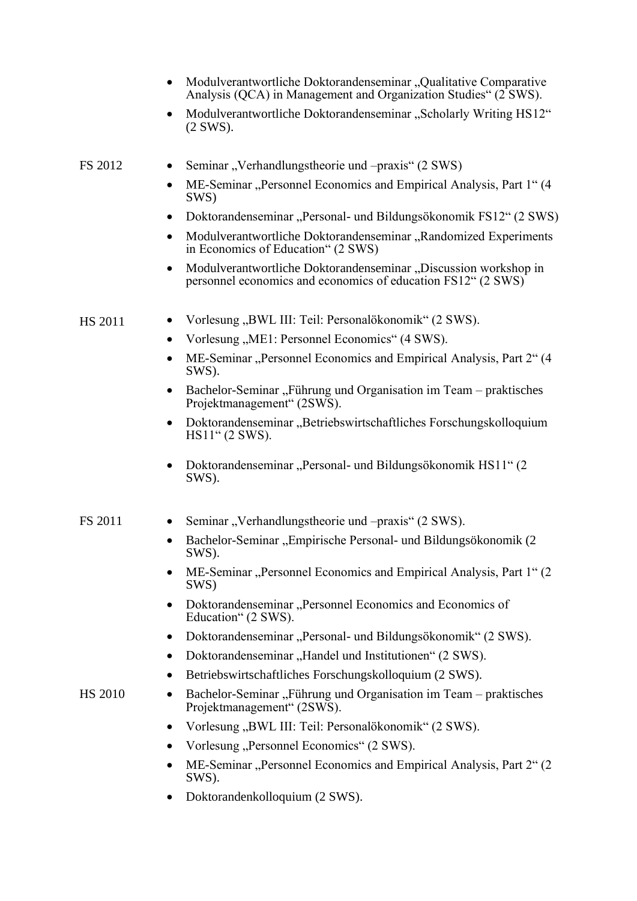- Modulverantwortliche Doktorandenseminar „Qualitative Comparative Analysis (QCA) in Management and Organization Studies“ (2 SWS).
- Modulverantwortliche Doktorandenseminar „Scholarly Writing HS12“ (2 SWS).

FS 2012

- Seminar „Verhandlungstheorie und –praxis“ (2 SWS)
- ME-Seminar „Personnel Economics and Empirical Analysis, Part 1“ (4 SWS)
- Doktorandenseminar „Personal- und Bildungsökonomik FS12“ (2 SWS)
- Modulverantwortliche Doktorandenseminar „Randomized Experiments in Economics of Education“ (2 SWS)
- Modulverantwortliche Doktorandenseminar „Discussion workshop in personnel economics and economics of education FS12“ (2 SWS)

HS 2011

- Vorlesung „BWL III: Teil: Personalökonomik“ (2 SWS).
- Vorlesung „ME1: Personnel Economics“ (4 SWS).
- ME-Seminar „Personnel Economics and Empirical Analysis, Part 2“ (4 SWS).
- Bachelor-Seminar „Führung und Organisation im Team – praktisches Projektmanagement“ (2SWS).
- Doktorandenseminar „Betriebswirtschaftliches Forschungskolloquium HS11“ (2 SWS).
- Doktorandenseminar „Personal- und Bildungsökonomik HS11“ (2 SWS).

FS 2011

- Seminar „Verhandlungstheorie und –praxis“ (2 SWS).
- Bachelor-Seminar „Empirische Personal- und Bildungsökonomik (2 SWS).
- ME-Seminar „Personnel Economics and Empirical Analysis, Part 1“ (2 SWS)
- Doktorandenseminar „Personnel Economics and Economics of Education“ (2 SWS).
- Doktorandenseminar „Personal- und Bildungsökonomik“ (2 SWS).
- Doktorandenseminar „Handel und Institutionen“ (2 SWS).
- Betriebswirtschaftliches Forschungskolloquium (2 SWS).

HS 2010

- Bachelor-Seminar „Führung und Organisation im Team – praktisches Projektmanagement“ (2SWS).
- Vorlesung „BWL III: Teil: Personalökonomik“ (2 SWS).
- Vorlesung „Personnel Economics“ (2 SWS).
- ME-Seminar „Personnel Economics and Empirical Analysis, Part 2“ (2 SWS).
- Doktorandenkolloquium (2 SWS).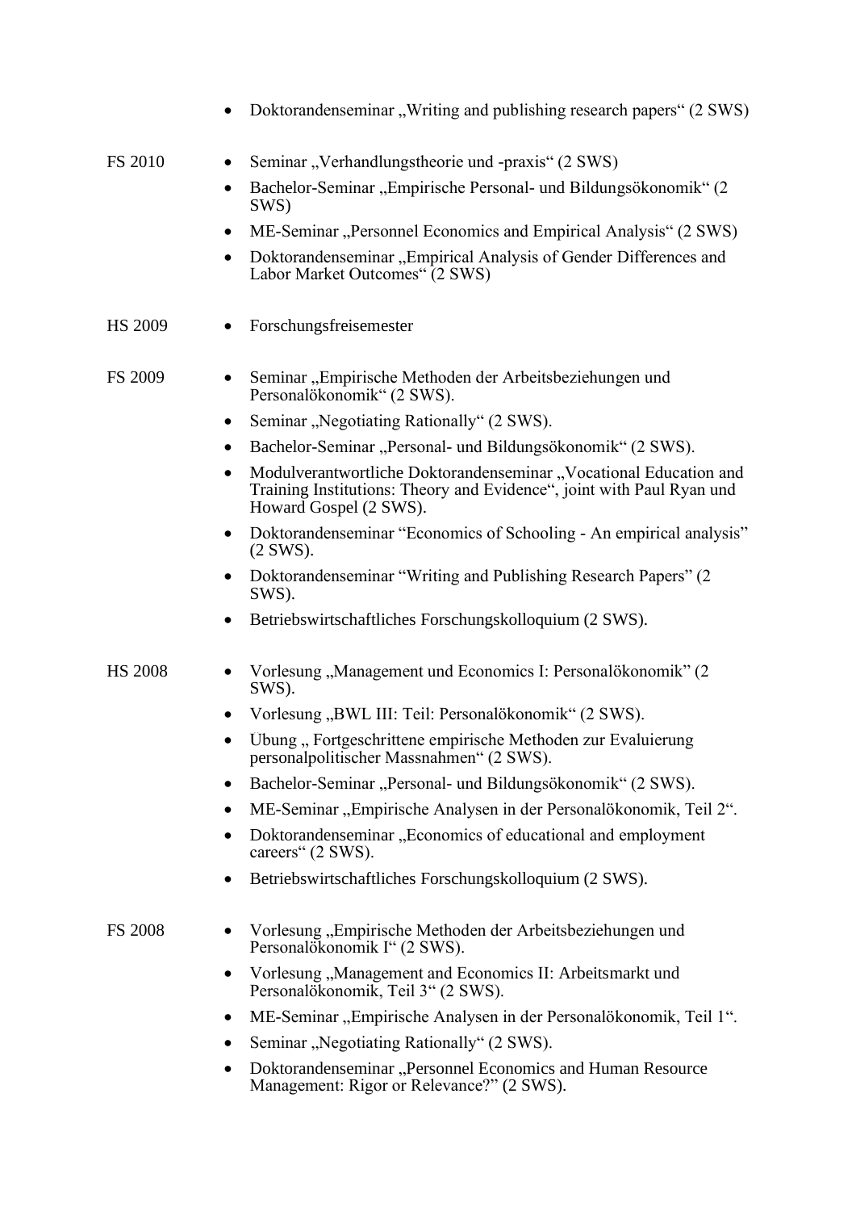- Doktorandenseminar „Writing and publishing research papers“ (2 SWS)

FS 2010

- Seminar „Verhandlungstheorie und -praxis“ (2 SWS)
- Bachelor-Seminar „Empirische Personal- und Bildungsökonomik“ (2 SWS)
- ME-Seminar „Personnel Economics and Empirical Analysis“ (2 SWS)
- Doktorandenseminar „Empirical Analysis of Gender Differences and Labor Market Outcomes“ (2 SWS)

HS 2009

- Forschungsfreisemester

FS 2009

- Seminar „Empirische Methoden der Arbeitsbeziehungen und Personalökonomik“ (2 SWS).
- Seminar „Negotiating Rationally“ (2 SWS).
- Bachelor-Seminar „Personal- und Bildungsökonomik“ (2 SWS).
- Modulverantwortliche Doktorandenseminar „Vocational Education and Training Institutions: Theory and Evidence“, joint with Paul Ryan und Howard Gospel (2 SWS).
- Doktorandenseminar "Economics of Schooling - An empirical analysis" (2 SWS).
- Doktorandenseminar "Writing and Publishing Research Papers" (2 SWS).
- Betriebswirtschaftliches Forschungskolloquium (2 SWS).

HS 2008

- Vorlesung „Management und Economics I: Personalökonomik" (2 SWS).
- Vorlesung „BWL III: Teil: Personalökonomik“ (2 SWS).
- Übung „ Fortgeschrittene empirische Methoden zur Evaluierung personalpolitischer Massnahmen“ (2 SWS).
- Bachelor-Seminar „Personal- und Bildungsökonomik“ (2 SWS).
- ME-Seminar „Empirische Analysen in der Personalökonomik, Teil 2“.
- Doktorandenseminar „Economics of educational and employment careers“ (2 SWS).
- Betriebswirtschaftliches Forschungskolloquium (2 SWS).

FS 2008

- Vorlesung „Empirische Methoden der Arbeitsbeziehungen und Personalökonomik I“ (2 SWS).
- Vorlesung „Management and Economics II: Arbeitsmarkt und Personalökonomik, Teil 3“ (2 SWS).
- ME-Seminar „Empirische Analysen in der Personalökonomik, Teil 1“.
- Seminar „Negotiating Rationally“ (2 SWS).
- Doktorandenseminar „Personnel Economics and Human Resource Management: Rigor or Relevance?" (2 SWS).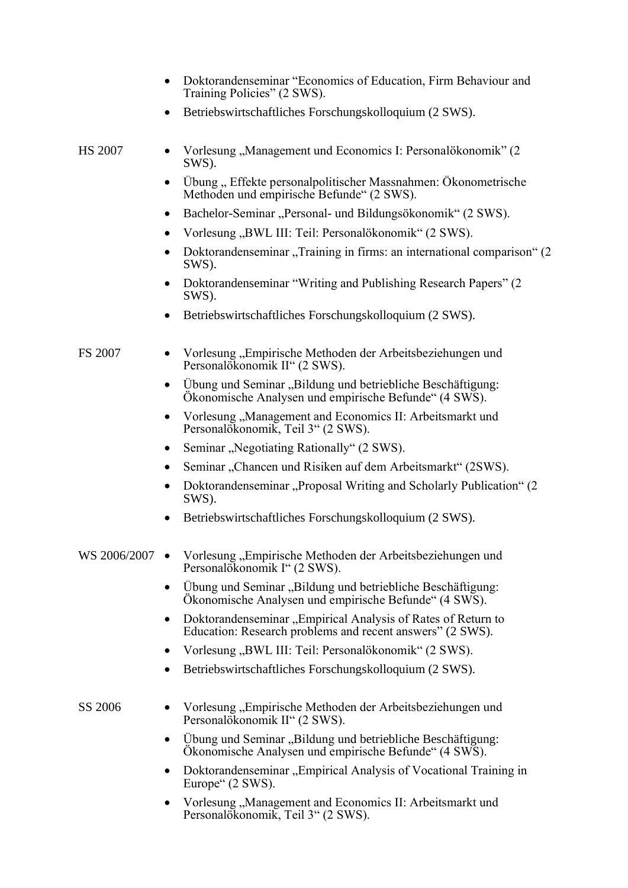- Doktorandenseminar "Economics of Education, Firm Behaviour and Training Policies" (2 SWS).
- Betriebswirtschaftliches Forschungskolloquium (2 SWS).

HS 2007

- Vorlesung „Management und Economics I: Personalökonomik" (2 SWS).
- Übung „ Effekte personalpolitischer Massnahmen: Ökonometrische Methoden und empirische Befunde" (2 SWS).
- Bachelor-Seminar „Personal- und Bildungsökonomik" (2 SWS).
- Vorlesung „BWL III: Teil: Personalökonomik" (2 SWS).
- Doktorandenseminar „Training in firms: an international comparison" (2 SWS).
- Doktorandenseminar "Writing and Publishing Research Papers" (2 SWS).
- Betriebswirtschaftliches Forschungskolloquium (2 SWS).

FS 2007

- Vorlesung „Empirische Methoden der Arbeitsbeziehungen und Personalökonomik II" (2 SWS).
- Übung und Seminar „Bildung und betriebliche Beschäftigung: Ökonomische Analysen und empirische Befunde" (4 SWS).
- Vorlesung „Management and Economics II: Arbeitsmarkt und Personalökonomik, Teil 3" (2 SWS).
- Seminar „Negotiating Rationally" (2 SWS).
- Seminar „Chancen und Risiken auf dem Arbeitsmarkt" (2SWS).
- Doktorandenseminar „Proposal Writing and Scholarly Publication" (2 SWS).
- Betriebswirtschaftliches Forschungskolloquium (2 SWS).

WS 2006/2007

- Vorlesung „Empirische Methoden der Arbeitsbeziehungen und Personalökonomik I" (2 SWS).
- Übung und Seminar „Bildung und betriebliche Beschäftigung: Ökonomische Analysen und empirische Befunde" (4 SWS).
- Doktorandenseminar „Empirical Analysis of Rates of Return to Education: Research problems and recent answers" (2 SWS).
- Vorlesung „BWL III: Teil: Personalökonomik" (2 SWS).
- Betriebswirtschaftliches Forschungskolloquium (2 SWS).

SS 2006

- Vorlesung „Empirische Methoden der Arbeitsbeziehungen und Personalökonomik II" (2 SWS).
- Übung und Seminar „Bildung und betriebliche Beschäftigung: Ökonomische Analysen und empirische Befunde" (4 SWS).
- Doktorandenseminar „Empirical Analysis of Vocational Training in Europe" (2 SWS).
- Vorlesung „Management and Economics II: Arbeitsmarkt und Personalökonomik, Teil 3" (2 SWS).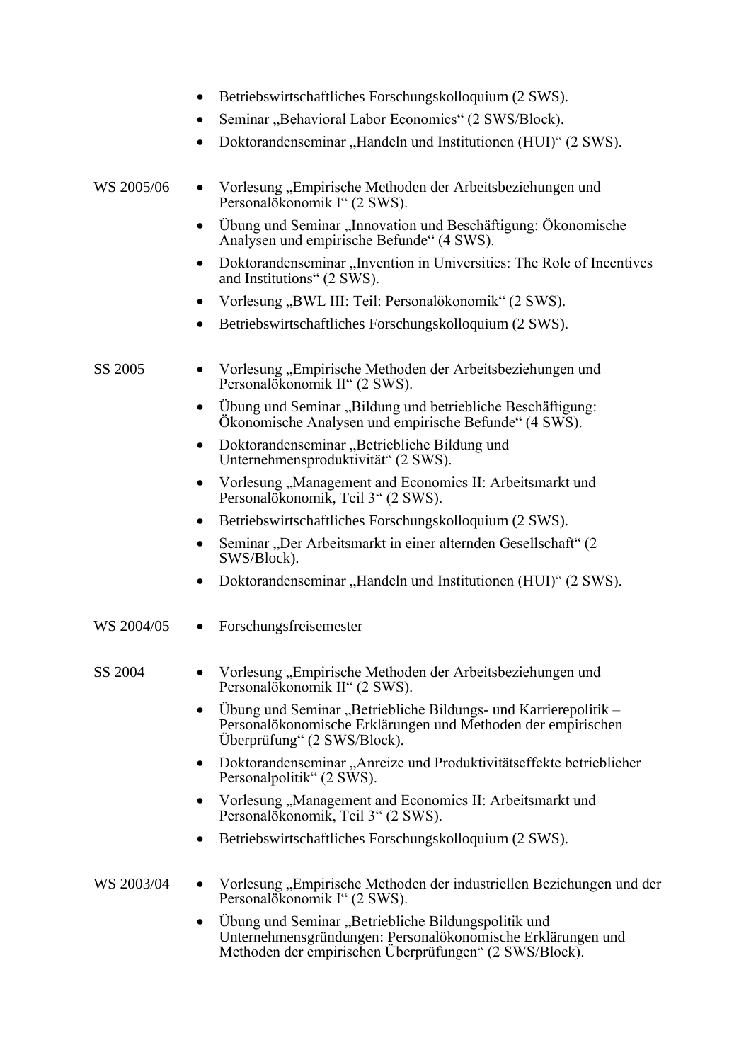- Betriebswirtschaftliches Forschungskolloquium (2 SWS).
- Seminar „Behavioral Labor Economics“ (2 SWS/Block).
- Doktorandenseminar „Handeln und Institutionen (HUI)“ (2 SWS).

WS 2005/06

- Vorlesung „Empirische Methoden der Arbeitsbeziehungen und Personalökonomik I“ (2 SWS).
- Übung und Seminar „Innovation und Beschäftigung: Ökonomische Analysen und empirische Befunde“ (4 SWS).
- Doktorandenseminar „Invention in Universities: The Role of Incentives and Institutions“ (2 SWS).
- Vorlesung „BWL III: Teil: Personalökonomik“ (2 SWS).
- Betriebswirtschaftliches Forschungskolloquium (2 SWS).

SS 2005

- Vorlesung „Empirische Methoden der Arbeitsbeziehungen und Personalökonomik II“ (2 SWS).
- Übung und Seminar „Bildung und betriebliche Beschäftigung: Ökonomische Analysen und empirische Befunde“ (4 SWS).
- Doktorandenseminar „Betriebliche Bildung und Unternehmensproduktivität“ (2 SWS).
- Vorlesung „Management and Economics II: Arbeitsmarkt und Personalökonomik, Teil 3“ (2 SWS).
- Betriebswirtschaftliches Forschungskolloquium (2 SWS).
- Seminar „Der Arbeitsmarkt in einer alternden Gesellschaft“ (2 SWS/Block).
- Doktorandenseminar „Handeln und Institutionen (HUI)“ (2 SWS).

WS 2004/05

- Forschungsfreisemester

SS 2004

- Vorlesung „Empirische Methoden der Arbeitsbeziehungen und Personalökonomik II“ (2 SWS).
- Übung und Seminar „Betriebliche Bildungs- und Karrierepolitik – Personalökonomische Erklärungen und Methoden der empirischen Überprüfung“ (2 SWS/Block).
- Doktorandenseminar „Anreize und Produktivitätseffekte betrieblicher Personalpolitik“ (2 SWS).
- Vorlesung „Management and Economics II: Arbeitsmarkt und Personalökonomik, Teil 3“ (2 SWS).
- Betriebswirtschaftliches Forschungskolloquium (2 SWS).

WS 2003/04

- Vorlesung „Empirische Methoden der industriellen Beziehungen und der Personalökonomik I“ (2 SWS).
- Übung und Seminar „Betriebliche Bildungspolitik und Unternehmensgründungen: Personalökonomische Erklärungen und Methoden der empirischen Überprüfungen“ (2 SWS/Block).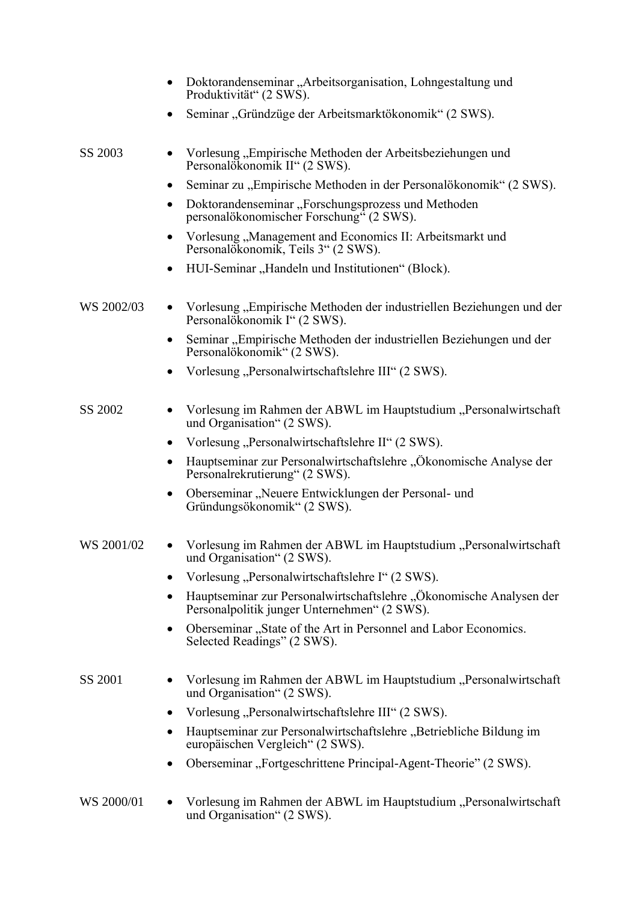- Doktorandenseminar „Arbeitsorganisation, Lohngestaltung und Produktivität“ (2 SWS).
- Seminar „Gründzüge der Arbeitsmarktökonomik“ (2 SWS).

SS 2003

- Vorlesung „Empirische Methoden der Arbeitsbeziehungen und Personalökonomik II“ (2 SWS).
- Seminar zu „Empirische Methoden in der Personalökonomik“ (2 SWS).
- Doktorandenseminar „Forschungsprozess und Methoden personalökonomischer Forschung“ (2 SWS).
- Vorlesung „Management and Economics II: Arbeitsmarkt und Personalökonomik, Teils 3“ (2 SWS).
- HUI-Seminar „Handeln und Institutionen“ (Block).

WS 2002/03

- Vorlesung „Empirische Methoden der industriellen Beziehungen und der Personalökonomik I“ (2 SWS).
- Seminar „Empirische Methoden der industriellen Beziehungen und der Personalökonomik“ (2 SWS).
- Vorlesung „Personalwirtschaftslehre III“ (2 SWS).

SS 2002

- Vorlesung im Rahmen der ABWL im Hauptstudium „Personalwirtschaft und Organisation“ (2 SWS).
- Vorlesung „Personalwirtschaftslehre II“ (2 SWS).
- Hauptseminar zur Personalwirtschaftslehre „Ökonomische Analyse der Personalrekrutierung“ (2 SWS).
- Oberseminar „Neuere Entwicklungen der Personal- und Gründungsökonomik“ (2 SWS).

WS 2001/02

- Vorlesung im Rahmen der ABWL im Hauptstudium „Personalwirtschaft und Organisation“ (2 SWS).
- Vorlesung „Personalwirtschaftslehre I“ (2 SWS).
- Hauptseminar zur Personalwirtschaftslehre „Ökonomische Analysen der Personalpolitik junger Unternehmen“ (2 SWS).
- Oberseminar „State of the Art in Personnel and Labor Economics. Selected Readings” (2 SWS).

SS 2001

- Vorlesung im Rahmen der ABWL im Hauptstudium „Personalwirtschaft und Organisation“ (2 SWS).
- Vorlesung „Personalwirtschaftslehre III“ (2 SWS).
- Hauptseminar zur Personalwirtschaftslehre „Betriebliche Bildung im europäischen Vergleich“ (2 SWS).
- Oberseminar „Fortgeschrittene Principal-Agent-Theorie” (2 SWS).

WS 2000/01

- Vorlesung im Rahmen der ABWL im Hauptstudium „Personalwirtschaft und Organisation“ (2 SWS).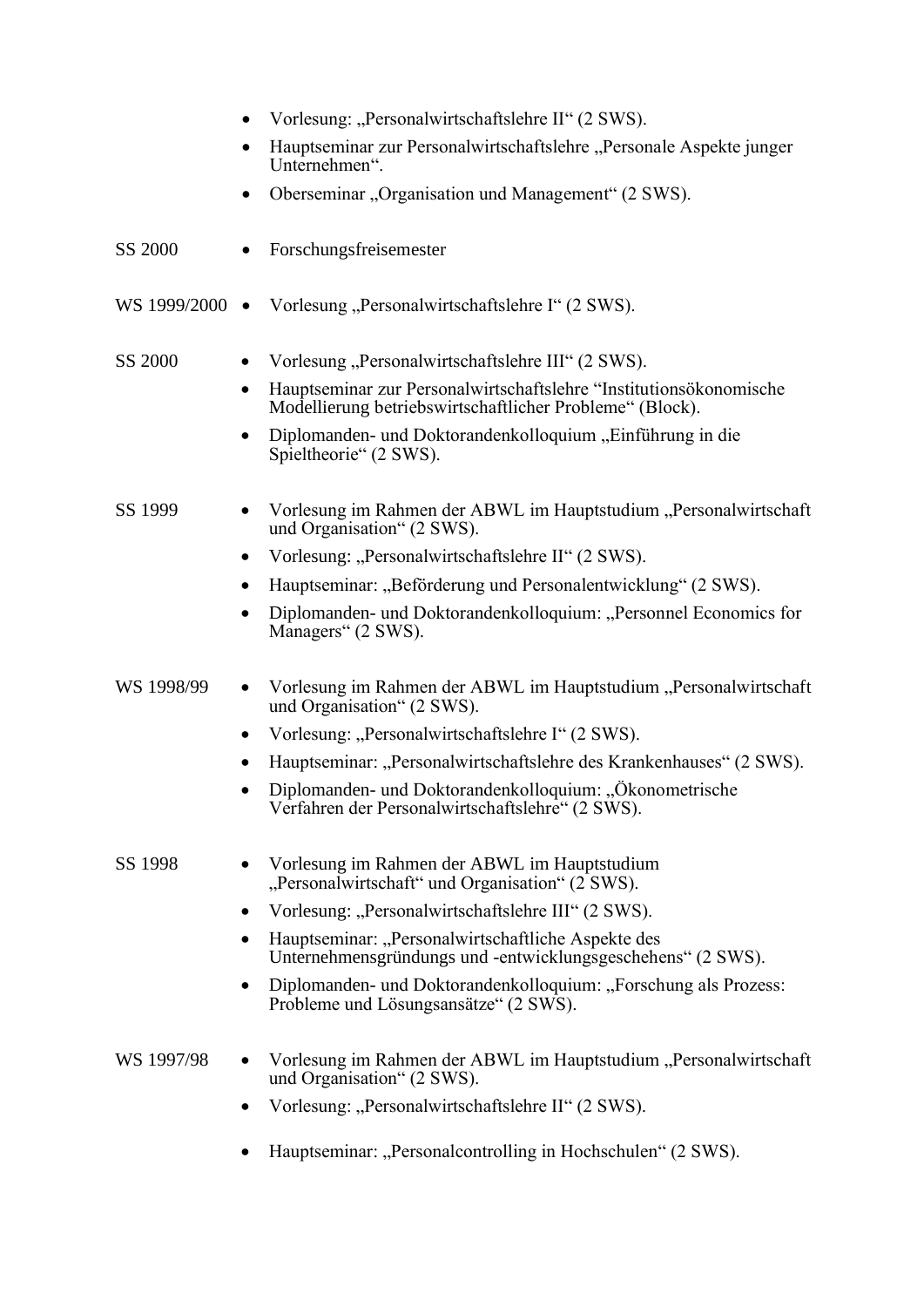- Vorlesung: „Personalwirtschaftslehre II“ (2 SWS).
- Hauptseminar zur Personalwirtschaftslehre „Personale Aspekte junger Unternehmen“.
- Oberseminar „Organisation und Management“ (2 SWS).

SS 2000

- Forschungsfreisemester

WS 1999/2000

- Vorlesung „Personalwirtschaftslehre I“ (2 SWS).

SS 2000

- Vorlesung „Personalwirtschaftslehre III“ (2 SWS).
- Hauptseminar zur Personalwirtschaftslehre “Institutionsökonomische Modellierung betriebswirtschaftlicher Probleme“ (Block).
- Diplomanden- und Doktorandenkolloquium „Einführung in die Spieltheorie“ (2 SWS).

SS 1999

- Vorlesung im Rahmen der ABWL im Hauptstudium „Personalwirtschaft und Organisation“ (2 SWS).
- Vorlesung: „Personalwirtschaftslehre II“ (2 SWS).
- Hauptseminar: „Beförderung und Personalentwicklung“ (2 SWS).
- Diplomanden- und Doktorandenkolloquium: „Personnel Economics for Managers“ (2 SWS).

WS 1998/99

- Vorlesung im Rahmen der ABWL im Hauptstudium „Personalwirtschaft und Organisation“ (2 SWS).
- Vorlesung: „Personalwirtschaftslehre I“ (2 SWS).
- Hauptseminar: „Personalwirtschaftslehre des Krankenhauses“ (2 SWS).
- Diplomanden- und Doktorandenkolloquium: „Ökonometrische Verfahren der Personalwirtschaftslehre“ (2 SWS).

SS 1998

- Vorlesung im Rahmen der ABWL im Hauptstudium „Personalwirtschaft“ und Organisation“ (2 SWS).
- Vorlesung: „Personalwirtschaftslehre III“ (2 SWS).
- Hauptseminar: „Personalwirtschaftliche Aspekte des Unternehmensgründungs und -entwicklungsgeschehens“ (2 SWS).
- Diplomanden- und Doktorandenkolloquium: „Forschung als Prozess: Probleme und Lösungsansätze“ (2 SWS).

WS 1997/98

- Vorlesung im Rahmen der ABWL im Hauptstudium „Personalwirtschaft und Organisation“ (2 SWS).
- Vorlesung: „Personalwirtschaftslehre II“ (2 SWS).
- Hauptseminar: „Personalcontrolling in Hochschulen“ (2 SWS).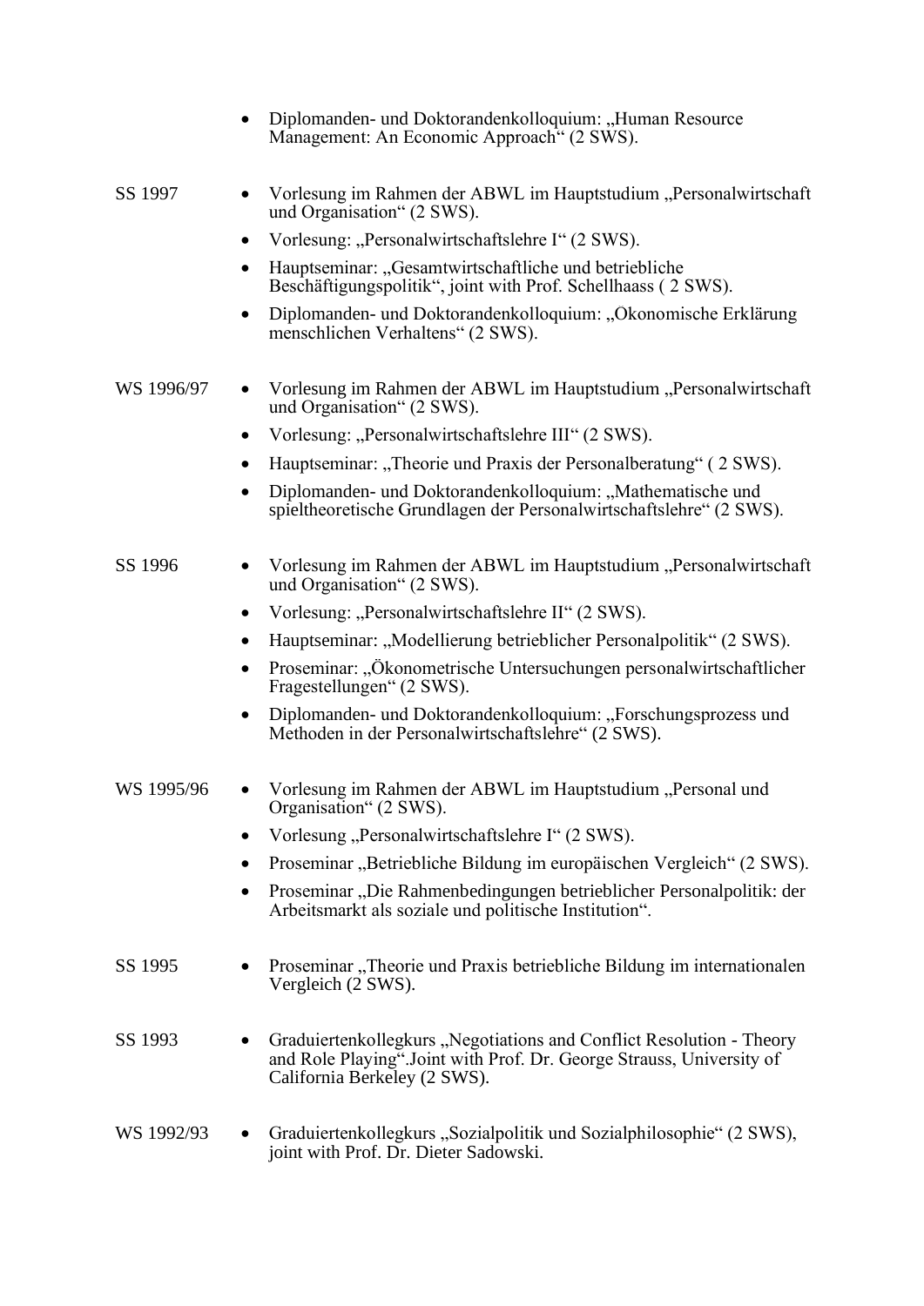- Diplomanden- und Doktorandenkolloquium: „Human Resource Management: An Economic Approach“ (2 SWS).

SS 1997

- Vorlesung im Rahmen der ABWL im Hauptstudium „Personalwirtschaft und Organisation“ (2 SWS).
- Vorlesung: „Personalwirtschaftslehre I“ (2 SWS).
- Hauptseminar: „Gesamtwirtschaftliche und betriebliche Beschäftigungspolitik“, joint with Prof. Schellhaass ( 2 SWS).
- Diplomanden- und Doktorandenkolloquium: „Okonomische Erklärung menschlichen Verhaltens“ (2 SWS).

WS 1996/97

- Vorlesung im Rahmen der ABWL im Hauptstudium „Personalwirtschaft und Organisation“ (2 SWS).
- Vorlesung: „Personalwirtschaftslehre III“ (2 SWS).
- Hauptseminar: „Theorie und Praxis der Personalberatung“ ( 2 SWS).
- Diplomanden- und Doktorandenkolloquium: „Mathematische und spieltheoretische Grundlagen der Personalwirtschaftslehre“ (2 SWS).

SS 1996

- Vorlesung im Rahmen der ABWL im Hauptstudium „Personalwirtschaft und Organisation“ (2 SWS).
- Vorlesung: „Personalwirtschaftslehre II“ (2 SWS).
- Hauptseminar: „Modellierung betrieblicher Personalpolitik“ (2 SWS).
- Proseminar: „Ökonometrische Untersuchungen personalwirtschaftlicher Fragestellungen“ (2 SWS).
- Diplomanden- und Doktorandenkolloquium: „Forschungsprozess und Methoden in der Personalwirtschaftslehre“ (2 SWS).

WS 1995/96

- Vorlesung im Rahmen der ABWL im Hauptstudium „Personal und Organisation“ (2 SWS).
- Vorlesung „Personalwirtschaftslehre I“ (2 SWS).
- Proseminar „Betriebliche Bildung im europäischen Vergleich“ (2 SWS).
- Proseminar „Die Rahmenbedingungen betrieblicher Personalpolitik: der Arbeitsmarkt als soziale und politische Institution“.

SS 1995

- Proseminar „Theorie und Praxis betriebliche Bildung im internationalen Vergleich (2 SWS).

SS 1993

- Graduiertenkollegkurs „Negotiations and Conflict Resolution - Theory and Role Playing“.Joint with Prof. Dr. George Strauss, University of California Berkeley (2 SWS).

WS 1992/93

- Graduiertenkollegkurs „Sozialpolitik und Sozialphilosophie“ (2 SWS), joint with Prof. Dr. Dieter Sadowski.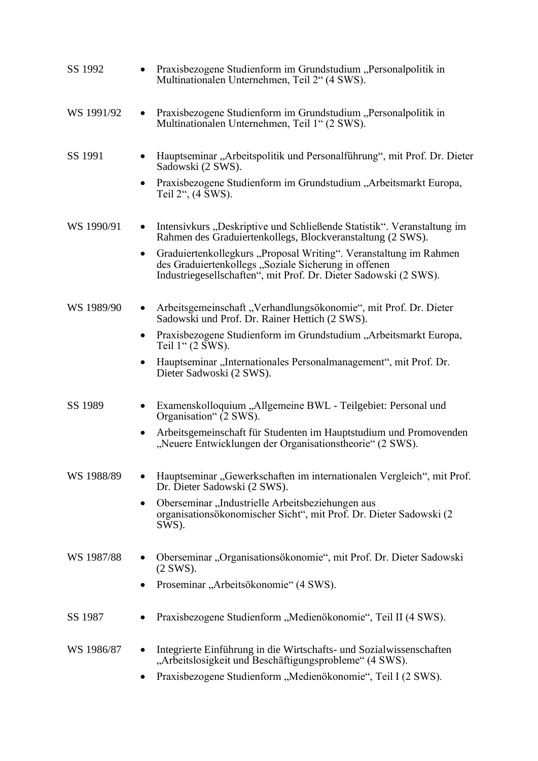SS 1992

- Praxisbezogene Studienform im Grundstudium „Personalpolitik in Multinationalen Unternehmen, Teil 2“ (4 SWS).

WS 1991/92

- Praxisbezogene Studienform im Grundstudium „Personalpolitik in Multinationalen Unternehmen, Teil 1“ (2 SWS).

SS 1991

- Hauptseminar „Arbeitspolitik und Personalführung“, mit Prof. Dr. Dieter Sadowski (2 SWS).
- Praxisbezogene Studienform im Grundstudium „Arbeitsmarkt Europa, Teil 2“, (4 SWS).

WS 1990/91

- Intensivkurs „Deskriptive und Schließende Statistik“. Veranstaltung im Rahmen des Graduiertenkollegs, Blockveranstaltung (2 SWS).
- Graduiertenkollegkurs „Proposal Writing“. Veranstaltung im Rahmen des Graduiertenkollegs „Soziale Sicherung in offenen Industriegesellschaften“, mit Prof. Dr. Dieter Sadowski (2 SWS).

WS 1989/90

- Arbeitsgemeinschaft „Verhandlungsökonomie“, mit Prof. Dr. Dieter Sadowski und Prof. Dr. Rainer Hettich (2 SWS).
- Praxisbezogene Studienform im Grundstudium „Arbeitsmarkt Europa, Teil 1“ (2 SWS).
- Hauptseminar „Internationales Personalmanagement“, mit Prof. Dr. Dieter Sadwoski (2 SWS).

SS 1989

- Examenskolloquium „Allgemeine BWL - Teilgebiet: Personal und Organisation“ (2 SWS).
- Arbeitsgemeinschaft für Studenten im Hauptstudium und Promovenden „Neuere Entwicklungen der Organisationstheorie“ (2 SWS).

WS 1988/89

- Hauptseminar „Gewerkschaften im internationalen Vergleich“, mit Prof. Dr. Dieter Sadowski (2 SWS).
- Oberseminar „Industrielle Arbeitsbeziehungen aus organisationsökonomischer Sicht“, mit Prof. Dr. Dieter Sadowski (2 SWS).

WS 1987/88

- Oberseminar „Organisationsökonomie“, mit Prof. Dr. Dieter Sadowski (2 SWS).
- Proseminar „Arbeitsökonomie“ (4 SWS).

SS 1987

- Praxisbezogene Studienform „Medienökonomie“, Teil II (4 SWS).

WS 1986/87

- Integrierte Einführung in die Wirtschafts- und Sozialwissenschaften „Arbeitslosigkeit und Beschäftigungsprobleme“ (4 SWS).
- Praxisbezogene Studienform „Medienökonomie“, Teil I (2 SWS).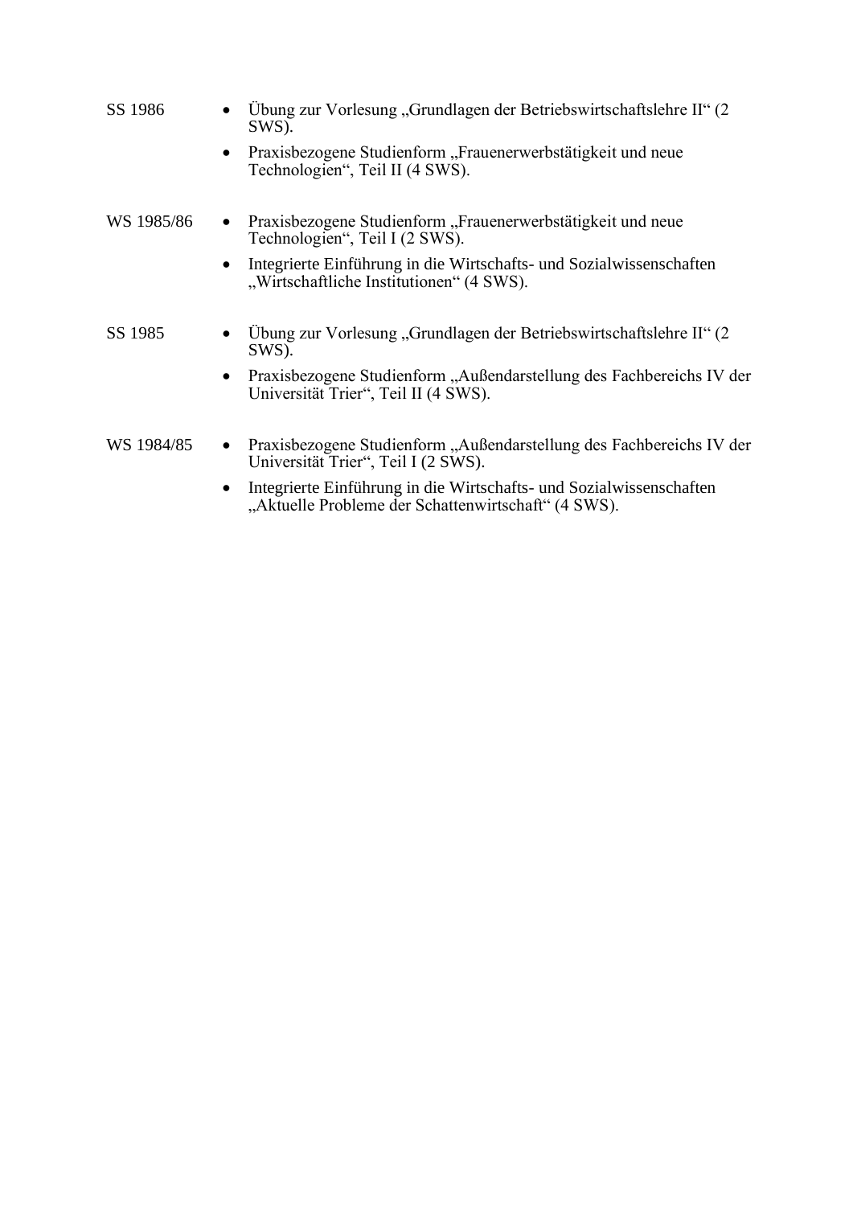SS 1986

- Übung zur Vorlesung „Grundlagen der Betriebswirtschaftslehre II“ (2 SWS).
- Praxisbezogene Studienform „Frauenerwerbstätigkeit und neue Technologien“, Teil II (4 SWS).

WS 1985/86

- Praxisbezogene Studienform „Frauenerwerbstätigkeit und neue Technologien“, Teil I (2 SWS).
- Integrierte Einführung in die Wirtschafts- und Sozialwissenschaften „Wirtschaftliche Institutionen“ (4 SWS).

SS 1985

- Übung zur Vorlesung „Grundlagen der Betriebswirtschaftslehre II“ (2 SWS).
- Praxisbezogene Studienform „Außendarstellung des Fachbereichs IV der Universität Trier“, Teil II (4 SWS).

WS 1984/85

- Praxisbezogene Studienform „Außendarstellung des Fachbereichs IV der Universität Trier“, Teil I (2 SWS).
- Integrierte Einführung in die Wirtschafts- und Sozialwissenschaften „Aktuelle Probleme der Schattenwirtschaft“ (4 SWS).